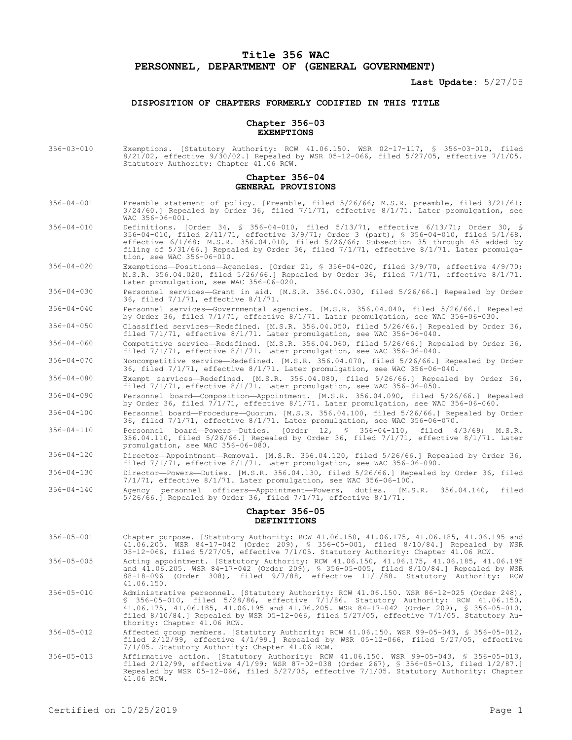# Title 356 WAC
# PERSONNEL, DEPARTMENT OF (GENERAL GOVERNMENT)

**Last Update:** 5/27/05

### DISPOSITION OF CHAPTERS FORMERLY CODIFIED IN THIS TITLE

## Chapter 356-03
## EXEMPTIONS

356-03-010 Exemptions. [Statutory Authority: RCW 41.06.150. WSR 02-17-117, § 356-03-010, filed 8/21/02, effective 9/30/02.] Repealed by WSR 05-12-066, filed 5/27/05, effective 7/1/05. Statutory Authority: Chapter 41.06 RCW.

## Chapter 356-04
## GENERAL PROVISIONS

356-04-001 Preamble statement of policy. [Preamble, filed 5/26/66; M.S.R. preamble, filed 3/21/61; 3/24/60.] Repealed by Order 36, filed 7/1/71, effective 8/1/71. Later promulgation, see WAC 356-06-001.

356-04-010 Definitions. [Order 34, § 356-04-010, filed 5/13/71, effective 6/13/71; Order 30, § 356-04-010, filed 2/11/71, effective 3/9/71; Order 3 (part), § 356-04-010, filed 5/1/68, effective 6/1/68; M.S.R. 356.04.010, filed 5/26/66; Subsection 35 through 45 added by filing of 5/31/66.] Repealed by Order 36, filed 7/1/71, effective 8/1/71. Later promulgation, see WAC 356-06-010.

356-04-020 Exemptions—Positions—Agencies. [Order 21, § 356-04-020, filed 3/9/70, effective 4/9/70; M.S.R. 356.04.020, filed 5/26/66.] Repealed by Order 36, filed 7/1/71, effective 8/1/71. Later promulgation, see WAC 356-06-020.

356-04-030 Personnel services—Grant in aid. [M.S.R. 356.04.030, filed 5/26/66.] Repealed by Order 36, filed 7/1/71, effective 8/1/71.

356-04-040 Personnel services—Governmental agencies. [M.S.R. 356.04.040, filed 5/26/66.] Repealed by Order 36, filed 7/1/71, effective 8/1/71. Later promulgation, see WAC 356-06-030.

356-04-050 Classified services—Redefined. [M.S.R. 356.04.050, filed 5/26/66.] Repealed by Order 36, filed 7/1/71, effective 8/1/71. Later promulgation, see WAC 356-06-040.

356-04-060 Competitive service—Redefined. [M.S.R. 356.04.060, filed 5/26/66.] Repealed by Order 36, filed 7/1/71, effective 8/1/71. Later promulgation, see WAC 356-06-040.

356-04-070 Noncompetitive service—Redefined. [M.S.R. 356.04.070, filed 5/26/66.] Repealed by Order 36, filed 7/1/71, effective 8/1/71. Later promulgation, see WAC 356-06-040.

356-04-080 Exempt services—Redefined. [M.S.R. 356.04.080, filed 5/26/66.] Repealed by Order 36, filed 7/1/71, effective 8/1/71. Later promulgation, see WAC 356-06-050.

356-04-090 Personnel board—Composition—Appointment. [M.S.R. 356.04.090, filed 5/26/66.] Repealed by Order 36, filed 7/1/71, effective 8/1/71. Later promulgation, see WAC 356-06-060.

356-04-100 Personnel board—Procedure—Quorum. [M.S.R. 356.04.100, filed 5/26/66.] Repealed by Order 36, filed 7/1/71, effective 8/1/71. Later promulgation, see WAC 356-06-070.

356-04-110 Personnel board—Powers—Duties. [Order 12, § 356-04-110, filed 4/3/69; M.S.R. 356.04.110, filed 5/26/66.] Repealed by Order 36, filed 7/1/71, effective 8/1/71. Later promulgation, see WAC 356-06-080.

356-04-120 Director—Appointment—Removal. [M.S.R. 356.04.120, filed 5/26/66.] Repealed by Order 36, filed 7/1/71, effective 8/1/71. Later promulgation, see WAC 356-06-090.

356-04-130 Director—Powers—Duties. [M.S.R. 356.04.130, filed 5/26/66.] Repealed by Order 36, filed 7/1/71, effective 8/1/71. Later promulgation, see WAC 356-06-100.

356-04-140 Agency personnel officers—Appointment—Powers, duties. [M.S.R. 356.04.140, filed 5/26/66.] Repealed by Order 36, filed 7/1/71, effective 8/1/71.

## Chapter 356-05
## DEFINITIONS

356-05-001 Chapter purpose. [Statutory Authority: RCW 41.06.150, 41.06.175, 41.06.185, 41.06.195 and 41.06.205. WSR 84-17-042 (Order 209), § 356-05-001, filed 8/10/84.] Repealed by WSR 05-12-066, filed 5/27/05, effective 7/1/05. Statutory Authority: Chapter 41.06 RCW.

356-05-005 Acting appointment. [Statutory Authority: RCW 41.06.150, 41.06.175, 41.06.185, 41.06.195 and 41.06.205. WSR 84-17-042 (Order 209), § 356-05-005, filed 8/10/84.] Repealed by WSR 88-18-096 (Order 308), filed 9/7/88, effective 11/1/88. Statutory Authority: RCW 41.06.150.

356-05-010 Administrative personnel. [Statutory Authority: RCW 41.06.150. WSR 86-12-025 (Order 248), § 356-05-010, filed 5/28/86, effective 7/1/86. Statutory Authority: RCW 41.06.150, 41.06.175, 41.06.185, 41.06.195 and 41.06.205. WSR 84-17-042 (Order 209), § 356-05-010, filed 8/10/84.] Repealed by WSR 05-12-066, filed 5/27/05, effective 7/1/05. Statutory Authority: Chapter 41.06 RCW.

356-05-012 Affected group members. [Statutory Authority: RCW 41.06.150. WSR 99-05-043, § 356-05-012, filed 2/12/99, effective 4/1/99.] Repealed by WSR 05-12-066, filed 5/27/05, effective 7/1/05. Statutory Authority: Chapter 41.06 RCW.

356-05-013 Affirmative action. [Statutory Authority: RCW 41.06.150. WSR 99-05-043, § 356-05-013, filed 2/12/99, effective 4/1/99; WSR 87-02-038 (Order 267), § 356-05-013, filed 1/2/87.] Repealed by WSR 05-12-066, filed 5/27/05, effective 7/1/05. Statutory Authority: Chapter 41.06 RCW.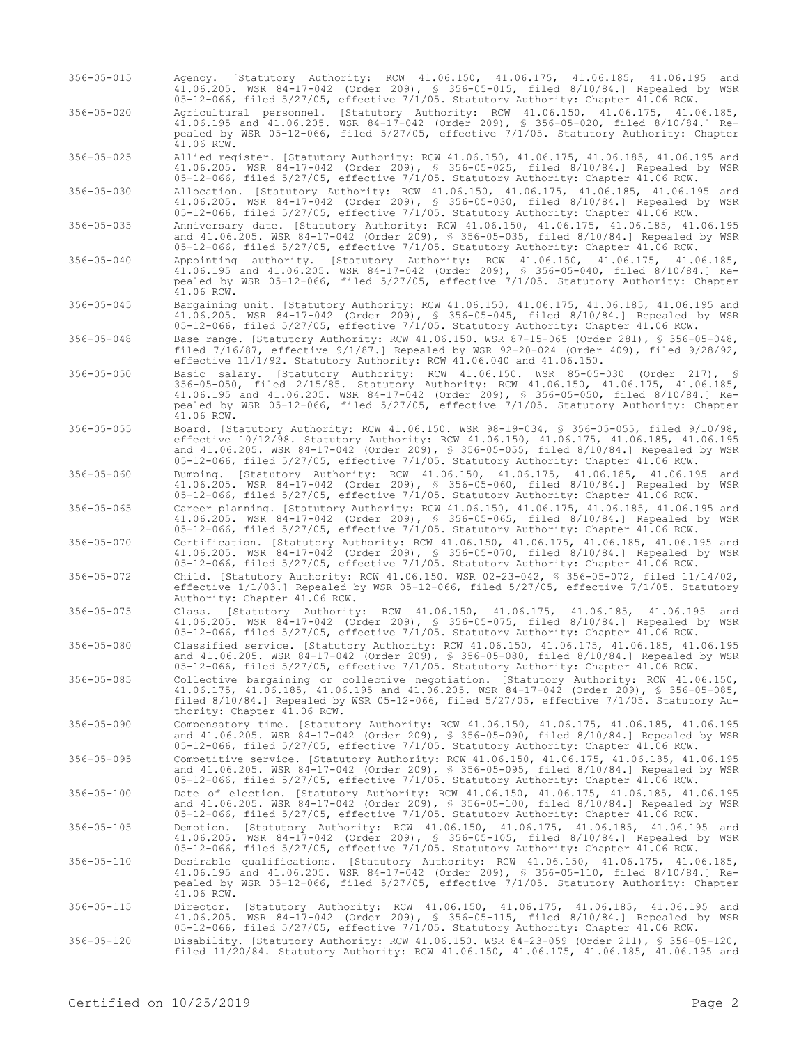356-05-015 Agency. [Statutory Authority: RCW 41.06.150, 41.06.175, 41.06.185, 41.06.195 and 41.06.205. WSR 84-17-042 (Order 209), § 356-05-015, filed 8/10/84.] Repealed by WSR 05-12-066, filed 5/27/05, effective 7/1/05. Statutory Authority: Chapter 41.06 RCW.

356-05-020 Agricultural personnel. [Statutory Authority: RCW 41.06.150, 41.06.175, 41.06.185, 41.06.195 and 41.06.205. WSR 84-17-042 (Order 209), § 356-05-020, filed 8/10/84.] Repealed by WSR 05-12-066, filed 5/27/05, effective 7/1/05. Statutory Authority: Chapter 41.06 RCW.

356-05-025 Allied register. [Statutory Authority: RCW 41.06.150, 41.06.175, 41.06.185, 41.06.195 and 41.06.205. WSR 84-17-042 (Order 209), § 356-05-025, filed 8/10/84.] Repealed by WSR 05-12-066, filed 5/27/05, effective 7/1/05. Statutory Authority: Chapter 41.06 RCW.

356-05-030 Allocation. [Statutory Authority: RCW 41.06.150, 41.06.175, 41.06.185, 41.06.195 and 41.06.205. WSR 84-17-042 (Order 209), § 356-05-030, filed 8/10/84.] Repealed by WSR 05-12-066, filed 5/27/05, effective 7/1/05. Statutory Authority: Chapter 41.06 RCW.

356-05-035 Anniversary date. [Statutory Authority: RCW 41.06.150, 41.06.175, 41.06.185, 41.06.195 and 41.06.205. WSR 84-17-042 (Order 209), § 356-05-035, filed 8/10/84.] Repealed by WSR 05-12-066, filed 5/27/05, effective 7/1/05. Statutory Authority: Chapter 41.06 RCW.

356-05-040 Appointing authority. [Statutory Authority: RCW 41.06.150, 41.06.175, 41.06.185, 41.06.195 and 41.06.205. WSR 84-17-042 (Order 209), § 356-05-040, filed 8/10/84.] Repealed by WSR 05-12-066, filed 5/27/05, effective 7/1/05. Statutory Authority: Chapter 41.06 RCW.

356-05-045 Bargaining unit. [Statutory Authority: RCW 41.06.150, 41.06.175, 41.06.185, 41.06.195 and 41.06.205. WSR 84-17-042 (Order 209), § 356-05-045, filed 8/10/84.] Repealed by WSR 05-12-066, filed 5/27/05, effective 7/1/05. Statutory Authority: Chapter 41.06 RCW.

356-05-048 Base range. [Statutory Authority: RCW 41.06.150. WSR 87-15-065 (Order 281), § 356-05-048, filed 7/16/87, effective 9/1/87.] Repealed by WSR 92-20-024 (Order 409), filed 9/28/92, effective 11/1/92. Statutory Authority: RCW 41.06.040 and 41.06.150.

356-05-050 Basic salary. [Statutory Authority: RCW 41.06.150. WSR 85-05-030 (Order 217), § 356-05-050, filed 2/15/85. Statutory Authority: RCW 41.06.150, 41.06.175, 41.06.185, 41.06.195 and 41.06.205. WSR 84-17-042 (Order 209), § 356-05-050, filed 8/10/84.] Repealed by WSR 05-12-066, filed 5/27/05, effective 7/1/05. Statutory Authority: Chapter 41.06 RCW.

356-05-055 Board. [Statutory Authority: RCW 41.06.150. WSR 98-19-034, § 356-05-055, filed 9/10/98, effective 10/12/98. Statutory Authority: RCW 41.06.150, 41.06.175, 41.06.185, 41.06.195 and 41.06.205. WSR 84-17-042 (Order 209), § 356-05-055, filed 8/10/84.] Repealed by WSR 05-12-066, filed 5/27/05, effective 7/1/05. Statutory Authority: Chapter 41.06 RCW.

356-05-060 Bumping. [Statutory Authority: RCW 41.06.150, 41.06.175, 41.06.185, 41.06.195 and 41.06.205. WSR 84-17-042 (Order 209), § 356-05-060, filed 8/10/84.] Repealed by WSR 05-12-066, filed 5/27/05, effective 7/1/05. Statutory Authority: Chapter 41.06 RCW.

356-05-065 Career planning. [Statutory Authority: RCW 41.06.150, 41.06.175, 41.06.185, 41.06.195 and 41.06.205. WSR 84-17-042 (Order 209), § 356-05-065, filed 8/10/84.] Repealed by WSR 05-12-066, filed 5/27/05, effective 7/1/05. Statutory Authority: Chapter 41.06 RCW.

356-05-070 Certification. [Statutory Authority: RCW 41.06.150, 41.06.175, 41.06.185, 41.06.195 and 41.06.205. WSR 84-17-042 (Order 209), § 356-05-070, filed 8/10/84.] Repealed by WSR 05-12-066, filed 5/27/05, effective 7/1/05. Statutory Authority: Chapter 41.06 RCW.

356-05-072 Child. [Statutory Authority: RCW 41.06.150. WSR 02-23-042, § 356-05-072, filed 11/14/02, effective 1/1/03.] Repealed by WSR 05-12-066, filed 5/27/05, effective 7/1/05. Statutory Authority: Chapter 41.06 RCW.

356-05-075 Class. [Statutory Authority: RCW 41.06.150, 41.06.175, 41.06.185, 41.06.195 and 41.06.205. WSR 84-17-042 (Order 209), § 356-05-075, filed 8/10/84.] Repealed by WSR 05-12-066, filed 5/27/05, effective 7/1/05. Statutory Authority: Chapter 41.06 RCW.

356-05-080 Classified service. [Statutory Authority: RCW 41.06.150, 41.06.175, 41.06.185, 41.06.195 and 41.06.205. WSR 84-17-042 (Order 209), § 356-05-080, filed 8/10/84.] Repealed by WSR 05-12-066, filed 5/27/05, effective 7/1/05. Statutory Authority: Chapter 41.06 RCW.

356-05-085 Collective bargaining or collective negotiation. [Statutory Authority: RCW 41.06.150, 41.06.175, 41.06.185, 41.06.195 and 41.06.205. WSR 84-17-042 (Order 209), § 356-05-085, filed 8/10/84.] Repealed by WSR 05-12-066, filed 5/27/05, effective 7/1/05. Statutory Authority: Chapter 41.06 RCW.

356-05-090 Compensatory time. [Statutory Authority: RCW 41.06.150, 41.06.175, 41.06.185, 41.06.195 and 41.06.205. WSR 84-17-042 (Order 209), § 356-05-090, filed 8/10/84.] Repealed by WSR 05-12-066, filed 5/27/05, effective 7/1/05. Statutory Authority: Chapter 41.06 RCW.

356-05-095 Competitive service. [Statutory Authority: RCW 41.06.150, 41.06.175, 41.06.185, 41.06.195 and 41.06.205. WSR 84-17-042 (Order 209), § 356-05-095, filed 8/10/84.] Repealed by WSR 05-12-066, filed 5/27/05, effective 7/1/05. Statutory Authority: Chapter 41.06 RCW.

356-05-100 Date of election. [Statutory Authority: RCW 41.06.150, 41.06.175, 41.06.185, 41.06.195 and 41.06.205. WSR 84-17-042 (Order 209), § 356-05-100, filed 8/10/84.] Repealed by WSR 05-12-066, filed 5/27/05, effective 7/1/05. Statutory Authority: Chapter 41.06 RCW.

356-05-105 Demotion. [Statutory Authority: RCW 41.06.150, 41.06.175, 41.06.185, 41.06.195 and 41.06.205. WSR 84-17-042 (Order 209), § 356-05-105, filed 8/10/84.] Repealed by WSR 05-12-066, filed 5/27/05, effective 7/1/05. Statutory Authority: Chapter 41.06 RCW.

356-05-110 Desirable qualifications. [Statutory Authority: RCW 41.06.150, 41.06.175, 41.06.185, 41.06.195 and 41.06.205. WSR 84-17-042 (Order 209), § 356-05-110, filed 8/10/84.] Repealed by WSR 05-12-066, filed 5/27/05, effective 7/1/05. Statutory Authority: Chapter 41.06 RCW.

356-05-115 Director. [Statutory Authority: RCW 41.06.150, 41.06.175, 41.06.185, 41.06.195 and 41.06.205. WSR 84-17-042 (Order 209), § 356-05-115, filed 8/10/84.] Repealed by WSR 05-12-066, filed 5/27/05, effective 7/1/05. Statutory Authority: Chapter 41.06 RCW.

356-05-120 Disability. [Statutory Authority: RCW 41.06.150. WSR 84-23-059 (Order 211), § 356-05-120, filed 11/20/84. Statutory Authority: RCW 41.06.150, 41.06.175, 41.06.185, 41.06.195 and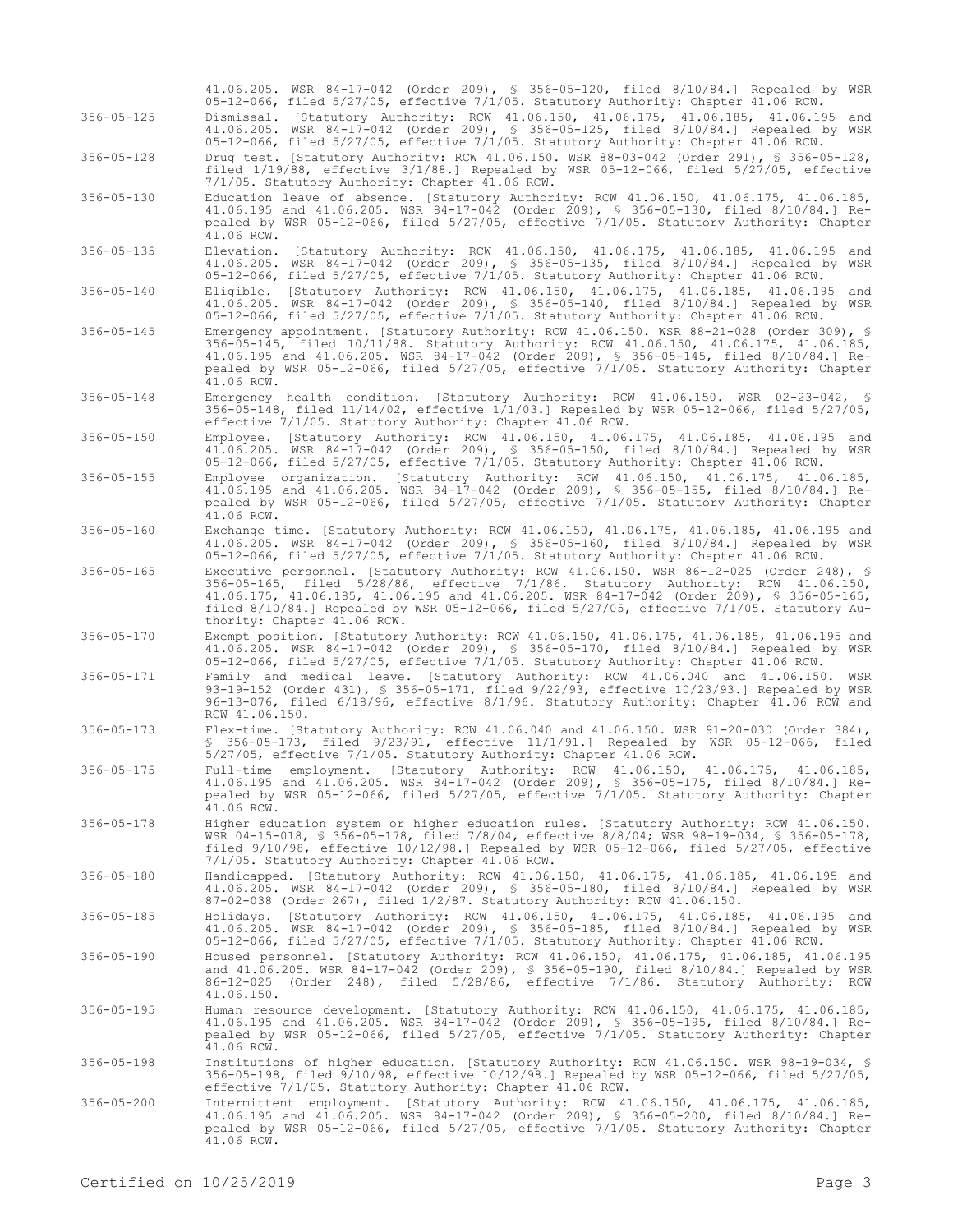41.06.205. WSR 84-17-042 (Order 209), § 356-05-120, filed 8/10/84.] Repealed by WSR 05-12-066, filed 5/27/05, effective 7/1/05. Statutory Authority: Chapter 41.06 RCW.

356-05-125 Dismissal. [Statutory Authority: RCW 41.06.150, 41.06.175, 41.06.185, 41.06.195 and 41.06.205. WSR 84-17-042 (Order 209), § 356-05-125, filed 8/10/84.] Repealed by WSR 05-12-066, filed 5/27/05, effective 7/1/05. Statutory Authority: Chapter 41.06 RCW.

356-05-128 Drug test. [Statutory Authority: RCW 41.06.150. WSR 88-03-042 (Order 291), § 356-05-128, filed 1/19/88, effective 3/1/88.] Repealed by WSR 05-12-066, filed 5/27/05, effective 7/1/05. Statutory Authority: Chapter 41.06 RCW.

356-05-130 Education leave of absence. [Statutory Authority: RCW 41.06.150, 41.06.175, 41.06.185, 41.06.195 and 41.06.205. WSR 84-17-042 (Order 209), § 356-05-130, filed 8/10/84.] Repealed by WSR 05-12-066, filed 5/27/05, effective 7/1/05. Statutory Authority: Chapter 41.06 RCW.

356-05-135 Elevation. [Statutory Authority: RCW 41.06.150, 41.06.175, 41.06.185, 41.06.195 and 41.06.205. WSR 84-17-042 (Order 209), § 356-05-135, filed 8/10/84.] Repealed by WSR 05-12-066, filed 5/27/05, effective 7/1/05. Statutory Authority: Chapter 41.06 RCW.

356-05-140 Eligible. [Statutory Authority: RCW 41.06.150, 41.06.175, 41.06.185, 41.06.195 and 41.06.205. WSR 84-17-042 (Order 209), § 356-05-140, filed 8/10/84.] Repealed by WSR 05-12-066, filed 5/27/05, effective 7/1/05. Statutory Authority: Chapter 41.06 RCW.

356-05-145 Emergency appointment. [Statutory Authority: RCW 41.06.150. WSR 88-21-028 (Order 309), § 356-05-145, filed 10/11/88. Statutory Authority: RCW 41.06.150, 41.06.175, 41.06.185, 41.06.195 and 41.06.205. WSR 84-17-042 (Order 209), § 356-05-145, filed 8/10/84.] Repealed by WSR 05-12-066, filed 5/27/05, effective 7/1/05. Statutory Authority: Chapter 41.06 RCW.

356-05-148 Emergency health condition. [Statutory Authority: RCW 41.06.150. WSR 02-23-042, § 356-05-148, filed 11/14/02, effective 1/1/03.] Repealed by WSR 05-12-066, filed 5/27/05, effective 7/1/05. Statutory Authority: Chapter 41.06 RCW.

356-05-150 Employee. [Statutory Authority: RCW 41.06.150, 41.06.175, 41.06.185, 41.06.195 and 41.06.205. WSR 84-17-042 (Order 209), § 356-05-150, filed 8/10/84.] Repealed by WSR 05-12-066, filed 5/27/05, effective 7/1/05. Statutory Authority: Chapter 41.06 RCW.

356-05-155 Employee organization. [Statutory Authority: RCW 41.06.150, 41.06.175, 41.06.185, 41.06.195 and 41.06.205. WSR 84-17-042 (Order 209), § 356-05-155, filed 8/10/84.] Repealed by WSR 05-12-066, filed 5/27/05, effective 7/1/05. Statutory Authority: Chapter 41.06 RCW.

356-05-160 Exchange time. [Statutory Authority: RCW 41.06.150, 41.06.175, 41.06.185, 41.06.195 and 41.06.205. WSR 84-17-042 (Order 209), § 356-05-160, filed 8/10/84.] Repealed by WSR 05-12-066, filed 5/27/05, effective 7/1/05. Statutory Authority: Chapter 41.06 RCW.

356-05-165 Executive personnel. [Statutory Authority: RCW 41.06.150. WSR 86-12-025 (Order 248), § 356-05-165, filed 5/28/86, effective 7/1/86. Statutory Authority: RCW 41.06.150, 41.06.175, 41.06.185, 41.06.195 and 41.06.205. WSR 84-17-042 (Order 209), § 356-05-165, filed 8/10/84.] Repealed by WSR 05-12-066, filed 5/27/05, effective 7/1/05. Statutory Authority: Chapter 41.06 RCW.

356-05-170 Exempt position. [Statutory Authority: RCW 41.06.150, 41.06.175, 41.06.185, 41.06.195 and 41.06.205. WSR 84-17-042 (Order 209), § 356-05-170, filed 8/10/84.] Repealed by WSR 05-12-066, filed 5/27/05, effective 7/1/05. Statutory Authority: Chapter 41.06 RCW.

356-05-171 Family and medical leave. [Statutory Authority: RCW 41.06.040 and 41.06.150. WSR 93-19-152 (Order 431), § 356-05-171, filed 9/22/93, effective 10/23/93.] Repealed by WSR 96-13-076, filed 6/18/96, effective 8/1/96. Statutory Authority: Chapter 41.06 RCW and RCW 41.06.150.

356-05-173 Flex-time. [Statutory Authority: RCW 41.06.040 and 41.06.150. WSR 91-20-030 (Order 384), § 356-05-173, filed 9/23/91, effective 11/1/91.] Repealed by WSR 05-12-066, filed 5/27/05, effective 7/1/05. Statutory Authority: Chapter 41.06 RCW.

356-05-175 Full-time employment. [Statutory Authority: RCW 41.06.150, 41.06.175, 41.06.185, 41.06.195 and 41.06.205. WSR 84-17-042 (Order 209), § 356-05-175, filed 8/10/84.] Repealed by WSR 05-12-066, filed 5/27/05, effective 7/1/05. Statutory Authority: Chapter 41.06 RCW.

356-05-178 Higher education system or higher education rules. [Statutory Authority: RCW 41.06.150. WSR 04-15-018, § 356-05-178, filed 7/8/04, effective 8/8/04; WSR 98-19-034, § 356-05-178, filed 9/10/98, effective 10/12/98.] Repealed by WSR 05-12-066, filed 5/27/05, effective 7/1/05. Statutory Authority: Chapter 41.06 RCW.

356-05-180 Handicapped. [Statutory Authority: RCW 41.06.150, 41.06.175, 41.06.185, 41.06.195 and 41.06.205. WSR 84-17-042 (Order 209), § 356-05-180, filed 8/10/84.] Repealed by WSR 87-02-038 (Order 267), filed 1/2/87. Statutory Authority: RCW 41.06.150.

356-05-185 Holidays. [Statutory Authority: RCW 41.06.150, 41.06.175, 41.06.185, 41.06.195 and 41.06.205. WSR 84-17-042 (Order 209), § 356-05-185, filed 8/10/84.] Repealed by WSR 05-12-066, filed 5/27/05, effective 7/1/05. Statutory Authority: Chapter 41.06 RCW.

356-05-190 Housed personnel. [Statutory Authority: RCW 41.06.150, 41.06.175, 41.06.185, 41.06.195 and 41.06.205. WSR 84-17-042 (Order 209), § 356-05-190, filed 8/10/84.] Repealed by WSR 86-12-025 (Order 248), filed 5/28/86, effective 7/1/86. Statutory Authority: RCW 41.06.150.

356-05-195 Human resource development. [Statutory Authority: RCW 41.06.150, 41.06.175, 41.06.185, 41.06.195 and 41.06.205. WSR 84-17-042 (Order 209), § 356-05-195, filed 8/10/84.] Repealed by WSR 05-12-066, filed 5/27/05, effective 7/1/05. Statutory Authority: Chapter 41.06 RCW.

356-05-198 Institutions of higher education. [Statutory Authority: RCW 41.06.150. WSR 98-19-034, § 356-05-198, filed 9/10/98, effective 10/12/98.] Repealed by WSR 05-12-066, filed 5/27/05, effective 7/1/05. Statutory Authority: Chapter 41.06 RCW.

356-05-200 Intermittent employment. [Statutory Authority: RCW 41.06.150, 41.06.175, 41.06.185, 41.06.195 and 41.06.205. WSR 84-17-042 (Order 209), § 356-05-200, filed 8/10/84.] Repealed by WSR 05-12-066, filed 5/27/05, effective 7/1/05. Statutory Authority: Chapter 41.06 RCW.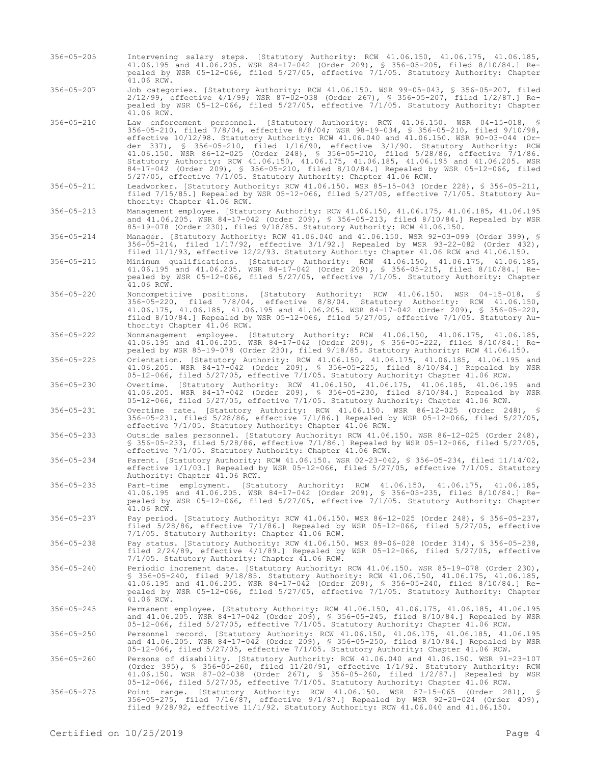356-05-205 Intervening salary steps. [Statutory Authority: RCW 41.06.150, 41.06.175, 41.06.185, 41.06.195 and 41.06.205. WSR 84-17-042 (Order 209), § 356-05-205, filed 8/10/84.] Repealed by WSR 05-12-066, filed 5/27/05, effective 7/1/05. Statutory Authority: Chapter 41.06 RCW.

356-05-207 Job categories. [Statutory Authority: RCW 41.06.150. WSR 99-05-043, § 356-05-207, filed 2/12/99, effective 4/1/99; WSR 87-02-038 (Order 267), § 356-05-207, filed 1/2/87.] Repealed by WSR 05-12-066, filed 5/27/05, effective 7/1/05. Statutory Authority: Chapter 41.06 RCW.

356-05-210 Law enforcement personnel. [Statutory Authority: RCW 41.06.150. WSR 04-15-018, § 356-05-210, filed 7/8/04, effective 8/8/04; WSR 98-19-034, § 356-05-210, filed 9/10/98, effective 10/12/98. Statutory Authority: RCW 41.06.040 and 41.06.150. WSR 90-03-044 (Order 337), § 356-05-210, filed 1/16/90, effective 3/1/90. Statutory Authority: RCW 41.06.150. WSR 86-12-025 (Order 248), § 356-05-210, filed 5/28/86, effective 7/1/86. Statutory Authority: RCW 41.06.150, 41.06.175, 41.06.185, 41.06.195 and 41.06.205. WSR 84-17-042 (Order 209), § 356-05-210, filed 8/10/84.] Repealed by WSR 05-12-066, filed 5/27/05, effective 7/1/05. Statutory Authority: Chapter 41.06 RCW.

356-05-211 Leadworker. [Statutory Authority: RCW 41.06.150. WSR 85-15-043 (Order 228), § 356-05-211, filed 7/15/85.] Repealed by WSR 05-12-066, filed 5/27/05, effective 7/1/05. Statutory Authority: Chapter 41.06 RCW.

356-05-213 Management employee. [Statutory Authority: RCW 41.06.150, 41.06.175, 41.06.185, 41.06.195 and 41.06.205. WSR 84-17-042 (Order 209), § 356-05-213, filed 8/10/84.] Repealed by WSR 85-19-078 (Order 230), filed 9/18/85. Statutory Authority: RCW 41.06.150.

356-05-214 Manager. [Statutory Authority: RCW 41.06.040 and 41.06.150. WSR 92-03-099 (Order 399), § 356-05-214, filed 1/17/92, effective 3/1/92.] Repealed by WSR 93-22-082 (Order 432), filed 11/1/93, effective 12/2/93. Statutory Authority: Chapter 41.06 RCW and 41.06.150.

356-05-215 Minimum qualifications. [Statutory Authority: RCW 41.06.150, 41.06.175, 41.06.185, 41.06.195 and 41.06.205. WSR 84-17-042 (Order 209), § 356-05-215, filed 8/10/84.] Repealed by WSR 05-12-066, filed 5/27/05, effective 7/1/05. Statutory Authority: Chapter 41.06 RCW.

356-05-220 Noncompetitive positions. [Statutory Authority: RCW 41.06.150. WSR 04-15-018, § 356-05-220, filed 7/8/04, effective 8/8/04. Statutory Authority: RCW 41.06.150, 41.06.175, 41.06.185, 41.06.195 and 41.06.205. WSR 84-17-042 (Order 209), § 356-05-220, filed 8/10/84.] Repealed by WSR 05-12-066, filed 5/27/05, effective 7/1/05. Statutory Authority: Chapter 41.06 RCW.

356-05-222 Nonmanagement employee. [Statutory Authority: RCW 41.06.150, 41.06.175, 41.06.185, 41.06.195 and 41.06.205. WSR 84-17-042 (Order 209), § 356-05-222, filed 8/10/84.] Repealed by WSR 85-19-078 (Order 230), filed 9/18/85. Statutory Authority: RCW 41.06.150.

356-05-225 Orientation. [Statutory Authority: RCW 41.06.150, 41.06.175, 41.06.185, 41.06.195 and 41.06.205. WSR 84-17-042 (Order 209), § 356-05-225, filed 8/10/84.] Repealed by WSR 05-12-066, filed 5/27/05, effective 7/1/05. Statutory Authority: Chapter 41.06 RCW.

356-05-230 Overtime. [Statutory Authority: RCW 41.06.150, 41.06.175, 41.06.185, 41.06.195 and 41.06.205. WSR 84-17-042 (Order 209), § 356-05-230, filed 8/10/84.] Repealed by WSR 05-12-066, filed 5/27/05, effective 7/1/05. Statutory Authority: Chapter 41.06 RCW.

356-05-231 Overtime rate. [Statutory Authority: RCW 41.06.150. WSR 86-12-025 (Order 248), § 356-05-231, filed 5/28/86, effective 7/1/86.] Repealed by WSR 05-12-066, filed 5/27/05, effective 7/1/05. Statutory Authority: Chapter 41.06 RCW.

356-05-233 Outside sales personnel. [Statutory Authority: RCW 41.06.150. WSR 86-12-025 (Order 248), § 356-05-233, filed 5/28/86, effective 7/1/86.] Repealed by WSR 05-12-066, filed 5/27/05, effective 7/1/05. Statutory Authority: Chapter 41.06 RCW.

356-05-234 Parent. [Statutory Authority: RCW 41.06.150. WSR 02-23-042, § 356-05-234, filed 11/14/02, effective 1/1/03.] Repealed by WSR 05-12-066, filed 5/27/05, effective 7/1/05. Statutory Authority: Chapter 41.06 RCW.

356-05-235 Part-time employment. [Statutory Authority: RCW 41.06.150, 41.06.175, 41.06.185, 41.06.195 and 41.06.205. WSR 84-17-042 (Order 209), § 356-05-235, filed 8/10/84.] Repealed by WSR 05-12-066, filed 5/27/05, effective 7/1/05. Statutory Authority: Chapter 41.06 RCW.

356-05-237 Pay period. [Statutory Authority: RCW 41.06.150. WSR 86-12-025 (Order 248), § 356-05-237, filed 5/28/86, effective 7/1/86.] Repealed by WSR 05-12-066, filed 5/27/05, effective 7/1/05. Statutory Authority: Chapter 41.06 RCW.

356-05-238 Pay status. [Statutory Authority: RCW 41.06.150. WSR 89-06-028 (Order 314), § 356-05-238, filed 2/24/89, effective 4/1/89.] Repealed by WSR 05-12-066, filed 5/27/05, effective 7/1/05. Statutory Authority: Chapter 41.06 RCW.

356-05-240 Periodic increment date. [Statutory Authority: RCW 41.06.150. WSR 85-19-078 (Order 230), § 356-05-240, filed 9/18/85. Statutory Authority: RCW 41.06.150, 41.06.175, 41.06.185, 41.06.195 and 41.06.205. WSR 84-17-042 (Order 209), § 356-05-240, filed 8/10/84.] Repealed by WSR 05-12-066, filed 5/27/05, effective 7/1/05. Statutory Authority: Chapter 41.06 RCW.

356-05-245 Permanent employee. [Statutory Authority: RCW 41.06.150, 41.06.175, 41.06.185, 41.06.195 and 41.06.205. WSR 84-17-042 (Order 209), § 356-05-245, filed 8/10/84.] Repealed by WSR 05-12-066, filed 5/27/05, effective 7/1/05. Statutory Authority: Chapter 41.06 RCW.

356-05-250 Personnel record. [Statutory Authority: RCW 41.06.150, 41.06.175, 41.06.185, 41.06.195 and 41.06.205. WSR 84-17-042 (Order 209), § 356-05-250, filed 8/10/84.] Repealed by WSR 05-12-066, filed 5/27/05, effective 7/1/05. Statutory Authority: Chapter 41.06 RCW.

356-05-260 Persons of disability. [Statutory Authority: RCW 41.06.040 and 41.06.150. WSR 91-23-107 (Order 395), § 356-05-260, filed 11/20/91, effective 1/1/92. Statutory Authority: RCW 41.06.150. WSR 87-02-038 (Order 267), § 356-05-260, filed 1/2/87.] Repealed by WSR 05-12-066, filed 5/27/05, effective 7/1/05. Statutory Authority: Chapter 41.06 RCW.

356-05-275 Point range. [Statutory Authority: RCW 41.06.150. WSR 87-15-065 (Order 281), § 356-05-275, filed 7/16/87, effective 9/1/87.] Repealed by WSR 92-20-024 (Order 409), filed 9/28/92, effective 11/1/92. Statutory Authority: RCW 41.06.040 and 41.06.150.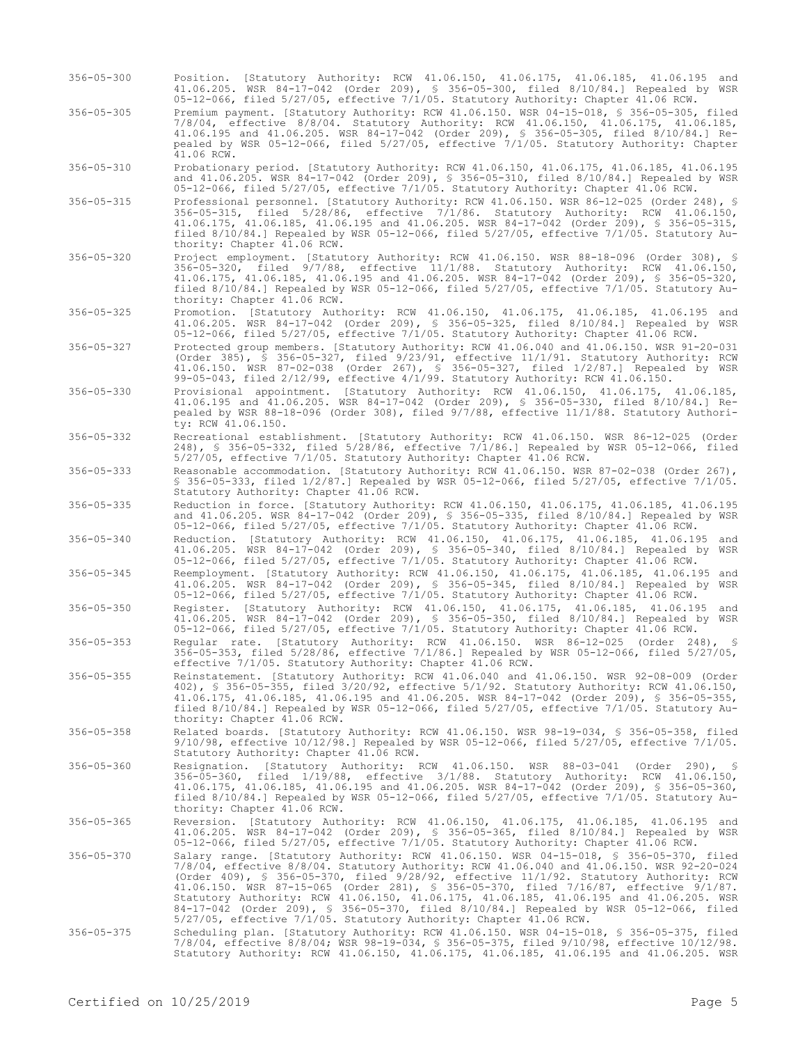356-05-300 Position. [Statutory Authority: RCW 41.06.150, 41.06.175, 41.06.185, 41.06.195 and 41.06.205. WSR 84-17-042 (Order 209), § 356-05-300, filed 8/10/84.] Repealed by WSR 05-12-066, filed 5/27/05, effective 7/1/05. Statutory Authority: Chapter 41.06 RCW.

356-05-305 Premium payment. [Statutory Authority: RCW 41.06.150. WSR 04-15-018, § 356-05-305, filed 7/8/04, effective 8/8/04. Statutory Authority: RCW 41.06.150, 41.06.175, 41.06.185, 41.06.195 and 41.06.205. WSR 84-17-042 (Order 209), § 356-05-305, filed 8/10/84.] Repealed by WSR 05-12-066, filed 5/27/05, effective 7/1/05. Statutory Authority: Chapter 41.06 RCW.

356-05-310 Probationary period. [Statutory Authority: RCW 41.06.150, 41.06.175, 41.06.185, 41.06.195 and 41.06.205. WSR 84-17-042 (Order 209), § 356-05-310, filed 8/10/84.] Repealed by WSR 05-12-066, filed 5/27/05, effective 7/1/05. Statutory Authority: Chapter 41.06 RCW.

356-05-315 Professional personnel. [Statutory Authority: RCW 41.06.150. WSR 86-12-025 (Order 248), § 356-05-315, filed 5/28/86, effective 7/1/86. Statutory Authority: RCW 41.06.150, 41.06.175, 41.06.185, 41.06.195 and 41.06.205. WSR 84-17-042 (Order 209), § 356-05-315, filed 8/10/84.] Repealed by WSR 05-12-066, filed 5/27/05, effective 7/1/05. Statutory Authority: Chapter 41.06 RCW.

356-05-320 Project employment. [Statutory Authority: RCW 41.06.150. WSR 88-18-096 (Order 308), § 356-05-320, filed 9/7/88, effective 11/1/88. Statutory Authority: RCW 41.06.150, 41.06.175, 41.06.185, 41.06.195 and 41.06.205. WSR 84-17-042 (Order 209), § 356-05-320, filed 8/10/84.] Repealed by WSR 05-12-066, filed 5/27/05, effective 7/1/05. Statutory Authority: Chapter 41.06 RCW.

356-05-325 Promotion. [Statutory Authority: RCW 41.06.150, 41.06.175, 41.06.185, 41.06.195 and 41.06.205. WSR 84-17-042 (Order 209), § 356-05-325, filed 8/10/84.] Repealed by WSR 05-12-066, filed 5/27/05, effective 7/1/05. Statutory Authority: Chapter 41.06 RCW.

356-05-327 Protected group members. [Statutory Authority: RCW 41.06.040 and 41.06.150. WSR 91-20-031 (Order 385), § 356-05-327, filed 9/23/91, effective 11/1/91. Statutory Authority: RCW 41.06.150. WSR 87-02-038 (Order 267), § 356-05-327, filed 1/2/87.] Repealed by WSR 99-05-043, filed 2/12/99, effective 4/1/99. Statutory Authority: RCW 41.06.150.

356-05-330 Provisional appointment. [Statutory Authority: RCW 41.06.150, 41.06.175, 41.06.185, 41.06.195 and 41.06.205. WSR 84-17-042 (Order 209), § 356-05-330, filed 8/10/84.] Repealed by WSR 88-18-096 (Order 308), filed 9/7/88, effective 11/1/88. Statutory Authority: RCW 41.06.150.

356-05-332 Recreational establishment. [Statutory Authority: RCW 41.06.150. WSR 86-12-025 (Order 248), § 356-05-332, filed 5/28/86, effective 7/1/86.] Repealed by WSR 05-12-066, filed 5/27/05, effective 7/1/05. Statutory Authority: Chapter 41.06 RCW.

356-05-333 Reasonable accommodation. [Statutory Authority: RCW 41.06.150. WSR 87-02-038 (Order 267), § 356-05-333, filed 1/2/87.] Repealed by WSR 05-12-066, filed 5/27/05, effective 7/1/05. Statutory Authority: Chapter 41.06 RCW.

356-05-335 Reduction in force. [Statutory Authority: RCW 41.06.150, 41.06.175, 41.06.185, 41.06.195 and 41.06.205. WSR 84-17-042 (Order 209), § 356-05-335, filed 8/10/84.] Repealed by WSR 05-12-066, filed 5/27/05, effective 7/1/05. Statutory Authority: Chapter 41.06 RCW.

356-05-340 Reduction. [Statutory Authority: RCW 41.06.150, 41.06.175, 41.06.185, 41.06.195 and 41.06.205. WSR 84-17-042 (Order 209), § 356-05-340, filed 8/10/84.] Repealed by WSR 05-12-066, filed 5/27/05, effective 7/1/05. Statutory Authority: Chapter 41.06 RCW.

356-05-345 Reemployment. [Statutory Authority: RCW 41.06.150, 41.06.175, 41.06.185, 41.06.195 and 41.06.205. WSR 84-17-042 (Order 209), § 356-05-345, filed 8/10/84.] Repealed by WSR 05-12-066, filed 5/27/05, effective 7/1/05. Statutory Authority: Chapter 41.06 RCW.

356-05-350 Register. [Statutory Authority: RCW 41.06.150, 41.06.175, 41.06.185, 41.06.195 and 41.06.205. WSR 84-17-042 (Order 209), § 356-05-350, filed 8/10/84.] Repealed by WSR 05-12-066, filed 5/27/05, effective 7/1/05. Statutory Authority: Chapter 41.06 RCW.

356-05-353 Regular rate. [Statutory Authority: RCW 41.06.150. WSR 86-12-025 (Order 248), § 356-05-353, filed 5/28/86, effective 7/1/86.] Repealed by WSR 05-12-066, filed 5/27/05, effective 7/1/05. Statutory Authority: Chapter 41.06 RCW.

356-05-355 Reinstatement. [Statutory Authority: RCW 41.06.040 and 41.06.150. WSR 92-08-009 (Order 402), § 356-05-355, filed 3/20/92, effective 5/1/92. Statutory Authority: RCW 41.06.150, 41.06.175, 41.06.185, 41.06.195 and 41.06.205. WSR 84-17-042 (Order 209), § 356-05-355, filed 8/10/84.] Repealed by WSR 05-12-066, filed 5/27/05, effective 7/1/05. Statutory Authority: Chapter 41.06 RCW.

356-05-358 Related boards. [Statutory Authority: RCW 41.06.150. WSR 98-19-034, § 356-05-358, filed 9/10/98, effective 10/12/98.] Repealed by WSR 05-12-066, filed 5/27/05, effective 7/1/05. Statutory Authority: Chapter 41.06 RCW.

356-05-360 Resignation. [Statutory Authority: RCW 41.06.150. WSR 88-03-041 (Order 290), § 356-05-360, filed 1/19/88, effective 3/1/88. Statutory Authority: RCW 41.06.150, 41.06.175, 41.06.185, 41.06.195 and 41.06.205. WSR 84-17-042 (Order 209), § 356-05-360, filed 8/10/84.] Repealed by WSR 05-12-066, filed 5/27/05, effective 7/1/05. Statutory Authority: Chapter 41.06 RCW.

356-05-365 Reversion. [Statutory Authority: RCW 41.06.150, 41.06.175, 41.06.185, 41.06.195 and 41.06.205. WSR 84-17-042 (Order 209), § 356-05-365, filed 8/10/84.] Repealed by WSR 05-12-066, filed 5/27/05, effective 7/1/05. Statutory Authority: Chapter 41.06 RCW.

356-05-370 Salary range. [Statutory Authority: RCW 41.06.150. WSR 04-15-018, § 356-05-370, filed 7/8/04, effective 8/8/04. Statutory Authority: RCW 41.06.040 and 41.06.150. WSR 92-20-024 (Order 409), § 356-05-370, filed 9/28/92, effective 11/1/92. Statutory Authority: RCW 41.06.150. WSR 87-15-065 (Order 281), § 356-05-370, filed 7/16/87, effective 9/1/87. Statutory Authority: RCW 41.06.150, 41.06.175, 41.06.185, 41.06.195 and 41.06.205. WSR 84-17-042 (Order 209), § 356-05-370, filed 8/10/84.] Repealed by WSR 05-12-066, filed 5/27/05, effective 7/1/05. Statutory Authority: Chapter 41.06 RCW.

356-05-375 Scheduling plan. [Statutory Authority: RCW 41.06.150. WSR 04-15-018, § 356-05-375, filed 7/8/04, effective 8/8/04; WSR 98-19-034, § 356-05-375, filed 9/10/98, effective 10/12/98. Statutory Authority: RCW 41.06.150, 41.06.175, 41.06.185, 41.06.195 and 41.06.205. WSR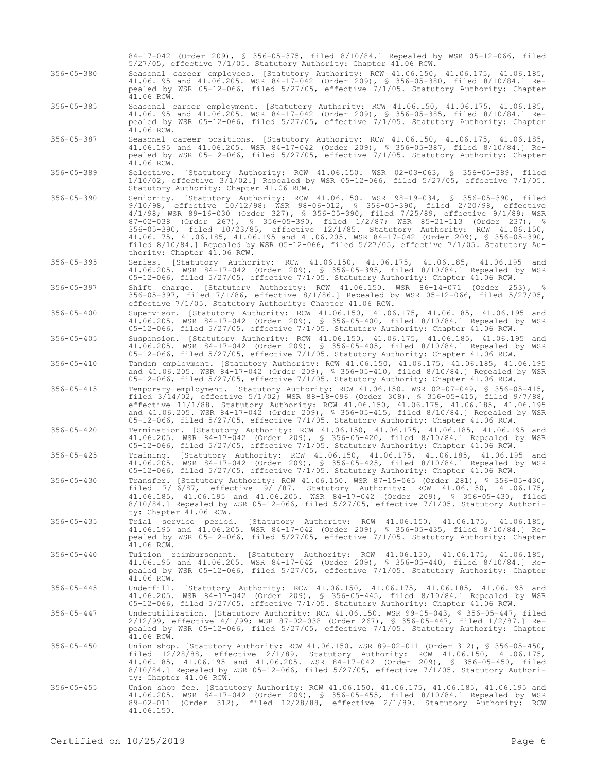84-17-042 (Order 209), § 356-05-375, filed 8/10/84.] Repealed by WSR 05-12-066, filed 5/27/05, effective 7/1/05. Statutory Authority: Chapter 41.06 RCW.

356-05-380 Seasonal career employees. [Statutory Authority: RCW 41.06.150, 41.06.175, 41.06.185, 41.06.195 and 41.06.205. WSR 84-17-042 (Order 209), § 356-05-380, filed 8/10/84.] Repealed by WSR 05-12-066, filed 5/27/05, effective 7/1/05. Statutory Authority: Chapter 41.06 RCW.

356-05-385 Seasonal career employment. [Statutory Authority: RCW 41.06.150, 41.06.175, 41.06.185, 41.06.195 and 41.06.205. WSR 84-17-042 (Order 209), § 356-05-385, filed 8/10/84.] Repealed by WSR 05-12-066, filed 5/27/05, effective 7/1/05. Statutory Authority: Chapter 41.06 RCW.

356-05-387 Seasonal career positions. [Statutory Authority: RCW 41.06.150, 41.06.175, 41.06.185, 41.06.195 and 41.06.205. WSR 84-17-042 (Order 209), § 356-05-387, filed 8/10/84.] Repealed by WSR 05-12-066, filed 5/27/05, effective 7/1/05. Statutory Authority: Chapter 41.06 RCW.

356-05-389 Selective. [Statutory Authority: RCW 41.06.150. WSR 02-03-063, § 356-05-389, filed 1/10/02, effective 3/1/02.] Repealed by WSR 05-12-066, filed 5/27/05, effective 7/1/05. Statutory Authority: Chapter 41.06 RCW.

356-05-390 Seniority. [Statutory Authority: RCW 41.06.150. WSR 98-19-034, § 356-05-390, filed 9/10/98, effective 10/12/98; WSR 98-06-012, § 356-05-390, filed 2/20/98, effective 4/1/98; WSR 89-16-030 (Order 327), § 356-05-390, filed 7/25/89, effective 9/1/89; WSR 87-02-038 (Order 267), § 356-05-390, filed 1/2/87; WSR 85-21-113 (Order 237), § 356-05-390, filed 10/23/85, effective 12/1/85. Statutory Authority: RCW 41.06.150, 41.06.175, 41.06.185, 41.06.195 and 41.06.205. WSR 84-17-042 (Order 209), § 356-05-390, filed 8/10/84.] Repealed by WSR 05-12-066, filed 5/27/05, effective 7/1/05. Statutory Authority: Chapter 41.06 RCW.

356-05-395 Series. [Statutory Authority: RCW 41.06.150, 41.06.175, 41.06.185, 41.06.195 and 41.06.205. WSR 84-17-042 (Order 209), § 356-05-395, filed 8/10/84.] Repealed by WSR 05-12-066, filed 5/27/05, effective 7/1/05. Statutory Authority: Chapter 41.06 RCW.

356-05-397 Shift charge. [Statutory Authority: RCW 41.06.150. WSR 86-14-071 (Order 253), § 356-05-397, filed 7/1/86, effective 8/1/86.] Repealed by WSR 05-12-066, filed 5/27/05, effective 7/1/05. Statutory Authority: Chapter 41.06 RCW.

356-05-400 Supervisor. [Statutory Authority: RCW 41.06.150, 41.06.175, 41.06.185, 41.06.195 and 41.06.205. WSR 84-17-042 (Order 209), § 356-05-400, filed 8/10/84.] Repealed by WSR 05-12-066, filed 5/27/05, effective 7/1/05. Statutory Authority: Chapter 41.06 RCW.

356-05-405 Suspension. [Statutory Authority: RCW 41.06.150, 41.06.175, 41.06.185, 41.06.195 and 41.06.205. WSR 84-17-042 (Order 209), § 356-05-405, filed 8/10/84.] Repealed by WSR 05-12-066, filed 5/27/05, effective 7/1/05. Statutory Authority: Chapter 41.06 RCW.

356-05-410 Tandem employment. [Statutory Authority: RCW 41.06.150, 41.06.175, 41.06.185, 41.06.195 and 41.06.205. WSR 84-17-042 (Order 209), § 356-05-410, filed 8/10/84.] Repealed by WSR 05-12-066, filed 5/27/05, effective 7/1/05. Statutory Authority: Chapter 41.06 RCW.

356-05-415 Temporary employment. [Statutory Authority: RCW 41.06.150. WSR 02-07-049, § 356-05-415, filed 3/14/02, effective 5/1/02; WSR 88-18-096 (Order 308), § 356-05-415, filed 9/7/88, effective 11/1/88. Statutory Authority: RCW 41.06.150, 41.06.175, 41.06.185, 41.06.195 and 41.06.205. WSR 84-17-042 (Order 209), § 356-05-415, filed 8/10/84.] Repealed by WSR 05-12-066, filed 5/27/05, effective 7/1/05. Statutory Authority: Chapter 41.06 RCW.

356-05-420 Termination. [Statutory Authority: RCW 41.06.150, 41.06.175, 41.06.185, 41.06.195 and 41.06.205. WSR 84-17-042 (Order 209), § 356-05-420, filed 8/10/84.] Repealed by WSR 05-12-066, filed 5/27/05, effective 7/1/05. Statutory Authority: Chapter 41.06 RCW.

356-05-425 Training. [Statutory Authority: RCW 41.06.150, 41.06.175, 41.06.185, 41.06.195 and 41.06.205. WSR 84-17-042 (Order 209), § 356-05-425, filed 8/10/84.] Repealed by WSR 05-12-066, filed 5/27/05, effective 7/1/05. Statutory Authority: Chapter 41.06 RCW.

356-05-430 Transfer. [Statutory Authority: RCW 41.06.150. WSR 87-15-065 (Order 281), § 356-05-430, filed 7/16/87, effective 9/1/87. Statutory Authority: RCW 41.06.150, 41.06.175, 41.06.185, 41.06.195 and 41.06.205. WSR 84-17-042 (Order 209), § 356-05-430, filed 8/10/84.] Repealed by WSR 05-12-066, filed 5/27/05, effective 7/1/05. Statutory Authority: Chapter 41.06 RCW.

356-05-435 Trial service period. [Statutory Authority: RCW 41.06.150, 41.06.175, 41.06.185, 41.06.195 and 41.06.205. WSR 84-17-042 (Order 209), § 356-05-435, filed 8/10/84.] Repealed by WSR 05-12-066, filed 5/27/05, effective 7/1/05. Statutory Authority: Chapter 41.06 RCW.

356-05-440 Tuition reimbursement. [Statutory Authority: RCW 41.06.150, 41.06.175, 41.06.185, 41.06.195 and 41.06.205. WSR 84-17-042 (Order 209), § 356-05-440, filed 8/10/84.] Repealed by WSR 05-12-066, filed 5/27/05, effective 7/1/05. Statutory Authority: Chapter 41.06 RCW.

356-05-445 Underfill. [Statutory Authority: RCW 41.06.150, 41.06.175, 41.06.185, 41.06.195 and 41.06.205. WSR 84-17-042 (Order 209), § 356-05-445, filed 8/10/84.] Repealed by WSR 05-12-066, filed 5/27/05, effective 7/1/05. Statutory Authority: Chapter 41.06 RCW.

356-05-447 Underutilization. [Statutory Authority: RCW 41.06.150. WSR 99-05-043, § 356-05-447, filed 2/12/99, effective 4/1/99; WSR 87-02-038 (Order 267), § 356-05-447, filed 1/2/87.] Repealed by WSR 05-12-066, filed 5/27/05, effective 7/1/05. Statutory Authority: Chapter 41.06 RCW.

356-05-450 Union shop. [Statutory Authority: RCW 41.06.150. WSR 89-02-011 (Order 312), § 356-05-450, filed 12/28/88, effective 2/1/89. Statutory Authority: RCW 41.06.150, 41.06.175, 41.06.185, 41.06.195 and 41.06.205. WSR 84-17-042 (Order 209), § 356-05-450, filed 8/10/84.] Repealed by WSR 05-12-066, filed 5/27/05, effective 7/1/05. Statutory Authority: Chapter 41.06 RCW.

356-05-455 Union shop fee. [Statutory Authority: RCW 41.06.150, 41.06.175, 41.06.185, 41.06.195 and 41.06.205. WSR 84-17-042 (Order 209), § 356-05-455, filed 8/10/84.] Repealed by WSR 89-02-011 (Order 312), filed 12/28/88, effective 2/1/89. Statutory Authority: RCW 41.06.150.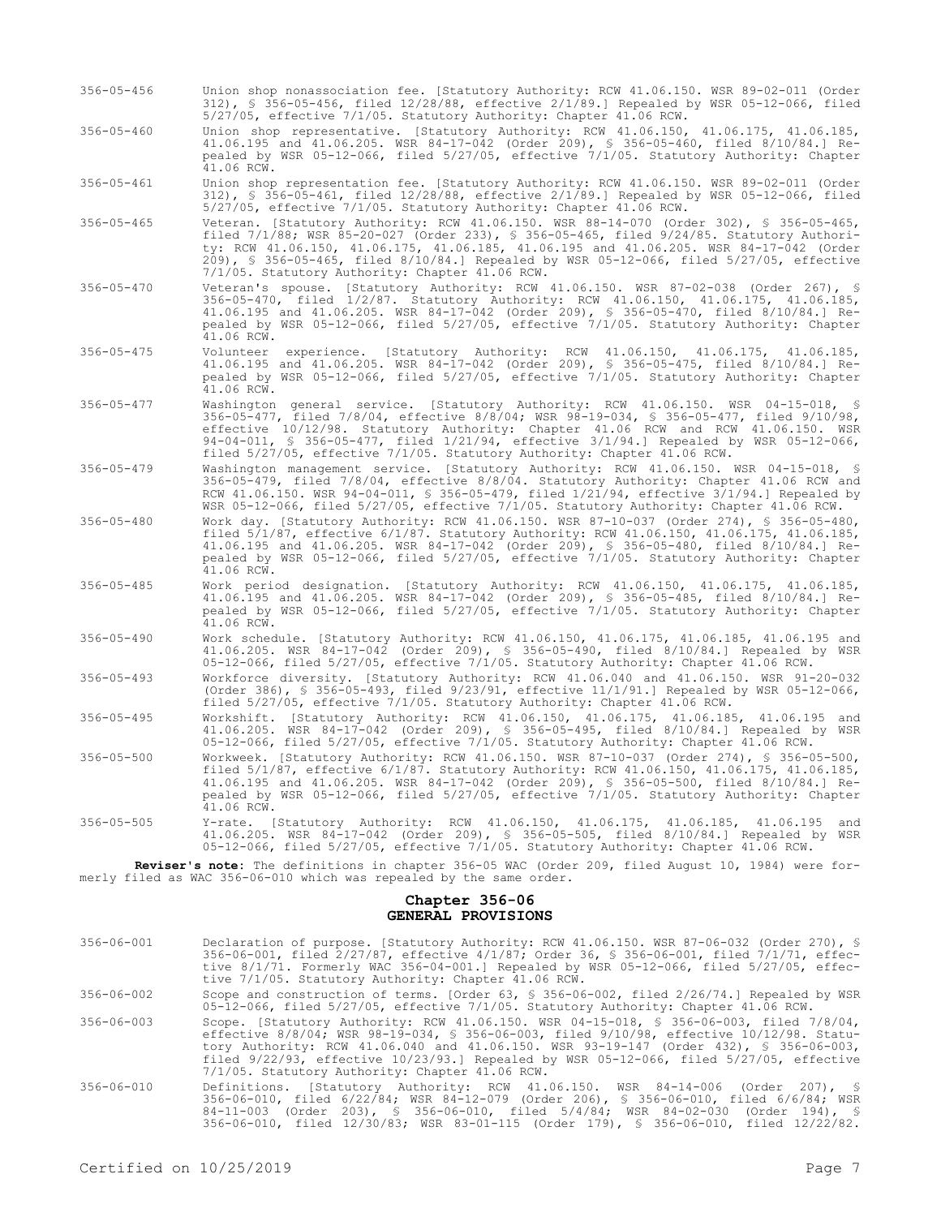356-05-456 Union shop nonassociation fee. [Statutory Authority: RCW 41.06.150. WSR 89-02-011 (Order 312), § 356-05-456, filed 12/28/88, effective 2/1/89.] Repealed by WSR 05-12-066, filed 5/27/05, effective 7/1/05. Statutory Authority: Chapter 41.06 RCW.

356-05-460 Union shop representative. [Statutory Authority: RCW 41.06.150, 41.06.175, 41.06.185, 41.06.195 and 41.06.205. WSR 84-17-042 (Order 209), § 356-05-460, filed 8/10/84.] Repealed by WSR 05-12-066, filed 5/27/05, effective 7/1/05. Statutory Authority: Chapter 41.06 RCW.

356-05-461 Union shop representation fee. [Statutory Authority: RCW 41.06.150. WSR 89-02-011 (Order 312), § 356-05-461, filed 12/28/88, effective 2/1/89.] Repealed by WSR 05-12-066, filed 5/27/05, effective 7/1/05. Statutory Authority: Chapter 41.06 RCW.

356-05-465 Veteran. [Statutory Authority: RCW 41.06.150. WSR 88-14-070 (Order 302), § 356-05-465, filed 7/1/88; WSR 85-20-027 (Order 233), § 356-05-465, filed 9/24/85. Statutory Authority: RCW 41.06.150, 41.06.175, 41.06.185, 41.06.195 and 41.06.205. WSR 84-17-042 (Order 209), § 356-05-465, filed 8/10/84.] Repealed by WSR 05-12-066, filed 5/27/05, effective 7/1/05. Statutory Authority: Chapter 41.06 RCW.

356-05-470 Veteran's spouse. [Statutory Authority: RCW 41.06.150. WSR 87-02-038 (Order 267), § 356-05-470, filed 1/2/87. Statutory Authority: RCW 41.06.150, 41.06.175, 41.06.185, 41.06.195 and 41.06.205. WSR 84-17-042 (Order 209), § 356-05-470, filed 8/10/84.] Repealed by WSR 05-12-066, filed 5/27/05, effective 7/1/05. Statutory Authority: Chapter 41.06 RCW.

356-05-475 Volunteer experience. [Statutory Authority: RCW 41.06.150, 41.06.175, 41.06.185, 41.06.195 and 41.06.205. WSR 84-17-042 (Order 209), § 356-05-475, filed 8/10/84.] Repealed by WSR 05-12-066, filed 5/27/05, effective 7/1/05. Statutory Authority: Chapter 41.06 RCW.

356-05-477 Washington general service. [Statutory Authority: RCW 41.06.150. WSR 04-15-018, § 356-05-477, filed 7/8/04, effective 8/8/04; WSR 98-19-034, § 356-05-477, filed 9/10/98, effective 10/12/98. Statutory Authority: Chapter 41.06 RCW and RCW 41.06.150. WSR 94-04-011, § 356-05-477, filed 1/21/94, effective 3/1/94.] Repealed by WSR 05-12-066, filed 5/27/05, effective 7/1/05. Statutory Authority: Chapter 41.06 RCW.

356-05-479 Washington management service. [Statutory Authority: RCW 41.06.150. WSR 04-15-018, § 356-05-479, filed 7/8/04, effective 8/8/04. Statutory Authority: Chapter 41.06 RCW and RCW 41.06.150. WSR 94-04-011, § 356-05-479, filed 1/21/94, effective 3/1/94.] Repealed by WSR 05-12-066, filed 5/27/05, effective 7/1/05. Statutory Authority: Chapter 41.06 RCW.

356-05-480 Work day. [Statutory Authority: RCW 41.06.150. WSR 87-10-037 (Order 274), § 356-05-480, filed 5/1/87, effective 6/1/87. Statutory Authority: RCW 41.06.150, 41.06.175, 41.06.185, 41.06.195 and 41.06.205. WSR 84-17-042 (Order 209), § 356-05-480, filed 8/10/84.] Repealed by WSR 05-12-066, filed 5/27/05, effective 7/1/05. Statutory Authority: Chapter 41.06 RCW.

356-05-485 Work period designation. [Statutory Authority: RCW 41.06.150, 41.06.175, 41.06.185, 41.06.195 and 41.06.205. WSR 84-17-042 (Order 209), § 356-05-485, filed 8/10/84.] Repealed by WSR 05-12-066, filed 5/27/05, effective 7/1/05. Statutory Authority: Chapter 41.06 RCW.

356-05-490 Work schedule. [Statutory Authority: RCW 41.06.150, 41.06.175, 41.06.185, 41.06.195 and 41.06.205. WSR 84-17-042 (Order 209), § 356-05-490, filed 8/10/84.] Repealed by WSR 05-12-066, filed 5/27/05, effective 7/1/05. Statutory Authority: Chapter 41.06 RCW.

356-05-493 Workforce diversity. [Statutory Authority: RCW 41.06.040 and 41.06.150. WSR 91-20-032 (Order 386), § 356-05-493, filed 9/23/91, effective 11/1/91.] Repealed by WSR 05-12-066, filed 5/27/05, effective 7/1/05. Statutory Authority: Chapter 41.06 RCW.

356-05-495 Workshift. [Statutory Authority: RCW 41.06.150, 41.06.175, 41.06.185, 41.06.195 and 41.06.205. WSR 84-17-042 (Order 209), § 356-05-495, filed 8/10/84.] Repealed by WSR 05-12-066, filed 5/27/05, effective 7/1/05. Statutory Authority: Chapter 41.06 RCW.

356-05-500 Workweek. [Statutory Authority: RCW 41.06.150. WSR 87-10-037 (Order 274), § 356-05-500, filed 5/1/87, effective 6/1/87. Statutory Authority: RCW 41.06.150, 41.06.175, 41.06.185, 41.06.195 and 41.06.205. WSR 84-17-042 (Order 209), § 356-05-500, filed 8/10/84.] Repealed by WSR 05-12-066, filed 5/27/05, effective 7/1/05. Statutory Authority: Chapter 41.06 RCW.

356-05-505 Y-rate. [Statutory Authority: RCW 41.06.150, 41.06.175, 41.06.185, 41.06.195 and 41.06.205. WSR 84-17-042 (Order 209), § 356-05-505, filed 8/10/84.] Repealed by WSR 05-12-066, filed 5/27/05, effective 7/1/05. Statutory Authority: Chapter 41.06 RCW.

**Reviser's note:** The definitions in chapter 356-05 WAC (Order 209, filed August 10, 1984) were formerly filed as WAC 356-06-010 which was repealed by the same order.

## Chapter 356-06
## GENERAL PROVISIONS

356-06-001 Declaration of purpose. [Statutory Authority: RCW 41.06.150. WSR 87-06-032 (Order 270), § 356-06-001, filed 2/27/87, effective 4/1/87; Order 36, § 356-06-001, filed 7/1/71, effective 8/1/71. Formerly WAC 356-04-001.] Repealed by WSR 05-12-066, filed 5/27/05, effective 7/1/05. Statutory Authority: Chapter 41.06 RCW.

356-06-002 Scope and construction of terms. [Order 63, § 356-06-002, filed 2/26/74.] Repealed by WSR 05-12-066, filed 5/27/05, effective 7/1/05. Statutory Authority: Chapter 41.06 RCW.

356-06-003 Scope. [Statutory Authority: RCW 41.06.150. WSR 04-15-018, § 356-06-003, filed 7/8/04, effective 8/8/04; WSR 98-19-034, § 356-06-003, filed 9/10/98, effective 10/12/98. Statutory Authority: RCW 41.06.040 and 41.06.150. WSR 93-19-147 (Order 432), § 356-06-003, filed 9/22/93, effective 10/23/93.] Repealed by WSR 05-12-066, filed 5/27/05, effective 7/1/05. Statutory Authority: Chapter 41.06 RCW.

356-06-010 Definitions. [Statutory Authority: RCW 41.06.150. WSR 84-14-006 (Order 207), § 356-06-010, filed 6/22/84; WSR 84-12-079 (Order 206), § 356-06-010, filed 6/6/84; WSR 84-11-003 (Order 203), § 356-06-010, filed 5/4/84; WSR 84-02-030 (Order 194), § 356-06-010, filed 12/30/83; WSR 83-01-115 (Order 179), § 356-06-010, filed 12/22/82.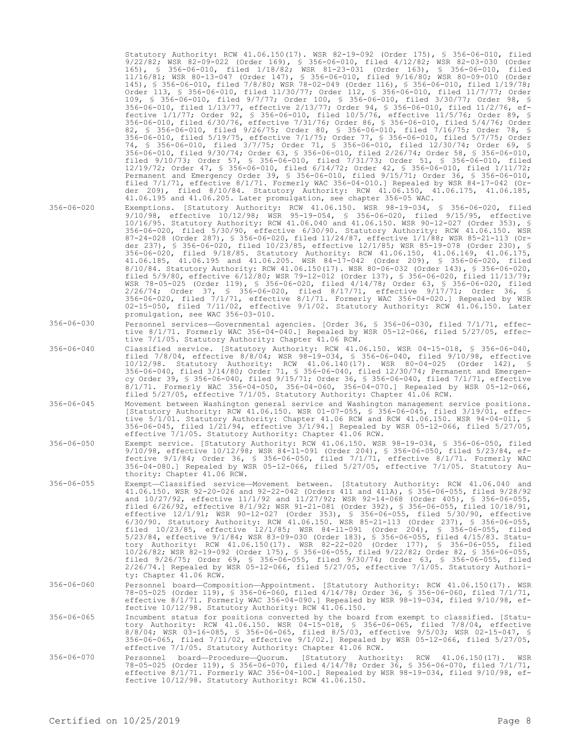Statutory Authority: RCW 41.06.150(17). WSR 82-19-092 (Order 175), § 356-06-010, filed 9/22/82; WSR 82-09-022 (Order 169), § 356-06-010, filed 4/12/82; WSR 82-03-030 (Order 165), § 356-06-010, filed 1/18/82; WSR 81-23-031 (Order 163), § 356-06-010, filed 11/16/81; WSR 80-13-047 (Order 147), § 356-06-010, filed 9/16/80; WSR 80-09-010 (Order 145), § 356-06-010, filed 7/8/80; WSR 78-02-049 (Order 116), § 356-06-010, filed 1/19/78; Order 113, § 356-06-010, filed 11/30/77; Order 112, § 356-06-010, filed 11/7/77; Order 109, § 356-06-010, filed 9/7/77; Order 100, § 356-06-010, filed 3/30/77; Order 98, § 356-06-010, filed 1/13/77, effective 2/13/77; Order 94, § 356-06-010, filed 11/2/76, effective 1/1/77; Order 92, § 356-06-010, filed 10/5/76, effective 11/5/76; Order 89, § 356-06-010, filed 6/30/76, effective 7/31/76; Order 86, § 356-06-010, filed 5/4/76; Order 82, § 356-06-010, filed 9/26/75; Order 80, § 356-06-010, filed 7/16/75; Order 78, § 356-06-010, filed 5/19/75, effective 7/1/75; Order 77, § 356-06-010, filed 5/7/75; Order 74, § 356-06-010, filed 3/7/75; Order 71, § 356-06-010, filed 12/30/74; Order 69, § 356-06-010, filed 9/30/74; Order 63, § 356-06-010, filed 2/26/74; Order 58, § 356-06-010, filed 9/10/73; Order 57, § 356-06-010, filed 7/31/73; Order 51, § 356-06-010, filed 12/19/72; Order 47, § 356-06-010, filed 6/14/72; Order 42, § 356-06-010, filed 1/11/72; Permanent and Emergency Order 39, § 356-06-010, filed 9/15/71; Order 36, § 356-06-010, filed 7/1/71, effective 8/1/71. Formerly WAC 356-04-010.] Repealed by WSR 84-17-042 (Order 209), filed 8/10/84. Statutory Authority: RCW 41.06.150, 41.06.175, 41.06.185, 41.06.195 and 41.06.205. Later promulgation, see chapter 356-05 WAC.

356-06-020 Exemptions. [Statutory Authority: RCW 41.06.150. WSR 98-19-034, § 356-06-020, filed 9/10/98, effective 10/12/98; WSR 95-19-054, § 356-06-020, filed 9/15/95, effective 10/16/95. Statutory Authority: RCW 41.06.040 and 41.06.150. WSR 90-12-027 (Order 353), § 356-06-020, filed 5/30/90, effective 6/30/90. Statutory Authority: RCW 41.06.150. WSR 87-24-028 (Order 287), § 356-06-020, filed 11/24/87, effective 1/1/88; WSR 85-21-113 (Order 237), § 356-06-020, filed 10/23/85, effective 12/1/85; WSR 85-19-078 (Order 230), § 356-06-020, filed 9/18/85. Statutory Authority: RCW 41.06.150, 41.06.169, 41.06.175, 41.06.185, 41.06.195 and 41.06.205. WSR 84-17-042 (Order 209), § 356-06-020, filed 8/10/84. Statutory Authority: RCW 41.06.150(17). WSR 80-06-032 (Order 143), § 356-06-020, filed 5/9/80, effective 6/12/80; WSR 79-12-012 (Order 137), § 356-06-020, filed 11/13/79; WSR 78-05-025 (Order 119), § 356-06-020, filed 4/14/78; Order 63, § 356-06-020, filed 2/26/74; Order 37, § 356-06-020, filed 8/17/71, effective 9/17/71; Order 36, § 356-06-020, filed 7/1/71, effective 8/1/71. Formerly WAC 356-04-020.] Repealed by WSR 02-15-050, filed 7/11/02, effective 9/1/02. Statutory Authority: RCW 41.06.150. Later promulgation, see WAC 356-03-010.

356-06-030 Personnel services—Governmental agencies. [Order 36, § 356-06-030, filed 7/1/71, effective 8/1/71. Formerly WAC 356-04-040.] Repealed by WSR 05-12-066, filed 5/27/05, effective 7/1/05. Statutory Authority: Chapter 41.06 RCW.

356-06-040 Classified service. [Statutory Authority: RCW 41.06.150. WSR 04-15-018, § 356-06-040, filed 7/8/04, effective 8/8/04; WSR 98-19-034, § 356-06-040, filed 9/10/98, effective 10/12/98. Statutory Authority: RCW 41.06.140(17). WSR 80-04-025 (Order 142), § 356-06-040, filed 3/14/80; Order 71, § 356-06-040, filed 12/30/74; Permanent and Emergency Order 39, § 356-06-040, filed 9/15/71; Order 36, § 356-06-040, filed 7/1/71, effective 8/1/71. Formerly WAC 356-04-050, 356-04-060, 356-04-070.] Repealed by WSR 05-12-066, filed 5/27/05, effective 7/1/05. Statutory Authority: Chapter 41.06 RCW.

356-06-045 Movement between Washington general service and Washington management service positions. [Statutory Authority: RCW 41.06.150. WSR 01-07-055, § 356-06-045, filed 3/19/01, effective 5/1/01. Statutory Authority: Chapter 41.06 RCW and RCW 41.06.150. WSR 94-04-011, § 356-06-045, filed 1/21/94, effective 3/1/94.] Repealed by WSR 05-12-066, filed 5/27/05, effective 7/1/05. Statutory Authority: Chapter 41.06 RCW.

356-06-050 Exempt service. [Statutory Authority: RCW 41.06.150. WSR 98-19-034, § 356-06-050, filed 9/10/98, effective 10/12/98; WSR 84-11-091 (Order 204), § 356-06-050, filed 5/23/84, effective 9/1/84; Order 36, § 356-06-050, filed 7/1/71, effective 8/1/71. Formerly WAC 356-04-080.] Repealed by WSR 05-12-066, filed 5/27/05, effective 7/1/05. Statutory Authority: Chapter 41.06 RCW.

356-06-055 Exempt—Classified service—Movement between. [Statutory Authority: RCW 41.06.040 and 41.06.150. WSR 92-20-026 and 92-22-042 (Orders 411 and 411A), § 356-06-055, filed 9/28/92 and 10/27/92, effective 11/1/92 and 11/27/92; WSR 92-14-068 (Order 405), § 356-06-055, filed 6/26/92, effective 8/1/92; WSR 91-21-081 (Order 392), § 356-06-055, filed 10/18/91, effective 12/1/91; WSR 90-12-027 (Order 353), § 356-06-055, filed 5/30/90, effective 6/30/90. Statutory Authority: RCW 41.06.150. WSR 85-21-113 (Order 237), § 356-06-055, filed 10/23/85, effective 12/1/85; WSR 84-11-091 (Order 204), § 356-06-055, filed 5/23/84, effective 9/1/84; WSR 83-09-030 (Order 183), § 356-06-055, filed 4/15/83. Statutory Authority: RCW 41.06.150(17). WSR 82-22-020 (Order 177), § 356-06-055, filed 10/26/82; WSR 82-19-092 (Order 175), § 356-06-055, filed 9/22/82; Order 82, § 356-06-055, filed 9/26/75; Order 69, § 356-06-055, filed 9/30/74; Order 63, § 356-06-055, filed 2/26/74.] Repealed by WSR 05-12-066, filed 5/27/05, effective 7/1/05. Statutory Authority: Chapter 41.06 RCW.

356-06-060 Personnel board—Composition—Appointment. [Statutory Authority: RCW 41.06.150(17). WSR 78-05-025 (Order 119), § 356-06-060, filed 4/14/78; Order 36, § 356-06-060, filed 7/1/71, effective 8/1/71. Formerly WAC 356-04-090.] Repealed by WSR 98-19-034, filed 9/10/98, effective 10/12/98. Statutory Authority: RCW 41.06.150.

356-06-065 Incumbent status for positions converted by the board from exempt to classified. [Statutory Authority: RCW 41.06.150. WSR 04-15-018, § 356-06-065, filed 7/8/04, effective 8/8/04; WSR 03-16-085, § 356-06-065, filed 8/5/03, effective 9/5/03; WSR 02-15-047, § 356-06-065, filed 7/11/02, effective 9/1/02.] Repealed by WSR 05-12-066, filed 5/27/05, effective 7/1/05. Statutory Authority: Chapter 41.06 RCW.

356-06-070 Personnel board—Procedure—Quorum. [Statutory Authority: RCW 41.06.150(17). WSR 78-05-025 (Order 119), § 356-06-070, filed 4/14/78; Order 36, § 356-06-070, filed 7/1/71, effective 8/1/71. Formerly WAC 356-04-100.] Repealed by WSR 98-19-034, filed 9/10/98, effective 10/12/98. Statutory Authority: RCW 41.06.150.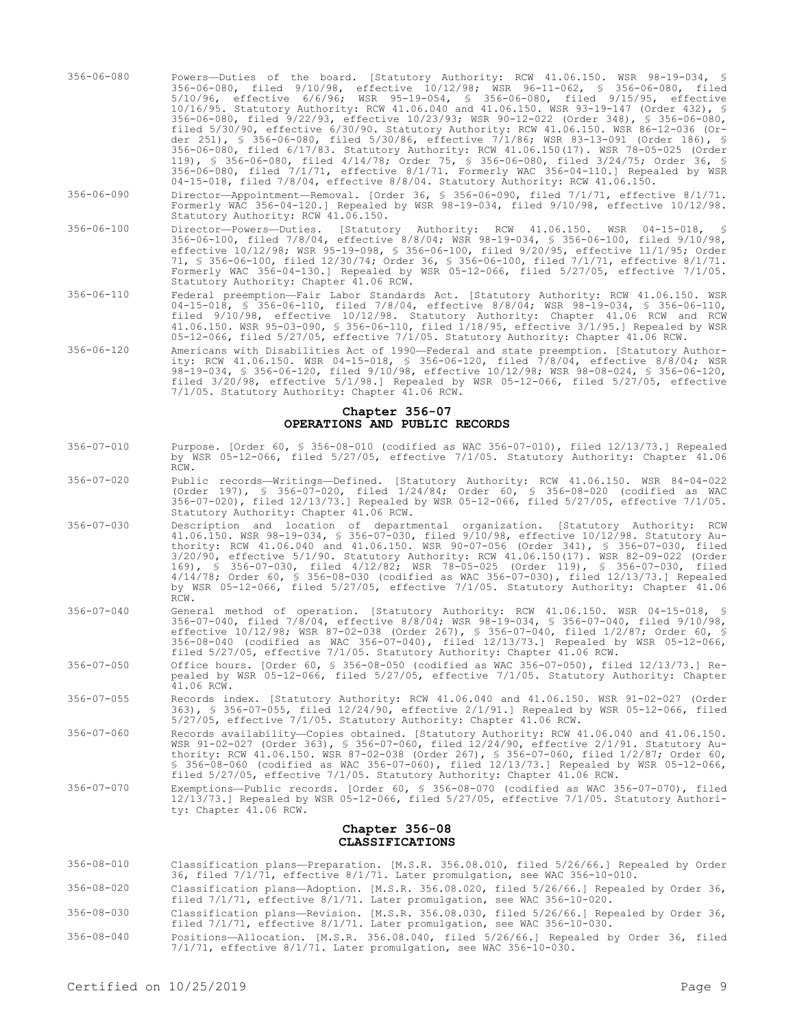356-06-080 Powers—Duties of the board. [Statutory Authority: RCW 41.06.150. WSR 98-19-034, § 356-06-080, filed 9/10/98, effective 10/12/98; WSR 96-11-062, § 356-06-080, filed 5/10/96, effective 6/6/96; WSR 95-19-054, § 356-06-080, filed 9/15/95, effective 10/16/95. Statutory Authority: RCW 41.06.040 and 41.06.150. WSR 93-19-147 (Order 432), § 356-06-080, filed 9/22/93, effective 10/23/93; WSR 90-12-022 (Order 348), § 356-06-080, filed 5/30/90, effective 6/30/90. Statutory Authority: RCW 41.06.150. WSR 86-12-036 (Order 251), § 356-06-080, filed 5/30/86, effective 7/1/86; WSR 83-13-091 (Order 186), § 356-06-080, filed 6/17/83. Statutory Authority: RCW 41.06.150(17). WSR 78-05-025 (Order 119), § 356-06-080, filed 4/14/78; Order 75, § 356-06-080, filed 3/24/75; Order 36, § 356-06-080, filed 7/1/71, effective 8/1/71. Formerly WAC 356-04-110.] Repealed by WSR 04-15-018, filed 7/8/04, effective 8/8/04. Statutory Authority: RCW 41.06.150.

356-06-090 Director—Appointment—Removal. [Order 36, § 356-06-090, filed 7/1/71, effective 8/1/71. Formerly WAC 356-04-120.] Repealed by WSR 98-19-034, filed 9/10/98, effective 10/12/98. Statutory Authority: RCW 41.06.150.

356-06-100 Director—Powers—Duties. [Statutory Authority: RCW 41.06.150. WSR 04-15-018, § 356-06-100, filed 7/8/04, effective 8/8/04; WSR 98-19-034, § 356-06-100, filed 9/10/98, effective 10/12/98; WSR 95-19-098, § 356-06-100, filed 9/20/95, effective 11/1/95; Order 71, § 356-06-100, filed 12/30/74; Order 36, § 356-06-100, filed 7/1/71, effective 8/1/71. Formerly WAC 356-04-130.] Repealed by WSR 05-12-066, filed 5/27/05, effective 7/1/05. Statutory Authority: Chapter 41.06 RCW.

356-06-110 Federal preemption—Fair Labor Standards Act. [Statutory Authority: RCW 41.06.150. WSR 04-15-018, § 356-06-110, filed 7/8/04, effective 8/8/04; WSR 98-19-034, § 356-06-110, filed 9/10/98, effective 10/12/98. Statutory Authority: Chapter 41.06 RCW and RCW 41.06.150. WSR 95-03-090, § 356-06-110, filed 1/18/95, effective 3/1/95.] Repealed by WSR 05-12-066, filed 5/27/05, effective 7/1/05. Statutory Authority: Chapter 41.06 RCW.

356-06-120 Americans with Disabilities Act of 1990—Federal and state preemption. [Statutory Authority: RCW 41.06.150. WSR 04-15-018, § 356-06-120, filed 7/8/04, effective 8/8/04; WSR 98-19-034, § 356-06-120, filed 9/10/98, effective 10/12/98; WSR 98-08-024, § 356-06-120, filed 3/20/98, effective 5/1/98.] Repealed by WSR 05-12-066, filed 5/27/05, effective 7/1/05. Statutory Authority: Chapter 41.06 RCW.

## Chapter 356-07
## OPERATIONS AND PUBLIC RECORDS

356-07-010 Purpose. [Order 60, § 356-08-010 (codified as WAC 356-07-010), filed 12/13/73.] Repealed by WSR 05-12-066, filed 5/27/05, effective 7/1/05. Statutory Authority: Chapter 41.06 RCW.

356-07-020 Public records—Writings—Defined. [Statutory Authority: RCW 41.06.150. WSR 84-04-022 (Order 197), § 356-07-020, filed 1/24/84; Order 60, § 356-08-020 (codified as WAC 356-07-020), filed 12/13/73.] Repealed by WSR 05-12-066, filed 5/27/05, effective 7/1/05. Statutory Authority: Chapter 41.06 RCW.

356-07-030 Description and location of departmental organization. [Statutory Authority: RCW 41.06.150. WSR 98-19-034, § 356-07-030, filed 9/10/98, effective 10/12/98. Statutory Authority: RCW 41.06.040 and 41.06.150. WSR 90-07-056 (Order 341), § 356-07-030, filed 3/20/90, effective 5/1/90. Statutory Authority: RCW 41.06.150(17). WSR 82-09-022 (Order 169), § 356-07-030, filed 4/12/82; WSR 78-05-025 (Order 119), § 356-07-030, filed 4/14/78; Order 60, § 356-08-030 (codified as WAC 356-07-030), filed 12/13/73.] Repealed by WSR 05-12-066, filed 5/27/05, effective 7/1/05. Statutory Authority: Chapter 41.06 RCW.

356-07-040 General method of operation. [Statutory Authority: RCW 41.06.150. WSR 04-15-018, § 356-07-040, filed 7/8/04, effective 8/8/04; WSR 98-19-034, § 356-07-040, filed 9/10/98, effective 10/12/98; WSR 87-02-038 (Order 267), § 356-07-040, filed 1/2/87; Order 60, § 356-08-040 (codified as WAC 356-07-040), filed 12/13/73.] Repealed by WSR 05-12-066, filed 5/27/05, effective 7/1/05. Statutory Authority: Chapter 41.06 RCW.

356-07-050 Office hours. [Order 60, § 356-08-050 (codified as WAC 356-07-050), filed 12/13/73.] Repealed by WSR 05-12-066, filed 5/27/05, effective 7/1/05. Statutory Authority: Chapter 41.06 RCW.

356-07-055 Records index. [Statutory Authority: RCW 41.06.040 and 41.06.150. WSR 91-02-027 (Order 363), § 356-07-055, filed 12/24/90, effective 2/1/91.] Repealed by WSR 05-12-066, filed 5/27/05, effective 7/1/05. Statutory Authority: Chapter 41.06 RCW.

356-07-060 Records availability—Copies obtained. [Statutory Authority: RCW 41.06.040 and 41.06.150. WSR 91-02-027 (Order 363), § 356-07-060, filed 12/24/90, effective 2/1/91. Statutory Authority: RCW 41.06.150. WSR 87-02-038 (Order 267), § 356-07-060, filed 1/2/87; Order 60, § 356-08-060 (codified as WAC 356-07-060), filed 12/13/73.] Repealed by WSR 05-12-066, filed 5/27/05, effective 7/1/05. Statutory Authority: Chapter 41.06 RCW.

356-07-070 Exemptions—Public records. [Order 60, § 356-08-070 (codified as WAC 356-07-070), filed 12/13/73.] Repealed by WSR 05-12-066, filed 5/27/05, effective 7/1/05. Statutory Authority: Chapter 41.06 RCW.

## Chapter 356-08
## CLASSIFICATIONS

356-08-010 Classification plans—Preparation. [M.S.R. 356.08.010, filed 5/26/66.] Repealed by Order 36, filed 7/1/71, effective 8/1/71. Later promulgation, see WAC 356-10-010.

356-08-020 Classification plans—Adoption. [M.S.R. 356.08.020, filed 5/26/66.] Repealed by Order 36, filed 7/1/71, effective 8/1/71. Later promulgation, see WAC 356-10-020.

356-08-030 Classification plans—Revision. [M.S.R. 356.08.030, filed 5/26/66.] Repealed by Order 36, filed 7/1/71, effective 8/1/71. Later promulgation, see WAC 356-10-030.

356-08-040 Positions—Allocation. [M.S.R. 356.08.040, filed 5/26/66.] Repealed by Order 36, filed 7/1/71, effective 8/1/71. Later promulgation, see WAC 356-10-030.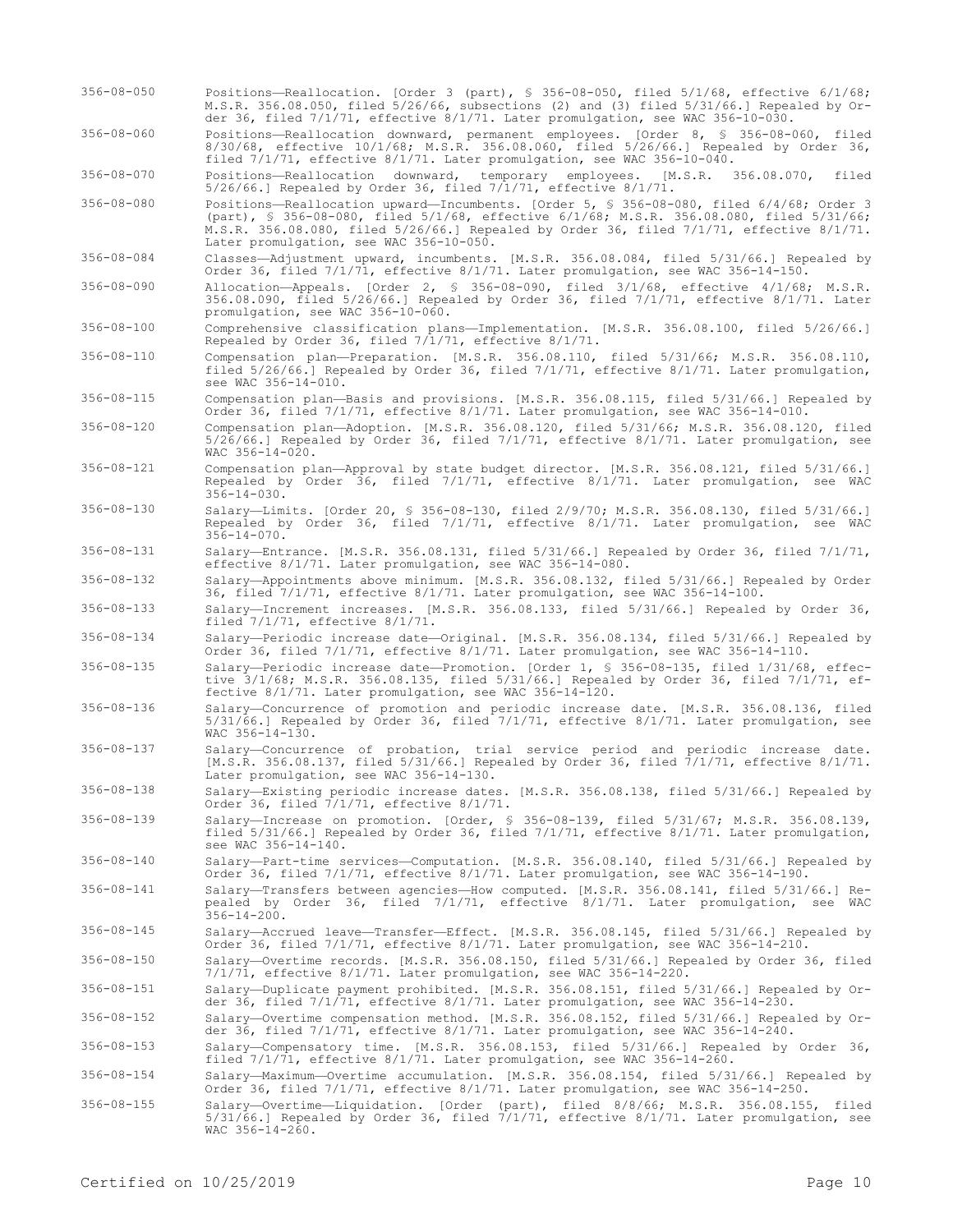| | |
|---|---|
| 356-08-050 | Positions—Reallocation. [Order 3 (part), § 356-08-050, filed 5/1/68, effective 6/1/68; M.S.R. 356.08.050, filed 5/26/66, subsections (2) and (3) filed 5/31/66.] Repealed by Order 36, filed 7/1/71, effective 8/1/71. Later promulgation, see WAC 356-10-030. |
| 356-08-060 | Positions—Reallocation downward, permanent employees. [Order 8, § 356-08-060, filed 8/30/68, effective 10/1/68; M.S.R. 356.08.060, filed 5/26/66.] Repealed by Order 36, filed 7/1/71, effective 8/1/71. Later promulgation, see WAC 356-10-040. |
| 356-08-070 | Positions—Reallocation downward, temporary employees. [M.S.R. 356.08.070, filed 5/26/66.] Repealed by Order 36, filed 7/1/71, effective 8/1/71. |
| 356-08-080 | Positions—Reallocation upward—Incumbents. [Order 5, § 356-08-080, filed 6/4/68; Order 3 (part), § 356-08-080, filed 5/1/68, effective 6/1/68; M.S.R. 356.08.080, filed 5/31/66; M.S.R. 356.08.080, filed 5/26/66.] Repealed by Order 36, filed 7/1/71, effective 8/1/71. Later promulgation, see WAC 356-10-050. |
| 356-08-084 | Classes—Adjustment upward, incumbents. [M.S.R. 356.08.084, filed 5/31/66.] Repealed by Order 36, filed 7/1/71, effective 8/1/71. Later promulgation, see WAC 356-14-150. |
| 356-08-090 | Allocation—Appeals. [Order 2, § 356-08-090, filed 3/1/68, effective 4/1/68; M.S.R. 356.08.090, filed 5/26/66.] Repealed by Order 36, filed 7/1/71, effective 8/1/71. Later promulgation, see WAC 356-10-060. |
| 356-08-100 | Comprehensive classification plans—Implementation. [M.S.R. 356.08.100, filed 5/26/66.] Repealed by Order 36, filed 7/1/71, effective 8/1/71. |
| 356-08-110 | Compensation plan—Preparation. [M.S.R. 356.08.110, filed 5/31/66; M.S.R. 356.08.110, filed 5/26/66.] Repealed by Order 36, filed 7/1/71, effective 8/1/71. Later promulgation, see WAC 356-14-010. |
| 356-08-115 | Compensation plan—Basis and provisions. [M.S.R. 356.08.115, filed 5/31/66.] Repealed by Order 36, filed 7/1/71, effective 8/1/71. Later promulgation, see WAC 356-14-010. |
| 356-08-120 | Compensation plan—Adoption. [M.S.R. 356.08.120, filed 5/31/66; M.S.R. 356.08.120, filed 5/26/66.] Repealed by Order 36, filed 7/1/71, effective 8/1/71. Later promulgation, see WAC 356-14-020. |
| 356-08-121 | Compensation plan—Approval by state budget director. [M.S.R. 356.08.121, filed 5/31/66.] Repealed by Order 36, filed 7/1/71, effective 8/1/71. Later promulgation, see WAC 356-14-030. |
| 356-08-130 | Salary—Limits. [Order 20, § 356-08-130, filed 2/9/70; M.S.R. 356.08.130, filed 5/31/66.] Repealed by Order 36, filed 7/1/71, effective 8/1/71. Later promulgation, see WAC 356-14-070. |
| 356-08-131 | Salary—Entrance. [M.S.R. 356.08.131, filed 5/31/66.] Repealed by Order 36, filed 7/1/71, effective 8/1/71. Later promulgation, see WAC 356-14-080. |
| 356-08-132 | Salary—Appointments above minimum. [M.S.R. 356.08.132, filed 5/31/66.] Repealed by Order 36, filed 7/1/71, effective 8/1/71. Later promulgation, see WAC 356-14-100. |
| 356-08-133 | Salary—Increment increases. [M.S.R. 356.08.133, filed 5/31/66.] Repealed by Order 36, filed 7/1/71, effective 8/1/71. |
| 356-08-134 | Salary—Periodic increase date—Original. [M.S.R. 356.08.134, filed 5/31/66.] Repealed by Order 36, filed 7/1/71, effective 8/1/71. Later promulgation, see WAC 356-14-110. |
| 356-08-135 | Salary—Periodic increase date—Promotion. [Order 1, § 356-08-135, filed 1/31/68, effective 3/1/68; M.S.R. 356.08.135, filed 5/31/66.] Repealed by Order 36, filed 7/1/71, effective 8/1/71. Later promulgation, see WAC 356-14-120. |
| 356-08-136 | Salary—Concurrence of promotion and periodic increase date. [M.S.R. 356.08.136, filed 5/31/66.] Repealed by Order 36, filed 7/1/71, effective 8/1/71. Later promulgation, see WAC 356-14-130. |
| 356-08-137 | Salary—Concurrence of probation, trial service period and periodic increase date. [M.S.R. 356.08.137, filed 5/31/66.] Repealed by Order 36, filed 7/1/71, effective 8/1/71. Later promulgation, see WAC 356-14-130. |
| 356-08-138 | Salary—Existing periodic increase dates. [M.S.R. 356.08.138, filed 5/31/66.] Repealed by Order 36, filed 7/1/71, effective 8/1/71. |
| 356-08-139 | Salary—Increase on promotion. [Order, § 356-08-139, filed 5/31/67; M.S.R. 356.08.139, filed 5/31/66.] Repealed by Order 36, filed 7/1/71, effective 8/1/71. Later promulgation, see WAC 356-14-140. |
| 356-08-140 | Salary—Part-time services—Computation. [M.S.R. 356.08.140, filed 5/31/66.] Repealed by Order 36, filed 7/1/71, effective 8/1/71. Later promulgation, see WAC 356-14-190. |
| 356-08-141 | Salary—Transfers between agencies—How computed. [M.S.R. 356.08.141, filed 5/31/66.] Repealed by Order 36, filed 7/1/71, effective 8/1/71. Later promulgation, see WAC 356-14-200. |
| 356-08-145 | Salary—Accrued leave—Transfer—Effect. [M.S.R. 356.08.145, filed 5/31/66.] Repealed by Order 36, filed 7/1/71, effective 8/1/71. Later promulgation, see WAC 356-14-210. |
| 356-08-150 | Salary—Overtime records. [M.S.R. 356.08.150, filed 5/31/66.] Repealed by Order 36, filed 7/1/71, effective 8/1/71. Later promulgation, see WAC 356-14-220. |
| 356-08-151 | Salary—Duplicate payment prohibited. [M.S.R. 356.08.151, filed 5/31/66.] Repealed by Order 36, filed 7/1/71, effective 8/1/71. Later promulgation, see WAC 356-14-230. |
| 356-08-152 | Salary—Overtime compensation method. [M.S.R. 356.08.152, filed 5/31/66.] Repealed by Order 36, filed 7/1/71, effective 8/1/71. Later promulgation, see WAC 356-14-240. |
| 356-08-153 | Salary—Compensatory time. [M.S.R. 356.08.153, filed 5/31/66.] Repealed by Order 36, filed 7/1/71, effective 8/1/71. Later promulgation, see WAC 356-14-260. |
| 356-08-154 | Salary—Maximum—Overtime accumulation. [M.S.R. 356.08.154, filed 5/31/66.] Repealed by Order 36, filed 7/1/71, effective 8/1/71. Later promulgation, see WAC 356-14-250. |
| 356-08-155 | Salary—Overtime—Liquidation. [Order (part), filed 8/8/66; M.S.R. 356.08.155, filed 5/31/66.] Repealed by Order 36, filed 7/1/71, effective 8/1/71. Later promulgation, see WAC 356-14-260. |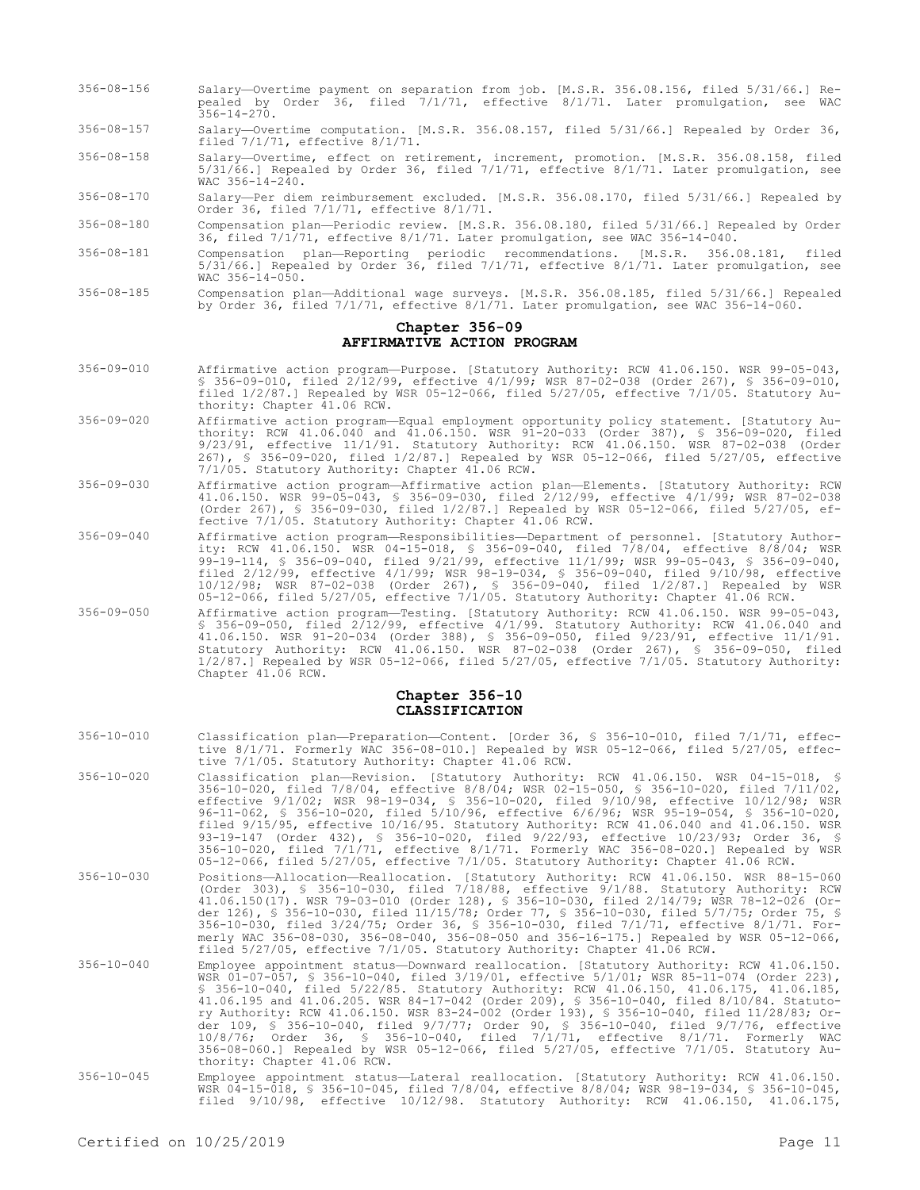356-08-156 Salary—Overtime payment on separation from job. [M.S.R. 356.08.156, filed 5/31/66.] Repealed by Order 36, filed 7/1/71, effective 8/1/71. Later promulgation, see WAC 356-14-270.

356-08-157 Salary—Overtime computation. [M.S.R. 356.08.157, filed 5/31/66.] Repealed by Order 36, filed 7/1/71, effective 8/1/71.

356-08-158 Salary—Overtime, effect on retirement, increment, promotion. [M.S.R. 356.08.158, filed 5/31/66.] Repealed by Order 36, filed 7/1/71, effective 8/1/71. Later promulgation, see WAC 356-14-240.

356-08-170 Salary—Per diem reimbursement excluded. [M.S.R. 356.08.170, filed 5/31/66.] Repealed by Order 36, filed 7/1/71, effective 8/1/71.

356-08-180 Compensation plan—Periodic review. [M.S.R. 356.08.180, filed 5/31/66.] Repealed by Order 36, filed 7/1/71, effective 8/1/71. Later promulgation, see WAC 356-14-040.

356-08-181 Compensation plan—Reporting periodic recommendations. [M.S.R. 356.08.181, filed 5/31/66.] Repealed by Order 36, filed 7/1/71, effective 8/1/71. Later promulgation, see WAC 356-14-050.

356-08-185 Compensation plan—Additional wage surveys. [M.S.R. 356.08.185, filed 5/31/66.] Repealed by Order 36, filed 7/1/71, effective 8/1/71. Later promulgation, see WAC 356-14-060.

## Chapter 356-09
## AFFIRMATIVE ACTION PROGRAM

356-09-010 Affirmative action program—Purpose. [Statutory Authority: RCW 41.06.150. WSR 99-05-043, § 356-09-010, filed 2/12/99, effective 4/1/99; WSR 87-02-038 (Order 267), § 356-09-010, filed 1/2/87.] Repealed by WSR 05-12-066, filed 5/27/05, effective 7/1/05. Statutory Authority: Chapter 41.06 RCW.

356-09-020 Affirmative action program—Equal employment opportunity policy statement. [Statutory Authority: RCW 41.06.040 and 41.06.150. WSR 91-20-033 (Order 387), § 356-09-020, filed 9/23/91, effective 11/1/91. Statutory Authority: RCW 41.06.150. WSR 87-02-038 (Order 267), § 356-09-020, filed 1/2/87.] Repealed by WSR 05-12-066, filed 5/27/05, effective 7/1/05. Statutory Authority: Chapter 41.06 RCW.

356-09-030 Affirmative action program—Affirmative action plan—Elements. [Statutory Authority: RCW 41.06.150. WSR 99-05-043, § 356-09-030, filed 2/12/99, effective 4/1/99; WSR 87-02-038 (Order 267), § 356-09-030, filed 1/2/87.] Repealed by WSR 05-12-066, filed 5/27/05, effective 7/1/05. Statutory Authority: Chapter 41.06 RCW.

356-09-040 Affirmative action program—Responsibilities—Department of personnel. [Statutory Authority: RCW 41.06.150. WSR 04-15-018, § 356-09-040, filed 7/8/04, effective 8/8/04; WSR 99-19-114, § 356-09-040, filed 9/21/99, effective 11/1/99; WSR 99-05-043, § 356-09-040, filed 2/12/99, effective 4/1/99; WSR 98-19-034, § 356-09-040, filed 9/10/98, effective 10/12/98; WSR 87-02-038 (Order 267), § 356-09-040, filed 1/2/87.] Repealed by WSR 05-12-066, filed 5/27/05, effective 7/1/05. Statutory Authority: Chapter 41.06 RCW.

356-09-050 Affirmative action program—Testing. [Statutory Authority: RCW 41.06.150. WSR 99-05-043, § 356-09-050, filed 2/12/99, effective 4/1/99. Statutory Authority: RCW 41.06.040 and 41.06.150. WSR 91-20-034 (Order 388), § 356-09-050, filed 9/23/91, effective 11/1/91. Statutory Authority: RCW 41.06.150. WSR 87-02-038 (Order 267), § 356-09-050, filed 1/2/87.] Repealed by WSR 05-12-066, filed 5/27/05, effective 7/1/05. Statutory Authority: Chapter 41.06 RCW.

## Chapter 356-10
## CLASSIFICATION

356-10-010 Classification plan—Preparation—Content. [Order 36, § 356-10-010, filed 7/1/71, effective 8/1/71. Formerly WAC 356-08-010.] Repealed by WSR 05-12-066, filed 5/27/05, effective 7/1/05. Statutory Authority: Chapter 41.06 RCW.

356-10-020 Classification plan—Revision. [Statutory Authority: RCW 41.06.150. WSR 04-15-018, § 356-10-020, filed 7/8/04, effective 8/8/04; WSR 02-15-050, § 356-10-020, filed 7/11/02, effective 9/1/02; WSR 98-19-034, § 356-10-020, filed 9/10/98, effective 10/12/98; WSR 96-11-062, § 356-10-020, filed 5/10/96, effective 6/6/96; WSR 95-19-054, § 356-10-020, filed 9/15/95, effective 10/16/95. Statutory Authority: RCW 41.06.040 and 41.06.150. WSR 93-19-147 (Order 432), § 356-10-020, filed 9/22/93, effective 10/23/93; Order 36, § 356-10-020, filed 7/1/71, effective 8/1/71. Formerly WAC 356-08-020.] Repealed by WSR 05-12-066, filed 5/27/05, effective 7/1/05. Statutory Authority: Chapter 41.06 RCW.

356-10-030 Positions—Allocation—Reallocation. [Statutory Authority: RCW 41.06.150. WSR 88-15-060 (Order 303), § 356-10-030, filed 7/18/88, effective 9/1/88. Statutory Authority: RCW 41.06.150(17). WSR 79-03-010 (Order 128), § 356-10-030, filed 2/14/79; WSR 78-12-026 (Order 126), § 356-10-030, filed 11/15/78; Order 77, § 356-10-030, filed 5/7/75; Order 75, § 356-10-030, filed 3/24/75; Order 36, § 356-10-030, filed 7/1/71, effective 8/1/71. Formerly WAC 356-08-030, 356-08-040, 356-08-050 and 356-16-175.] Repealed by WSR 05-12-066, filed 5/27/05, effective 7/1/05. Statutory Authority: Chapter 41.06 RCW.

356-10-040 Employee appointment status—Downward reallocation. [Statutory Authority: RCW 41.06.150. WSR 01-07-057, § 356-10-040, filed 3/19/01, effective 5/1/01; WSR 85-11-074 (Order 223), § 356-10-040, filed 5/22/85. Statutory Authority: RCW 41.06.150, 41.06.175, 41.06.185, 41.06.195 and 41.06.205. WSR 84-17-042 (Order 209), § 356-10-040, filed 8/10/84. Statutory Authority: RCW 41.06.150. WSR 83-24-002 (Order 193), § 356-10-040, filed 11/28/83; Order 109, § 356-10-040, filed 9/7/77; Order 90, § 356-10-040, filed 9/7/76, effective 10/8/76; Order 36, § 356-10-040, filed 7/1/71, effective 8/1/71. Formerly WAC 356-08-060.] Repealed by WSR 05-12-066, filed 5/27/05, effective 7/1/05. Statutory Authority: Chapter 41.06 RCW.

356-10-045 Employee appointment status—Lateral reallocation. [Statutory Authority: RCW 41.06.150. WSR 04-15-018, § 356-10-045, filed 7/8/04, effective 8/8/04; WSR 98-19-034, § 356-10-045, filed 9/10/98, effective 10/12/98. Statutory Authority: RCW 41.06.150, 41.06.175,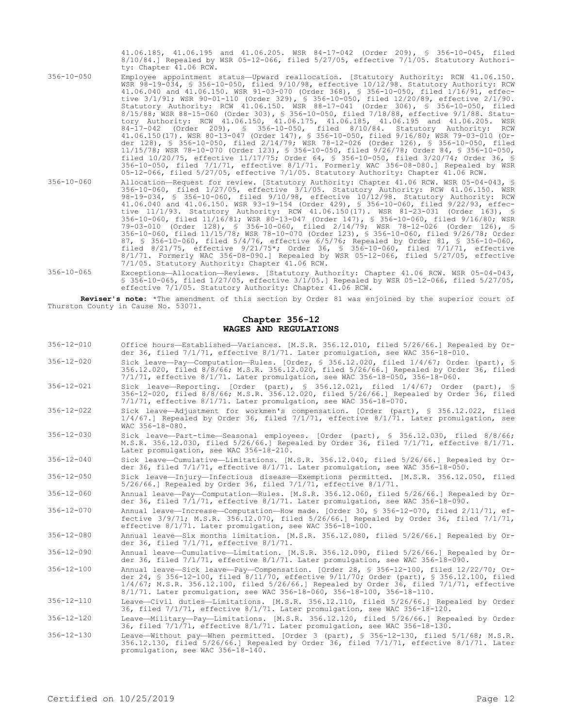41.06.185, 41.06.195 and 41.06.205. WSR 84-17-042 (Order 209), § 356-10-045, filed 8/10/84.] Repealed by WSR 05-12-066, filed 5/27/05, effective 7/1/05. Statutory Authority: Chapter 41.06 RCW.

356-10-050 Employee appointment status—Upward reallocation. [Statutory Authority: RCW 41.06.150. WSR 98-19-034, § 356-10-050, filed 9/10/98, effective 10/12/98. Statutory Authority: RCW 41.06.040 and 41.06.150. WSR 91-03-070 (Order 368), § 356-10-050, filed 1/16/91, effective 3/1/91; WSR 90-01-110 (Order 329), § 356-10-050, filed 12/20/89, effective 2/1/90. Statutory Authority: RCW 41.06.150. WSR 88-17-041 (Order 306), § 356-10-050, filed 8/15/88; WSR 88-15-060 (Order 303), § 356-10-050, filed 7/18/88, effective 9/1/88. Statutory Authority: RCW 41.06.150, 41.06.175, 41.06.185, 41.06.195 and 41.06.205. WSR 84-17-042 (Order 209), § 356-10-050, filed 8/10/84. Statutory Authority: RCW 41.06.150(17). WSR 80-13-047 (Order 147), § 356-10-050, filed 9/16/80; WSR 79-03-010 (Order 128), § 356-10-050, filed 2/14/79; WSR 78-12-026 (Order 126), § 356-10-050, filed 11/15/78; WSR 78-10-070 (Order 123), § 356-10-050, filed 9/26/78; Order 84, § 356-10-050, filed 10/20/75, effective 11/17/75; Order 64, § 356-10-050, filed 3/20/74; Order 36, § 356-10-050, filed 7/1/71, effective 8/1/71. Formerly WAC 356-08-080.] Repealed by WSR 05-12-066, filed 5/27/05, effective 7/1/05. Statutory Authority: Chapter 41.06 RCW.

356-10-060 Allocation—Request for review. [Statutory Authority: Chapter 41.06 RCW. WSR 05-04-043, § 356-10-060, filed 1/27/05, effective 3/1/05. Statutory Authority: RCW 41.06.150. WSR 98-19-034, § 356-10-060, filed 9/10/98, effective 10/12/98. Statutory Authority: RCW 41.06.040 and 41.06.150. WSR 93-19-154 (Order 429), § 356-10-060, filed 9/22/93, effective 11/1/93. Statutory Authority: RCW 41.06.150(17). WSR 81-23-031 (Order 163), § 356-10-060, filed 11/16/81; WSR 80-13-047 (Order 147), § 356-10-060, filed 9/16/80; WSR 79-03-010 (Order 128), § 356-10-060, filed 2/14/79; WSR 78-12-026 (Order 126), § 356-10-060, filed 11/15/78; WSR 78-10-070 (Order 123), § 356-10-060, filed 9/26/78; Order 87, § 356-10-060, filed 5/4/76, effective 6/5/76; Repealed by Order 81, § 356-10-060, filed 8/21/75, effective 9/21/75*; Order 36, § 356-10-060, filed 7/1/71, effective 8/1/71. Formerly WAC 356-08-090.] Repealed by WSR 05-12-066, filed 5/27/05, effective 7/1/05. Statutory Authority: Chapter 41.06 RCW.

356-10-065 Exceptions—Allocation—Reviews. [Statutory Authority: Chapter 41.06 RCW. WSR 05-04-043, § 356-10-065, filed 1/27/05, effective 3/1/05.] Repealed by WSR 05-12-066, filed 5/27/05, effective 7/1/05. Statutory Authority: Chapter 41.06 RCW.

**Reviser's note:** *The amendment of this section by Order 81 was enjoined by the superior court of Thurston County in Cause No. 53071.

## Chapter 356-12
## WAGES AND REGULATIONS

356-12-010 Office hours—Established—Variances. [M.S.R. 356.12.010, filed 5/26/66.] Repealed by Order 36, filed 7/1/71, effective 8/1/71. Later promulgation, see WAC 356-18-010.

356-12-020 Sick leave—Pay—Computation—Rules. [Order, § 356.12.020, filed 1/4/67; Order (part), § 356.12.020, filed 8/8/66; M.S.R. 356.12.020, filed 5/26/66.] Repealed by Order 36, filed 7/1/71, effective 8/1/71. Later promulgation, see WAC 356-18-050, 356-18-060.

356-12-021 Sick leave—Reporting. [Order (part), § 356.12.021, filed 1/4/67; Order (part), § 356-12-020, filed 8/8/66; M.S.R. 356.12.020, filed 5/26/66.] Repealed by Order 36, filed 7/1/71, effective 8/1/71. Later promulgation, see WAC 356-18-070.

356-12-022 Sick leave—Adjustment for workmen's compensation. [Order (part), § 356.12.022, filed 1/4/67.] Repealed by Order 36, filed 7/1/71, effective 8/1/71. Later promulgation, see WAC 356-18-080.

356-12-030 Sick leave—Part-time—Seasonal employees. [Order (part), § 356.12.030, filed 8/8/66; M.S.R. 356.12.030, filed 5/26/66.] Repealed by Order 36, filed 7/1/71, effective 8/1/71. Later promulgation, see WAC 356-18-210.

356-12-040 Sick leave—Cumulative—Limitations. [M.S.R. 356.12.040, filed 5/26/66.] Repealed by Order 36, filed 7/1/71, effective 8/1/71. Later promulgation, see WAC 356-18-050.

356-12-050 Sick leave—Injury—Infectious disease—Exemptions permitted. [M.S.R. 356.12.050, filed 5/26/66.] Repealed by Order 36, filed 7/1/71, effective 8/1/71.

356-12-060 Annual leave—Pay—Computation—Rules. [M.S.R. 356.12.060, filed 5/26/66.] Repealed by Order 36, filed 7/1/71, effective 8/1/71. Later promulgation, see WAC 356-18-090.

356-12-070 Annual leave—Increase—Computation—How made. [Order 30, § 356-12-070, filed 2/11/71, effective 3/9/71; M.S.R. 356.12.070, filed 5/26/66.] Repealed by Order 36, filed 7/1/71, effective 8/1/71. Later promulgation, see WAC 356-18-100.

356-12-080 Annual leave—Six months limitation. [M.S.R. 356.12.080, filed 5/26/66.] Repealed by Order 36, filed 7/1/71, effective 8/1/71.

356-12-090 Annual leave—Cumulative—Limitation. [M.S.R. 356.12.090, filed 5/26/66.] Repealed by Order 36, filed 7/1/71, effective 8/1/71. Later promulgation, see WAC 356-18-090.

356-12-100 Annual leave—Sick leave—Pay—Compensation. [Order 28, § 356-12-100, filed 12/22/70; Order 24, § 356-12-100, filed 8/11/70, effective 9/11/70; Order (part), § 356.12.100, filed 1/4/67; M.S.R. 356.12.100, filed 5/26/66.] Repealed by Order 36, filed 7/1/71, effective 8/1/71. Later promulgation, see WAC 356-18-060, 356-18-100, 356-18-110.

356-12-110 Leave—Civil duties—Limitations. [M.S.R. 356.12.110, filed 5/26/66.] Repealed by Order 36, filed 7/1/71, effective 8/1/71. Later promulgation, see WAC 356-18-120.

356-12-120 Leave—Military—Pay—Limitations. [M.S.R. 356.12.120, filed 5/26/66.] Repealed by Order 36, filed 7/1/71, effective 8/1/71. Later promulgation, see WAC 356-18-130.

356-12-130 Leave—Without pay—When permitted. [Order 3 (part), § 356-12-130, filed 5/1/68; M.S.R. 356.12.130, filed 5/26/66.] Repealed by Order 36, filed 7/1/71, effective 8/1/71. Later promulgation, see WAC 356-18-140.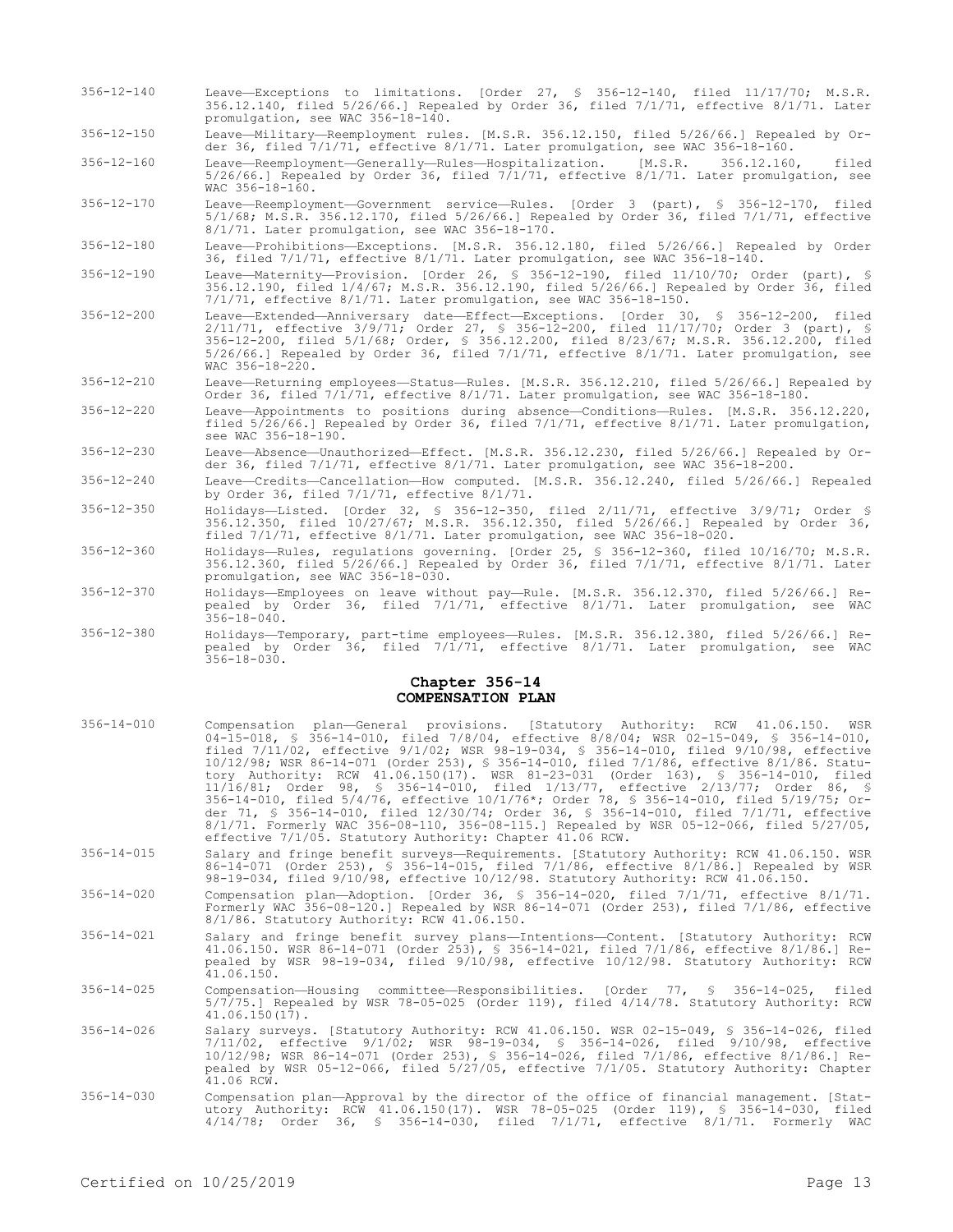356-12-140 Leave—Exceptions to limitations. [Order 27, § 356-12-140, filed 11/17/70; M.S.R. 356.12.140, filed 5/26/66.] Repealed by Order 36, filed 7/1/71, effective 8/1/71. Later promulgation, see WAC 356-18-140.

356-12-150 Leave—Military—Reemployment rules. [M.S.R. 356.12.150, filed 5/26/66.] Repealed by Order 36, filed 7/1/71, effective 8/1/71. Later promulgation, see WAC 356-18-160.

356-12-160 Leave—Reemployment—Generally—Rules—Hospitalization. [M.S.R. 356.12.160, filed 5/26/66.] Repealed by Order 36, filed 7/1/71, effective 8/1/71. Later promulgation, see WAC 356-18-160.

356-12-170 Leave—Reemployment—Government service—Rules. [Order 3 (part), § 356-12-170, filed 5/1/68; M.S.R. 356.12.170, filed 5/26/66.] Repealed by Order 36, filed 7/1/71, effective 8/1/71. Later promulgation, see WAC 356-18-170.

356-12-180 Leave—Prohibitions—Exceptions. [M.S.R. 356.12.180, filed 5/26/66.] Repealed by Order 36, filed 7/1/71, effective 8/1/71. Later promulgation, see WAC 356-18-140.

356-12-190 Leave—Maternity—Provision. [Order 26, § 356-12-190, filed 11/10/70; Order (part), § 356.12.190, filed 1/4/67; M.S.R. 356.12.190, filed 5/26/66.] Repealed by Order 36, filed 7/1/71, effective 8/1/71. Later promulgation, see WAC 356-18-150.

356-12-200 Leave—Extended—Anniversary date—Effect—Exceptions. [Order 30, § 356-12-200, filed 2/11/71, effective 3/9/71; Order 27, § 356-12-200, filed 11/17/70; Order 3 (part), § 356-12-200, filed 5/1/68; Order, § 356.12.200, filed 8/23/67; M.S.R. 356.12.200, filed 5/26/66.] Repealed by Order 36, filed 7/1/71, effective 8/1/71. Later promulgation, see WAC 356-18-220.

356-12-210 Leave—Returning employees—Status—Rules. [M.S.R. 356.12.210, filed 5/26/66.] Repealed by Order 36, filed 7/1/71, effective 8/1/71. Later promulgation, see WAC 356-18-180.

356-12-220 Leave—Appointments to positions during absence—Conditions—Rules. [M.S.R. 356.12.220, filed 5/26/66.] Repealed by Order 36, filed 7/1/71, effective 8/1/71. Later promulgation, see WAC 356-18-190.

356-12-230 Leave—Absence—Unauthorized—Effect. [M.S.R. 356.12.230, filed 5/26/66.] Repealed by Order 36, filed 7/1/71, effective 8/1/71. Later promulgation, see WAC 356-18-200.

356-12-240 Leave—Credits—Cancellation—How computed. [M.S.R. 356.12.240, filed 5/26/66.] Repealed by Order 36, filed 7/1/71, effective 8/1/71.

356-12-350 Holidays—Listed. [Order 32, § 356-12-350, filed 2/11/71, effective 3/9/71; Order § 356.12.350, filed 10/27/67; M.S.R. 356.12.350, filed 5/26/66.] Repealed by Order 36, filed 7/1/71, effective 8/1/71. Later promulgation, see WAC 356-18-020.

356-12-360 Holidays—Rules, regulations governing. [Order 25, § 356-12-360, filed 10/16/70; M.S.R. 356.12.360, filed 5/26/66.] Repealed by Order 36, filed 7/1/71, effective 8/1/71. Later promulgation, see WAC 356-18-030.

356-12-370 Holidays—Employees on leave without pay—Rule. [M.S.R. 356.12.370, filed 5/26/66.] Repealed by Order 36, filed 7/1/71, effective 8/1/71. Later promulgation, see WAC 356-18-040.

356-12-380 Holidays—Temporary, part-time employees—Rules. [M.S.R. 356.12.380, filed 5/26/66.] Repealed by Order 36, filed 7/1/71, effective 8/1/71. Later promulgation, see WAC 356-18-030.

## Chapter 356-14
## COMPENSATION PLAN

356-14-010 Compensation plan—General provisions. [Statutory Authority: RCW 41.06.150. WSR 04-15-018, § 356-14-010, filed 7/8/04, effective 8/8/04; WSR 02-15-049, § 356-14-010, filed 7/11/02, effective 9/1/02; WSR 98-19-034, § 356-14-010, filed 9/10/98, effective 10/12/98; WSR 86-14-071 (Order 253), § 356-14-010, filed 7/1/86, effective 8/1/86. Statutory Authority: RCW 41.06.150(17). WSR 81-23-031 (Order 163), § 356-14-010, filed 11/16/81; Order 98, § 356-14-010, filed 1/13/77, effective 2/13/77; Order 86, § 356-14-010, filed 5/4/76, effective 10/1/76*; Order 78, § 356-14-010, filed 5/19/75; Order 71, § 356-14-010, filed 12/30/74; Order 36, § 356-14-010, filed 7/1/71, effective 8/1/71. Formerly WAC 356-08-110, 356-08-115.] Repealed by WSR 05-12-066, filed 5/27/05, effective 7/1/05. Statutory Authority: Chapter 41.06 RCW.

356-14-015 Salary and fringe benefit surveys—Requirements. [Statutory Authority: RCW 41.06.150. WSR 86-14-071 (Order 253), § 356-14-015, filed 7/1/86, effective 8/1/86.] Repealed by WSR 98-19-034, filed 9/10/98, effective 10/12/98. Statutory Authority: RCW 41.06.150.

356-14-020 Compensation plan—Adoption. [Order 36, § 356-14-020, filed 7/1/71, effective 8/1/71. Formerly WAC 356-08-120.] Repealed by WSR 86-14-071 (Order 253), filed 7/1/86, effective 8/1/86. Statutory Authority: RCW 41.06.150.

356-14-021 Salary and fringe benefit survey plans—Intentions—Content. [Statutory Authority: RCW 41.06.150. WSR 86-14-071 (Order 253), § 356-14-021, filed 7/1/86, effective 8/1/86.] Repealed by WSR 98-19-034, filed 9/10/98, effective 10/12/98. Statutory Authority: RCW 41.06.150.

356-14-025 Compensation—Housing committee—Responsibilities. [Order 77, § 356-14-025, filed 5/7/75.] Repealed by WSR 78-05-025 (Order 119), filed 4/14/78. Statutory Authority: RCW 41.06.150(17).

356-14-026 Salary surveys. [Statutory Authority: RCW 41.06.150. WSR 02-15-049, § 356-14-026, filed 7/11/02, effective 9/1/02; WSR 98-19-034, § 356-14-026, filed 9/10/98, effective 10/12/98; WSR 86-14-071 (Order 253), § 356-14-026, filed 7/1/86, effective 8/1/86.] Repealed by WSR 05-12-066, filed 5/27/05, effective 7/1/05. Statutory Authority: Chapter 41.06 RCW.

356-14-030 Compensation plan—Approval by the director of the office of financial management. [Statutory Authority: RCW 41.06.150(17). WSR 78-05-025 (Order 119), § 356-14-030, filed 4/14/78; Order 36, § 356-14-030, filed 7/1/71, effective 8/1/71. Formerly WAC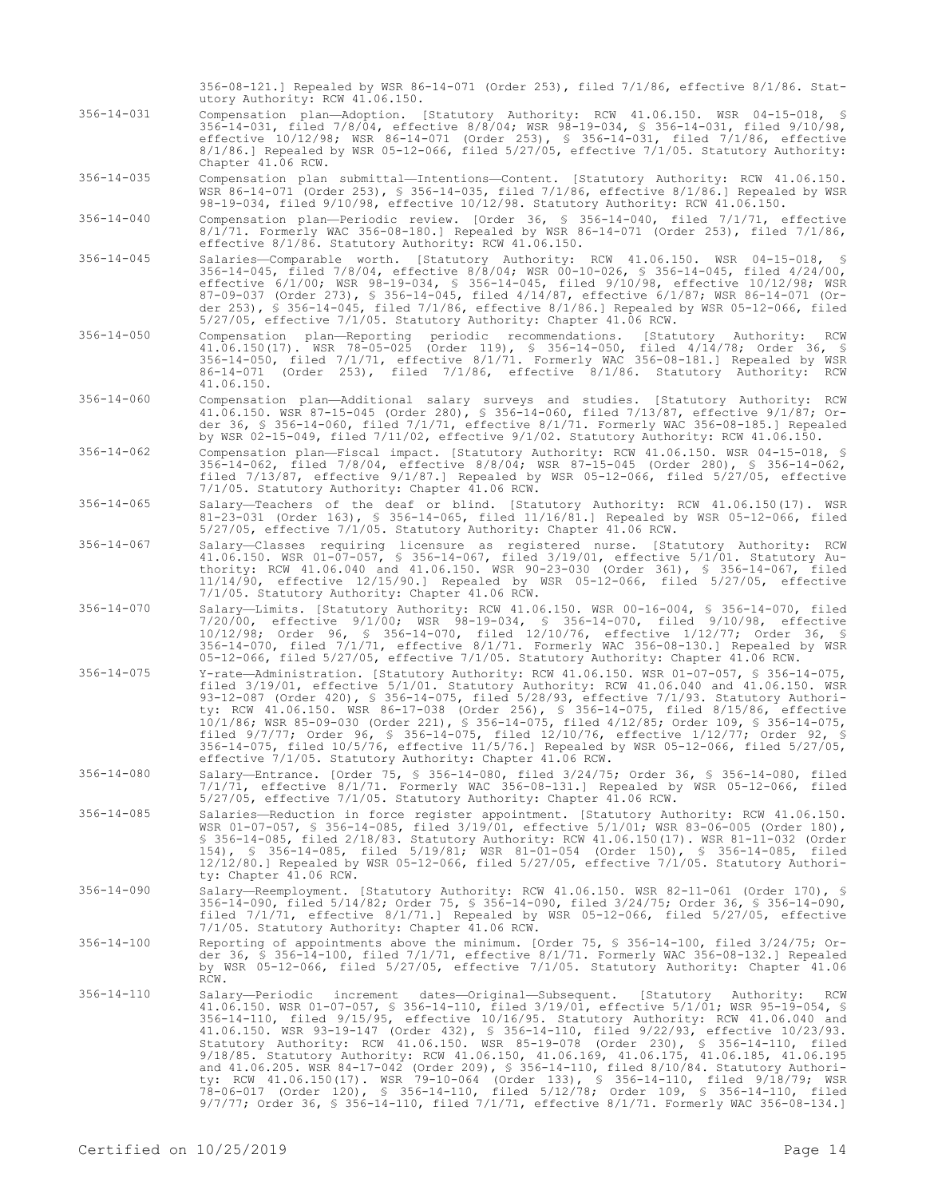356-08-121.] Repealed by WSR 86-14-071 (Order 253), filed 7/1/86, effective 8/1/86. Statutory Authority: RCW 41.06.150.

356-14-031 Compensation plan—Adoption. [Statutory Authority: RCW 41.06.150. WSR 04-15-018, § 356-14-031, filed 7/8/04, effective 8/8/04; WSR 98-19-034, § 356-14-031, filed 9/10/98, effective 10/12/98; WSR 86-14-071 (Order 253), § 356-14-031, filed 7/1/86, effective 8/1/86.] Repealed by WSR 05-12-066, filed 5/27/05, effective 7/1/05. Statutory Authority: Chapter 41.06 RCW.

356-14-035 Compensation plan submittal—Intentions—Content. [Statutory Authority: RCW 41.06.150. WSR 86-14-071 (Order 253), § 356-14-035, filed 7/1/86, effective 8/1/86.] Repealed by WSR 98-19-034, filed 9/10/98, effective 10/12/98. Statutory Authority: RCW 41.06.150.

356-14-040 Compensation plan—Periodic review. [Order 36, § 356-14-040, filed 7/1/71, effective 8/1/71. Formerly WAC 356-08-180.] Repealed by WSR 86-14-071 (Order 253), filed 7/1/86, effective 8/1/86. Statutory Authority: RCW 41.06.150.

356-14-045 Salaries—Comparable worth. [Statutory Authority: RCW 41.06.150. WSR 04-15-018, § 356-14-045, filed 7/8/04, effective 8/8/04; WSR 00-10-026, § 356-14-045, filed 4/24/00, effective 6/1/00; WSR 98-19-034, § 356-14-045, filed 9/10/98, effective 10/12/98; WSR 87-09-037 (Order 273), § 356-14-045, filed 4/14/87, effective 6/1/87; WSR 86-14-071 (Order 253), § 356-14-045, filed 7/1/86, effective 8/1/86.] Repealed by WSR 05-12-066, filed 5/27/05, effective 7/1/05. Statutory Authority: Chapter 41.06 RCW.

356-14-050 Compensation plan—Reporting periodic recommendations. [Statutory Authority: RCW 41.06.150(17). WSR 78-05-025 (Order 119), § 356-14-050, filed 4/14/78; Order 36, § 356-14-050, filed 7/1/71, effective 8/1/71. Formerly WAC 356-08-181.] Repealed by WSR 86-14-071 (Order 253), filed 7/1/86, effective 8/1/86. Statutory Authority: RCW 41.06.150.

356-14-060 Compensation plan—Additional salary surveys and studies. [Statutory Authority: RCW 41.06.150. WSR 87-15-045 (Order 280), § 356-14-060, filed 7/13/87, effective 9/1/87; Order 36, § 356-14-060, filed 7/1/71, effective 8/1/71. Formerly WAC 356-08-185.] Repealed by WSR 02-15-049, filed 7/11/02, effective 9/1/02. Statutory Authority: RCW 41.06.150.

356-14-062 Compensation plan—Fiscal impact. [Statutory Authority: RCW 41.06.150. WSR 04-15-018, § 356-14-062, filed 7/8/04, effective 8/8/04; WSR 87-15-045 (Order 280), § 356-14-062, filed 7/13/87, effective 9/1/87.] Repealed by WSR 05-12-066, filed 5/27/05, effective 7/1/05. Statutory Authority: Chapter 41.06 RCW.

356-14-065 Salary—Teachers of the deaf or blind. [Statutory Authority: RCW 41.06.150(17). WSR 81-23-031 (Order 163), § 356-14-065, filed 11/16/81.] Repealed by WSR 05-12-066, filed 5/27/05, effective 7/1/05. Statutory Authority: Chapter 41.06 RCW.

356-14-067 Salary—Classes requiring licensure as registered nurse. [Statutory Authority: RCW 41.06.150. WSR 01-07-057, § 356-14-067, filed 3/19/01, effective 5/1/01. Statutory Authority: RCW 41.06.040 and 41.06.150. WSR 90-23-030 (Order 361), § 356-14-067, filed 11/14/90, effective 12/15/90.] Repealed by WSR 05-12-066, filed 5/27/05, effective 7/1/05. Statutory Authority: Chapter 41.06 RCW.

356-14-070 Salary—Limits. [Statutory Authority: RCW 41.06.150. WSR 00-16-004, § 356-14-070, filed 7/20/00, effective 9/1/00; WSR 98-19-034, § 356-14-070, filed 9/10/98, effective 10/12/98; Order 96, § 356-14-070, filed 12/10/76, effective 1/12/77; Order 36, § 356-14-070, filed 7/1/71, effective 8/1/71. Formerly WAC 356-08-130.] Repealed by WSR 05-12-066, filed 5/27/05, effective 7/1/05. Statutory Authority: Chapter 41.06 RCW.

356-14-075 Y-rate—Administration. [Statutory Authority: RCW 41.06.150. WSR 01-07-057, § 356-14-075, filed 3/19/01, effective 5/1/01. Statutory Authority: RCW 41.06.040 and 41.06.150. WSR 93-12-087 (Order 420), § 356-14-075, filed 5/28/93, effective 7/1/93. Statutory Authority: RCW 41.06.150. WSR 86-17-038 (Order 256), § 356-14-075, filed 8/15/86, effective 10/1/86; WSR 85-09-030 (Order 221), § 356-14-075, filed 4/12/85; Order 109, § 356-14-075, filed 9/7/77; Order 96, § 356-14-075, filed 12/10/76, effective 1/12/77; Order 92, § 356-14-075, filed 10/5/76, effective 11/5/76.] Repealed by WSR 05-12-066, filed 5/27/05, effective 7/1/05. Statutory Authority: Chapter 41.06 RCW.

356-14-080 Salary—Entrance. [Order 75, § 356-14-080, filed 3/24/75; Order 36, § 356-14-080, filed 7/1/71, effective 8/1/71. Formerly WAC 356-08-131.] Repealed by WSR 05-12-066, filed 5/27/05, effective 7/1/05. Statutory Authority: Chapter 41.06 RCW.

356-14-085 Salaries—Reduction in force register appointment. [Statutory Authority: RCW 41.06.150. WSR 01-07-057, § 356-14-085, filed 3/19/01, effective 5/1/01; WSR 83-06-005 (Order 180), § 356-14-085, filed 2/18/83. Statutory Authority: RCW 41.06.150(17). WSR 81-11-032 (Order 154), § 356-14-085, filed 5/19/81; WSR 81-01-054 (Order 150), § 356-14-085, filed 12/12/80.] Repealed by WSR 05-12-066, filed 5/27/05, effective 7/1/05. Statutory Authority: Chapter 41.06 RCW.

356-14-090 Salary—Reemployment. [Statutory Authority: RCW 41.06.150. WSR 82-11-061 (Order 170), § 356-14-090, filed 5/14/82; Order 75, § 356-14-090, filed 3/24/75; Order 36, § 356-14-090, filed 7/1/71, effective 8/1/71.] Repealed by WSR 05-12-066, filed 5/27/05, effective 7/1/05. Statutory Authority: Chapter 41.06 RCW.

356-14-100 Reporting of appointments above the minimum. [Order 75, § 356-14-100, filed 3/24/75; Order 36, § 356-14-100, filed 7/1/71, effective 8/1/71. Formerly WAC 356-08-132.] Repealed by WSR 05-12-066, filed 5/27/05, effective 7/1/05. Statutory Authority: Chapter 41.06 RCW.

356-14-110 Salary—Periodic increment dates—Original—Subsequent. [Statutory Authority: RCW 41.06.150. WSR 01-07-057, § 356-14-110, filed 3/19/01, effective 5/1/01; WSR 95-19-054, § 356-14-110, filed 9/15/95, effective 10/16/95. Statutory Authority: RCW 41.06.040 and 41.06.150. WSR 93-19-147 (Order 432), § 356-14-110, filed 9/22/93, effective 10/23/93. Statutory Authority: RCW 41.06.150. WSR 85-19-078 (Order 230), § 356-14-110, filed 9/18/85. Statutory Authority: RCW 41.06.150, 41.06.169, 41.06.175, 41.06.185, 41.06.195 and 41.06.205. WSR 84-17-042 (Order 209), § 356-14-110, filed 8/10/84. Statutory Authority: RCW 41.06.150(17). WSR 79-10-064 (Order 133), § 356-14-110, filed 9/18/79; WSR 78-06-017 (Order 120), § 356-14-110, filed 5/12/78; Order 109, § 356-14-110, filed 9/7/77; Order 36, § 356-14-110, filed 7/1/71, effective 8/1/71. Formerly WAC 356-08-134.]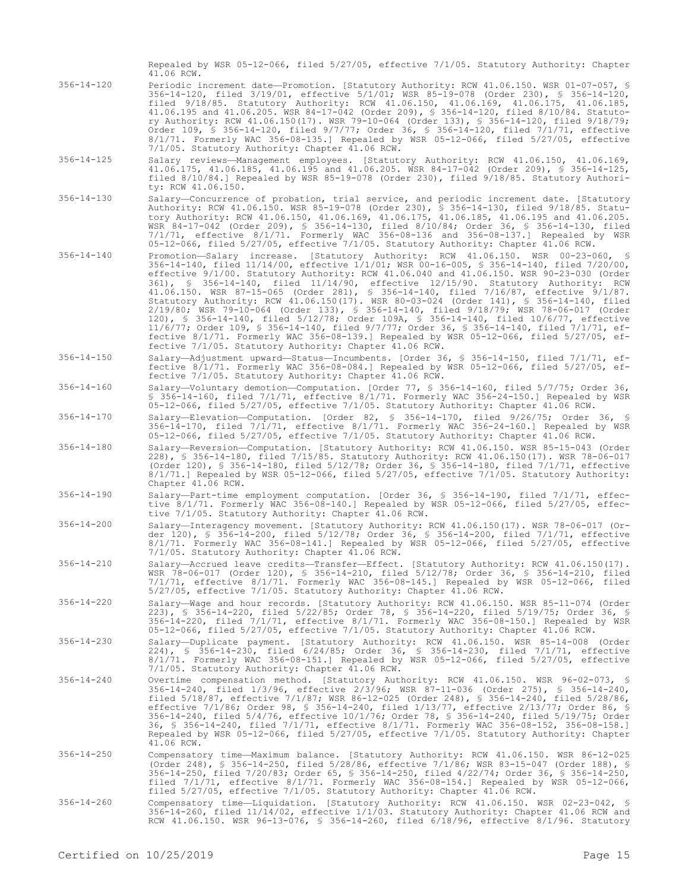Repealed by WSR 05-12-066, filed 5/27/05, effective 7/1/05. Statutory Authority: Chapter 41.06 RCW.

356-14-120 Periodic increment date—Promotion. [Statutory Authority: RCW 41.06.150. WSR 01-07-057, § 356-14-120, filed 3/19/01, effective 5/1/01; WSR 85-19-078 (Order 230), § 356-14-120, filed 9/18/85. Statutory Authority: RCW 41.06.150, 41.06.169, 41.06.175, 41.06.185, 41.06.195 and 41.06.205. WSR 84-17-042 (Order 209), § 356-14-120, filed 8/10/84. Statutory Authority: RCW 41.06.150(17). WSR 79-10-064 (Order 133), § 356-14-120, filed 9/18/79; Order 109, § 356-14-120, filed 9/7/77; Order 36, § 356-14-120, filed 7/1/71, effective 8/1/71. Formerly WAC 356-08-135.] Repealed by WSR 05-12-066, filed 5/27/05, effective 7/1/05. Statutory Authority: Chapter 41.06 RCW.

356-14-125 Salary reviews—Management employees. [Statutory Authority: RCW 41.06.150, 41.06.169, 41.06.175, 41.06.185, 41.06.195 and 41.06.205. WSR 84-17-042 (Order 209), § 356-14-125, filed 8/10/84.] Repealed by WSR 85-19-078 (Order 230), filed 9/18/85. Statutory Authority: RCW 41.06.150.

356-14-130 Salary—Concurrence of probation, trial service, and periodic increment date. [Statutory Authority: RCW 41.06.150. WSR 85-19-078 (Order 230), § 356-14-130, filed 9/18/85. Statutory Authority: RCW 41.06.150, 41.06.169, 41.06.175, 41.06.185, 41.06.195 and 41.06.205. WSR 84-17-042 (Order 209), § 356-14-130, filed 8/10/84; Order 36, § 356-14-130, filed 7/1/71, effective 8/1/71. Formerly WAC 356-08-136 and 356-08-137.] Repealed by WSR 05-12-066, filed 5/27/05, effective 7/1/05. Statutory Authority: Chapter 41.06 RCW.

356-14-140 Promotion—Salary increase. [Statutory Authority: RCW 41.06.150. WSR 00-23-060, § 356-14-140, filed 11/14/00, effective 1/1/01; WSR 00-16-005, § 356-14-140, filed 7/20/00, effective 9/1/00. Statutory Authority: RCW 41.06.040 and 41.06.150. WSR 90-23-030 (Order 361), § 356-14-140, filed 11/14/90, effective 12/15/90. Statutory Authority: RCW 41.06.150. WSR 87-15-065 (Order 281), § 356-14-140, filed 7/16/87, effective 9/1/87. Statutory Authority: RCW 41.06.150(17). WSR 80-03-024 (Order 141), § 356-14-140, filed 2/19/80; WSR 79-10-064 (Order 133), § 356-14-140, filed 9/18/79; WSR 78-06-017 (Order 120), § 356-14-140, filed 5/12/78; Order 109A, § 356-14-140, filed 10/6/77, effective 11/6/77; Order 109, § 356-14-140, filed 9/7/77; Order 36, § 356-14-140, filed 7/1/71, effective 8/1/71. Formerly WAC 356-08-139.] Repealed by WSR 05-12-066, filed 5/27/05, effective 7/1/05. Statutory Authority: Chapter 41.06 RCW.

356-14-150 Salary—Adjustment upward—Status—Incumbents. [Order 36, § 356-14-150, filed 7/1/71, effective 8/1/71. Formerly WAC 356-08-084.] Repealed by WSR 05-12-066, filed 5/27/05, effective 7/1/05. Statutory Authority: Chapter 41.06 RCW.

356-14-160 Salary—Voluntary demotion—Computation. [Order 77, § 356-14-160, filed 5/7/75; Order 36, § 356-14-160, filed 7/1/71, effective 8/1/71. Formerly WAC 356-24-150.] Repealed by WSR 05-12-066, filed 5/27/05, effective 7/1/05. Statutory Authority: Chapter 41.06 RCW.

356-14-170 Salary—Elevation—Computation. [Order 82, § 356-14-170, filed 9/26/75; Order 36, § 356-14-170, filed 7/1/71, effective 8/1/71. Formerly WAC 356-24-160.] Repealed by WSR 05-12-066, filed 5/27/05, effective 7/1/05. Statutory Authority: Chapter 41.06 RCW.

356-14-180 Salary—Reversion—Computation. [Statutory Authority: RCW 41.06.150. WSR 85-15-043 (Order 228), § 356-14-180, filed 7/15/85. Statutory Authority: RCW 41.06.150(17). WSR 78-06-017 (Order 120), § 356-14-180, filed 5/12/78; Order 36, § 356-14-180, filed 7/1/71, effective 8/1/71.] Repealed by WSR 05-12-066, filed 5/27/05, effective 7/1/05. Statutory Authority: Chapter 41.06 RCW.

356-14-190 Salary—Part-time employment computation. [Order 36, § 356-14-190, filed 7/1/71, effective 8/1/71. Formerly WAC 356-08-140.] Repealed by WSR 05-12-066, filed 5/27/05, effective 7/1/05. Statutory Authority: Chapter 41.06 RCW.

356-14-200 Salary—Interagency movement. [Statutory Authority: RCW 41.06.150(17). WSR 78-06-017 (Order 120), § 356-14-200, filed 5/12/78; Order 36, § 356-14-200, filed 7/1/71, effective 8/1/71. Formerly WAC 356-08-141.] Repealed by WSR 05-12-066, filed 5/27/05, effective 7/1/05. Statutory Authority: Chapter 41.06 RCW.

356-14-210 Salary—Accrued leave credits—Transfer—Effect. [Statutory Authority: RCW 41.06.150(17). WSR 78-06-017 (Order 120), § 356-14-210, filed 5/12/78; Order 36, § 356-14-210, filed 7/1/71, effective 8/1/71. Formerly WAC 356-08-145.] Repealed by WSR 05-12-066, filed 5/27/05, effective 7/1/05. Statutory Authority: Chapter 41.06 RCW.

356-14-220 Salary—Wage and hour records. [Statutory Authority: RCW 41.06.150. WSR 85-11-074 (Order 223), § 356-14-220, filed 5/22/85; Order 78, § 356-14-220, filed 5/19/75; Order 36, § 356-14-220, filed 7/1/71, effective 8/1/71. Formerly WAC 356-08-150.] Repealed by WSR 05-12-066, filed 5/27/05, effective 7/1/05. Statutory Authority: Chapter 41.06 RCW.

356-14-230 Salary—Duplicate payment. [Statutory Authority: RCW 41.06.150. WSR 85-14-008 (Order 224), § 356-14-230, filed 6/24/85; Order 36, § 356-14-230, filed 7/1/71, effective 8/1/71. Formerly WAC 356-08-151.] Repealed by WSR 05-12-066, filed 5/27/05, effective 7/1/05. Statutory Authority: Chapter 41.06 RCW.

356-14-240 Overtime compensation method. [Statutory Authority: RCW 41.06.150. WSR 96-02-073, § 356-14-240, filed 1/3/96, effective 2/3/96; WSR 87-11-036 (Order 275), § 356-14-240, filed 5/18/87, effective 7/1/87; WSR 86-12-025 (Order 248), § 356-14-240, filed 5/28/86, effective 7/1/86; Order 98, § 356-14-240, filed 1/13/77, effective 2/13/77; Order 86, § 356-14-240, filed 5/4/76, effective 10/1/76; Order 78, § 356-14-240, filed 5/19/75; Order 36, § 356-14-240, filed 7/1/71, effective 8/1/71. Formerly WAC 356-08-152, 356-08-158.] Repealed by WSR 05-12-066, filed 5/27/05, effective 7/1/05. Statutory Authority: Chapter 41.06 RCW.

356-14-250 Compensatory time—Maximum balance. [Statutory Authority: RCW 41.06.150. WSR 86-12-025 (Order 248), § 356-14-250, filed 5/28/86, effective 7/1/86; WSR 83-15-047 (Order 188), § 356-14-250, filed 7/20/83; Order 65, § 356-14-250, filed 4/22/74; Order 36, § 356-14-250, filed 7/1/71, effective 8/1/71. Formerly WAC 356-08-154.] Repealed by WSR 05-12-066, filed 5/27/05, effective 7/1/05. Statutory Authority: Chapter 41.06 RCW.

356-14-260 Compensatory time—Liquidation. [Statutory Authority: RCW 41.06.150. WSR 02-23-042, § 356-14-260, filed 11/14/02, effective 1/1/03. Statutory Authority: Chapter 41.06 RCW and RCW 41.06.150. WSR 96-13-076, § 356-14-260, filed 6/18/96, effective 8/1/96. Statutory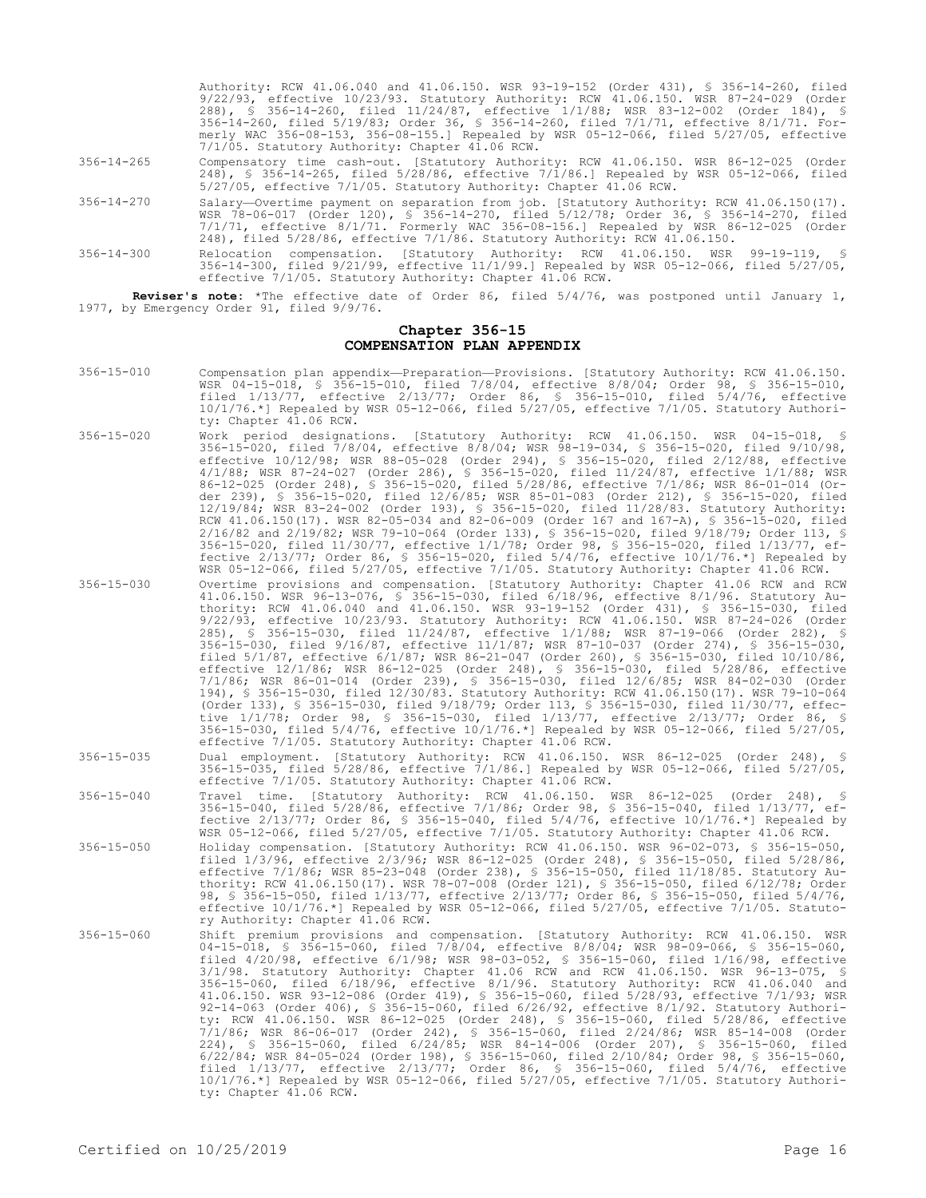Authority: RCW 41.06.040 and 41.06.150. WSR 93-19-152 (Order 431), § 356-14-260, filed 9/22/93, effective 10/23/93. Statutory Authority: RCW 41.06.150. WSR 87-24-029 (Order 288), § 356-14-260, filed 11/24/87, effective 1/1/88; WSR 83-12-002 (Order 184), § 356-14-260, filed 5/19/83; Order 36, § 356-14-260, filed 7/1/71, effective 8/1/71. Formerly WAC 356-08-153, 356-08-155.] Repealed by WSR 05-12-066, filed 5/27/05, effective 7/1/05. Statutory Authority: Chapter 41.06 RCW.

356-14-265 Compensatory time cash-out. [Statutory Authority: RCW 41.06.150. WSR 86-12-025 (Order 248), § 356-14-265, filed 5/28/86, effective 7/1/86.] Repealed by WSR 05-12-066, filed 5/27/05, effective 7/1/05. Statutory Authority: Chapter 41.06 RCW.

356-14-270 Salary—Overtime payment on separation from job. [Statutory Authority: RCW 41.06.150(17). WSR 78-06-017 (Order 120), § 356-14-270, filed 5/12/78; Order 36, § 356-14-270, filed 7/1/71, effective 8/1/71. Formerly WAC 356-08-156.] Repealed by WSR 86-12-025 (Order 248), filed 5/28/86, effective 7/1/86. Statutory Authority: RCW 41.06.150.

356-14-300 Relocation compensation. [Statutory Authority: RCW 41.06.150. WSR 99-19-119, § 356-14-300, filed 9/21/99, effective 11/1/99.] Repealed by WSR 05-12-066, filed 5/27/05, effective 7/1/05. Statutory Authority: Chapter 41.06 RCW.

**Reviser's note:** *The effective date of Order 86, filed 5/4/76, was postponed until January 1, 1977, by Emergency Order 91, filed 9/9/76.

## Chapter 356-15
## COMPENSATION PLAN APPENDIX

356-15-010 Compensation plan appendix—Preparation—Provisions. [Statutory Authority: RCW 41.06.150. WSR 04-15-018, § 356-15-010, filed 7/8/04, effective 8/8/04; Order 98, § 356-15-010, filed 1/13/77, effective 2/13/77; Order 86, § 356-15-010, filed 5/4/76, effective 10/1/76.*] Repealed by WSR 05-12-066, filed 5/27/05, effective 7/1/05. Statutory Authority: Chapter 41.06 RCW.

356-15-020 Work period designations. [Statutory Authority: RCW 41.06.150. WSR 04-15-018, § 356-15-020, filed 7/8/04, effective 8/8/04; WSR 98-19-034, § 356-15-020, filed 9/10/98, effective 10/12/98; WSR 88-05-028 (Order 294), § 356-15-020, filed 2/12/88, effective 4/1/88; WSR 87-24-027 (Order 286), § 356-15-020, filed 11/24/87, effective 1/1/88; WSR 86-12-025 (Order 248), § 356-15-020, filed 5/28/86, effective 7/1/86; WSR 86-01-014 (Order 239), § 356-15-020, filed 12/6/85; WSR 85-01-083 (Order 212), § 356-15-020, filed 12/19/84; WSR 83-24-002 (Order 193), § 356-15-020, filed 11/28/83. Statutory Authority: RCW 41.06.150(17). WSR 82-05-034 and 82-06-009 (Order 167 and 167-A), § 356-15-020, filed 2/16/82 and 2/19/82; WSR 79-10-064 (Order 133), § 356-15-020, filed 9/18/79; Order 113, § 356-15-020, filed 11/30/77, effective 1/1/78; Order 98, § 356-15-020, filed 1/13/77, effective 2/13/77; Order 86, § 356-15-020, filed 5/4/76, effective 10/1/76.*] Repealed by WSR 05-12-066, filed 5/27/05, effective 7/1/05. Statutory Authority: Chapter 41.06 RCW.

356-15-030 Overtime provisions and compensation. [Statutory Authority: Chapter 41.06 RCW and RCW 41.06.150. WSR 96-13-076, § 356-15-030, filed 6/18/96, effective 8/1/96. Statutory Authority: RCW 41.06.040 and 41.06.150. WSR 93-19-152 (Order 431), § 356-15-030, filed 9/22/93, effective 10/23/93. Statutory Authority: RCW 41.06.150. WSR 87-24-026 (Order 285), § 356-15-030, filed 11/24/87, effective 1/1/88; WSR 87-19-066 (Order 282), § 356-15-030, filed 9/16/87, effective 11/1/87; WSR 87-10-037 (Order 274), § 356-15-030, filed 5/1/87, effective 6/1/87; WSR 86-21-047 (Order 260), § 356-15-030, filed 10/10/86, effective 12/1/86; WSR 86-12-025 (Order 248), § 356-15-030, filed 5/28/86, effective 7/1/86; WSR 86-01-014 (Order 239), § 356-15-030, filed 12/6/85; WSR 84-02-030 (Order 194), § 356-15-030, filed 12/30/83. Statutory Authority: RCW 41.06.150(17). WSR 79-10-064 (Order 133), § 356-15-030, filed 9/18/79; Order 113, § 356-15-030, filed 11/30/77, effective 1/1/78; Order 98, § 356-15-030, filed 1/13/77, effective 2/13/77; Order 86, § 356-15-030, filed 5/4/76, effective 10/1/76.*] Repealed by WSR 05-12-066, filed 5/27/05, effective 7/1/05. Statutory Authority: Chapter 41.06 RCW.

356-15-035 Dual employment. [Statutory Authority: RCW 41.06.150. WSR 86-12-025 (Order 248), § 356-15-035, filed 5/28/86, effective 7/1/86.] Repealed by WSR 05-12-066, filed 5/27/05, effective 7/1/05. Statutory Authority: Chapter 41.06 RCW.

356-15-040 Travel time. [Statutory Authority: RCW 41.06.150. WSR 86-12-025 (Order 248), § 356-15-040, filed 5/28/86, effective 7/1/86; Order 98, § 356-15-040, filed 1/13/77, effective 2/13/77; Order 86, § 356-15-040, filed 5/4/76, effective 10/1/76.*] Repealed by WSR 05-12-066, filed 5/27/05, effective 7/1/05. Statutory Authority: Chapter 41.06 RCW.

356-15-050 Holiday compensation. [Statutory Authority: RCW 41.06.150. WSR 96-02-073, § 356-15-050, filed 1/3/96, effective 2/3/96; WSR 86-12-025 (Order 248), § 356-15-050, filed 5/28/86, effective 7/1/86; WSR 85-23-048 (Order 238), § 356-15-050, filed 11/18/85. Statutory Authority: RCW 41.06.150(17). WSR 78-07-008 (Order 121), § 356-15-050, filed 6/12/78; Order 98, § 356-15-050, filed 1/13/77, effective 2/13/77; Order 86, § 356-15-050, filed 5/4/76, effective 10/1/76.*] Repealed by WSR 05-12-066, filed 5/27/05, effective 7/1/05. Statutory Authority: Chapter 41.06 RCW.

356-15-060 Shift premium provisions and compensation. [Statutory Authority: RCW 41.06.150. WSR 04-15-018, § 356-15-060, filed 7/8/04, effective 8/8/04; WSR 98-09-066, § 356-15-060, filed 4/20/98, effective 6/1/98; WSR 98-03-052, § 356-15-060, filed 1/16/98, effective 3/1/98. Statutory Authority: Chapter 41.06 RCW and RCW 41.06.150. WSR 96-13-075, § 356-15-060, filed 6/18/96, effective 8/1/96. Statutory Authority: RCW 41.06.040 and 41.06.150. WSR 93-12-086 (Order 419), § 356-15-060, filed 5/28/93, effective 7/1/93; WSR 92-14-063 (Order 406), § 356-15-060, filed 6/26/92, effective 8/1/92. Statutory Authority: RCW 41.06.150. WSR 86-12-025 (Order 248), § 356-15-060, filed 5/28/86, effective 7/1/86; WSR 86-06-017 (Order 242), § 356-15-060, filed 2/24/86; WSR 85-14-008 (Order 224), § 356-15-060, filed 6/24/85; WSR 84-14-006 (Order 207), § 356-15-060, filed 6/22/84; WSR 84-05-024 (Order 198), § 356-15-060, filed 2/10/84; Order 98, § 356-15-060, filed 1/13/77, effective 2/13/77; Order 86, § 356-15-060, filed 5/4/76, effective 10/1/76.*] Repealed by WSR 05-12-066, filed 5/27/05, effective 7/1/05. Statutory Authority: Chapter 41.06 RCW.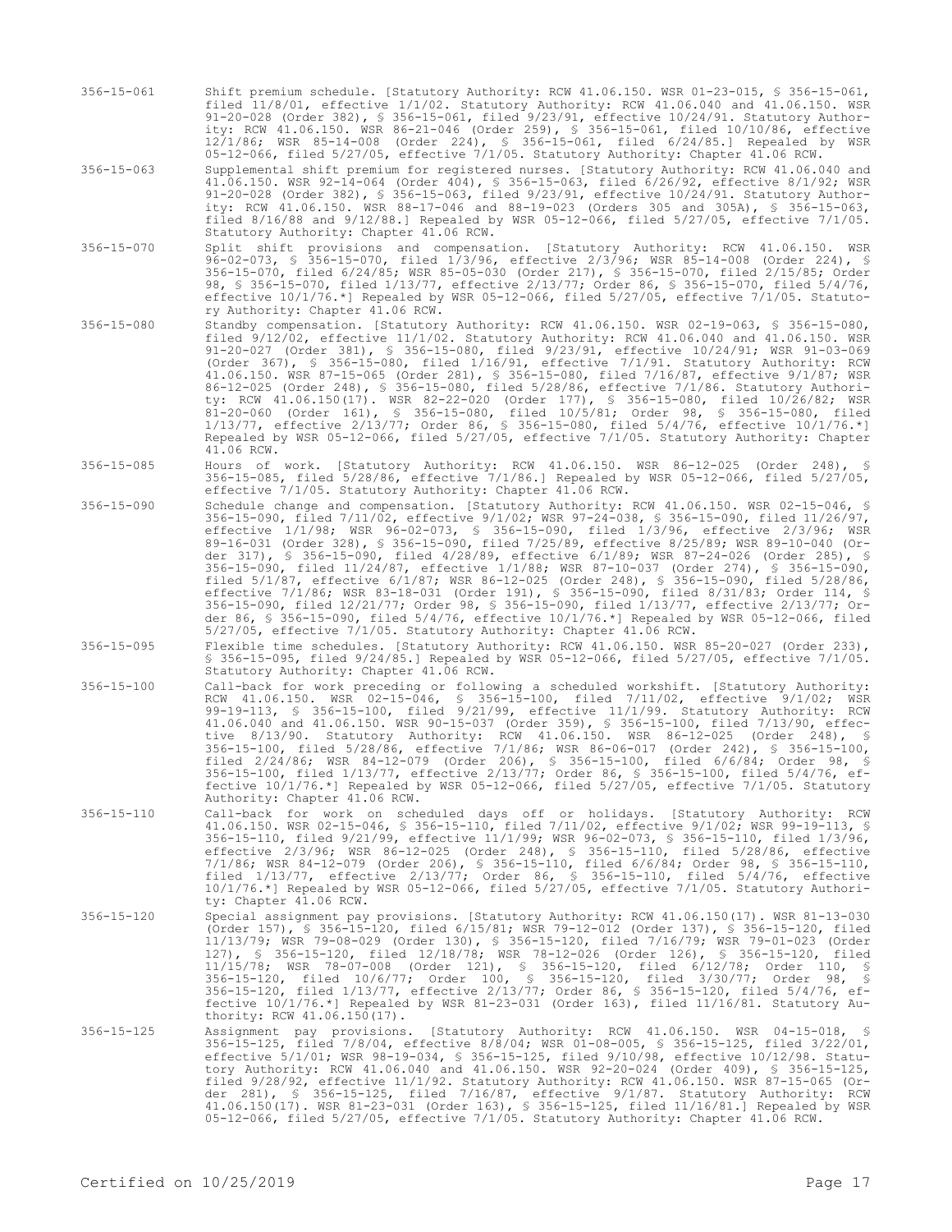356-15-061 Shift premium schedule. [Statutory Authority: RCW 41.06.150. WSR 01-23-015, § 356-15-061, filed 11/8/01, effective 1/1/02. Statutory Authority: RCW 41.06.040 and 41.06.150. WSR 91-20-028 (Order 382), § 356-15-061, filed 9/23/91, effective 10/24/91. Statutory Authority: RCW 41.06.150. WSR 86-21-046 (Order 259), § 356-15-061, filed 10/10/86, effective 12/1/86; WSR 85-14-008 (Order 224), § 356-15-061, filed 6/24/85.] Repealed by WSR 05-12-066, filed 5/27/05, effective 7/1/05. Statutory Authority: Chapter 41.06 RCW.

356-15-063 Supplemental shift premium for registered nurses. [Statutory Authority: RCW 41.06.040 and 41.06.150. WSR 92-14-064 (Order 404), § 356-15-063, filed 6/26/92, effective 8/1/92; WSR 91-20-028 (Order 382), § 356-15-063, filed 9/23/91, effective 10/24/91. Statutory Authority: RCW 41.06.150. WSR 88-17-046 and 88-19-023 (Orders 305 and 305A), § 356-15-063, filed 8/16/88 and 9/12/88.] Repealed by WSR 05-12-066, filed 5/27/05, effective 7/1/05. Statutory Authority: Chapter 41.06 RCW.

356-15-070 Split shift provisions and compensation. [Statutory Authority: RCW 41.06.150. WSR 96-02-073, § 356-15-070, filed 1/3/96, effective 2/3/96; WSR 85-14-008 (Order 224), § 356-15-070, filed 6/24/85; WSR 85-05-030 (Order 217), § 356-15-070, filed 2/15/85; Order 98, § 356-15-070, filed 1/13/77, effective 2/13/77; Order 86, § 356-15-070, filed 5/4/76, effective 10/1/76.*] Repealed by WSR 05-12-066, filed 5/27/05, effective 7/1/05. Statutory Authority: Chapter 41.06 RCW.

356-15-080 Standby compensation. [Statutory Authority: RCW 41.06.150. WSR 02-19-063, § 356-15-080, filed 9/12/02, effective 11/1/02. Statutory Authority: RCW 41.06.040 and 41.06.150. WSR 91-20-027 (Order 381), § 356-15-080, filed 9/23/91, effective 10/24/91; WSR 91-03-069 (Order 367), § 356-15-080, filed 1/16/91, effective 7/1/91. Statutory Authority: RCW 41.06.150. WSR 87-15-065 (Order 281), § 356-15-080, filed 7/16/87, effective 9/1/87; WSR 86-12-025 (Order 248), § 356-15-080, filed 5/28/86, effective 7/1/86. Statutory Authority: RCW 41.06.150(17). WSR 82-22-020 (Order 177), § 356-15-080, filed 10/26/82; WSR 81-20-060 (Order 161), § 356-15-080, filed 10/5/81; Order 98, § 356-15-080, filed 1/13/77, effective 2/13/77; Order 86, § 356-15-080, filed 5/4/76, effective 10/1/76.*] Repealed by WSR 05-12-066, filed 5/27/05, effective 7/1/05. Statutory Authority: Chapter 41.06 RCW.

356-15-085 Hours of work. [Statutory Authority: RCW 41.06.150. WSR 86-12-025 (Order 248), § 356-15-085, filed 5/28/86, effective 7/1/86.] Repealed by WSR 05-12-066, filed 5/27/05, effective 7/1/05. Statutory Authority: Chapter 41.06 RCW.

356-15-090 Schedule change and compensation. [Statutory Authority: RCW 41.06.150. WSR 02-15-046, § 356-15-090, filed 7/11/02, effective 9/1/02; WSR 97-24-038, § 356-15-090, filed 11/26/97, effective 1/1/98; WSR 96-02-073, § 356-15-090, filed 1/3/96, effective 2/3/96; WSR 89-16-031 (Order 328), § 356-15-090, filed 7/25/89, effective 8/25/89; WSR 89-10-040 (Order 317), § 356-15-090, filed 4/28/89, effective 6/1/89; WSR 87-24-026 (Order 285), § 356-15-090, filed 11/24/87, effective 1/1/88; WSR 87-10-037 (Order 274), § 356-15-090, filed 5/1/87, effective 6/1/87; WSR 86-12-025 (Order 248), § 356-15-090, filed 5/28/86, effective 7/1/86; WSR 83-18-031 (Order 191), § 356-15-090, filed 8/31/83; Order 114, § 356-15-090, filed 12/21/77; Order 98, § 356-15-090, filed 1/13/77, effective 2/13/77; Order 86, § 356-15-090, filed 5/4/76, effective 10/1/76.*] Repealed by WSR 05-12-066, filed 5/27/05, effective 7/1/05. Statutory Authority: Chapter 41.06 RCW.

356-15-095 Flexible time schedules. [Statutory Authority: RCW 41.06.150. WSR 85-20-027 (Order 233), § 356-15-095, filed 9/24/85.] Repealed by WSR 05-12-066, filed 5/27/05, effective 7/1/05. Statutory Authority: Chapter 41.06 RCW.

356-15-100 Call-back for work preceding or following a scheduled workshift. [Statutory Authority: RCW 41.06.150. WSR 02-15-046, § 356-15-100, filed 7/11/02, effective 9/1/02; WSR 99-19-113, § 356-15-100, filed 9/21/99, effective 11/1/99. Statutory Authority: RCW 41.06.040 and 41.06.150. WSR 90-15-037 (Order 359), § 356-15-100, filed 7/13/90, effective 8/13/90. Statutory Authority: RCW 41.06.150. WSR 86-12-025 (Order 248), § 356-15-100, filed 5/28/86, effective 7/1/86; WSR 86-06-017 (Order 242), § 356-15-100, filed 2/24/86; WSR 84-12-079 (Order 206), § 356-15-100, filed 6/6/84; Order 98, § 356-15-100, filed 1/13/77, effective 2/13/77; Order 86, § 356-15-100, filed 5/4/76, effective 10/1/76.*] Repealed by WSR 05-12-066, filed 5/27/05, effective 7/1/05. Statutory Authority: Chapter 41.06 RCW.

356-15-110 Call-back for work on scheduled days off or holidays. [Statutory Authority: RCW 41.06.150. WSR 02-15-046, § 356-15-110, filed 7/11/02, effective 9/1/02; WSR 99-19-113, § 356-15-110, filed 9/21/99, effective 11/1/99; WSR 96-02-073, § 356-15-110, filed 1/3/96, effective 2/3/96; WSR 86-12-025 (Order 248), § 356-15-110, filed 5/28/86, effective 7/1/86; WSR 84-12-079 (Order 206), § 356-15-110, filed 6/6/84; Order 98, § 356-15-110, filed 1/13/77, effective 2/13/77; Order 86, § 356-15-110, filed 5/4/76, effective 10/1/76.*] Repealed by WSR 05-12-066, filed 5/27/05, effective 7/1/05. Statutory Authority: Chapter 41.06 RCW.

356-15-120 Special assignment pay provisions. [Statutory Authority: RCW 41.06.150(17). WSR 81-13-030 (Order 157), § 356-15-120, filed 6/15/81; WSR 79-12-012 (Order 137), § 356-15-120, filed 11/13/79; WSR 79-08-029 (Order 130), § 356-15-120, filed 7/16/79; WSR 79-01-023 (Order 127), § 356-15-120, filed 12/18/78; WSR 78-12-026 (Order 126), § 356-15-120, filed 11/15/78; WSR 78-07-008 (Order 121), § 356-15-120, filed 6/12/78; Order 110, § 356-15-120, filed 10/6/77; Order 100, § 356-15-120, filed 3/30/77; Order 98, § 356-15-120, filed 1/13/77, effective 2/13/77; Order 86, § 356-15-120, filed 5/4/76, effective 10/1/76.*] Repealed by WSR 81-23-031 (Order 163), filed 11/16/81. Statutory Authority: RCW 41.06.150(17).

356-15-125 Assignment pay provisions. [Statutory Authority: RCW 41.06.150. WSR 04-15-018, § 356-15-125, filed 7/8/04, effective 8/8/04; WSR 01-08-005, § 356-15-125, filed 3/22/01, effective 5/1/01; WSR 98-19-034, § 356-15-125, filed 9/10/98, effective 10/12/98. Statutory Authority: RCW 41.06.040 and 41.06.150. WSR 92-20-024 (Order 409), § 356-15-125, filed 9/28/92, effective 11/1/92. Statutory Authority: RCW 41.06.150. WSR 87-15-065 (Order 281), § 356-15-125, filed 7/16/87, effective 9/1/87. Statutory Authority: RCW 41.06.150(17). WSR 81-23-031 (Order 163), § 356-15-125, filed 11/16/81.] Repealed by WSR 05-12-066, filed 5/27/05, effective 7/1/05. Statutory Authority: Chapter 41.06 RCW.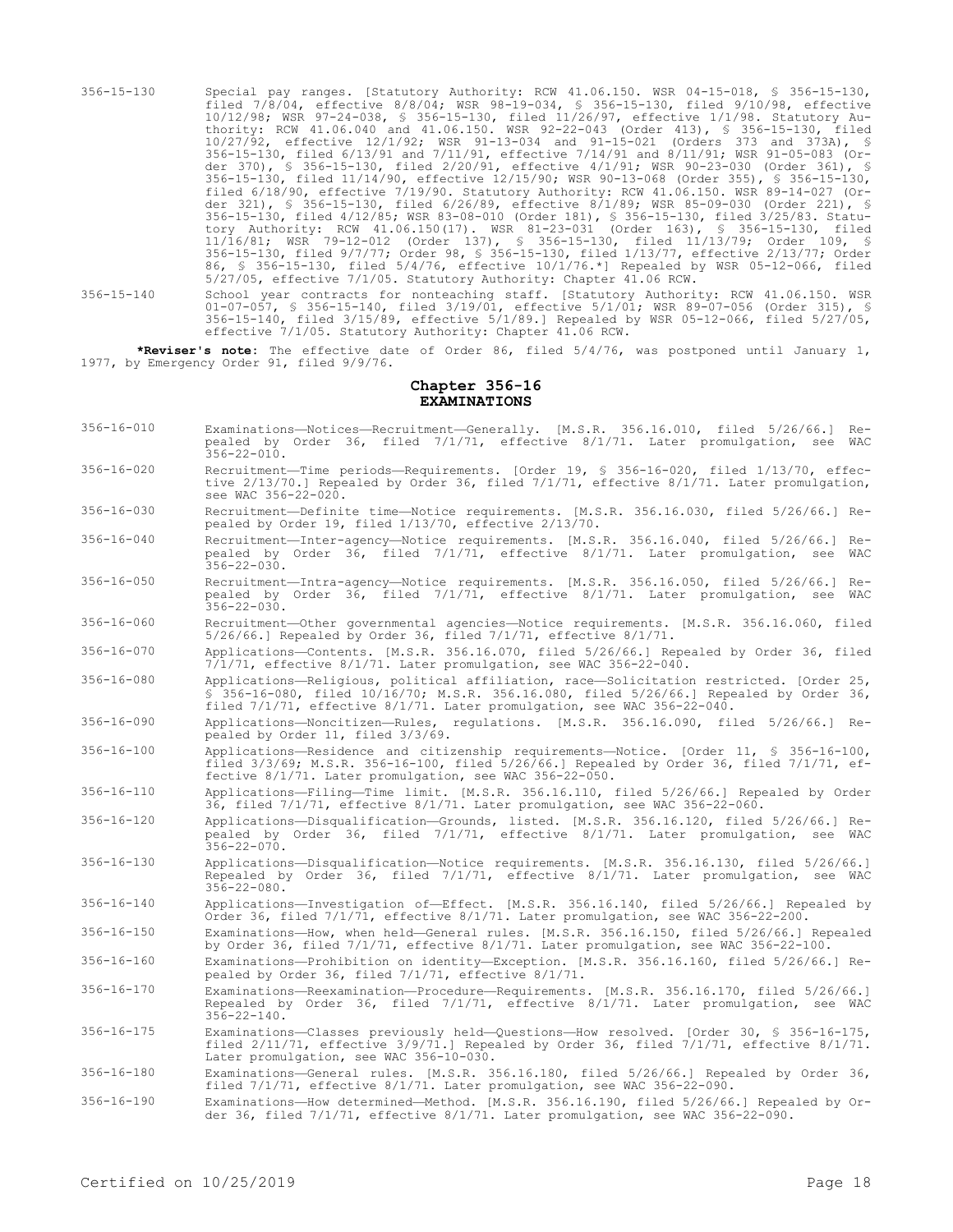356-15-130 Special pay ranges. [Statutory Authority: RCW 41.06.150. WSR 04-15-018, § 356-15-130, filed 7/8/04, effective 8/8/04; WSR 98-19-034, § 356-15-130, filed 9/10/98, effective 10/12/98; WSR 97-24-038, § 356-15-130, filed 11/26/97, effective 1/1/98. Statutory Authority: RCW 41.06.040 and 41.06.150. WSR 92-22-043 (Order 413), § 356-15-130, filed 10/27/92, effective 12/1/92; WSR 91-13-034 and 91-15-021 (Orders 373 and 373A), § 356-15-130, filed 6/13/91 and 7/11/91, effective 7/14/91 and 8/11/91; WSR 91-05-083 (Order 370), § 356-15-130, filed 2/20/91, effective 4/1/91; WSR 90-23-030 (Order 361), § 356-15-130, filed 11/14/90, effective 12/15/90; WSR 90-13-068 (Order 355), § 356-15-130, filed 6/18/90, effective 7/19/90. Statutory Authority: RCW 41.06.150. WSR 89-14-027 (Order 321), § 356-15-130, filed 6/26/89, effective 8/1/89; WSR 85-09-030 (Order 221), § 356-15-130, filed 4/12/85; WSR 83-08-010 (Order 181), § 356-15-130, filed 3/25/83. Statutory Authority: RCW 41.06.150(17). WSR 81-23-031 (Order 163), § 356-15-130, filed 11/16/81; WSR 79-12-012 (Order 137), § 356-15-130, filed 11/13/79; Order 109, § 356-15-130, filed 9/7/77; Order 98, § 356-15-130, filed 1/13/77, effective 2/13/77; Order 86, § 356-15-130, filed 5/4/76, effective 10/1/76.*] Repealed by WSR 05-12-066, filed 5/27/05, effective 7/1/05. Statutory Authority: Chapter 41.06 RCW.

356-15-140 School year contracts for nonteaching staff. [Statutory Authority: RCW 41.06.150. WSR 01-07-057, § 356-15-140, filed 3/19/01, effective 5/1/01; WSR 89-07-056 (Order 315), § 356-15-140, filed 3/15/89, effective 5/1/89.] Repealed by WSR 05-12-066, filed 5/27/05, effective 7/1/05. Statutory Authority: Chapter 41.06 RCW.

***Reviser's note:** The effective date of Order 86, filed 5/4/76, was postponed until January 1, 1977, by Emergency Order 91, filed 9/9/76.

## Chapter 356-16
## EXAMINATIONS

356-16-010 Examinations—Notices—Recruitment—Generally. [M.S.R. 356.16.010, filed 5/26/66.] Repealed by Order 36, filed 7/1/71, effective 8/1/71. Later promulgation, see WAC 356-22-010.

356-16-020 Recruitment—Time periods—Requirements. [Order 19, § 356-16-020, filed 1/13/70, effective 2/13/70.] Repealed by Order 36, filed 7/1/71, effective 8/1/71. Later promulgation, see WAC 356-22-020.

356-16-030 Recruitment—Definite time—Notice requirements. [M.S.R. 356.16.030, filed 5/26/66.] Repealed by Order 19, filed 1/13/70, effective 2/13/70.

356-16-040 Recruitment—Inter-agency—Notice requirements. [M.S.R. 356.16.040, filed 5/26/66.] Repealed by Order 36, filed 7/1/71, effective 8/1/71. Later promulgation, see WAC 356-22-030.

356-16-050 Recruitment—Intra-agency—Notice requirements. [M.S.R. 356.16.050, filed 5/26/66.] Repealed by Order 36, filed 7/1/71, effective 8/1/71. Later promulgation, see WAC 356-22-030.

356-16-060 Recruitment—Other governmental agencies—Notice requirements. [M.S.R. 356.16.060, filed 5/26/66.] Repealed by Order 36, filed 7/1/71, effective 8/1/71.

356-16-070 Applications—Contents. [M.S.R. 356.16.070, filed 5/26/66.] Repealed by Order 36, filed 7/1/71, effective 8/1/71. Later promulgation, see WAC 356-22-040.

356-16-080 Applications—Religious, political affiliation, race—Solicitation restricted. [Order 25, § 356-16-080, filed 10/16/70; M.S.R. 356.16.080, filed 5/26/66.] Repealed by Order 36, filed 7/1/71, effective 8/1/71. Later promulgation, see WAC 356-22-040.

356-16-090 Applications—Noncitizen—Rules, regulations. [M.S.R. 356.16.090, filed 5/26/66.] Repealed by Order 11, filed 3/3/69.

356-16-100 Applications—Residence and citizenship requirements—Notice. [Order 11, § 356-16-100, filed 3/3/69; M.S.R. 356-16-100, filed 5/26/66.] Repealed by Order 36, filed 7/1/71, effective 8/1/71. Later promulgation, see WAC 356-22-050.

356-16-110 Applications—Filing—Time limit. [M.S.R. 356.16.110, filed 5/26/66.] Repealed by Order 36, filed 7/1/71, effective 8/1/71. Later promulgation, see WAC 356-22-060.

356-16-120 Applications—Disqualification—Grounds, listed. [M.S.R. 356.16.120, filed 5/26/66.] Repealed by Order 36, filed 7/1/71, effective 8/1/71. Later promulgation, see WAC 356-22-070.

356-16-130 Applications—Disqualification—Notice requirements. [M.S.R. 356.16.130, filed 5/26/66.] Repealed by Order 36, filed 7/1/71, effective 8/1/71. Later promulgation, see WAC 356-22-080.

356-16-140 Applications—Investigation of—Effect. [M.S.R. 356.16.140, filed 5/26/66.] Repealed by Order 36, filed 7/1/71, effective 8/1/71. Later promulgation, see WAC 356-22-200.

356-16-150 Examinations—How, when held—General rules. [M.S.R. 356.16.150, filed 5/26/66.] Repealed by Order 36, filed 7/1/71, effective 8/1/71. Later promulgation, see WAC 356-22-100.

356-16-160 Examinations—Prohibition on identity—Exception. [M.S.R. 356.16.160, filed 5/26/66.] Repealed by Order 36, filed 7/1/71, effective 8/1/71.

356-16-170 Examinations—Reexamination—Procedure—Requirements. [M.S.R. 356.16.170, filed 5/26/66.] Repealed by Order 36, filed 7/1/71, effective 8/1/71. Later promulgation, see WAC 356-22-140.

356-16-175 Examinations—Classes previously held—Questions—How resolved. [Order 30, § 356-16-175, filed 2/11/71, effective 3/9/71.] Repealed by Order 36, filed 7/1/71, effective 8/1/71. Later promulgation, see WAC 356-10-030.

356-16-180 Examinations—General rules. [M.S.R. 356.16.180, filed 5/26/66.] Repealed by Order 36, filed 7/1/71, effective 8/1/71. Later promulgation, see WAC 356-22-090.

356-16-190 Examinations—How determined—Method. [M.S.R. 356.16.190, filed 5/26/66.] Repealed by Order 36, filed 7/1/71, effective 8/1/71. Later promulgation, see WAC 356-22-090.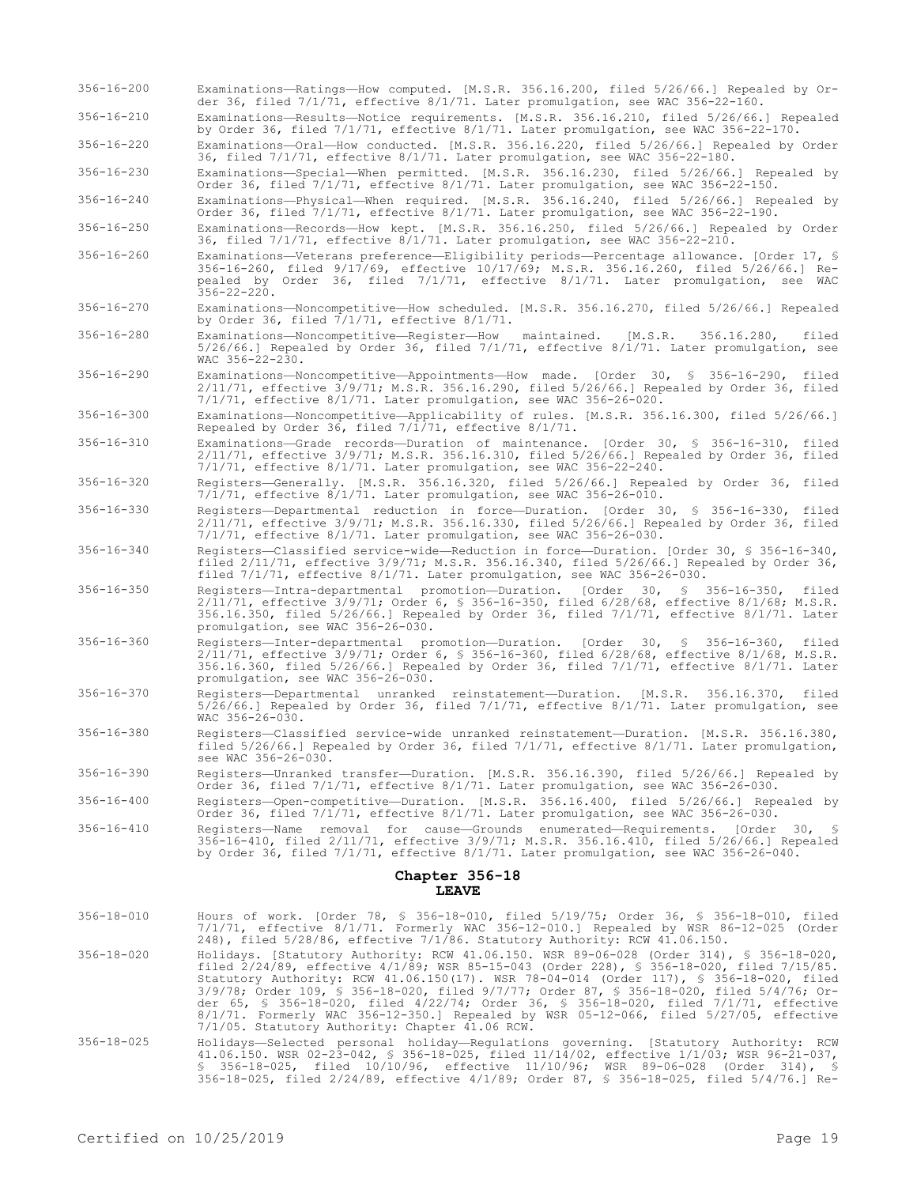356-16-200 Examinations—Ratings—How computed. [M.S.R. 356.16.200, filed 5/26/66.] Repealed by Order 36, filed 7/1/71, effective 8/1/71. Later promulgation, see WAC 356-22-160.

356-16-210 Examinations—Results—Notice requirements. [M.S.R. 356.16.210, filed 5/26/66.] Repealed by Order 36, filed 7/1/71, effective 8/1/71. Later promulgation, see WAC 356-22-170.

356-16-220 Examinations—Oral—How conducted. [M.S.R. 356.16.220, filed 5/26/66.] Repealed by Order 36, filed 7/1/71, effective 8/1/71. Later promulgation, see WAC 356-22-180.

356-16-230 Examinations—Special—When permitted. [M.S.R. 356.16.230, filed 5/26/66.] Repealed by Order 36, filed 7/1/71, effective 8/1/71. Later promulgation, see WAC 356-22-150.

356-16-240 Examinations—Physical—When required. [M.S.R. 356.16.240, filed 5/26/66.] Repealed by Order 36, filed 7/1/71, effective 8/1/71. Later promulgation, see WAC 356-22-190.

356-16-250 Examinations—Records—How kept. [M.S.R. 356.16.250, filed 5/26/66.] Repealed by Order 36, filed 7/1/71, effective 8/1/71. Later promulgation, see WAC 356-22-210.

356-16-260 Examinations—Veterans preference—Eligibility periods—Percentage allowance. [Order 17, § 356-16-260, filed 9/17/69, effective 10/17/69; M.S.R. 356.16.260, filed 5/26/66.] Repealed by Order 36, filed 7/1/71, effective 8/1/71. Later promulgation, see WAC 356-22-220.

356-16-270 Examinations—Noncompetitive—How scheduled. [M.S.R. 356.16.270, filed 5/26/66.] Repealed by Order 36, filed 7/1/71, effective 8/1/71.

356-16-280 Examinations—Noncompetitive—Register—How maintained. [M.S.R. 356.16.280, filed 5/26/66.] Repealed by Order 36, filed 7/1/71, effective 8/1/71. Later promulgation, see WAC 356-22-230.

356-16-290 Examinations—Noncompetitive—Appointments—How made. [Order 30, § 356-16-290, filed 2/11/71, effective 3/9/71; M.S.R. 356.16.290, filed 5/26/66.] Repealed by Order 36, filed 7/1/71, effective 8/1/71. Later promulgation, see WAC 356-26-020.

356-16-300 Examinations—Noncompetitive—Applicability of rules. [M.S.R. 356.16.300, filed 5/26/66.] Repealed by Order 36, filed 7/1/71, effective 8/1/71.

356-16-310 Examinations—Grade records—Duration of maintenance. [Order 30, § 356-16-310, filed 2/11/71, effective 3/9/71; M.S.R. 356.16.310, filed 5/26/66.] Repealed by Order 36, filed 7/1/71, effective 8/1/71. Later promulgation, see WAC 356-22-240.

356-16-320 Registers—Generally. [M.S.R. 356.16.320, filed 5/26/66.] Repealed by Order 36, filed 7/1/71, effective 8/1/71. Later promulgation, see WAC 356-26-010.

356-16-330 Registers—Departmental reduction in force—Duration. [Order 30, § 356-16-330, filed 2/11/71, effective 3/9/71; M.S.R. 356.16.330, filed 5/26/66.] Repealed by Order 36, filed 7/1/71, effective 8/1/71. Later promulgation, see WAC 356-26-030.

356-16-340 Registers—Classified service-wide—Reduction in force—Duration. [Order 30, § 356-16-340, filed 2/11/71, effective 3/9/71; M.S.R. 356.16.340, filed 5/26/66.] Repealed by Order 36, filed 7/1/71, effective 8/1/71. Later promulgation, see WAC 356-26-030.

356-16-350 Registers—Intra-departmental promotion—Duration. [Order 30, § 356-16-350, filed 2/11/71, effective 3/9/71; Order 6, § 356-16-350, filed 6/28/68, effective 8/1/68; M.S.R. 356.16.350, filed 5/26/66.] Repealed by Order 36, filed 7/1/71, effective 8/1/71. Later promulgation, see WAC 356-26-030.

356-16-360 Registers—Inter-departmental promotion—Duration. [Order 30, § 356-16-360, filed 2/11/71, effective 3/9/71; Order 6, § 356-16-360, filed 6/28/68, effective 8/1/68, M.S.R. 356.16.360, filed 5/26/66.] Repealed by Order 36, filed 7/1/71, effective 8/1/71. Later promulgation, see WAC 356-26-030.

356-16-370 Registers—Departmental unranked reinstatement—Duration. [M.S.R. 356.16.370, filed 5/26/66.] Repealed by Order 36, filed 7/1/71, effective 8/1/71. Later promulgation, see WAC 356-26-030.

356-16-380 Registers—Classified service-wide unranked reinstatement—Duration. [M.S.R. 356.16.380, filed 5/26/66.] Repealed by Order 36, filed 7/1/71, effective 8/1/71. Later promulgation, see WAC 356-26-030.

356-16-390 Registers—Unranked transfer—Duration. [M.S.R. 356.16.390, filed 5/26/66.] Repealed by Order 36, filed 7/1/71, effective 8/1/71. Later promulgation, see WAC 356-26-030.

356-16-400 Registers—Open-competitive—Duration. [M.S.R. 356.16.400, filed 5/26/66.] Repealed by Order 36, filed 7/1/71, effective 8/1/71. Later promulgation, see WAC 356-26-030.

356-16-410 Registers—Name removal for cause—Grounds enumerated—Requirements. [Order 30, § 356-16-410, filed 2/11/71, effective 3/9/71; M.S.R. 356.16.410, filed 5/26/66.] Repealed by Order 36, filed 7/1/71, effective 8/1/71. Later promulgation, see WAC 356-26-040.

## Chapter 356-18
## LEAVE

356-18-010 Hours of work. [Order 78, § 356-18-010, filed 5/19/75; Order 36, § 356-18-010, filed 7/1/71, effective 8/1/71. Formerly WAC 356-12-010.] Repealed by WSR 86-12-025 (Order 248), filed 5/28/86, effective 7/1/86. Statutory Authority: RCW 41.06.150.

356-18-020 Holidays. [Statutory Authority: RCW 41.06.150. WSR 89-06-028 (Order 314), § 356-18-020, filed 2/24/89, effective 4/1/89; WSR 85-15-043 (Order 228), § 356-18-020, filed 7/15/85. Statutory Authority: RCW 41.06.150(17). WSR 78-04-014 (Order 117), § 356-18-020, filed 3/9/78; Order 109, § 356-18-020, filed 9/7/77; Order 87, § 356-18-020, filed 5/4/76; Order 65, § 356-18-020, filed 4/22/74; Order 36, § 356-18-020, filed 7/1/71, effective 8/1/71. Formerly WAC 356-12-350.] Repealed by WSR 05-12-066, filed 5/27/05, effective 7/1/05. Statutory Authority: Chapter 41.06 RCW.

356-18-025 Holidays—Selected personal holiday—Regulations governing. [Statutory Authority: RCW 41.06.150. WSR 02-23-042, § 356-18-025, filed 11/14/02, effective 1/1/03; WSR 96-21-037, § 356-18-025, filed 10/10/96, effective 11/10/96; WSR 89-06-028 (Order 314), § 356-18-025, filed 2/24/89, effective 4/1/89; Order 87, § 356-18-025, filed 5/4/76.] Re-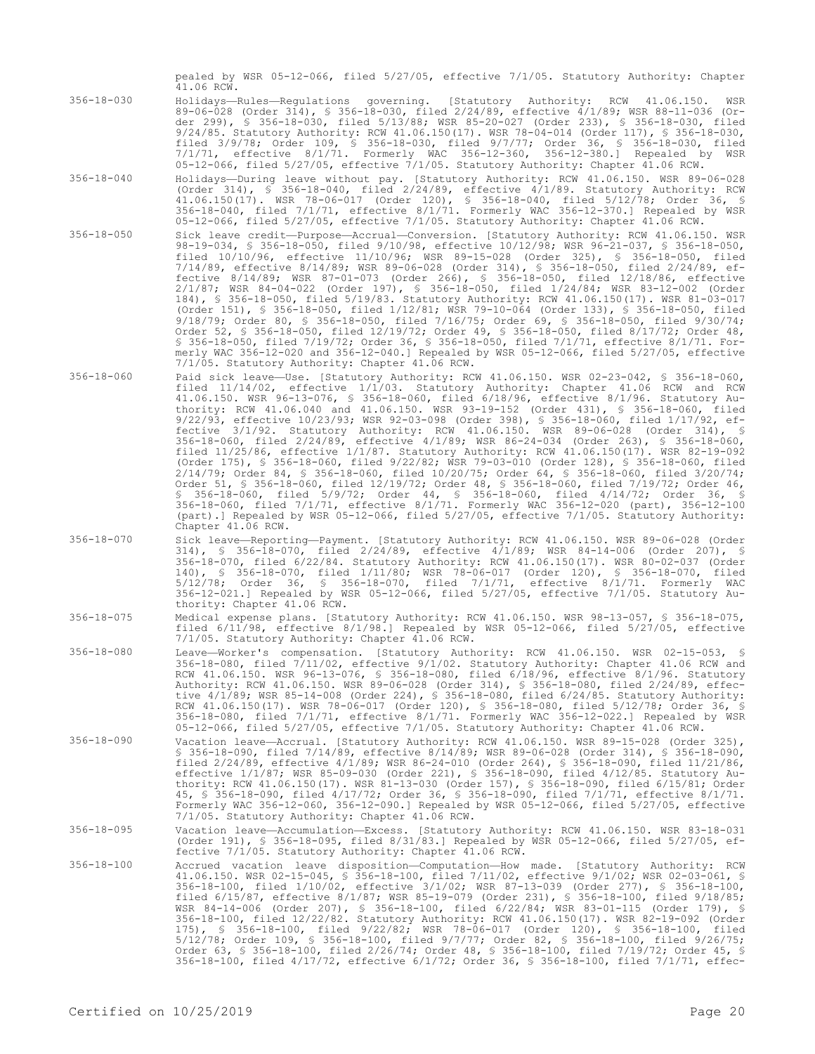pealed by WSR 05-12-066, filed 5/27/05, effective 7/1/05. Statutory Authority: Chapter 41.06 RCW.

356-18-030 Holidays—Rules—Regulations governing. [Statutory Authority: RCW 41.06.150. WSR 89-06-028 (Order 314), § 356-18-030, filed 2/24/89, effective 4/1/89; WSR 88-11-036 (Order 299), § 356-18-030, filed 5/13/88; WSR 85-20-027 (Order 233), § 356-18-030, filed 9/24/85. Statutory Authority: RCW 41.06.150(17). WSR 78-04-014 (Order 117), § 356-18-030, filed 3/9/78; Order 109, § 356-18-030, filed 9/7/77; Order 36, § 356-18-030, filed 7/1/71, effective 8/1/71. Formerly WAC 356-12-360, 356-12-380.] Repealed by WSR 05-12-066, filed 5/27/05, effective 7/1/05. Statutory Authority: Chapter 41.06 RCW.

356-18-040 Holidays—During leave without pay. [Statutory Authority: RCW 41.06.150. WSR 89-06-028 (Order 314), § 356-18-040, filed 2/24/89, effective 4/1/89. Statutory Authority: RCW 41.06.150(17). WSR 78-06-017 (Order 120), § 356-18-040, filed 5/12/78; Order 36, § 356-18-040, filed 7/1/71, effective 8/1/71. Formerly WAC 356-12-370.] Repealed by WSR 05-12-066, filed 5/27/05, effective 7/1/05. Statutory Authority: Chapter 41.06 RCW.

356-18-050 Sick leave credit—Purpose—Accrual—Conversion. [Statutory Authority: RCW 41.06.150. WSR 98-19-034, § 356-18-050, filed 9/10/98, effective 10/12/98; WSR 96-21-037, § 356-18-050, filed 10/10/96, effective 11/10/96; WSR 89-15-028 (Order 325), § 356-18-050, filed 7/14/89, effective 8/14/89; WSR 89-06-028 (Order 314), § 356-18-050, filed 2/24/89, effective 8/14/89; WSR 87-01-073 (Order 266), § 356-18-050, filed 12/18/86, effective 2/1/87; WSR 84-04-022 (Order 197), § 356-18-050, filed 1/24/84; WSR 83-12-002 (Order 184), § 356-18-050, filed 5/19/83. Statutory Authority: RCW 41.06.150(17). WSR 81-03-017 (Order 151), § 356-18-050, filed 1/12/81; WSR 79-10-064 (Order 133), § 356-18-050, filed 9/18/79; Order 80, § 356-18-050, filed 7/16/75; Order 69, § 356-18-050, filed 9/30/74; Order 52, § 356-18-050, filed 12/19/72; Order 49, § 356-18-050, filed 8/17/72; Order 48, § 356-18-050, filed 7/19/72; Order 36, § 356-18-050, filed 7/1/71, effective 8/1/71. Formerly WAC 356-12-020 and 356-12-040.] Repealed by WSR 05-12-066, filed 5/27/05, effective 7/1/05. Statutory Authority: Chapter 41.06 RCW.

356-18-060 Paid sick leave—Use. [Statutory Authority: RCW 41.06.150. WSR 02-23-042, § 356-18-060, filed 11/14/02, effective 1/1/03. Statutory Authority: Chapter 41.06 RCW and RCW 41.06.150. WSR 96-13-076, § 356-18-060, filed 6/18/96, effective 8/1/96. Statutory Authority: RCW 41.06.040 and 41.06.150. WSR 93-19-152 (Order 431), § 356-18-060, filed 9/22/93, effective 10/23/93; WSR 92-03-098 (Order 398), § 356-18-060, filed 1/17/92, effective 3/1/92. Statutory Authority: RCW 41.06.150. WSR 89-06-028 (Order 314), § 356-18-060, filed 2/24/89, effective 4/1/89; WSR 86-24-034 (Order 263), § 356-18-060, filed 11/25/86, effective 1/1/87. Statutory Authority: RCW 41.06.150(17). WSR 82-19-092 (Order 175), § 356-18-060, filed 9/22/82; WSR 79-03-010 (Order 128), § 356-18-060, filed 2/14/79; Order 84, § 356-18-060, filed 10/20/75; Order 64, § 356-18-060, filed 3/20/74; Order 51, § 356-18-060, filed 12/19/72; Order 48, § 356-18-060, filed 7/19/72; Order 46, § 356-18-060, filed 5/9/72; Order 44, § 356-18-060, filed 4/14/72; Order 36, § 356-18-060, filed 7/1/71, effective 8/1/71. Formerly WAC 356-12-020 (part), 356-12-100 (part).] Repealed by WSR 05-12-066, filed 5/27/05, effective 7/1/05. Statutory Authority: Chapter 41.06 RCW.

356-18-070 Sick leave—Reporting—Payment. [Statutory Authority: RCW 41.06.150. WSR 89-06-028 (Order 314), § 356-18-070, filed 2/24/89, effective 4/1/89; WSR 84-14-006 (Order 207), § 356-18-070, filed 6/22/84. Statutory Authority: RCW 41.06.150(17). WSR 80-02-037 (Order 140), § 356-18-070, filed 1/11/80; WSR 78-06-017 (Order 120), § 356-18-070, filed 5/12/78; Order 36, § 356-18-070, filed 7/1/71, effective 8/1/71. Formerly WAC 356-12-021.] Repealed by WSR 05-12-066, filed 5/27/05, effective 7/1/05. Statutory Authority: Chapter 41.06 RCW.

356-18-075 Medical expense plans. [Statutory Authority: RCW 41.06.150. WSR 98-13-057, § 356-18-075, filed 6/11/98, effective 8/1/98.] Repealed by WSR 05-12-066, filed 5/27/05, effective 7/1/05. Statutory Authority: Chapter 41.06 RCW.

356-18-080 Leave—Worker's compensation. [Statutory Authority: RCW 41.06.150. WSR 02-15-053, § 356-18-080, filed 7/11/02, effective 9/1/02. Statutory Authority: Chapter 41.06 RCW and RCW 41.06.150. WSR 96-13-076, § 356-18-080, filed 6/18/96, effective 8/1/96. Statutory Authority: RCW 41.06.150. WSR 89-06-028 (Order 314), § 356-18-080, filed 2/24/89, effective 4/1/89; WSR 85-14-008 (Order 224), § 356-18-080, filed 6/24/85. Statutory Authority: RCW 41.06.150(17). WSR 78-06-017 (Order 120), § 356-18-080, filed 5/12/78; Order 36, § 356-18-080, filed 7/1/71, effective 8/1/71. Formerly WAC 356-12-022.] Repealed by WSR 05-12-066, filed 5/27/05, effective 7/1/05. Statutory Authority: Chapter 41.06 RCW.

356-18-090 Vacation leave—Accrual. [Statutory Authority: RCW 41.06.150. WSR 89-15-028 (Order 325), § 356-18-090, filed 7/14/89, effective 8/14/89; WSR 89-06-028 (Order 314), § 356-18-090, filed 2/24/89, effective 4/1/89; WSR 86-24-010 (Order 264), § 356-18-090, filed 11/21/86, effective 1/1/87; WSR 85-09-030 (Order 221), § 356-18-090, filed 4/12/85. Statutory Authority: RCW 41.06.150(17). WSR 81-13-030 (Order 157), § 356-18-090, filed 6/15/81; Order 45, § 356-18-090, filed 4/17/72; Order 36, § 356-18-090, filed 7/1/71, effective 8/1/71. Formerly WAC 356-12-060, 356-12-090.] Repealed by WSR 05-12-066, filed 5/27/05, effective 7/1/05. Statutory Authority: Chapter 41.06 RCW.

356-18-095 Vacation leave—Accumulation—Excess. [Statutory Authority: RCW 41.06.150. WSR 83-18-031 (Order 191), § 356-18-095, filed 8/31/83.] Repealed by WSR 05-12-066, filed 5/27/05, effective 7/1/05. Statutory Authority: Chapter 41.06 RCW.

356-18-100 Accrued vacation leave disposition—Computation—How made. [Statutory Authority: RCW 41.06.150. WSR 02-15-045, § 356-18-100, filed 7/11/02, effective 9/1/02; WSR 02-03-061, § 356-18-100, filed 1/10/02, effective 3/1/02; WSR 87-13-039 (Order 277), § 356-18-100, filed 6/15/87, effective 8/1/87; WSR 85-19-079 (Order 231), § 356-18-100, filed 9/18/85; WSR 84-14-006 (Order 207), § 356-18-100, filed 6/22/84; WSR 83-01-115 (Order 179), § 356-18-100, filed 12/22/82. Statutory Authority: RCW 41.06.150(17). WSR 82-19-092 (Order 175), § 356-18-100, filed 9/22/82; WSR 78-06-017 (Order 120), § 356-18-100, filed 5/12/78; Order 109, § 356-18-100, filed 9/7/77; Order 82, § 356-18-100, filed 9/26/75; Order 63, § 356-18-100, filed 2/26/74; Order 48, § 356-18-100, filed 7/19/72; Order 45, § 356-18-100, filed 4/17/72, effective 6/1/72; Order 36, § 356-18-100, filed 7/1/71, effec-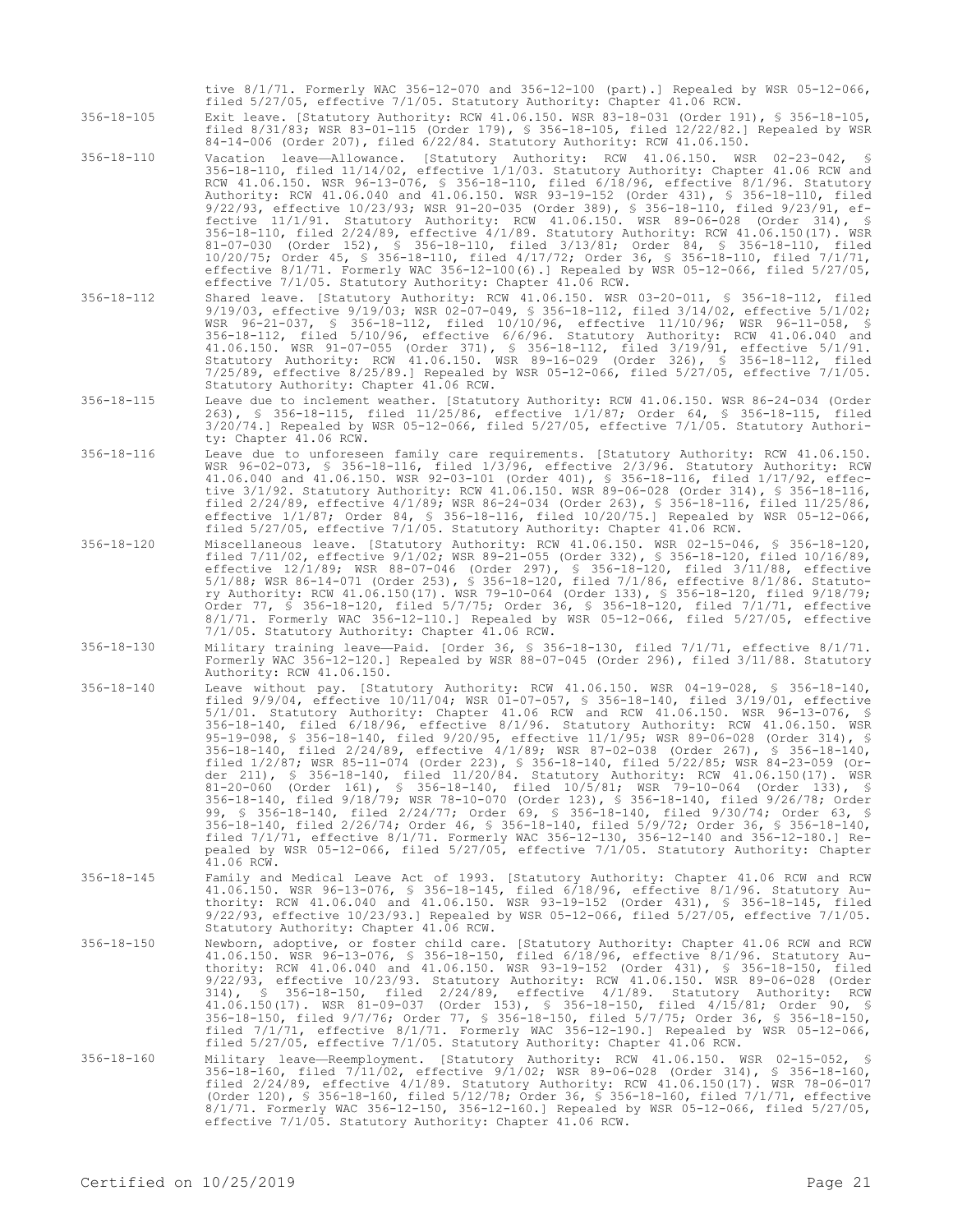tive 8/1/71. Formerly WAC 356-12-070 and 356-12-100 (part).] Repealed by WSR 05-12-066, filed 5/27/05, effective 7/1/05. Statutory Authority: Chapter 41.06 RCW.

356-18-105 Exit leave. [Statutory Authority: RCW 41.06.150. WSR 83-18-031 (Order 191), § 356-18-105, filed 8/31/83; WSR 83-01-115 (Order 179), § 356-18-105, filed 12/22/82.] Repealed by WSR 84-14-006 (Order 207), filed 6/22/84. Statutory Authority: RCW 41.06.150.

356-18-110 Vacation leave—Allowance. [Statutory Authority: RCW 41.06.150. WSR 02-23-042, § 356-18-110, filed 11/14/02, effective 1/1/03. Statutory Authority: Chapter 41.06 RCW and RCW 41.06.150. WSR 96-13-076, § 356-18-110, filed 6/18/96, effective 8/1/96. Statutory Authority: RCW 41.06.040 and 41.06.150. WSR 93-19-152 (Order 431), § 356-18-110, filed 9/22/93, effective 10/23/93; WSR 91-20-035 (Order 389), § 356-18-110, filed 9/23/91, effective 11/1/91. Statutory Authority: RCW 41.06.150. WSR 89-06-028 (Order 314), § 356-18-110, filed 2/24/89, effective 4/1/89. Statutory Authority: RCW 41.06.150(17). WSR 81-07-030 (Order 152), § 356-18-110, filed 3/13/81; Order 84, § 356-18-110, filed 10/20/75; Order 45, § 356-18-110, filed 4/17/72; Order 36, § 356-18-110, filed 7/1/71, effective 8/1/71. Formerly WAC 356-12-100(6).] Repealed by WSR 05-12-066, filed 5/27/05, effective 7/1/05. Statutory Authority: Chapter 41.06 RCW.

356-18-112 Shared leave. [Statutory Authority: RCW 41.06.150. WSR 03-20-011, § 356-18-112, filed 9/19/03, effective 9/19/03; WSR 02-07-049, § 356-18-112, filed 3/14/02, effective 5/1/02; WSR 96-21-037, § 356-18-112, filed 10/10/96, effective 11/10/96; WSR 96-11-058, § 356-18-112, filed 5/10/96, effective 6/6/96. Statutory Authority: RCW 41.06.040 and 41.06.150. WSR 91-07-055 (Order 371), § 356-18-112, filed 3/19/91, effective 5/1/91. Statutory Authority: RCW 41.06.150. WSR 89-16-029 (Order 326), § 356-18-112, filed 7/25/89, effective 8/25/89.] Repealed by WSR 05-12-066, filed 5/27/05, effective 7/1/05. Statutory Authority: Chapter 41.06 RCW.

356-18-115 Leave due to inclement weather. [Statutory Authority: RCW 41.06.150. WSR 86-24-034 (Order 263), § 356-18-115, filed 11/25/86, effective 1/1/87; Order 64, § 356-18-115, filed 3/20/74.] Repealed by WSR 05-12-066, filed 5/27/05, effective 7/1/05. Statutory Authority: Chapter 41.06 RCW.

356-18-116 Leave due to unforeseen family care requirements. [Statutory Authority: RCW 41.06.150. WSR 96-02-073, § 356-18-116, filed 1/3/96, effective 2/3/96. Statutory Authority: RCW 41.06.040 and 41.06.150. WSR 92-03-101 (Order 401), § 356-18-116, filed 1/17/92, effective 3/1/92. Statutory Authority: RCW 41.06.150. WSR 89-06-028 (Order 314), § 356-18-116, filed 2/24/89, effective 4/1/89; WSR 86-24-034 (Order 263), § 356-18-116, filed 11/25/86, effective 1/1/87; Order 84, § 356-18-116, filed 10/20/75.] Repealed by WSR 05-12-066, filed 5/27/05, effective 7/1/05. Statutory Authority: Chapter 41.06 RCW.

356-18-120 Miscellaneous leave. [Statutory Authority: RCW 41.06.150. WSR 02-15-046, § 356-18-120, filed 7/11/02, effective 9/1/02; WSR 89-21-055 (Order 332), § 356-18-120, filed 10/16/89, effective 12/1/89; WSR 88-07-046 (Order 297), § 356-18-120, filed 3/11/88, effective 5/1/88; WSR 86-14-071 (Order 253), § 356-18-120, filed 7/1/86, effective 8/1/86. Statutory Authority: RCW 41.06.150(17). WSR 79-10-064 (Order 133), § 356-18-120, filed 9/18/79; Order 77, § 356-18-120, filed 5/7/75; Order 36, § 356-18-120, filed 7/1/71, effective 8/1/71. Formerly WAC 356-12-110.] Repealed by WSR 05-12-066, filed 5/27/05, effective 7/1/05. Statutory Authority: Chapter 41.06 RCW.

356-18-130 Military training leave—Paid. [Order 36, § 356-18-130, filed 7/1/71, effective 8/1/71. Formerly WAC 356-12-120.] Repealed by WSR 88-07-045 (Order 296), filed 3/11/88. Statutory Authority: RCW 41.06.150.

356-18-140 Leave without pay. [Statutory Authority: RCW 41.06.150. WSR 04-19-028, § 356-18-140, filed 9/9/04, effective 10/11/04; WSR 01-07-057, § 356-18-140, filed 3/19/01, effective 5/1/01. Statutory Authority: Chapter 41.06 RCW and RCW 41.06.150. WSR 96-13-076, § 356-18-140, filed 6/18/96, effective 8/1/96. Statutory Authority: RCW 41.06.150. WSR 95-19-098, § 356-18-140, filed 9/20/95, effective 11/1/95; WSR 89-06-028 (Order 314), § 356-18-140, filed 2/24/89, effective 4/1/89; WSR 87-02-038 (Order 267), § 356-18-140, filed 1/2/87; WSR 85-11-074 (Order 223), § 356-18-140, filed 5/22/85; WSR 84-23-059 (Order 211), § 356-18-140, filed 11/20/84. Statutory Authority: RCW 41.06.150(17). WSR 81-20-060 (Order 161), § 356-18-140, filed 10/5/81; WSR 79-10-064 (Order 133), § 356-18-140, filed 9/18/79; WSR 78-10-070 (Order 123), § 356-18-140, filed 9/26/78; Order 99, § 356-18-140, filed 2/24/77; Order 69, § 356-18-140, filed 9/30/74; Order 63, § 356-18-140, filed 2/26/74; Order 46, § 356-18-140, filed 5/9/72; Order 36, § 356-18-140, filed 7/1/71, effective 8/1/71. Formerly WAC 356-12-130, 356-12-140 and 356-12-180.] Repealed by WSR 05-12-066, filed 5/27/05, effective 7/1/05. Statutory Authority: Chapter 41.06 RCW.

356-18-145 Family and Medical Leave Act of 1993. [Statutory Authority: Chapter 41.06 RCW and RCW 41.06.150. WSR 96-13-076, § 356-18-145, filed 6/18/96, effective 8/1/96. Statutory Authority: RCW 41.06.040 and 41.06.150. WSR 93-19-152 (Order 431), § 356-18-145, filed 9/22/93, effective 10/23/93.] Repealed by WSR 05-12-066, filed 5/27/05, effective 7/1/05. Statutory Authority: Chapter 41.06 RCW.

356-18-150 Newborn, adoptive, or foster child care. [Statutory Authority: Chapter 41.06 RCW and RCW 41.06.150. WSR 96-13-076, § 356-18-150, filed 6/18/96, effective 8/1/96. Statutory Authority: RCW 41.06.040 and 41.06.150. WSR 93-19-152 (Order 431), § 356-18-150, filed 9/22/93, effective 10/23/93. Statutory Authority: RCW 41.06.150. WSR 89-06-028 (Order 314), § 356-18-150, filed 2/24/89, effective 4/1/89. Statutory Authority: RCW 41.06.150(17). WSR 81-09-037 (Order 153), § 356-18-150, filed 4/15/81; Order 90, § 356-18-150, filed 9/7/76; Order 77, § 356-18-150, filed 5/7/75; Order 36, § 356-18-150, filed 7/1/71, effective 8/1/71. Formerly WAC 356-12-190.] Repealed by WSR 05-12-066, filed 5/27/05, effective 7/1/05. Statutory Authority: Chapter 41.06 RCW.

356-18-160 Military leave—Reemployment. [Statutory Authority: RCW 41.06.150. WSR 02-15-052, § 356-18-160, filed 7/11/02, effective 9/1/02; WSR 89-06-028 (Order 314), § 356-18-160, filed 2/24/89, effective 4/1/89. Statutory Authority: RCW 41.06.150(17). WSR 78-06-017 (Order 120), § 356-18-160, filed 5/12/78; Order 36, § 356-18-160, filed 7/1/71, effective 8/1/71. Formerly WAC 356-12-150, 356-12-160.] Repealed by WSR 05-12-066, filed 5/27/05, effective 7/1/05. Statutory Authority: Chapter 41.06 RCW.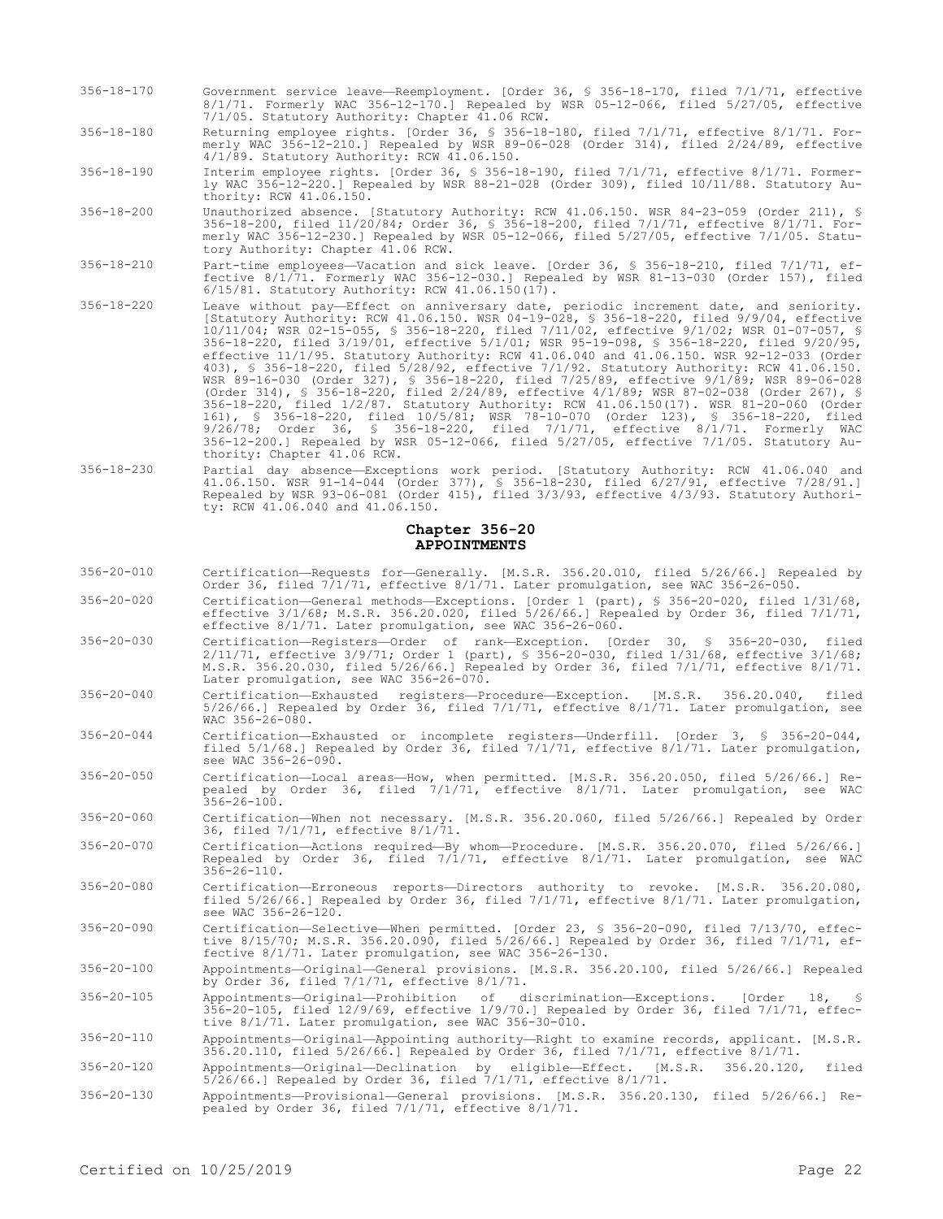356-18-170 Government service leave—Reemployment. [Order 36, § 356-18-170, filed 7/1/71, effective 8/1/71. Formerly WAC 356-12-170.] Repealed by WSR 05-12-066, filed 5/27/05, effective 7/1/05. Statutory Authority: Chapter 41.06 RCW.

356-18-180 Returning employee rights. [Order 36, § 356-18-180, filed 7/1/71, effective 8/1/71. Formerly WAC 356-12-210.] Repealed by WSR 89-06-028 (Order 314), filed 2/24/89, effective 4/1/89. Statutory Authority: RCW 41.06.150.

356-18-190 Interim employee rights. [Order 36, § 356-18-190, filed 7/1/71, effective 8/1/71. Formerly WAC 356-12-220.] Repealed by WSR 88-21-028 (Order 309), filed 10/11/88. Statutory Authority: RCW 41.06.150.

356-18-200 Unauthorized absence. [Statutory Authority: RCW 41.06.150. WSR 84-23-059 (Order 211), § 356-18-200, filed 11/20/84; Order 36, § 356-18-200, filed 7/1/71, effective 8/1/71. Formerly WAC 356-12-230.] Repealed by WSR 05-12-066, filed 5/27/05, effective 7/1/05. Statutory Authority: Chapter 41.06 RCW.

356-18-210 Part-time employees—Vacation and sick leave. [Order 36, § 356-18-210, filed 7/1/71, effective 8/1/71. Formerly WAC 356-12-030.] Repealed by WSR 81-13-030 (Order 157), filed 6/15/81. Statutory Authority: RCW 41.06.150(17).

356-18-220 Leave without pay—Effect on anniversary date, periodic increment date, and seniority. [Statutory Authority: RCW 41.06.150. WSR 04-19-028, § 356-18-220, filed 9/9/04, effective 10/11/04; WSR 02-15-055, § 356-18-220, filed 7/11/02, effective 9/1/02; WSR 01-07-057, § 356-18-220, filed 3/19/01, effective 5/1/01; WSR 95-19-098, § 356-18-220, filed 9/20/95, effective 11/1/95. Statutory Authority: RCW 41.06.040 and 41.06.150. WSR 92-12-033 (Order 403), § 356-18-220, filed 5/28/92, effective 7/1/92. Statutory Authority: RCW 41.06.150. WSR 89-16-030 (Order 327), § 356-18-220, filed 7/25/89, effective 9/1/89; WSR 89-06-028 (Order 314), § 356-18-220, filed 2/24/89, effective 4/1/89; WSR 87-02-038 (Order 267), § 356-18-220, filed 1/2/87. Statutory Authority: RCW 41.06.150(17). WSR 81-20-060 (Order 161), § 356-18-220, filed 10/5/81; WSR 78-10-070 (Order 123), § 356-18-220, filed 9/26/78; Order 36, § 356-18-220, filed 7/1/71, effective 8/1/71. Formerly WAC 356-12-200.] Repealed by WSR 05-12-066, filed 5/27/05, effective 7/1/05. Statutory Authority: Chapter 41.06 RCW.

356-18-230 Partial day absence—Exceptions work period. [Statutory Authority: RCW 41.06.040 and 41.06.150. WSR 91-14-044 (Order 377), § 356-18-230, filed 6/27/91, effective 7/28/91.] Repealed by WSR 93-06-081 (Order 415), filed 3/3/93, effective 4/3/93. Statutory Authority: RCW 41.06.040 and 41.06.150.

## Chapter 356-20
## APPOINTMENTS

356-20-010 Certification—Requests for—Generally. [M.S.R. 356.20.010, filed 5/26/66.] Repealed by Order 36, filed 7/1/71, effective 8/1/71. Later promulgation, see WAC 356-26-050.

356-20-020 Certification—General methods—Exceptions. [Order 1 (part), § 356-20-020, filed 1/31/68, effective 3/1/68; M.S.R. 356.20.020, filed 5/26/66.] Repealed by Order 36, filed 7/1/71, effective 8/1/71. Later promulgation, see WAC 356-26-060.

356-20-030 Certification—Registers—Order of rank—Exception. [Order 30, § 356-20-030, filed 2/11/71, effective 3/9/71; Order 1 (part), § 356-20-030, filed 1/31/68, effective 3/1/68; M.S.R. 356.20.030, filed 5/26/66.] Repealed by Order 36, filed 7/1/71, effective 8/1/71. Later promulgation, see WAC 356-26-070.

356-20-040 Certification—Exhausted registers—Procedure—Exception. [M.S.R. 356.20.040, filed 5/26/66.] Repealed by Order 36, filed 7/1/71, effective 8/1/71. Later promulgation, see WAC 356-26-080.

356-20-044 Certification—Exhausted or incomplete registers—Underfill. [Order 3, § 356-20-044, filed 5/1/68.] Repealed by Order 36, filed 7/1/71, effective 8/1/71. Later promulgation, see WAC 356-26-090.

356-20-050 Certification—Local areas—How, when permitted. [M.S.R. 356.20.050, filed 5/26/66.] Repealed by Order 36, filed 7/1/71, effective 8/1/71. Later promulgation, see WAC 356-26-100.

356-20-060 Certification—When not necessary. [M.S.R. 356.20.060, filed 5/26/66.] Repealed by Order 36, filed 7/1/71, effective 8/1/71.

356-20-070 Certification—Actions required—By whom—Procedure. [M.S.R. 356.20.070, filed 5/26/66.] Repealed by Order 36, filed 7/1/71, effective 8/1/71. Later promulgation, see WAC 356-26-110.

356-20-080 Certification—Erroneous reports—Directors authority to revoke. [M.S.R. 356.20.080, filed 5/26/66.] Repealed by Order 36, filed 7/1/71, effective 8/1/71. Later promulgation, see WAC 356-26-120.

356-20-090 Certification—Selective—When permitted. [Order 23, § 356-20-090, filed 7/13/70, effective 8/15/70; M.S.R. 356.20.090, filed 5/26/66.] Repealed by Order 36, filed 7/1/71, effective 8/1/71. Later promulgation, see WAC 356-26-130.

356-20-100 Appointments—Original—General provisions. [M.S.R. 356.20.100, filed 5/26/66.] Repealed by Order 36, filed 7/1/71, effective 8/1/71.

356-20-105 Appointments—Original—Prohibition of discrimination—Exceptions. [Order 18, § 356-20-105, filed 12/9/69, effective 1/9/70.] Repealed by Order 36, filed 7/1/71, effective 8/1/71. Later promulgation, see WAC 356-30-010.

356-20-110 Appointments—Original—Appointing authority—Right to examine records, applicant. [M.S.R. 356.20.110, filed 5/26/66.] Repealed by Order 36, filed 7/1/71, effective 8/1/71.

356-20-120 Appointments—Original—Declination by eligible—Effect. [M.S.R. 356.20.120, filed 5/26/66.] Repealed by Order 36, filed 7/1/71, effective 8/1/71.

356-20-130 Appointments—Provisional—General provisions. [M.S.R. 356.20.130, filed 5/26/66.] Repealed by Order 36, filed 7/1/71, effective 8/1/71.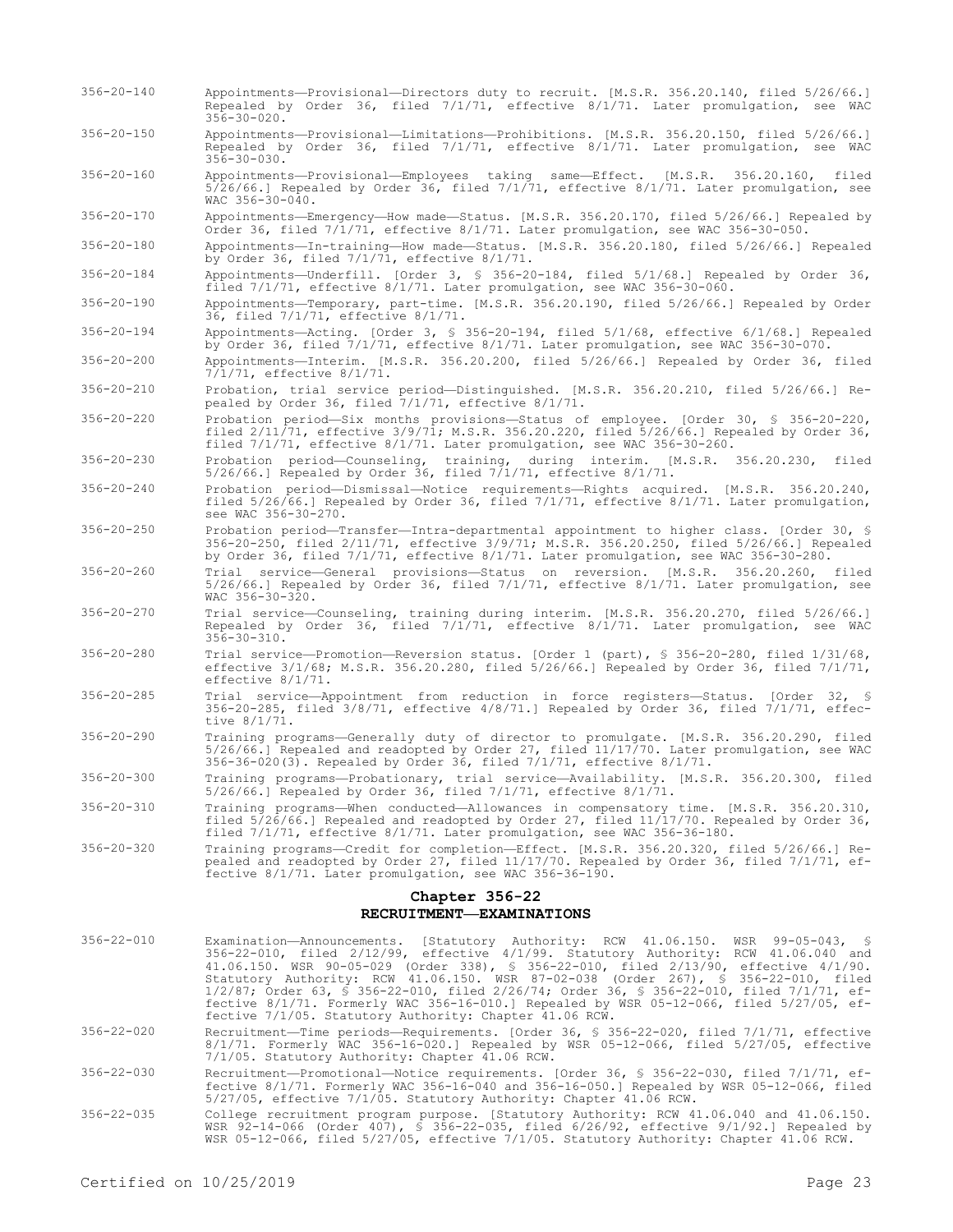356-20-140 Appointments—Provisional—Directors duty to recruit. [M.S.R. 356.20.140, filed 5/26/66.] Repealed by Order 36, filed 7/1/71, effective 8/1/71. Later promulgation, see WAC 356-30-020.

356-20-150 Appointments—Provisional—Limitations—Prohibitions. [M.S.R. 356.20.150, filed 5/26/66.] Repealed by Order 36, filed 7/1/71, effective 8/1/71. Later promulgation, see WAC 356-30-030.

356-20-160 Appointments—Provisional—Employees taking same—Effect. [M.S.R. 356.20.160, filed 5/26/66.] Repealed by Order 36, filed 7/1/71, effective 8/1/71. Later promulgation, see WAC 356-30-040.

356-20-170 Appointments—Emergency—How made—Status. [M.S.R. 356.20.170, filed 5/26/66.] Repealed by Order 36, filed 7/1/71, effective 8/1/71. Later promulgation, see WAC 356-30-050.

356-20-180 Appointments—In-training—How made—Status. [M.S.R. 356.20.180, filed 5/26/66.] Repealed by Order 36, filed 7/1/71, effective 8/1/71.

356-20-184 Appointments—Underfill. [Order 3, § 356-20-184, filed 5/1/68.] Repealed by Order 36, filed 7/1/71, effective 8/1/71. Later promulgation, see WAC 356-30-060.

356-20-190 Appointments—Temporary, part-time. [M.S.R. 356.20.190, filed 5/26/66.] Repealed by Order 36, filed 7/1/71, effective 8/1/71.

356-20-194 Appointments—Acting. [Order 3, § 356-20-194, filed 5/1/68, effective 6/1/68.] Repealed by Order 36, filed 7/1/71, effective 8/1/71. Later promulgation, see WAC 356-30-070.

356-20-200 Appointments—Interim. [M.S.R. 356.20.200, filed 5/26/66.] Repealed by Order 36, filed 7/1/71, effective 8/1/71.

356-20-210 Probation, trial service period—Distinguished. [M.S.R. 356.20.210, filed 5/26/66.] Repealed by Order 36, filed 7/1/71, effective 8/1/71.

356-20-220 Probation period—Six months provisions—Status of employee. [Order 30, § 356-20-220, filed 2/11/71, effective 3/9/71; M.S.R. 356.20.220, filed 5/26/66.] Repealed by Order 36, filed 7/1/71, effective 8/1/71. Later promulgation, see WAC 356-30-260.

356-20-230 Probation period—Counseling, training, during interim. [M.S.R. 356.20.230, filed 5/26/66.] Repealed by Order 36, filed 7/1/71, effective 8/1/71.

356-20-240 Probation period—Dismissal—Notice requirements—Rights acquired. [M.S.R. 356.20.240, filed 5/26/66.] Repealed by Order 36, filed 7/1/71, effective 8/1/71. Later promulgation, see WAC 356-30-270.

356-20-250 Probation period—Transfer—Intra-departmental appointment to higher class. [Order 30, § 356-20-250, filed 2/11/71, effective 3/9/71; M.S.R. 356.20.250, filed 5/26/66.] Repealed by Order 36, filed 7/1/71, effective 8/1/71. Later promulgation, see WAC 356-30-280.

356-20-260 Trial service—General provisions—Status on reversion. [M.S.R. 356.20.260, filed 5/26/66.] Repealed by Order 36, filed 7/1/71, effective 8/1/71. Later promulgation, see WAC 356-30-320.

356-20-270 Trial service—Counseling, training during interim. [M.S.R. 356.20.270, filed 5/26/66.] Repealed by Order 36, filed 7/1/71, effective 8/1/71. Later promulgation, see WAC 356-30-310.

356-20-280 Trial service—Promotion—Reversion status. [Order 1 (part), § 356-20-280, filed 1/31/68, effective 3/1/68; M.S.R. 356.20.280, filed 5/26/66.] Repealed by Order 36, filed 7/1/71, effective 8/1/71.

356-20-285 Trial service—Appointment from reduction in force registers—Status. [Order 32, § 356-20-285, filed 3/8/71, effective 4/8/71.] Repealed by Order 36, filed 7/1/71, effective 8/1/71.

356-20-290 Training programs—Generally duty of director to promulgate. [M.S.R. 356.20.290, filed 5/26/66.] Repealed and readopted by Order 27, filed 11/17/70. Later promulgation, see WAC 356-36-020(3). Repealed by Order 36, filed 7/1/71, effective 8/1/71.

356-20-300 Training programs—Probationary, trial service—Availability. [M.S.R. 356.20.300, filed 5/26/66.] Repealed by Order 36, filed 7/1/71, effective 8/1/71.

356-20-310 Training programs—When conducted—Allowances in compensatory time. [M.S.R. 356.20.310, filed 5/26/66.] Repealed and readopted by Order 27, filed 11/17/70. Repealed by Order 36, filed 7/1/71, effective 8/1/71. Later promulgation, see WAC 356-36-180.

356-20-320 Training programs—Credit for completion—Effect. [M.S.R. 356.20.320, filed 5/26/66.] Repealed and readopted by Order 27, filed 11/17/70. Repealed by Order 36, filed 7/1/71, effective 8/1/71. Later promulgation, see WAC 356-36-190.

## Chapter 356-22
## RECRUITMENT—EXAMINATIONS

356-22-010 Examination—Announcements. [Statutory Authority: RCW 41.06.150. WSR 99-05-043, § 356-22-010, filed 2/12/99, effective 4/1/99. Statutory Authority: RCW 41.06.040 and 41.06.150. WSR 90-05-029 (Order 338), § 356-22-010, filed 2/13/90, effective 4/1/90. Statutory Authority: RCW 41.06.150. WSR 87-02-038 (Order 267), § 356-22-010, filed 1/2/87; Order 63, § 356-22-010, filed 2/26/74; Order 36, § 356-22-010, filed 7/1/71, effective 8/1/71. Formerly WAC 356-16-010.] Repealed by WSR 05-12-066, filed 5/27/05, effective 7/1/05. Statutory Authority: Chapter 41.06 RCW.

356-22-020 Recruitment—Time periods—Requirements. [Order 36, § 356-22-020, filed 7/1/71, effective 8/1/71. Formerly WAC 356-16-020.] Repealed by WSR 05-12-066, filed 5/27/05, effective 7/1/05. Statutory Authority: Chapter 41.06 RCW.

356-22-030 Recruitment—Promotional—Notice requirements. [Order 36, § 356-22-030, filed 7/1/71, effective 8/1/71. Formerly WAC 356-16-040 and 356-16-050.] Repealed by WSR 05-12-066, filed 5/27/05, effective 7/1/05. Statutory Authority: Chapter 41.06 RCW.

356-22-035 College recruitment program purpose. [Statutory Authority: RCW 41.06.040 and 41.06.150. WSR 92-14-066 (Order 407), § 356-22-035, filed 6/26/92, effective 9/1/92.] Repealed by WSR 05-12-066, filed 5/27/05, effective 7/1/05. Statutory Authority: Chapter 41.06 RCW.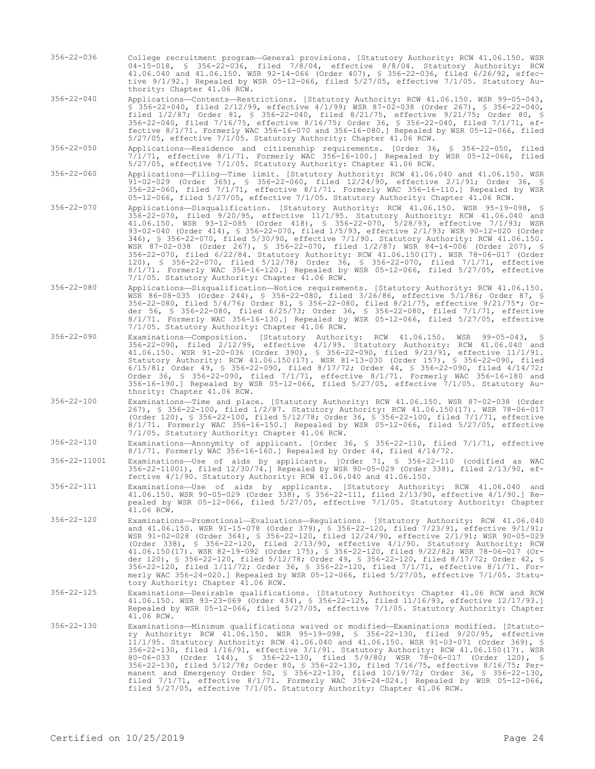356-22-036 College recruitment program—General provisions. [Statutory Authority: RCW 41.06.150. WSR 04-15-018, § 356-22-036, filed 7/8/04, effective 8/8/04. Statutory Authority: RCW 41.06.040 and 41.06.150. WSR 92-14-066 (Order 407), § 356-22-036, filed 6/26/92, effective 9/1/92.] Repealed by WSR 05-12-066, filed 5/27/05, effective 7/1/05. Statutory Authority: Chapter 41.06 RCW.

356-22-040 Applications—Contents—Restrictions. [Statutory Authority: RCW 41.06.150. WSR 99-05-043, § 356-22-040, filed 2/12/99, effective 4/1/99; WSR 87-02-038 (Order 267), § 356-22-040, filed 1/2/87; Order 81, § 356-22-040, filed 8/21/75, effective 9/21/75; Order 80, § 356-22-040, filed 7/16/75, effective 8/16/75; Order 36, § 356-22-040, filed 7/1/71, effective 8/1/71. Formerly WAC 356-16-070 and 356-16-080.] Repealed by WSR 05-12-066, filed 5/27/05, effective 7/1/05. Statutory Authority: Chapter 41.06 RCW.

356-22-050 Applications—Residence and citizenship requirements. [Order 36, § 356-22-050, filed 7/1/71, effective 8/1/71. Formerly WAC 356-16-100.] Repealed by WSR 05-12-066, filed 5/27/05, effective 7/1/05. Statutory Authority: Chapter 41.06 RCW.

356-22-060 Applications—Filing—Time limit. [Statutory Authority: RCW 41.06.040 and 41.06.150. WSR 91-02-029 (Order 365), § 356-22-060, filed 12/24/90, effective 2/1/91; Order 36, § 356-22-060, filed 7/1/71, effective 8/1/71. Formerly WAC 356-16-110.] Repealed by WSR 05-12-066, filed 5/27/05, effective 7/1/05. Statutory Authority: Chapter 41.06 RCW.

356-22-070 Applications—Disqualification. [Statutory Authority: RCW 41.06.150. WSR 95-19-098, § 356-22-070, filed 9/20/95, effective 11/1/95. Statutory Authority: RCW 41.06.040 and 41.06.150. WSR 93-12-085 (Order 418), § 356-22-070, 5/28/93, effective 7/1/93; WSR 93-02-040 (Order 414), § 356-22-070, filed 1/5/93, effective 2/1/93; WSR 90-12-020 (Order 346), § 356-22-070, filed 5/30/90, effective 7/1/90. Statutory Authority: RCW 41.06.150. WSR 87-02-038 (Order 267), § 356-22-070, filed 1/2/87; WSR 84-14-006 (Order 207), § 356-22-070, filed 6/22/84. Statutory Authority: RCW 41.06.150(17). WSR 78-06-017 (Order 120), § 356-22-070, filed 5/12/78; Order 36, § 356-22-070, filed 7/1/71, effective 8/1/71. Formerly WAC 356-16-120.] Repealed by WSR 05-12-066, filed 5/27/05, effective 7/1/05. Statutory Authority: Chapter 41.06 RCW.

356-22-080 Applications—Disqualification—Notice requirements. [Statutory Authority: RCW 41.06.150. WSR 86-08-035 (Order 244), § 356-22-080, filed 3/26/86, effective 5/1/86; Order 87, § 356-22-080, filed 5/4/76; Order 81, § 356-22-080, filed 8/21/75, effective 9/21/75*; Order 56, § 356-22-080, filed 6/25/73; Order 36, § 356-22-080, filed 7/1/71, effective 8/1/71. Formerly WAC 356-16-130.] Repealed by WSR 05-12-066, filed 5/27/05, effective 7/1/05. Statutory Authority: Chapter 41.06 RCW.

356-22-090 Examinations—Composition. [Statutory Authority: RCW 41.06.150. WSR 99-05-043, § 356-22-090, filed 2/12/99, effective 4/1/99. Statutory Authority: RCW 41.06.040 and 41.06.150. WSR 91-20-036 (Order 390), § 356-22-090, filed 9/23/91, effective 11/1/91. Statutory Authority: RCW 41.06.150(17). WSR 81-13-030 (Order 157), § 356-22-090, filed 6/15/81; Order 49, § 356-22-090, filed 8/17/72; Order 44, § 356-22-090, filed 4/14/72; Order 36, § 356-22-090, filed 7/1/71, effective 8/1/71. Formerly WAC 356-16-180 and 356-16-190.] Repealed by WSR 05-12-066, filed 5/27/05, effective 7/1/05. Statutory Authority: Chapter 41.06 RCW.

356-22-100 Examinations—Time and place. [Statutory Authority: RCW 41.06.150. WSR 87-02-038 (Order 267), § 356-22-100, filed 1/2/87. Statutory Authority: RCW 41.06.150(17). WSR 78-06-017 (Order 120), § 356-22-100, filed 5/12/78; Order 36, § 356-22-100, filed 7/1/71, effective 8/1/71. Formerly WAC 356-16-150.] Repealed by WSR 05-12-066, filed 5/27/05, effective 7/1/05. Statutory Authority: Chapter 41.06 RCW.

356-22-110 Examinations—Anonymity of applicant. [Order 36, § 356-22-110, filed 7/1/71, effective 8/1/71. Formerly WAC 356-16-160.] Repealed by Order 44, filed 4/14/72.

356-22-11001 Examinations—Use of aids by applicants. [Order 71, § 356-22-110 (codified as WAC 356-22-11001), filed 12/30/74.] Repealed by WSR 90-05-029 (Order 338), filed 2/13/90, effective 4/1/90. Statutory Authority: RCW 41.06.040 and 41.06.150.

356-22-111 Examinations—Use of aids by applicants. [Statutory Authority: RCW 41.06.040 and 41.06.150. WSR 90-05-029 (Order 338), § 356-22-111, filed 2/13/90, effective 4/1/90.] Repealed by WSR 05-12-066, filed 5/27/05, effective 7/1/05. Statutory Authority: Chapter 41.06 RCW.

356-22-120 Examinations—Promotional—Evaluations—Regulations. [Statutory Authority: RCW 41.06.040 and 41.06.150. WSR 91-15-078 (Order 379), § 356-22-120, filed 7/23/91, effective 9/1/91; WSR 91-02-028 (Order 364), § 356-22-120, filed 12/24/90, effective 2/1/91; WSR 90-05-029 (Order 338), § 356-22-120, filed 2/13/90, effective 4/1/90. Statutory Authority: RCW 41.06.150(17). WSR 82-19-092 (Order 175), § 356-22-120, filed 9/22/82; WSR 78-06-017 (Order 120), § 356-22-120, filed 5/12/78; Order 49, § 356-22-120, filed 8/17/72; Order 42, § 356-22-120, filed 1/11/72; Order 36, § 356-22-120, filed 7/1/71, effective 8/1/71. Formerly WAC 356-24-020.] Repealed by WSR 05-12-066, filed 5/27/05, effective 7/1/05. Statutory Authority: Chapter 41.06 RCW.

356-22-125 Examinations—Desirable qualifications. [Statutory Authority: Chapter 41.06 RCW and RCW 41.06.150. WSR 93-23-069 (Order 434), § 356-22-125, filed 11/16/93, effective 12/17/93.] Repealed by WSR 05-12-066, filed 5/27/05, effective 7/1/05. Statutory Authority: Chapter 41.06 RCW.

356-22-130 Examinations—Minimum qualifications waived or modified—Examinations modified. [Statutory Authority: RCW 41.06.150. WSR 95-19-098, § 356-22-130, filed 9/20/95, effective 11/1/95. Statutory Authority: RCW 41.06.040 and 41.06.150. WSR 91-03-071 (Order 369), § 356-22-130, filed 1/16/91, effective 3/1/91. Statutory Authority: RCW 41.06.150(17). WSR 80-06-033 (Order 144), § 356-22-130, filed 5/9/80; WSR 78-06-017 (Order 120), § 356-22-130, filed 5/12/78; Order 80, § 356-22-130, filed 7/16/75, effective 8/16/75; Permanent and Emergency Order 50, § 356-22-130, filed 10/19/72; Order 36, § 356-22-130, filed 7/1/71, effective 8/1/71. Formerly WAC 356-24-024.] Repealed by WSR 05-12-066, filed 5/27/05, effective 7/1/05. Statutory Authority: Chapter 41.06 RCW.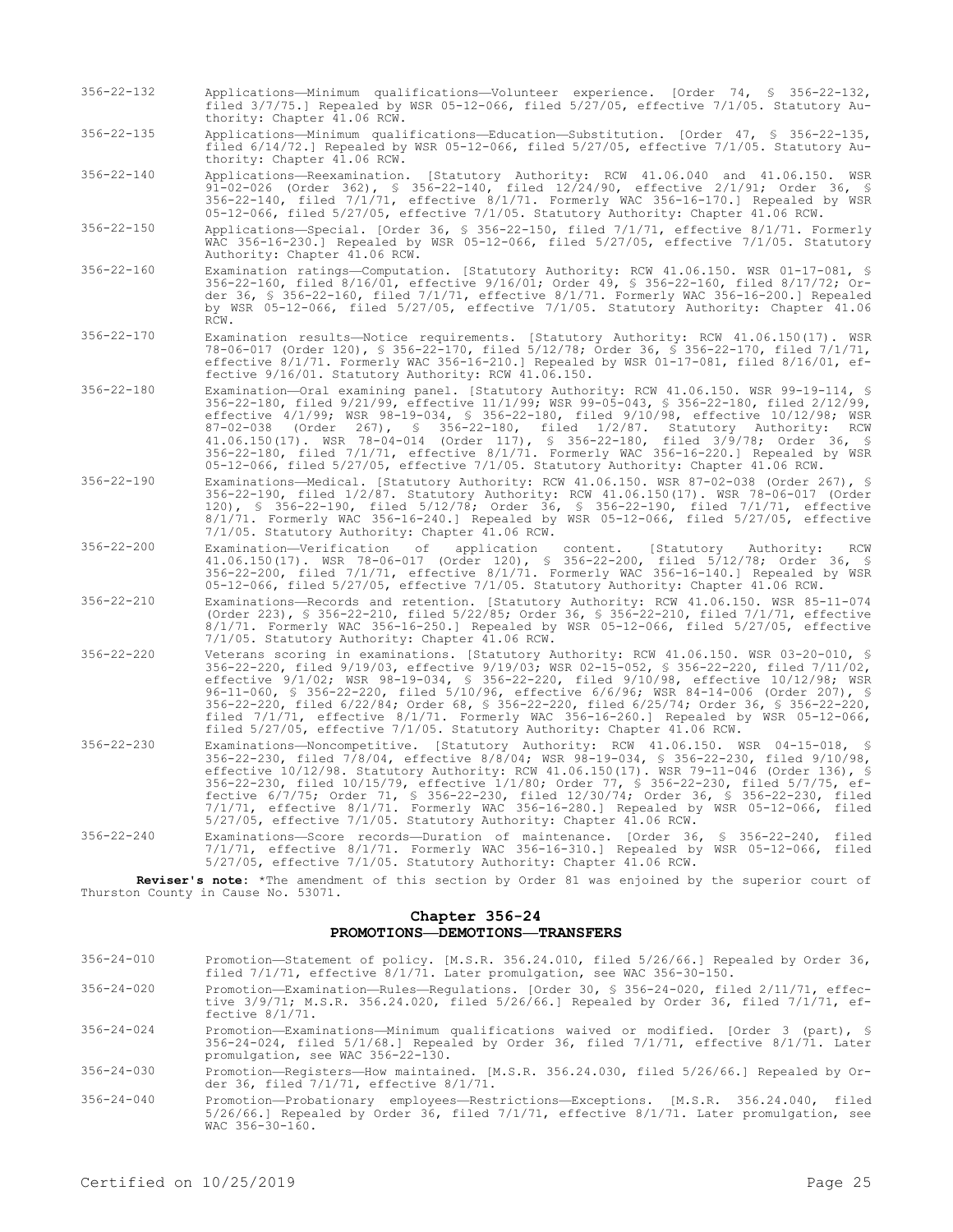356-22-132 Applications—Minimum qualifications—Volunteer experience. [Order 74, § 356-22-132, filed 3/7/75.] Repealed by WSR 05-12-066, filed 5/27/05, effective 7/1/05. Statutory Authority: Chapter 41.06 RCW.

356-22-135 Applications—Minimum qualifications—Education—Substitution. [Order 47, § 356-22-135, filed 6/14/72.] Repealed by WSR 05-12-066, filed 5/27/05, effective 7/1/05. Statutory Authority: Chapter 41.06 RCW.

356-22-140 Applications—Reexamination. [Statutory Authority: RCW 41.06.040 and 41.06.150. WSR 91-02-026 (Order 362), § 356-22-140, filed 12/24/90, effective 2/1/91; Order 36, § 356-22-140, filed 7/1/71, effective 8/1/71. Formerly WAC 356-16-170.] Repealed by WSR 05-12-066, filed 5/27/05, effective 7/1/05. Statutory Authority: Chapter 41.06 RCW.

356-22-150 Applications—Special. [Order 36, § 356-22-150, filed 7/1/71, effective 8/1/71. Formerly WAC 356-16-230.] Repealed by WSR 05-12-066, filed 5/27/05, effective 7/1/05. Statutory Authority: Chapter 41.06 RCW.

356-22-160 Examination ratings—Computation. [Statutory Authority: RCW 41.06.150. WSR 01-17-081, § 356-22-160, filed 8/16/01, effective 9/16/01; Order 49, § 356-22-160, filed 8/17/72; Order 36, § 356-22-160, filed 7/1/71, effective 8/1/71. Formerly WAC 356-16-200.] Repealed by WSR 05-12-066, filed 5/27/05, effective 7/1/05. Statutory Authority: Chapter 41.06 RCW.

356-22-170 Examination results—Notice requirements. [Statutory Authority: RCW 41.06.150(17). WSR 78-06-017 (Order 120), § 356-22-170, filed 5/12/78; Order 36, § 356-22-170, filed 7/1/71, effective 8/1/71. Formerly WAC 356-16-210.] Repealed by WSR 01-17-081, filed 8/16/01, effective 9/16/01. Statutory Authority: RCW 41.06.150.

356-22-180 Examination—Oral examining panel. [Statutory Authority: RCW 41.06.150. WSR 99-19-114, § 356-22-180, filed 9/21/99, effective 11/1/99; WSR 99-05-043, § 356-22-180, filed 2/12/99, effective 4/1/99; WSR 98-19-034, § 356-22-180, filed 9/10/98, effective 10/12/98; WSR 87-02-038 (Order 267), § 356-22-180, filed 1/2/87. Statutory Authority: RCW 41.06.150(17). WSR 78-04-014 (Order 117), § 356-22-180, filed 3/9/78; Order 36, § 356-22-180, filed 7/1/71, effective 8/1/71. Formerly WAC 356-16-220.] Repealed by WSR 05-12-066, filed 5/27/05, effective 7/1/05. Statutory Authority: Chapter 41.06 RCW.

356-22-190 Examinations—Medical. [Statutory Authority: RCW 41.06.150. WSR 87-02-038 (Order 267), § 356-22-190, filed 1/2/87. Statutory Authority: RCW 41.06.150(17). WSR 78-06-017 (Order 120), § 356-22-190, filed 5/12/78; Order 36, § 356-22-190, filed 7/1/71, effective 8/1/71. Formerly WAC 356-16-240.] Repealed by WSR 05-12-066, filed 5/27/05, effective 7/1/05. Statutory Authority: Chapter 41.06 RCW.

356-22-200 Examination—Verification of application content. [Statutory Authority: RCW 41.06.150(17). WSR 78-06-017 (Order 120), § 356-22-200, filed 5/12/78; Order 36, § 356-22-200, filed 7/1/71, effective 8/1/71. Formerly WAC 356-16-140.] Repealed by WSR 05-12-066, filed 5/27/05, effective 7/1/05. Statutory Authority: Chapter 41.06 RCW.

356-22-210 Examinations—Records and retention. [Statutory Authority: RCW 41.06.150. WSR 85-11-074 (Order 223), § 356-22-210, filed 5/22/85; Order 36, § 356-22-210, filed 7/1/71, effective 8/1/71. Formerly WAC 356-16-250.] Repealed by WSR 05-12-066, filed 5/27/05, effective 7/1/05. Statutory Authority: Chapter 41.06 RCW.

356-22-220 Veterans scoring in examinations. [Statutory Authority: RCW 41.06.150. WSR 03-20-010, § 356-22-220, filed 9/19/03, effective 9/19/03; WSR 02-15-052, § 356-22-220, filed 7/11/02, effective 9/1/02; WSR 98-19-034, § 356-22-220, filed 9/10/98, effective 10/12/98; WSR 96-11-060, § 356-22-220, filed 5/10/96, effective 6/6/96; WSR 84-14-006 (Order 207), § 356-22-220, filed 6/22/84; Order 68, § 356-22-220, filed 6/25/74; Order 36, § 356-22-220, filed 7/1/71, effective 8/1/71. Formerly WAC 356-16-260.] Repealed by WSR 05-12-066, filed 5/27/05, effective 7/1/05. Statutory Authority: Chapter 41.06 RCW.

356-22-230 Examinations—Noncompetitive. [Statutory Authority: RCW 41.06.150. WSR 04-15-018, § 356-22-230, filed 7/8/04, effective 8/8/04; WSR 98-19-034, § 356-22-230, filed 9/10/98, effective 10/12/98. Statutory Authority: RCW 41.06.150(17). WSR 79-11-046 (Order 136), § 356-22-230, filed 10/15/79, effective 1/1/80; Order 77, § 356-22-230, filed 5/7/75, effective 6/7/75; Order 71, § 356-22-230, filed 12/30/74; Order 36, § 356-22-230, filed 7/1/71, effective 8/1/71. Formerly WAC 356-16-280.] Repealed by WSR 05-12-066, filed 5/27/05, effective 7/1/05. Statutory Authority: Chapter 41.06 RCW.

356-22-240 Examinations—Score records—Duration of maintenance. [Order 36, § 356-22-240, filed 7/1/71, effective 8/1/71. Formerly WAC 356-16-310.] Repealed by WSR 05-12-066, filed 5/27/05, effective 7/1/05. Statutory Authority: Chapter 41.06 RCW.

**Reviser's note:** *The amendment of this section by Order 81 was enjoined by the superior court of Thurston County in Cause No. 53071.

## Chapter 356-24
## PROMOTIONS—DEMOTIONS—TRANSFERS

356-24-010 Promotion—Statement of policy. [M.S.R. 356.24.010, filed 5/26/66.] Repealed by Order 36, filed 7/1/71, effective 8/1/71. Later promulgation, see WAC 356-30-150.

356-24-020 Promotion—Examination—Rules—Regulations. [Order 30, § 356-24-020, filed 2/11/71, effective 3/9/71; M.S.R. 356.24.020, filed 5/26/66.] Repealed by Order 36, filed 7/1/71, effective 8/1/71.

356-24-024 Promotion—Examinations—Minimum qualifications waived or modified. [Order 3 (part), § 356-24-024, filed 5/1/68.] Repealed by Order 36, filed 7/1/71, effective 8/1/71. Later promulgation, see WAC 356-22-130.

356-24-030 Promotion—Registers—How maintained. [M.S.R. 356.24.030, filed 5/26/66.] Repealed by Order 36, filed 7/1/71, effective 8/1/71.

356-24-040 Promotion—Probationary employees—Restrictions—Exceptions. [M.S.R. 356.24.040, filed 5/26/66.] Repealed by Order 36, filed 7/1/71, effective 8/1/71. Later promulgation, see WAC 356-30-160.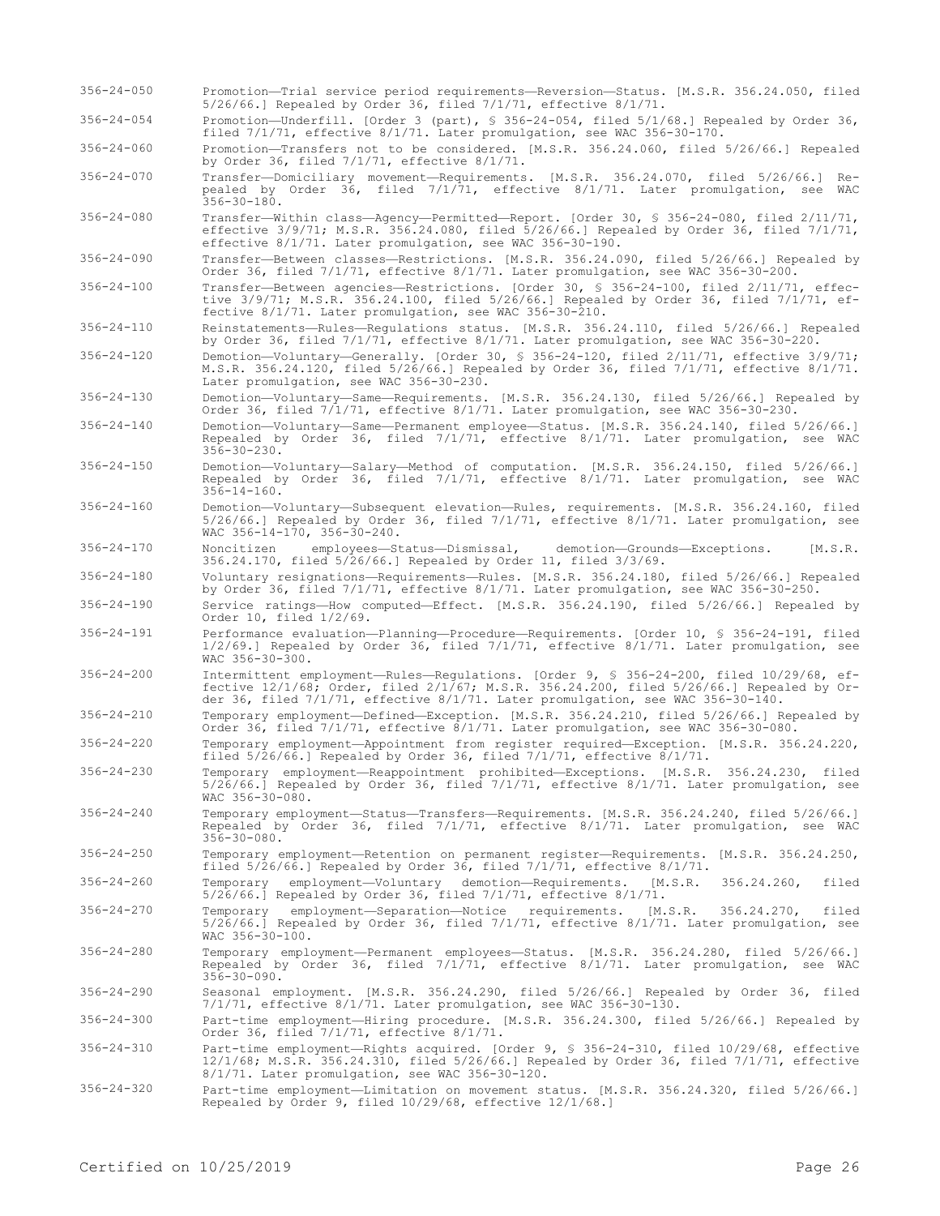| | |
|---|---|
| 356-24-050 | Promotion—Trial service period requirements—Reversion—Status. [M.S.R. 356.24.050, filed 5/26/66.] Repealed by Order 36, filed 7/1/71, effective 8/1/71. |
| 356-24-054 | Promotion—Underfill. [Order 3 (part), § 356-24-054, filed 5/1/68.] Repealed by Order 36, filed 7/1/71, effective 8/1/71. Later promulgation, see WAC 356-30-170. |
| 356-24-060 | Promotion—Transfers not to be considered. [M.S.R. 356.24.060, filed 5/26/66.] Repealed by Order 36, filed 7/1/71, effective 8/1/71. |
| 356-24-070 | Transfer—Domiciliary movement—Requirements. [M.S.R. 356.24.070, filed 5/26/66.] Repealed by Order 36, filed 7/1/71, effective 8/1/71. Later promulgation, see WAC 356-30-180. |
| 356-24-080 | Transfer—Within class—Agency—Permitted—Report. [Order 30, § 356-24-080, filed 2/11/71, effective 3/9/71; M.S.R. 356.24.080, filed 5/26/66.] Repealed by Order 36, filed 7/1/71, effective 8/1/71. Later promulgation, see WAC 356-30-190. |
| 356-24-090 | Transfer—Between classes—Restrictions. [M.S.R. 356.24.090, filed 5/26/66.] Repealed by Order 36, filed 7/1/71, effective 8/1/71. Later promulgation, see WAC 356-30-200. |
| 356-24-100 | Transfer—Between agencies—Restrictions. [Order 30, § 356-24-100, filed 2/11/71, effective 3/9/71; M.S.R. 356.24.100, filed 5/26/66.] Repealed by Order 36, filed 7/1/71, effective 8/1/71. Later promulgation, see WAC 356-30-210. |
| 356-24-110 | Reinstatements—Rules—Regulations status. [M.S.R. 356.24.110, filed 5/26/66.] Repealed by Order 36, filed 7/1/71, effective 8/1/71. Later promulgation, see WAC 356-30-220. |
| 356-24-120 | Demotion—Voluntary—Generally. [Order 30, § 356-24-120, filed 2/11/71, effective 3/9/71; M.S.R. 356.24.120, filed 5/26/66.] Repealed by Order 36, filed 7/1/71, effective 8/1/71. Later promulgation, see WAC 356-30-230. |
| 356-24-130 | Demotion—Voluntary—Same—Requirements. [M.S.R. 356.24.130, filed 5/26/66.] Repealed by Order 36, filed 7/1/71, effective 8/1/71. Later promulgation, see WAC 356-30-230. |
| 356-24-140 | Demotion—Voluntary—Same—Permanent employee—Status. [M.S.R. 356.24.140, filed 5/26/66.] Repealed by Order 36, filed 7/1/71, effective 8/1/71. Later promulgation, see WAC 356-30-230. |
| 356-24-150 | Demotion—Voluntary—Salary—Method of computation. [M.S.R. 356.24.150, filed 5/26/66.] Repealed by Order 36, filed 7/1/71, effective 8/1/71. Later promulgation, see WAC 356-14-160. |
| 356-24-160 | Demotion—Voluntary—Subsequent elevation—Rules, requirements. [M.S.R. 356.24.160, filed 5/26/66.] Repealed by Order 36, filed 7/1/71, effective 8/1/71. Later promulgation, see WAC 356-14-170, 356-30-240. |
| 356-24-170 | Noncitizen employees—Status—Dismissal, demotion—Grounds—Exceptions. [M.S.R. 356.24.170, filed 5/26/66.] Repealed by Order 11, filed 3/3/69. |
| 356-24-180 | Voluntary resignations—Requirements—Rules. [M.S.R. 356.24.180, filed 5/26/66.] Repealed by Order 36, filed 7/1/71, effective 8/1/71. Later promulgation, see WAC 356-30-250. |
| 356-24-190 | Service ratings—How computed—Effect. [M.S.R. 356.24.190, filed 5/26/66.] Repealed by Order 10, filed 1/2/69. |
| 356-24-191 | Performance evaluation—Planning—Procedure—Requirements. [Order 10, § 356-24-191, filed 1/2/69.] Repealed by Order 36, filed 7/1/71, effective 8/1/71. Later promulgation, see WAC 356-30-300. |
| 356-24-200 | Intermittent employment—Rules—Regulations. [Order 9, § 356-24-200, filed 10/29/68, effective 12/1/68; Order, filed 2/1/67; M.S.R. 356.24.200, filed 5/26/66.] Repealed by Order 36, filed 7/1/71, effective 8/1/71. Later promulgation, see WAC 356-30-140. |
| 356-24-210 | Temporary employment—Defined—Exception. [M.S.R. 356.24.210, filed 5/26/66.] Repealed by Order 36, filed 7/1/71, effective 8/1/71. Later promulgation, see WAC 356-30-080. |
| 356-24-220 | Temporary employment—Appointment from register required—Exception. [M.S.R. 356.24.220, filed 5/26/66.] Repealed by Order 36, filed 7/1/71, effective 8/1/71. |
| 356-24-230 | Temporary employment—Reappointment prohibited—Exceptions. [M.S.R. 356.24.230, filed 5/26/66.] Repealed by Order 36, filed 7/1/71, effective 8/1/71. Later promulgation, see WAC 356-30-080. |
| 356-24-240 | Temporary employment—Status—Transfers—Requirements. [M.S.R. 356.24.240, filed 5/26/66.] Repealed by Order 36, filed 7/1/71, effective 8/1/71. Later promulgation, see WAC 356-30-080. |
| 356-24-250 | Temporary employment—Retention on permanent register—Requirements. [M.S.R. 356.24.250, filed 5/26/66.] Repealed by Order 36, filed 7/1/71, effective 8/1/71. |
| 356-24-260 | Temporary employment—Voluntary demotion—Requirements. [M.S.R. 356.24.260, filed 5/26/66.] Repealed by Order 36, filed 7/1/71, effective 8/1/71. |
| 356-24-270 | Temporary employment—Separation—Notice requirements. [M.S.R. 356.24.270, filed 5/26/66.] Repealed by Order 36, filed 7/1/71, effective 8/1/71. Later promulgation, see WAC 356-30-100. |
| 356-24-280 | Temporary employment—Permanent employees—Status. [M.S.R. 356.24.280, filed 5/26/66.] Repealed by Order 36, filed 7/1/71, effective 8/1/71. Later promulgation, see WAC 356-30-090. |
| 356-24-290 | Seasonal employment. [M.S.R. 356.24.290, filed 5/26/66.] Repealed by Order 36, filed 7/1/71, effective 8/1/71. Later promulgation, see WAC 356-30-130. |
| 356-24-300 | Part-time employment—Hiring procedure. [M.S.R. 356.24.300, filed 5/26/66.] Repealed by Order 36, filed 7/1/71, effective 8/1/71. |
| 356-24-310 | Part-time employment—Rights acquired. [Order 9, § 356-24-310, filed 10/29/68, effective 12/1/68; M.S.R. 356.24.310, filed 5/26/66.] Repealed by Order 36, filed 7/1/71, effective 8/1/71. Later promulgation, see WAC 356-30-120. |
| 356-24-320 | Part-time employment—Limitation on movement status. [M.S.R. 356.24.320, filed 5/26/66.] Repealed by Order 9, filed 10/29/68, effective 12/1/68.] |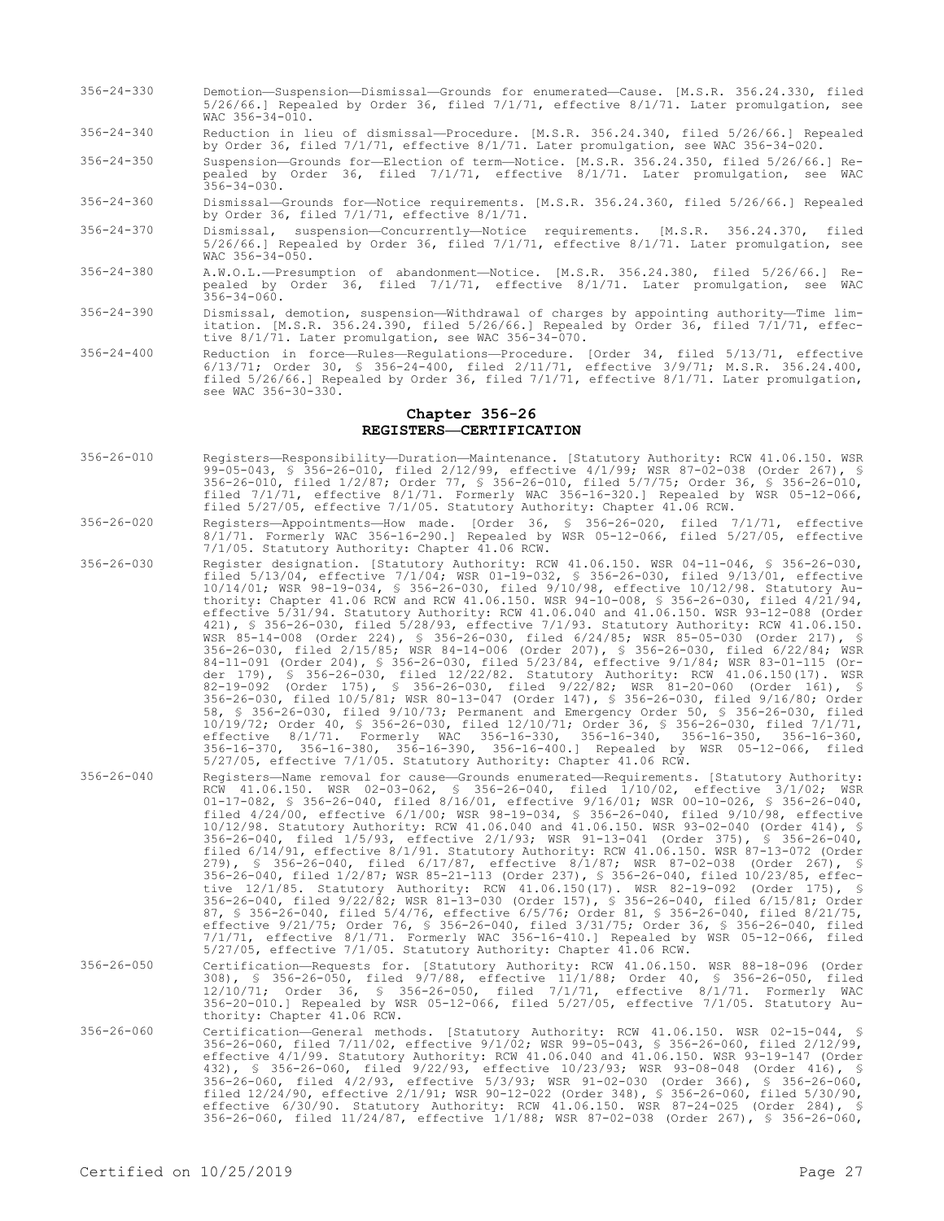356-24-330 Demotion—Suspension—Dismissal—Grounds for enumerated—Cause. [M.S.R. 356.24.330, filed 5/26/66.] Repealed by Order 36, filed 7/1/71, effective 8/1/71. Later promulgation, see WAC 356-34-010.

356-24-340 Reduction in lieu of dismissal—Procedure. [M.S.R. 356.24.340, filed 5/26/66.] Repealed by Order 36, filed 7/1/71, effective 8/1/71. Later promulgation, see WAC 356-34-020.

356-24-350 Suspension—Grounds for—Election of term—Notice. [M.S.R. 356.24.350, filed 5/26/66.] Repealed by Order 36, filed 7/1/71, effective 8/1/71. Later promulgation, see WAC 356-34-030.

356-24-360 Dismissal—Grounds for—Notice requirements. [M.S.R. 356.24.360, filed 5/26/66.] Repealed by Order 36, filed 7/1/71, effective 8/1/71.

356-24-370 Dismissal, suspension—Concurrently—Notice requirements. [M.S.R. 356.24.370, filed 5/26/66.] Repealed by Order 36, filed 7/1/71, effective 8/1/71. Later promulgation, see WAC 356-34-050.

356-24-380 A.W.O.L.—Presumption of abandonment—Notice. [M.S.R. 356.24.380, filed 5/26/66.] Repealed by Order 36, filed 7/1/71, effective 8/1/71. Later promulgation, see WAC 356-34-060.

356-24-390 Dismissal, demotion, suspension—Withdrawal of charges by appointing authority—Time limitation. [M.S.R. 356.24.390, filed 5/26/66.] Repealed by Order 36, filed 7/1/71, effective 8/1/71. Later promulgation, see WAC 356-34-070.

356-24-400 Reduction in force—Rules—Regulations—Procedure. [Order 34, filed 5/13/71, effective 6/13/71; Order 30, § 356-24-400, filed 2/11/71, effective 3/9/71; M.S.R. 356.24.400, filed 5/26/66.] Repealed by Order 36, filed 7/1/71, effective 8/1/71. Later promulgation, see WAC 356-30-330.

## Chapter 356-26
## REGISTERS—CERTIFICATION

356-26-010 Registers—Responsibility—Duration—Maintenance. [Statutory Authority: RCW 41.06.150. WSR 99-05-043, § 356-26-010, filed 2/12/99, effective 4/1/99; WSR 87-02-038 (Order 267), § 356-26-010, filed 1/2/87; Order 77, § 356-26-010, filed 5/7/75; Order 36, § 356-26-010, filed 7/1/71, effective 8/1/71. Formerly WAC 356-16-320.] Repealed by WSR 05-12-066, filed 5/27/05, effective 7/1/05. Statutory Authority: Chapter 41.06 RCW.

356-26-020 Registers—Appointments—How made. [Order 36, § 356-26-020, filed 7/1/71, effective 8/1/71. Formerly WAC 356-16-290.] Repealed by WSR 05-12-066, filed 5/27/05, effective 7/1/05. Statutory Authority: Chapter 41.06 RCW.

356-26-030 Register designation. [Statutory Authority: RCW 41.06.150. WSR 04-11-046, § 356-26-030, filed 5/13/04, effective 7/1/04; WSR 01-19-032, § 356-26-030, filed 9/13/01, effective 10/14/01; WSR 98-19-034, § 356-26-030, filed 9/10/98, effective 10/12/98. Statutory Authority: Chapter 41.06 RCW and RCW 41.06.150. WSR 94-10-008, § 356-26-030, filed 4/21/94, effective 5/31/94. Statutory Authority: RCW 41.06.040 and 41.06.150. WSR 93-12-088 (Order 421), § 356-26-030, filed 5/28/93, effective 7/1/93. Statutory Authority: RCW 41.06.150. WSR 85-14-008 (Order 224), § 356-26-030, filed 6/24/85; WSR 85-05-030 (Order 217), § 356-26-030, filed 2/15/85; WSR 84-14-006 (Order 207), § 356-26-030, filed 6/22/84; WSR 84-11-091 (Order 204), § 356-26-030, filed 5/23/84, effective 9/1/84; WSR 83-01-115 (Order 179), § 356-26-030, filed 12/22/82. Statutory Authority: RCW 41.06.150(17). WSR 82-19-092 (Order 175), § 356-26-030, filed 9/22/82; WSR 81-20-060 (Order 161), § 356-26-030, filed 10/5/81; WSR 80-13-047 (Order 147), § 356-26-030, filed 9/16/80; Order 58, § 356-26-030, filed 9/10/73; Permanent and Emergency Order 50, § 356-26-030, filed 10/19/72; Order 40, § 356-26-030, filed 12/10/71; Order 36, § 356-26-030, filed 7/1/71, effective 8/1/71. Formerly WAC 356-16-330, 356-16-340, 356-16-350, 356-16-360, 356-16-370, 356-16-380, 356-16-390, 356-16-400.] Repealed by WSR 05-12-066, filed 5/27/05, effective 7/1/05. Statutory Authority: Chapter 41.06 RCW.

356-26-040 Registers—Name removal for cause—Grounds enumerated—Requirements. [Statutory Authority: RCW 41.06.150. WSR 02-03-062, § 356-26-040, filed 1/10/02, effective 3/1/02; WSR 01-17-082, § 356-26-040, filed 8/16/01, effective 9/16/01; WSR 00-10-026, § 356-26-040, filed 4/24/00, effective 6/1/00; WSR 98-19-034, § 356-26-040, filed 9/10/98, effective 10/12/98. Statutory Authority: RCW 41.06.040 and 41.06.150. WSR 93-02-040 (Order 414), § 356-26-040, filed 1/5/93, effective 2/1/93; WSR 91-13-041 (Order 375), § 356-26-040, filed 6/14/91, effective 8/1/91. Statutory Authority: RCW 41.06.150. WSR 87-13-072 (Order 279), § 356-26-040, filed 6/17/87, effective 8/1/87; WSR 87-02-038 (Order 267), § 356-26-040, filed 1/2/87; WSR 85-21-113 (Order 237), § 356-26-040, filed 10/23/85, effective 12/1/85. Statutory Authority: RCW 41.06.150(17). WSR 82-19-092 (Order 175), § 356-26-040, filed 9/22/82; WSR 81-13-030 (Order 157), § 356-26-040, filed 6/15/81; Order 87, § 356-26-040, filed 5/4/76, effective 6/5/76; Order 81, § 356-26-040, filed 8/21/75, effective 9/21/75; Order 76, § 356-26-040, filed 3/31/75; Order 36, § 356-26-040, filed 7/1/71, effective 8/1/71. Formerly WAC 356-16-410.] Repealed by WSR 05-12-066, filed 5/27/05, effective 7/1/05. Statutory Authority: Chapter 41.06 RCW.

356-26-050 Certification—Requests for. [Statutory Authority: RCW 41.06.150. WSR 88-18-096 (Order 308), § 356-26-050, filed 9/7/88, effective 11/1/88; Order 40, § 356-26-050, filed 12/10/71; Order 36, § 356-26-050, filed 7/1/71, effective 8/1/71. Formerly WAC 356-20-010.] Repealed by WSR 05-12-066, filed 5/27/05, effective 7/1/05. Statutory Authority: Chapter 41.06 RCW.

356-26-060 Certification—General methods. [Statutory Authority: RCW 41.06.150. WSR 02-15-044, § 356-26-060, filed 7/11/02, effective 9/1/02; WSR 99-05-043, § 356-26-060, filed 2/12/99, effective 4/1/99. Statutory Authority: RCW 41.06.040 and 41.06.150. WSR 93-19-147 (Order 432), § 356-26-060, filed 9/22/93, effective 10/23/93; WSR 93-08-048 (Order 416), § 356-26-060, filed 4/2/93, effective 5/3/93; WSR 91-02-030 (Order 366), § 356-26-060, filed 12/24/90, effective 2/1/91; WSR 90-12-022 (Order 348), § 356-26-060, filed 5/30/90, effective 6/30/90. Statutory Authority: RCW 41.06.150. WSR 87-24-025 (Order 284), § 356-26-060, filed 11/24/87, effective 1/1/88; WSR 87-02-038 (Order 267), § 356-26-060,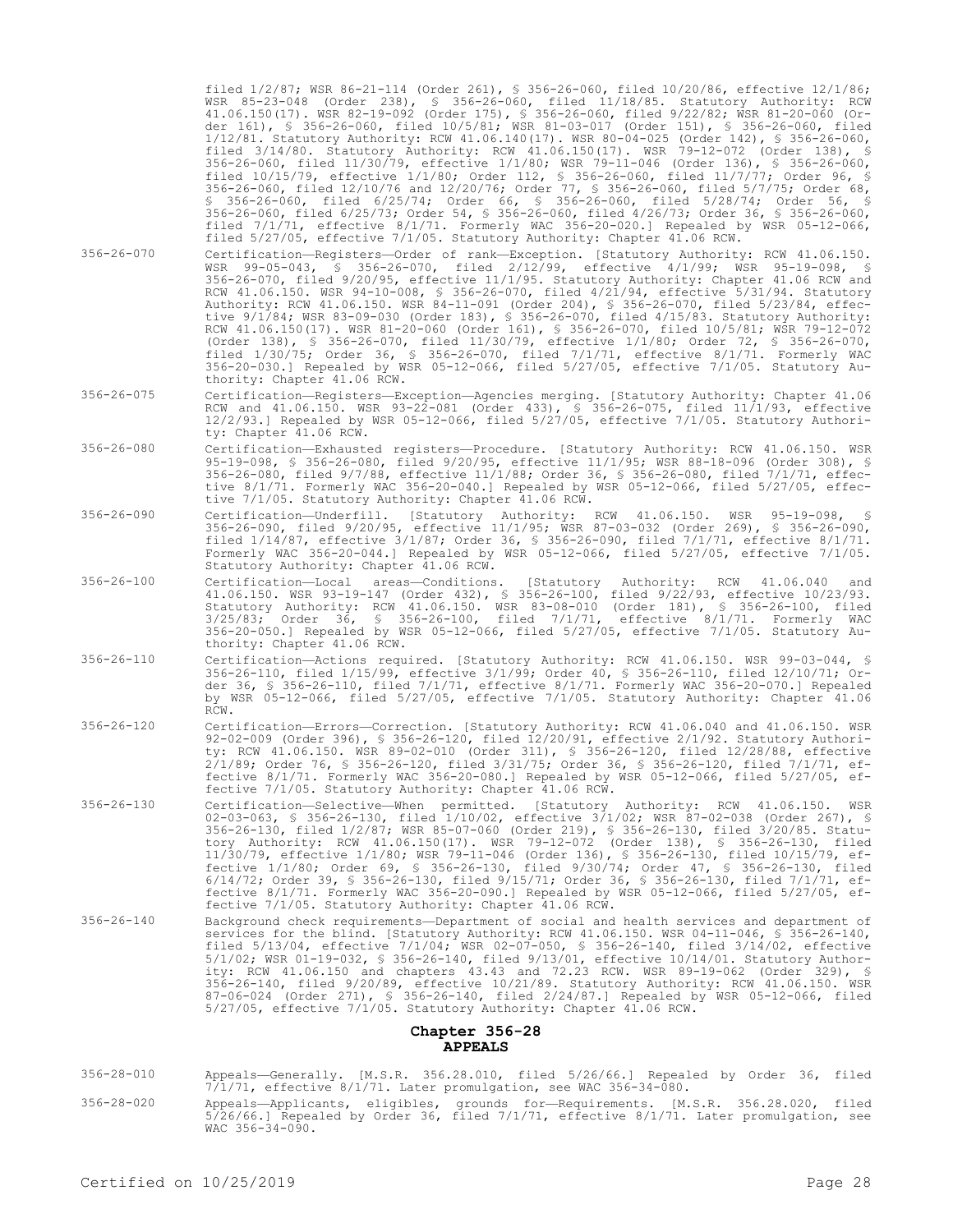filed 1/2/87; WSR 86-21-114 (Order 261), § 356-26-060, filed 10/20/86, effective 12/1/86; WSR 85-23-048 (Order 238), § 356-26-060, filed 11/18/85. Statutory Authority: RCW 41.06.150(17). WSR 82-19-092 (Order 175), § 356-26-060, filed 9/22/82; WSR 81-20-060 (Order 161), § 356-26-060, filed 10/5/81; WSR 81-03-017 (Order 151), § 356-26-060, filed 1/12/81. Statutory Authority: RCW 41.06.140(17). WSR 80-04-025 (Order 142), § 356-26-060, filed 3/14/80. Statutory Authority: RCW 41.06.150(17). WSR 79-12-072 (Order 138), § 356-26-060, filed 11/30/79, effective 1/1/80; WSR 79-11-046 (Order 136), § 356-26-060, filed 10/15/79, effective 1/1/80; Order 112, § 356-26-060, filed 11/7/77; Order 96, § 356-26-060, filed 12/10/76 and 12/20/76; Order 77, § 356-26-060, filed 5/7/75; Order 68, § 356-26-060, filed 6/25/74; Order 66, § 356-26-060, filed 5/28/74; Order 56, § 356-26-060, filed 6/25/73; Order 54, § 356-26-060, filed 4/26/73; Order 36, § 356-26-060, filed 7/1/71, effective 8/1/71. Formerly WAC 356-20-020.] Repealed by WSR 05-12-066, filed 5/27/05, effective 7/1/05. Statutory Authority: Chapter 41.06 RCW.

356-26-070 Certification—Registers—Order of rank—Exception. [Statutory Authority: RCW 41.06.150. WSR 99-05-043, § 356-26-070, filed 2/12/99, effective 4/1/99; WSR 95-19-098, § 356-26-070, filed 9/20/95, effective 11/1/95. Statutory Authority: Chapter 41.06 RCW and RCW 41.06.150. WSR 94-10-008, § 356-26-070, filed 4/21/94, effective 5/31/94. Statutory Authority: RCW 41.06.150. WSR 84-11-091 (Order 204), § 356-26-070, filed 5/23/84, effective 9/1/84; WSR 83-09-030 (Order 183), § 356-26-070, filed 4/15/83. Statutory Authority: RCW 41.06.150(17). WSR 81-20-060 (Order 161), § 356-26-070, filed 10/5/81; WSR 79-12-072 (Order 138), § 356-26-070, filed 11/30/79, effective 1/1/80; Order 72, § 356-26-070, filed 1/30/75; Order 36, § 356-26-070, filed 7/1/71, effective 8/1/71. Formerly WAC 356-20-030.] Repealed by WSR 05-12-066, filed 5/27/05, effective 7/1/05. Statutory Authority: Chapter 41.06 RCW.

356-26-075 Certification—Registers—Exception—Agencies merging. [Statutory Authority: Chapter 41.06 RCW and 41.06.150. WSR 93-22-081 (Order 433), § 356-26-075, filed 11/1/93, effective 12/2/93.] Repealed by WSR 05-12-066, filed 5/27/05, effective 7/1/05. Statutory Authority: Chapter 41.06 RCW.

356-26-080 Certification—Exhausted registers—Procedure. [Statutory Authority: RCW 41.06.150. WSR 95-19-098, § 356-26-080, filed 9/20/95, effective 11/1/95; WSR 88-18-096 (Order 308), § 356-26-080, filed 9/7/88, effective 11/1/88; Order 36, § 356-26-080, filed 7/1/71, effective 8/1/71. Formerly WAC 356-20-040.] Repealed by WSR 05-12-066, filed 5/27/05, effective 7/1/05. Statutory Authority: Chapter 41.06 RCW.

356-26-090 Certification—Underfill. [Statutory Authority: RCW 41.06.150. WSR 95-19-098, § 356-26-090, filed 9/20/95, effective 11/1/95; WSR 87-03-032 (Order 269), § 356-26-090, filed 1/14/87, effective 3/1/87; Order 36, § 356-26-090, filed 7/1/71, effective 8/1/71. Formerly WAC 356-20-044.] Repealed by WSR 05-12-066, filed 5/27/05, effective 7/1/05. Statutory Authority: Chapter 41.06 RCW.

356-26-100 Certification—Local areas—Conditions. [Statutory Authority: RCW 41.06.040 and 41.06.150. WSR 93-19-147 (Order 432), § 356-26-100, filed 9/22/93, effective 10/23/93. Statutory Authority: RCW 41.06.150. WSR 83-08-010 (Order 181), § 356-26-100, filed 3/25/83; Order 36, § 356-26-100, filed 7/1/71, effective 8/1/71. Formerly WAC 356-20-050.] Repealed by WSR 05-12-066, filed 5/27/05, effective 7/1/05. Statutory Authority: Chapter 41.06 RCW.

356-26-110 Certification—Actions required. [Statutory Authority: RCW 41.06.150. WSR 99-03-044, § 356-26-110, filed 1/15/99, effective 3/1/99; Order 40, § 356-26-110, filed 12/10/71; Order 36, § 356-26-110, filed 7/1/71, effective 8/1/71. Formerly WAC 356-20-070.] Repealed by WSR 05-12-066, filed 5/27/05, effective 7/1/05. Statutory Authority: Chapter 41.06 RCW.

356-26-120 Certification—Errors—Correction. [Statutory Authority: RCW 41.06.040 and 41.06.150. WSR 92-02-009 (Order 396), § 356-26-120, filed 12/20/91, effective 2/1/92. Statutory Authority: RCW 41.06.150. WSR 89-02-010 (Order 311), § 356-26-120, filed 12/28/88, effective 2/1/89; Order 76, § 356-26-120, filed 3/31/75; Order 36, § 356-26-120, filed 7/1/71, effective 8/1/71. Formerly WAC 356-20-080.] Repealed by WSR 05-12-066, filed 5/27/05, effective 7/1/05. Statutory Authority: Chapter 41.06 RCW.

356-26-130 Certification—Selective—When permitted. [Statutory Authority: RCW 41.06.150. WSR 02-03-063, § 356-26-130, filed 1/10/02, effective 3/1/02; WSR 87-02-038 (Order 267), § 356-26-130, filed 1/2/87; WSR 85-07-060 (Order 219), § 356-26-130, filed 3/20/85. Statutory Authority: RCW 41.06.150(17). WSR 79-12-072 (Order 138), § 356-26-130, filed 11/30/79, effective 1/1/80; WSR 79-11-046 (Order 136), § 356-26-130, filed 10/15/79, effective 1/1/80; Order 69, § 356-26-130, filed 9/30/74; Order 47, § 356-26-130, filed 6/14/72; Order 39, § 356-26-130, filed 9/15/71; Order 36, § 356-26-130, filed 7/1/71, effective 8/1/71. Formerly WAC 356-20-090.] Repealed by WSR 05-12-066, filed 5/27/05, effective 7/1/05. Statutory Authority: Chapter 41.06 RCW.

356-26-140 Background check requirements—Department of social and health services and department of services for the blind. [Statutory Authority: RCW 41.06.150. WSR 04-11-046, § 356-26-140, filed 5/13/04, effective 7/1/04; WSR 02-07-050, § 356-26-140, filed 3/14/02, effective 5/1/02; WSR 01-19-032, § 356-26-140, filed 9/13/01, effective 10/14/01. Statutory Authority: RCW 41.06.150 and chapters 43.43 and 72.23 RCW. WSR 89-19-062 (Order 329), § 356-26-140, filed 9/20/89, effective 10/21/89. Statutory Authority: RCW 41.06.150. WSR 87-06-024 (Order 271), § 356-26-140, filed 2/24/87.] Repealed by WSR 05-12-066, filed 5/27/05, effective 7/1/05. Statutory Authority: Chapter 41.06 RCW.

## Chapter 356-28
## APPEALS

356-28-010 Appeals—Generally. [M.S.R. 356.28.010, filed 5/26/66.] Repealed by Order 36, filed 7/1/71, effective 8/1/71. Later promulgation, see WAC 356-34-080.

356-28-020 Appeals—Applicants, eligibles, grounds for—Requirements. [M.S.R. 356.28.020, filed 5/26/66.] Repealed by Order 36, filed 7/1/71, effective 8/1/71. Later promulgation, see WAC 356-34-090.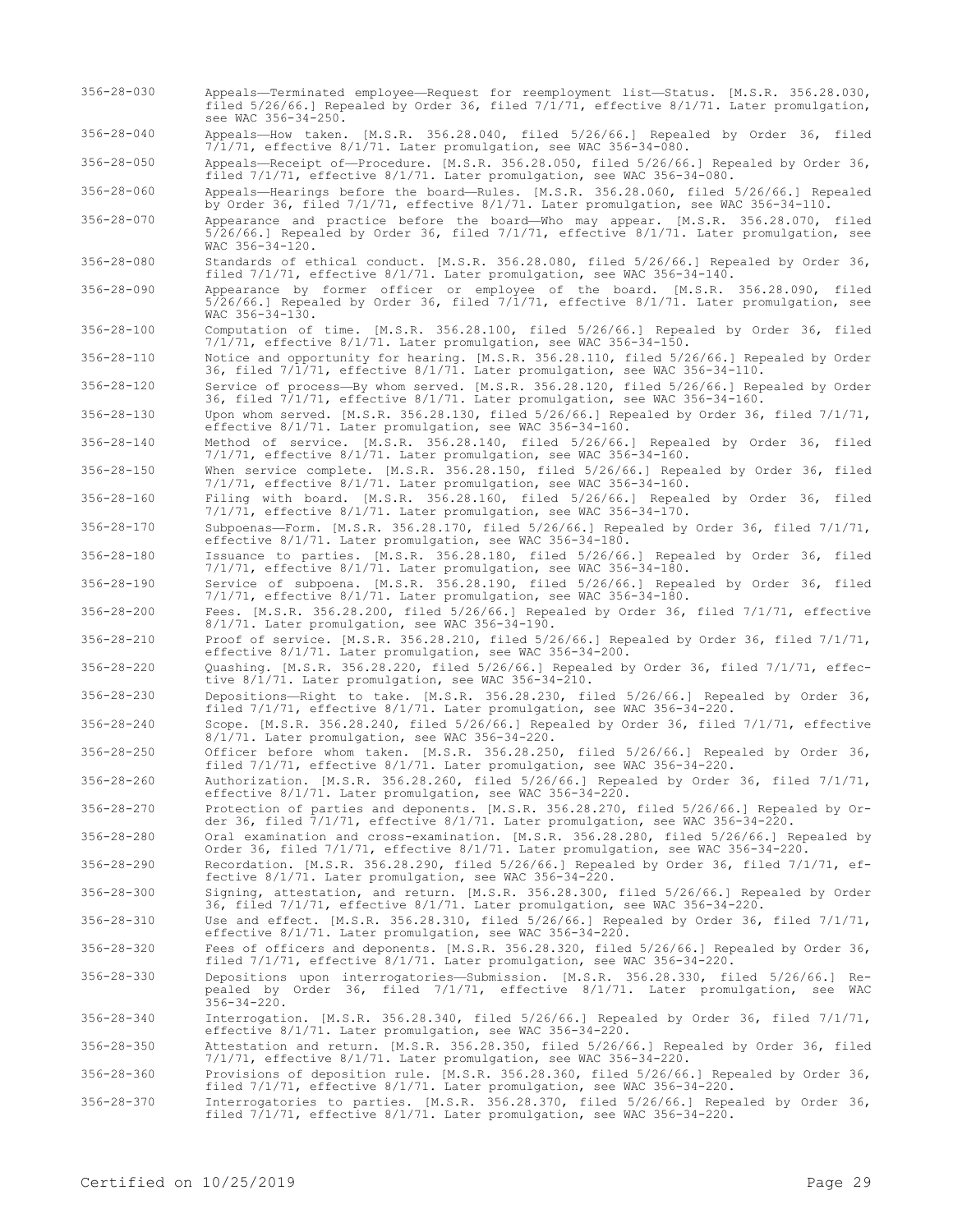356-28-030 Appeals—Terminated employee—Request for reemployment list—Status. [M.S.R. 356.28.030, filed 5/26/66.] Repealed by Order 36, filed 7/1/71, effective 8/1/71. Later promulgation, see WAC 356-34-250.

356-28-040 Appeals—How taken. [M.S.R. 356.28.040, filed 5/26/66.] Repealed by Order 36, filed 7/1/71, effective 8/1/71. Later promulgation, see WAC 356-34-080.

356-28-050 Appeals—Receipt of—Procedure. [M.S.R. 356.28.050, filed 5/26/66.] Repealed by Order 36, filed 7/1/71, effective 8/1/71. Later promulgation, see WAC 356-34-080.

356-28-060 Appeals—Hearings before the board—Rules. [M.S.R. 356.28.060, filed 5/26/66.] Repealed by Order 36, filed 7/1/71, effective 8/1/71. Later promulgation, see WAC 356-34-110.

356-28-070 Appearance and practice before the board—Who may appear. [M.S.R. 356.28.070, filed 5/26/66.] Repealed by Order 36, filed 7/1/71, effective 8/1/71. Later promulgation, see WAC 356-34-120.

356-28-080 Standards of ethical conduct. [M.S.R. 356.28.080, filed 5/26/66.] Repealed by Order 36, filed 7/1/71, effective 8/1/71. Later promulgation, see WAC 356-34-140.

356-28-090 Appearance by former officer or employee of the board. [M.S.R. 356.28.090, filed 5/26/66.] Repealed by Order 36, filed 7/1/71, effective 8/1/71. Later promulgation, see WAC 356-34-130.

356-28-100 Computation of time. [M.S.R. 356.28.100, filed 5/26/66.] Repealed by Order 36, filed 7/1/71, effective 8/1/71. Later promulgation, see WAC 356-34-150.

356-28-110 Notice and opportunity for hearing. [M.S.R. 356.28.110, filed 5/26/66.] Repealed by Order 36, filed 7/1/71, effective 8/1/71. Later promulgation, see WAC 356-34-110.

356-28-120 Service of process—By whom served. [M.S.R. 356.28.120, filed 5/26/66.] Repealed by Order 36, filed 7/1/71, effective 8/1/71. Later promulgation, see WAC 356-34-160.

356-28-130 Upon whom served. [M.S.R. 356.28.130, filed 5/26/66.] Repealed by Order 36, filed 7/1/71, effective 8/1/71. Later promulgation, see WAC 356-34-160.

356-28-140 Method of service. [M.S.R. 356.28.140, filed 5/26/66.] Repealed by Order 36, filed 7/1/71, effective 8/1/71. Later promulgation, see WAC 356-34-160.

356-28-150 When service complete. [M.S.R. 356.28.150, filed 5/26/66.] Repealed by Order 36, filed 7/1/71, effective 8/1/71. Later promulgation, see WAC 356-34-160.

356-28-160 Filing with board. [M.S.R. 356.28.160, filed 5/26/66.] Repealed by Order 36, filed 7/1/71, effective 8/1/71. Later promulgation, see WAC 356-34-170.

356-28-170 Subpoenas—Form. [M.S.R. 356.28.170, filed 5/26/66.] Repealed by Order 36, filed 7/1/71, effective 8/1/71. Later promulgation, see WAC 356-34-180.

356-28-180 Issuance to parties. [M.S.R. 356.28.180, filed 5/26/66.] Repealed by Order 36, filed 7/1/71, effective 8/1/71. Later promulgation, see WAC 356-34-180.

356-28-190 Service of subpoena. [M.S.R. 356.28.190, filed 5/26/66.] Repealed by Order 36, filed 7/1/71, effective 8/1/71. Later promulgation, see WAC 356-34-180.

356-28-200 Fees. [M.S.R. 356.28.200, filed 5/26/66.] Repealed by Order 36, filed 7/1/71, effective 8/1/71. Later promulgation, see WAC 356-34-190.

356-28-210 Proof of service. [M.S.R. 356.28.210, filed 5/26/66.] Repealed by Order 36, filed 7/1/71, effective 8/1/71. Later promulgation, see WAC 356-34-200.

356-28-220 Quashing. [M.S.R. 356.28.220, filed 5/26/66.] Repealed by Order 36, filed 7/1/71, effective 8/1/71. Later promulgation, see WAC 356-34-210.

356-28-230 Depositions—Right to take. [M.S.R. 356.28.230, filed 5/26/66.] Repealed by Order 36, filed 7/1/71, effective 8/1/71. Later promulgation, see WAC 356-34-220.

356-28-240 Scope. [M.S.R. 356.28.240, filed 5/26/66.] Repealed by Order 36, filed 7/1/71, effective 8/1/71. Later promulgation, see WAC 356-34-220.

356-28-250 Officer before whom taken. [M.S.R. 356.28.250, filed 5/26/66.] Repealed by Order 36, filed 7/1/71, effective 8/1/71. Later promulgation, see WAC 356-34-220.

356-28-260 Authorization. [M.S.R. 356.28.260, filed 5/26/66.] Repealed by Order 36, filed 7/1/71, effective 8/1/71. Later promulgation, see WAC 356-34-220.

356-28-270 Protection of parties and deponents. [M.S.R. 356.28.270, filed 5/26/66.] Repealed by Order 36, filed 7/1/71, effective 8/1/71. Later promulgation, see WAC 356-34-220.

356-28-280 Oral examination and cross-examination. [M.S.R. 356.28.280, filed 5/26/66.] Repealed by Order 36, filed 7/1/71, effective 8/1/71. Later promulgation, see WAC 356-34-220.

356-28-290 Recordation. [M.S.R. 356.28.290, filed 5/26/66.] Repealed by Order 36, filed 7/1/71, effective 8/1/71. Later promulgation, see WAC 356-34-220.

356-28-300 Signing, attestation, and return. [M.S.R. 356.28.300, filed 5/26/66.] Repealed by Order 36, filed 7/1/71, effective 8/1/71. Later promulgation, see WAC 356-34-220.

356-28-310 Use and effect. [M.S.R. 356.28.310, filed 5/26/66.] Repealed by Order 36, filed 7/1/71, effective 8/1/71. Later promulgation, see WAC 356-34-220.

356-28-320 Fees of officers and deponents. [M.S.R. 356.28.320, filed 5/26/66.] Repealed by Order 36, filed 7/1/71, effective 8/1/71. Later promulgation, see WAC 356-34-220.

356-28-330 Depositions upon interrogatories—Submission. [M.S.R. 356.28.330, filed 5/26/66.] Repealed by Order 36, filed 7/1/71, effective 8/1/71. Later promulgation, see WAC 356-34-220.

356-28-340 Interrogation. [M.S.R. 356.28.340, filed 5/26/66.] Repealed by Order 36, filed 7/1/71, effective 8/1/71. Later promulgation, see WAC 356-34-220.

356-28-350 Attestation and return. [M.S.R. 356.28.350, filed 5/26/66.] Repealed by Order 36, filed 7/1/71, effective 8/1/71. Later promulgation, see WAC 356-34-220.

356-28-360 Provisions of deposition rule. [M.S.R. 356.28.360, filed 5/26/66.] Repealed by Order 36, filed 7/1/71, effective 8/1/71. Later promulgation, see WAC 356-34-220.

356-28-370 Interrogatories to parties. [M.S.R. 356.28.370, filed 5/26/66.] Repealed by Order 36, filed 7/1/71, effective 8/1/71. Later promulgation, see WAC 356-34-220.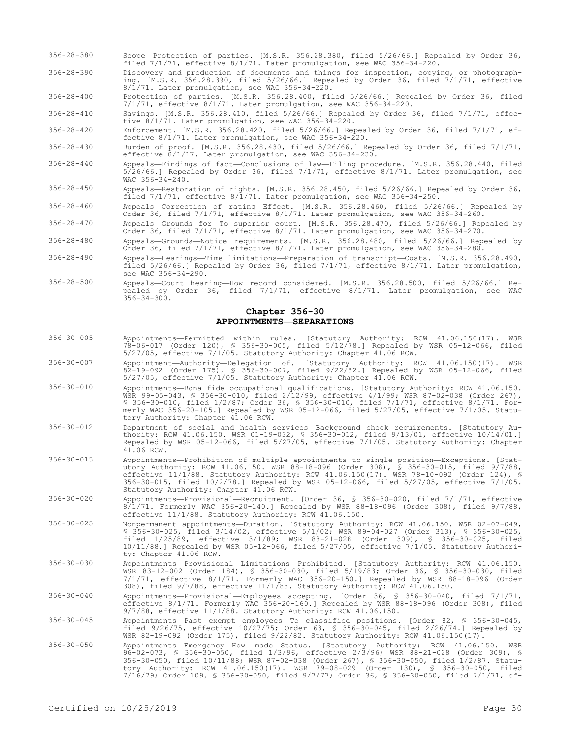| | |
|---|---|
| 356-28-380 | Scope—Protection of parties. [M.S.R. 356.28.380, filed 5/26/66.] Repealed by Order 36, filed 7/1/71, effective 8/1/71. Later promulgation, see WAC 356-34-220. |
| 356-28-390 | Discovery and production of documents and things for inspection, copying, or photographing. [M.S.R. 356.28.390, filed 5/26/66.] Repealed by Order 36, filed 7/1/71, effective 8/1/71. Later promulgation, see WAC 356-34-220. |
| 356-28-400 | Protection of parties. [M.S.R. 356.28.400, filed 5/26/66.] Repealed by Order 36, filed 7/1/71, effective 8/1/71. Later promulgation, see WAC 356-34-220. |
| 356-28-410 | Savings. [M.S.R. 356.28.410, filed 5/26/66.] Repealed by Order 36, filed 7/1/71, effective 8/1/71. Later promulgation, see WAC 356-34-220. |
| 356-28-420 | Enforcement. [M.S.R. 356.28.420, filed 5/26/66.] Repealed by Order 36, filed 7/1/71, effective 8/1/71. Later promulgation, see WAC 356-34-220. |
| 356-28-430 | Burden of proof. [M.S.R. 356.28.430, filed 5/26/66.] Repealed by Order 36, filed 7/1/71, effective 8/1/17. Later promulgation, see WAC 356-34-230. |
| 356-28-440 | Appeals—Findings of fact—Conclusions of law—Filing procedure. [M.S.R. 356.28.440, filed 5/26/66.] Repealed by Order 36, filed 7/1/71, effective 8/1/71. Later promulgation, see WAC 356-34-240. |
| 356-28-450 | Appeals—Restoration of rights. [M.S.R. 356.28.450, filed 5/26/66.] Repealed by Order 36, filed 7/1/71, effective 8/1/71. Later promulgation, see WAC 356-34-250. |
| 356-28-460 | Appeals—Correction of rating—Effect. [M.S.R. 356.28.460, filed 5/26/66.] Repealed by Order 36, filed 7/1/71, effective 8/1/71. Later promulgation, see WAC 356-34-260. |
| 356-28-470 | Appeals—Grounds for—To superior court. [M.S.R. 356.28.470, filed 5/26/66.] Repealed by Order 36, filed 7/1/71, effective 8/1/71. Later promulgation, see WAC 356-34-270. |
| 356-28-480 | Appeals—Grounds—Notice requirements. [M.S.R. 356.28.480, filed 5/26/66.] Repealed by Order 36, filed 7/1/71, effective 8/1/71. Later promulgation, see WAC 356-34-280. |
| 356-28-490 | Appeals—Hearings—Time limitations—Preparation of transcript—Costs. [M.S.R. 356.28.490, filed 5/26/66.] Repealed by Order 36, filed 7/1/71, effective 8/1/71. Later promulgation, see WAC 356-34-290. |
| 356-28-500 | Appeals—Court hearing—How record considered. [M.S.R. 356.28.500, filed 5/26/66.] Repealed by Order 36, filed 7/1/71, effective 8/1/71. Later promulgation, see WAC 356-34-300. |

## Chapter 356-30
## APPOINTMENTS—SEPARATIONS

| | |
|---|---|
| 356-30-005 | Appointments—Permitted within rules. [Statutory Authority: RCW 41.06.150(17). WSR 78-06-017 (Order 120), § 356-30-005, filed 5/12/78.] Repealed by WSR 05-12-066, filed 5/27/05, effective 7/1/05. Statutory Authority: Chapter 41.06 RCW. |
| 356-30-007 | Appointment—Authority—Delegation of. [Statutory Authority: RCW 41.06.150(17). WSR 82-19-092 (Order 175), § 356-30-007, filed 9/22/82.] Repealed by WSR 05-12-066, filed 5/27/05, effective 7/1/05. Statutory Authority: Chapter 41.06 RCW. |
| 356-30-010 | Appointments—Bona fide occupational qualifications. [Statutory Authority: RCW 41.06.150. WSR 99-05-043, § 356-30-010, filed 2/12/99, effective 4/1/99; WSR 87-02-038 (Order 267), § 356-30-010, filed 1/2/87; Order 36, § 356-30-010, filed 7/1/71, effective 8/1/71. Formerly WAC 356-20-105.] Repealed by WSR 05-12-066, filed 5/27/05, effective 7/1/05. Statutory Authority: Chapter 41.06 RCW. |
| 356-30-012 | Department of social and health services—Background check requirements. [Statutory Authority: RCW 41.06.150. WSR 01-19-032, § 356-30-012, filed 9/13/01, effective 10/14/01.] Repealed by WSR 05-12-066, filed 5/27/05, effective 7/1/05. Statutory Authority: Chapter 41.06 RCW. |
| 356-30-015 | Appointments—Prohibition of multiple appointments to single position—Exceptions. [Statutory Authority: RCW 41.06.150. WSR 88-18-096 (Order 308), § 356-30-015, filed 9/7/88, effective 11/1/88. Statutory Authority: RCW 41.06.150(17). WSR 78-10-092 (Order 124), § 356-30-015, filed 10/2/78.] Repealed by WSR 05-12-066, filed 5/27/05, effective 7/1/05. Statutory Authority: Chapter 41.06 RCW. |
| 356-30-020 | Appointments—Provisional—Recruitment. [Order 36, § 356-30-020, filed 7/1/71, effective 8/1/71. Formerly WAC 356-20-140.] Repealed by WSR 88-18-096 (Order 308), filed 9/7/88, effective 11/1/88. Statutory Authority: RCW 41.06.150. |
| 356-30-025 | Nonpermanent appointments—Duration. [Statutory Authority: RCW 41.06.150. WSR 02-07-049, § 356-30-025, filed 3/14/02, effective 5/1/02; WSR 89-04-027 (Order 313), § 356-30-025, filed 1/25/89, effective 3/1/89; WSR 88-21-028 (Order 309), § 356-30-025, filed 10/11/88.] Repealed by WSR 05-12-066, filed 5/27/05, effective 7/1/05. Statutory Authority: Chapter 41.06 RCW. |
| 356-30-030 | Appointments—Provisional—Limitations—Prohibited. [Statutory Authority: RCW 41.06.150. WSR 83-12-002 (Order 184), § 356-30-030, filed 5/19/83; Order 36, § 356-30-030, filed 7/1/71, effective 8/1/71. Formerly WAC 356-20-150.] Repealed by WSR 88-18-096 (Order 308), filed 9/7/88, effective 11/1/88. Statutory Authority: RCW 41.06.150. |
| 356-30-040 | Appointments—Provisional—Employees accepting. [Order 36, § 356-30-040, filed 7/1/71, effective 8/1/71. Formerly WAC 356-20-160.] Repealed by WSR 88-18-096 (Order 308), filed 9/7/88, effective 11/1/88. Statutory Authority: RCW 41.06.150. |
| 356-30-045 | Appointments—Past exempt employees—To classified positions. [Order 82, § 356-30-045, filed 9/26/75, effective 10/27/75; Order 63, § 356-30-045, filed 2/26/74.] Repealed by WSR 82-19-092 (Order 175), filed 9/22/82. Statutory Authority: RCW 41.06.150(17). |
| 356-30-050 | Appointments—Emergency—How made—Status. [Statutory Authority: RCW 41.06.150. WSR 96-02-073, § 356-30-050, filed 1/3/96, effective 2/3/96; WSR 88-21-028 (Order 309), § 356-30-050, filed 10/11/88; WSR 87-02-038 (Order 267), § 356-30-050, filed 1/2/87. Statutory Authority: RCW 41.06.150(17). WSR 79-08-029 (Order 130), § 356-30-050, filed 7/16/79; Order 109, § 356-30-050, filed 9/7/77; Order 36, § 356-30-050, filed 7/1/71, ef- |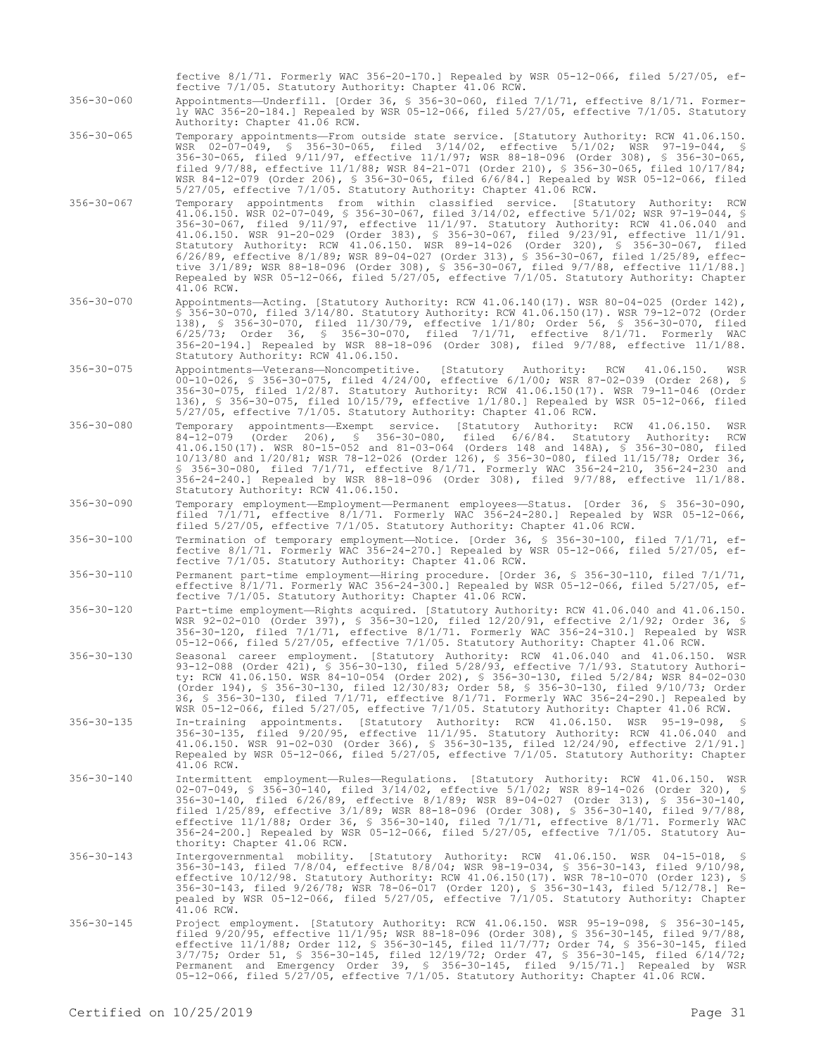fective 8/1/71. Formerly WAC 356-20-170.] Repealed by WSR 05-12-066, filed 5/27/05, effective 7/1/05. Statutory Authority: Chapter 41.06 RCW.

356-30-060 Appointments—Underfill. [Order 36, § 356-30-060, filed 7/1/71, effective 8/1/71. Formerly WAC 356-20-184.] Repealed by WSR 05-12-066, filed 5/27/05, effective 7/1/05. Statutory Authority: Chapter 41.06 RCW.

356-30-065 Temporary appointments—From outside state service. [Statutory Authority: RCW 41.06.150. WSR 02-07-049, § 356-30-065, filed 3/14/02, effective 5/1/02; WSR 97-19-044, § 356-30-065, filed 9/11/97, effective 11/1/97; WSR 88-18-096 (Order 308), § 356-30-065, filed 9/7/88, effective 11/1/88; WSR 84-21-071 (Order 210), § 356-30-065, filed 10/17/84; WSR 84-12-079 (Order 206), § 356-30-065, filed 6/6/84.] Repealed by WSR 05-12-066, filed 5/27/05, effective 7/1/05. Statutory Authority: Chapter 41.06 RCW.

356-30-067 Temporary appointments from within classified service. [Statutory Authority: RCW 41.06.150. WSR 02-07-049, § 356-30-067, filed 3/14/02, effective 5/1/02; WSR 97-19-044, § 356-30-067, filed 9/11/97, effective 11/1/97. Statutory Authority: RCW 41.06.040 and 41.06.150. WSR 91-20-029 (Order 383), § 356-30-067, filed 9/23/91, effective 11/1/91. Statutory Authority: RCW 41.06.150. WSR 89-14-026 (Order 320), § 356-30-067, filed 6/26/89, effective 8/1/89; WSR 89-04-027 (Order 313), § 356-30-067, filed 1/25/89, effective 3/1/89; WSR 88-18-096 (Order 308), § 356-30-067, filed 9/7/88, effective 11/1/88.] Repealed by WSR 05-12-066, filed 5/27/05, effective 7/1/05. Statutory Authority: Chapter 41.06 RCW.

356-30-070 Appointments—Acting. [Statutory Authority: RCW 41.06.140(17). WSR 80-04-025 (Order 142), § 356-30-070, filed 3/14/80. Statutory Authority: RCW 41.06.150(17). WSR 79-12-072 (Order 138), § 356-30-070, filed 11/30/79, effective 1/1/80; Order 56, § 356-30-070, filed 6/25/73; Order 36, § 356-30-070, filed 7/1/71, effective 8/1/71. Formerly WAC 356-20-194.] Repealed by WSR 88-18-096 (Order 308), filed 9/7/88, effective 11/1/88. Statutory Authority: RCW 41.06.150.

356-30-075 Appointments—Veterans—Noncompetitive. [Statutory Authority: RCW 41.06.150. WSR 00-10-026, § 356-30-075, filed 4/24/00, effective 6/1/00; WSR 87-02-039 (Order 268), § 356-30-075, filed 1/2/87. Statutory Authority: RCW 41.06.150(17). WSR 79-11-046 (Order 136), § 356-30-075, filed 10/15/79, effective 1/1/80.] Repealed by WSR 05-12-066, filed 5/27/05, effective 7/1/05. Statutory Authority: Chapter 41.06 RCW.

356-30-080 Temporary appointments—Exempt service. [Statutory Authority: RCW 41.06.150. WSR 84-12-079 (Order 206), § 356-30-080, filed 6/6/84. Statutory Authority: RCW 41.06.150(17). WSR 80-15-052 and 81-03-064 (Orders 148 and 148A), § 356-30-080, filed 10/13/80 and 1/20/81; WSR 78-12-026 (Order 126), § 356-30-080, filed 11/15/78; Order 36, § 356-30-080, filed 7/1/71, effective 8/1/71. Formerly WAC 356-24-210, 356-24-230 and 356-24-240.] Repealed by WSR 88-18-096 (Order 308), filed 9/7/88, effective 11/1/88. Statutory Authority: RCW 41.06.150.

356-30-090 Temporary employment—Employment—Permanent employees—Status. [Order 36, § 356-30-090, filed 7/1/71, effective 8/1/71. Formerly WAC 356-24-280.] Repealed by WSR 05-12-066, filed 5/27/05, effective 7/1/05. Statutory Authority: Chapter 41.06 RCW.

356-30-100 Termination of temporary employment—Notice. [Order 36, § 356-30-100, filed 7/1/71, effective 8/1/71. Formerly WAC 356-24-270.] Repealed by WSR 05-12-066, filed 5/27/05, effective 7/1/05. Statutory Authority: Chapter 41.06 RCW.

356-30-110 Permanent part-time employment—Hiring procedure. [Order 36, § 356-30-110, filed 7/1/71, effective 8/1/71. Formerly WAC 356-24-300.] Repealed by WSR 05-12-066, filed 5/27/05, effective 7/1/05. Statutory Authority: Chapter 41.06 RCW.

356-30-120 Part-time employment—Rights acquired. [Statutory Authority: RCW 41.06.040 and 41.06.150. WSR 92-02-010 (Order 397), § 356-30-120, filed 12/20/91, effective 2/1/92; Order 36, § 356-30-120, filed 7/1/71, effective 8/1/71. Formerly WAC 356-24-310.] Repealed by WSR 05-12-066, filed 5/27/05, effective 7/1/05. Statutory Authority: Chapter 41.06 RCW.

356-30-130 Seasonal career employment. [Statutory Authority: RCW 41.06.040 and 41.06.150. WSR 93-12-088 (Order 421), § 356-30-130, filed 5/28/93, effective 7/1/93. Statutory Authority: RCW 41.06.150. WSR 84-10-054 (Order 202), § 356-30-130, filed 5/2/84; WSR 84-02-030 (Order 194), § 356-30-130, filed 12/30/83; Order 58, § 356-30-130, filed 9/10/73; Order 36, § 356-30-130, filed 7/1/71, effective 8/1/71. Formerly WAC 356-24-290.] Repealed by WSR 05-12-066, filed 5/27/05, effective 7/1/05. Statutory Authority: Chapter 41.06 RCW.

356-30-135 In-training appointments. [Statutory Authority: RCW 41.06.150. WSR 95-19-098, § 356-30-135, filed 9/20/95, effective 11/1/95. Statutory Authority: RCW 41.06.040 and 41.06.150. WSR 91-02-030 (Order 366), § 356-30-135, filed 12/24/90, effective 2/1/91.] Repealed by WSR 05-12-066, filed 5/27/05, effective 7/1/05. Statutory Authority: Chapter 41.06 RCW.

356-30-140 Intermittent employment—Rules—Regulations. [Statutory Authority: RCW 41.06.150. WSR 02-07-049, § 356-30-140, filed 3/14/02, effective 5/1/02; WSR 89-14-026 (Order 320), § 356-30-140, filed 6/26/89, effective 8/1/89; WSR 89-04-027 (Order 313), § 356-30-140, filed 1/25/89, effective 3/1/89; WSR 88-18-096 (Order 308), § 356-30-140, filed 9/7/88, effective 11/1/88; Order 36, § 356-30-140, filed 7/1/71, effective 8/1/71. Formerly WAC 356-24-200.] Repealed by WSR 05-12-066, filed 5/27/05, effective 7/1/05. Statutory Authority: Chapter 41.06 RCW.

356-30-143 Intergovernmental mobility. [Statutory Authority: RCW 41.06.150. WSR 04-15-018, § 356-30-143, filed 7/8/04, effective 8/8/04; WSR 98-19-034, § 356-30-143, filed 9/10/98, effective 10/12/98. Statutory Authority: RCW 41.06.150(17). WSR 78-10-070 (Order 123), § 356-30-143, filed 9/26/78; WSR 78-06-017 (Order 120), § 356-30-143, filed 5/12/78.] Repealed by WSR 05-12-066, filed 5/27/05, effective 7/1/05. Statutory Authority: Chapter 41.06 RCW.

356-30-145 Project employment. [Statutory Authority: RCW 41.06.150. WSR 95-19-098, § 356-30-145, filed 9/20/95, effective 11/1/95; WSR 88-18-096 (Order 308), § 356-30-145, filed 9/7/88, effective 11/1/88; Order 112, § 356-30-145, filed 11/7/77; Order 74, § 356-30-145, filed 3/7/75; Order 51, § 356-30-145, filed 12/19/72; Order 47, § 356-30-145, filed 6/14/72; Permanent and Emergency Order 39, § 356-30-145, filed 9/15/71.] Repealed by WSR 05-12-066, filed 5/27/05, effective 7/1/05. Statutory Authority: Chapter 41.06 RCW.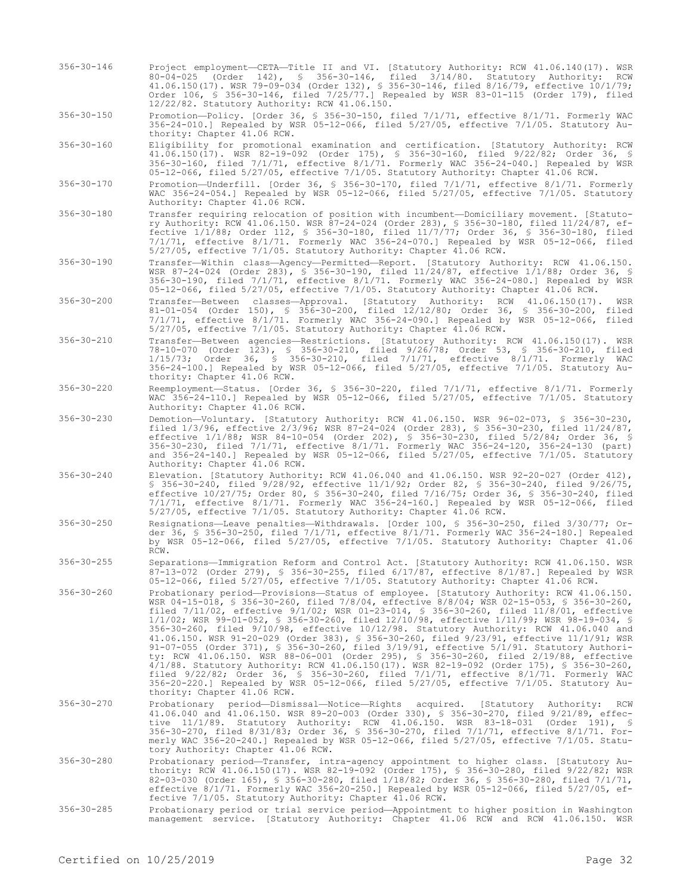356-30-146 Project employment—CETA—Title II and VI. [Statutory Authority: RCW 41.06.140(17). WSR 80-04-025 (Order 142), § 356-30-146, filed 3/14/80. Statutory Authority: RCW 41.06.150(17). WSR 79-09-034 (Order 132), § 356-30-146, filed 8/16/79, effective 10/1/79; Order 106, § 356-30-146, filed 7/25/77.] Repealed by WSR 83-01-115 (Order 179), filed 12/22/82. Statutory Authority: RCW 41.06.150.

356-30-150 Promotion—Policy. [Order 36, § 356-30-150, filed 7/1/71, effective 8/1/71. Formerly WAC 356-24-010.] Repealed by WSR 05-12-066, filed 5/27/05, effective 7/1/05. Statutory Authority: Chapter 41.06 RCW.

356-30-160 Eligibility for promotional examination and certification. [Statutory Authority: RCW 41.06.150(17). WSR 82-19-092 (Order 175), § 356-30-160, filed 9/22/82; Order 36, § 356-30-160, filed 7/1/71, effective 8/1/71. Formerly WAC 356-24-040.] Repealed by WSR 05-12-066, filed 5/27/05, effective 7/1/05. Statutory Authority: Chapter 41.06 RCW.

356-30-170 Promotion—Underfill. [Order 36, § 356-30-170, filed 7/1/71, effective 8/1/71. Formerly WAC 356-24-054.] Repealed by WSR 05-12-066, filed 5/27/05, effective 7/1/05. Statutory Authority: Chapter 41.06 RCW.

356-30-180 Transfer requiring relocation of position with incumbent—Domiciliary movement. [Statutory Authority: RCW 41.06.150. WSR 87-24-024 (Order 283), § 356-30-180, filed 11/24/87, effective 1/1/88; Order 112, § 356-30-180, filed 11/7/77; Order 36, § 356-30-180, filed 7/1/71, effective 8/1/71. Formerly WAC 356-24-070.] Repealed by WSR 05-12-066, filed 5/27/05, effective 7/1/05. Statutory Authority: Chapter 41.06 RCW.

356-30-190 Transfer—Within class—Agency—Permitted—Report. [Statutory Authority: RCW 41.06.150. WSR 87-24-024 (Order 283), § 356-30-190, filed 11/24/87, effective 1/1/88; Order 36, § 356-30-190, filed 7/1/71, effective 8/1/71. Formerly WAC 356-24-080.] Repealed by WSR 05-12-066, filed 5/27/05, effective 7/1/05. Statutory Authority: Chapter 41.06 RCW.

356-30-200 Transfer—Between classes—Approval. [Statutory Authority: RCW 41.06.150(17). WSR 81-01-054 (Order 150), § 356-30-200, filed 12/12/80; Order 36, § 356-30-200, filed 7/1/71, effective 8/1/71. Formerly WAC 356-24-090.] Repealed by WSR 05-12-066, filed 5/27/05, effective 7/1/05. Statutory Authority: Chapter 41.06 RCW.

356-30-210 Transfer—Between agencies—Restrictions. [Statutory Authority: RCW 41.06.150(17). WSR 78-10-070 (Order 123), § 356-30-210, filed 9/26/78; Order 53, § 356-30-210, filed 1/15/73; Order 36, § 356-30-210, filed 7/1/71, effective 8/1/71. Formerly WAC 356-24-100.] Repealed by WSR 05-12-066, filed 5/27/05, effective 7/1/05. Statutory Authority: Chapter 41.06 RCW.

356-30-220 Reemployment—Status. [Order 36, § 356-30-220, filed 7/1/71, effective 8/1/71. Formerly WAC 356-24-110.] Repealed by WSR 05-12-066, filed 5/27/05, effective 7/1/05. Statutory Authority: Chapter 41.06 RCW.

356-30-230 Demotion—Voluntary. [Statutory Authority: RCW 41.06.150. WSR 96-02-073, § 356-30-230, filed 1/3/96, effective 2/3/96; WSR 87-24-024 (Order 283), § 356-30-230, filed 11/24/87, effective 1/1/88; WSR 84-10-054 (Order 202), § 356-30-230, filed 5/2/84; Order 36, § 356-30-230, filed 7/1/71, effective 8/1/71. Formerly WAC 356-24-120, 356-24-130 (part) and 356-24-140.] Repealed by WSR 05-12-066, filed 5/27/05, effective 7/1/05. Statutory Authority: Chapter 41.06 RCW.

356-30-240 Elevation. [Statutory Authority: RCW 41.06.040 and 41.06.150. WSR 92-20-027 (Order 412), § 356-30-240, filed 9/28/92, effective 11/1/92; Order 82, § 356-30-240, filed 9/26/75, effective 10/27/75; Order 80, § 356-30-240, filed 7/16/75; Order 36, § 356-30-240, filed 7/1/71, effective 8/1/71. Formerly WAC 356-24-160.] Repealed by WSR 05-12-066, filed 5/27/05, effective 7/1/05. Statutory Authority: Chapter 41.06 RCW.

356-30-250 Resignations—Leave penalties—Withdrawals. [Order 100, § 356-30-250, filed 3/30/77; Order 36, § 356-30-250, filed 7/1/71, effective 8/1/71. Formerly WAC 356-24-180.] Repealed by WSR 05-12-066, filed 5/27/05, effective 7/1/05. Statutory Authority: Chapter 41.06 RCW.

356-30-255 Separations—Immigration Reform and Control Act. [Statutory Authority: RCW 41.06.150. WSR 87-13-072 (Order 279), § 356-30-255, filed 6/17/87, effective 8/1/87.] Repealed by WSR 05-12-066, filed 5/27/05, effective 7/1/05. Statutory Authority: Chapter 41.06 RCW.

356-30-260 Probationary period—Provisions—Status of employee. [Statutory Authority: RCW 41.06.150. WSR 04-15-018, § 356-30-260, filed 7/8/04, effective 8/8/04; WSR 02-15-053, § 356-30-260, filed 7/11/02, effective 9/1/02; WSR 01-23-014, § 356-30-260, filed 11/8/01, effective 1/1/02; WSR 99-01-052, § 356-30-260, filed 12/10/98, effective 1/11/99; WSR 98-19-034, § 356-30-260, filed 9/10/98, effective 10/12/98. Statutory Authority: RCW 41.06.040 and 41.06.150. WSR 91-20-029 (Order 383), § 356-30-260, filed 9/23/91, effective 11/1/91; WSR 91-07-055 (Order 371), § 356-30-260, filed 3/19/91, effective 5/1/91. Statutory Authority: RCW 41.06.150. WSR 88-06-001 (Order 295), § 356-30-260, filed 2/19/88, effective 4/1/88. Statutory Authority: RCW 41.06.150(17). WSR 82-19-092 (Order 175), § 356-30-260, filed 9/22/82; Order 36, § 356-30-260, filed 7/1/71, effective 8/1/71. Formerly WAC 356-20-220.] Repealed by WSR 05-12-066, filed 5/27/05, effective 7/1/05. Statutory Authority: Chapter 41.06 RCW.

356-30-270 Probationary period—Dismissal—Notice—Rights acquired. [Statutory Authority: RCW 41.06.040 and 41.06.150. WSR 89-20-003 (Order 330), § 356-30-270, filed 9/21/89, effective 11/1/89. Statutory Authority: RCW 41.06.150. WSR 83-18-031 (Order 191), § 356-30-270, filed 8/31/83; Order 36, § 356-30-270, filed 7/1/71, effective 8/1/71. Formerly WAC 356-20-240.] Repealed by WSR 05-12-066, filed 5/27/05, effective 7/1/05. Statutory Authority: Chapter 41.06 RCW.

356-30-280 Probationary period—Transfer, intra-agency appointment to higher class. [Statutory Authority: RCW 41.06.150(17). WSR 82-19-092 (Order 175), § 356-30-280, filed 9/22/82; WSR 82-03-030 (Order 165), § 356-30-280, filed 1/18/82; Order 36, § 356-30-280, filed 7/1/71, effective 8/1/71. Formerly WAC 356-20-250.] Repealed by WSR 05-12-066, filed 5/27/05, effective 7/1/05. Statutory Authority: Chapter 41.06 RCW.

356-30-285 Probationary period or trial service period—Appointment to higher position in Washington management service. [Statutory Authority: Chapter 41.06 RCW and RCW 41.06.150. WSR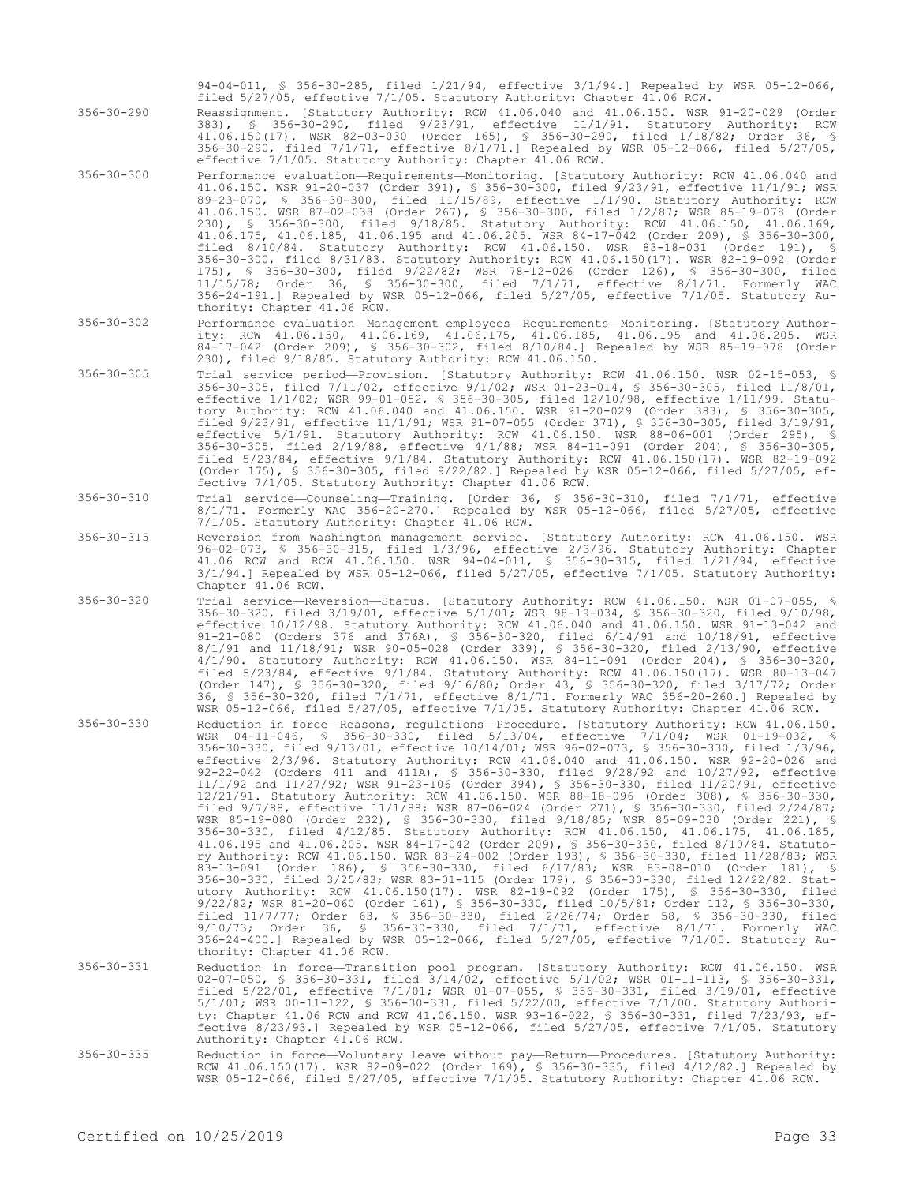94-04-011, § 356-30-285, filed 1/21/94, effective 3/1/94.] Repealed by WSR 05-12-066, filed 5/27/05, effective 7/1/05. Statutory Authority: Chapter 41.06 RCW.

356-30-290 Reassignment. [Statutory Authority: RCW 41.06.040 and 41.06.150. WSR 91-20-029 (Order 383), § 356-30-290, filed 9/23/91, effective 11/1/91. Statutory Authority: RCW 41.06.150(17). WSR 82-03-030 (Order 165), § 356-30-290, filed 1/18/82; Order 36, § 356-30-290, filed 7/1/71, effective 8/1/71.] Repealed by WSR 05-12-066, filed 5/27/05, effective 7/1/05. Statutory Authority: Chapter 41.06 RCW.

356-30-300 Performance evaluation—Requirements—Monitoring. [Statutory Authority: RCW 41.06.040 and 41.06.150. WSR 91-20-037 (Order 391), § 356-30-300, filed 9/23/91, effective 11/1/91; WSR 89-23-070, § 356-30-300, filed 11/15/89, effective 1/1/90. Statutory Authority: RCW 41.06.150. WSR 87-02-038 (Order 267), § 356-30-300, filed 1/2/87; WSR 85-19-078 (Order 230), § 356-30-300, filed 9/18/85. Statutory Authority: RCW 41.06.150, 41.06.169, 41.06.175, 41.06.185, 41.06.195 and 41.06.205. WSR 84-17-042 (Order 209), § 356-30-300, filed 8/10/84. Statutory Authority: RCW 41.06.150. WSR 83-18-031 (Order 191), § 356-30-300, filed 8/31/83. Statutory Authority: RCW 41.06.150(17). WSR 82-19-092 (Order 175), § 356-30-300, filed 9/22/82; WSR 78-12-026 (Order 126), § 356-30-300, filed 11/15/78; Order 36, § 356-30-300, filed 7/1/71, effective 8/1/71. Formerly WAC 356-24-191.] Repealed by WSR 05-12-066, filed 5/27/05, effective 7/1/05. Statutory Authority: Chapter 41.06 RCW.

356-30-302 Performance evaluation—Management employees—Requirements—Monitoring. [Statutory Authority: RCW 41.06.150, 41.06.169, 41.06.175, 41.06.185, 41.06.195 and 41.06.205. WSR 84-17-042 (Order 209), § 356-30-302, filed 8/10/84.] Repealed by WSR 85-19-078 (Order 230), filed 9/18/85. Statutory Authority: RCW 41.06.150.

356-30-305 Trial service period—Provision. [Statutory Authority: RCW 41.06.150. WSR 02-15-053, § 356-30-305, filed 7/11/02, effective 9/1/02; WSR 01-23-014, § 356-30-305, filed 11/8/01, effective 1/1/02; WSR 99-01-052, § 356-30-305, filed 12/10/98, effective 1/11/99. Statutory Authority: RCW 41.06.040 and 41.06.150. WSR 91-20-029 (Order 383), § 356-30-305, filed 9/23/91, effective 11/1/91; WSR 91-07-055 (Order 371), § 356-30-305, filed 3/19/91, effective 5/1/91. Statutory Authority: RCW 41.06.150. WSR 88-06-001 (Order 295), § 356-30-305, filed 2/19/88, effective 4/1/88; WSR 84-11-091 (Order 204), § 356-30-305, filed 5/23/84, effective 9/1/84. Statutory Authority: RCW 41.06.150(17). WSR 82-19-092 (Order 175), § 356-30-305, filed 9/22/82.] Repealed by WSR 05-12-066, filed 5/27/05, effective 7/1/05. Statutory Authority: Chapter 41.06 RCW.

356-30-310 Trial service—Counseling—Training. [Order 36, § 356-30-310, filed 7/1/71, effective 8/1/71. Formerly WAC 356-20-270.] Repealed by WSR 05-12-066, filed 5/27/05, effective 7/1/05. Statutory Authority: Chapter 41.06 RCW.

356-30-315 Reversion from Washington management service. [Statutory Authority: RCW 41.06.150. WSR 96-02-073, § 356-30-315, filed 1/3/96, effective 2/3/96. Statutory Authority: Chapter 41.06 RCW and RCW 41.06.150. WSR 94-04-011, § 356-30-315, filed 1/21/94, effective 3/1/94.] Repealed by WSR 05-12-066, filed 5/27/05, effective 7/1/05. Statutory Authority: Chapter 41.06 RCW.

356-30-320 Trial service—Reversion—Status. [Statutory Authority: RCW 41.06.150. WSR 01-07-055, § 356-30-320, filed 3/19/01, effective 5/1/01; WSR 98-19-034, § 356-30-320, filed 9/10/98, effective 10/12/98. Statutory Authority: RCW 41.06.040 and 41.06.150. WSR 91-13-042 and 91-21-080 (Orders 376 and 376A), § 356-30-320, filed 6/14/91 and 10/18/91, effective 8/1/91 and 11/18/91; WSR 90-05-028 (Order 339), § 356-30-320, filed 2/13/90, effective 4/1/90. Statutory Authority: RCW 41.06.150. WSR 84-11-091 (Order 204), § 356-30-320, filed 5/23/84, effective 9/1/84. Statutory Authority: RCW 41.06.150(17). WSR 80-13-047 (Order 147), § 356-30-320, filed 9/16/80; Order 43, § 356-30-320, filed 3/17/72; Order 36, § 356-30-320, filed 7/1/71, effective 8/1/71. Formerly WAC 356-20-260.] Repealed by WSR 05-12-066, filed 5/27/05, effective 7/1/05. Statutory Authority: Chapter 41.06 RCW.

356-30-330 Reduction in force—Reasons, regulations—Procedure. [Statutory Authority: RCW 41.06.150. WSR 04-11-046, § 356-30-330, filed 5/13/04, effective 7/1/04; WSR 01-19-032, § 356-30-330, filed 9/13/01, effective 10/14/01; WSR 96-02-073, § 356-30-330, filed 1/3/96, effective 2/3/96. Statutory Authority: RCW 41.06.040 and 41.06.150. WSR 92-20-026 and 92-22-042 (Orders 411 and 411A), § 356-30-330, filed 9/28/92 and 10/27/92, effective 11/1/92 and 11/27/92; WSR 91-23-106 (Order 394), § 356-30-330, filed 11/20/91, effective 12/21/91. Statutory Authority: RCW 41.06.150. WSR 88-18-096 (Order 308), § 356-30-330, filed 9/7/88, effective 11/1/88; WSR 87-06-024 (Order 271), § 356-30-330, filed 2/24/87; WSR 85-19-080 (Order 232), § 356-30-330, filed 9/18/85; WSR 85-09-030 (Order 221), § 356-30-330, filed 4/12/85. Statutory Authority: RCW 41.06.150, 41.06.175, 41.06.185, 41.06.195 and 41.06.205. WSR 84-17-042 (Order 209), § 356-30-330, filed 8/10/84. Statutory Authority: RCW 41.06.150. WSR 83-24-002 (Order 193), § 356-30-330, filed 11/28/83; WSR 83-13-091 (Order 186), § 356-30-330, filed 6/17/83; WSR 83-08-010 (Order 181), § 356-30-330, filed 3/25/83; WSR 83-01-115 (Order 179), § 356-30-330, filed 12/22/82. Statutory Authority: RCW 41.06.150(17). WSR 82-19-092 (Order 175), § 356-30-330, filed 9/22/82; WSR 81-20-060 (Order 161), § 356-30-330, filed 10/5/81; Order 112, § 356-30-330, filed 11/7/77; Order 63, § 356-30-330, filed 2/26/74; Order 58, § 356-30-330, filed 9/10/73; Order 36, § 356-30-330, filed 7/1/71, effective 8/1/71. Formerly WAC 356-24-400.] Repealed by WSR 05-12-066, filed 5/27/05, effective 7/1/05. Statutory Authority: Chapter 41.06 RCW.

356-30-331 Reduction in force—Transition pool program. [Statutory Authority: RCW 41.06.150. WSR 02-07-050, § 356-30-331, filed 3/14/02, effective 5/1/02; WSR 01-11-113, § 356-30-331, filed 5/22/01, effective 7/1/01; WSR 01-07-055, § 356-30-331, filed 3/19/01, effective 5/1/01; WSR 00-11-122, § 356-30-331, filed 5/22/00, effective 7/1/00. Statutory Authority: Chapter 41.06 RCW and RCW 41.06.150. WSR 93-16-022, § 356-30-331, filed 7/23/93, effective 8/23/93.] Repealed by WSR 05-12-066, filed 5/27/05, effective 7/1/05. Statutory Authority: Chapter 41.06 RCW.

356-30-335 Reduction in force—Voluntary leave without pay—Return—Procedures. [Statutory Authority: RCW 41.06.150(17). WSR 82-09-022 (Order 169), § 356-30-335, filed 4/12/82.] Repealed by WSR 05-12-066, filed 5/27/05, effective 7/1/05. Statutory Authority: Chapter 41.06 RCW.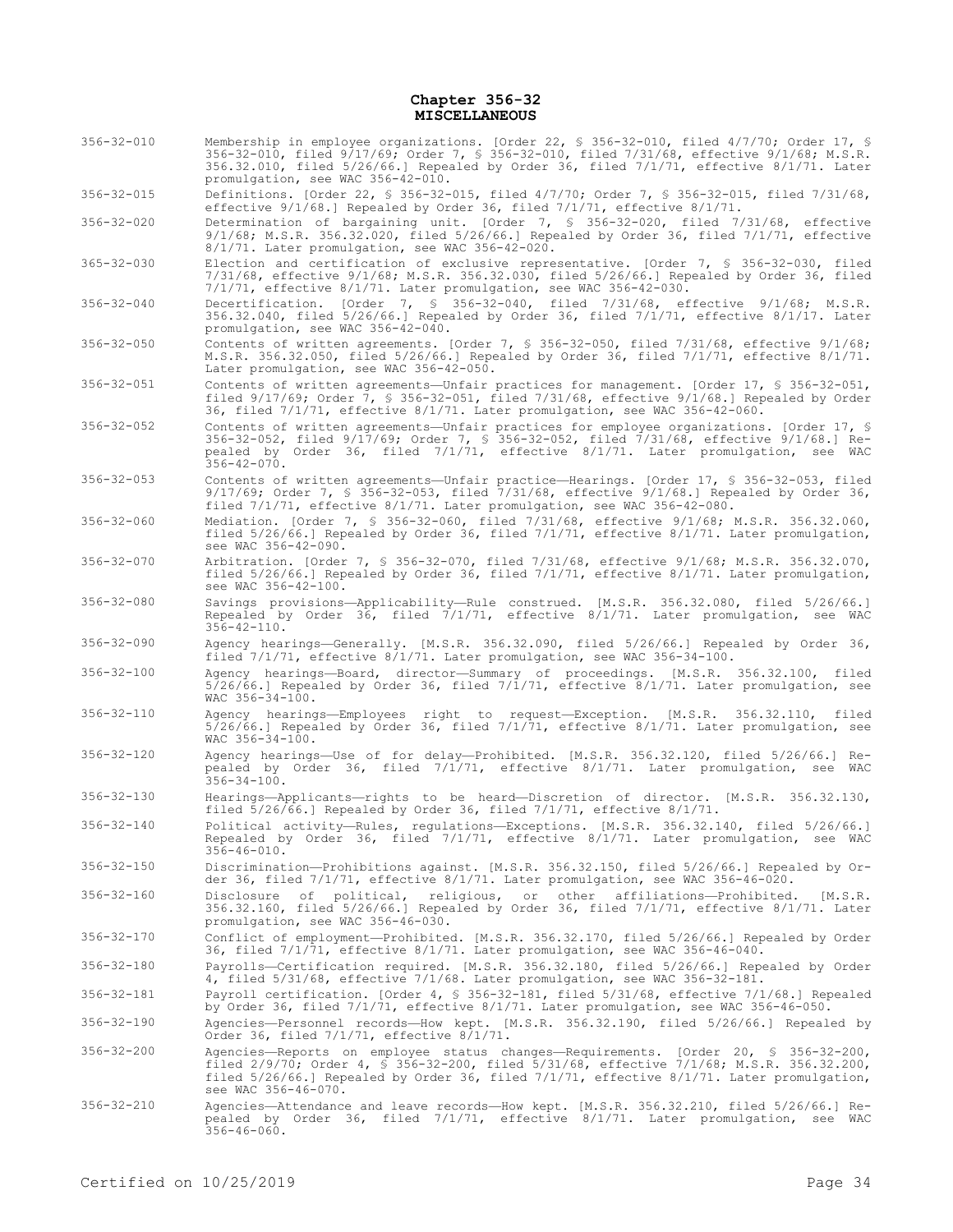## Chapter 356-32
## MISCELLANEOUS

356-32-010 Membership in employee organizations. [Order 22, § 356-32-010, filed 4/7/70; Order 17, § 356-32-010, filed 9/17/69; Order 7, § 356-32-010, filed 7/31/68, effective 9/1/68; M.S.R. 356.32.010, filed 5/26/66.] Repealed by Order 36, filed 7/1/71, effective 8/1/71. Later promulgation, see WAC 356-42-010.

356-32-015 Definitions. [Order 22, § 356-32-015, filed 4/7/70; Order 7, § 356-32-015, filed 7/31/68, effective 9/1/68.] Repealed by Order 36, filed 7/1/71, effective 8/1/71.

356-32-020 Determination of bargaining unit. [Order 7, § 356-32-020, filed 7/31/68, effective 9/1/68; M.S.R. 356.32.020, filed 5/26/66.] Repealed by Order 36, filed 7/1/71, effective 8/1/71. Later promulgation, see WAC 356-42-020.

365-32-030 Election and certification of exclusive representative. [Order 7, § 356-32-030, filed 7/31/68, effective 9/1/68; M.S.R. 356.32.030, filed 5/26/66.] Repealed by Order 36, filed 7/1/71, effective 8/1/71. Later promulgation, see WAC 356-42-030.

356-32-040 Decertification. [Order 7, § 356-32-040, filed 7/31/68, effective 9/1/68; M.S.R. 356.32.040, filed 5/26/66.] Repealed by Order 36, filed 7/1/71, effective 8/1/17. Later promulgation, see WAC 356-42-040.

356-32-050 Contents of written agreements. [Order 7, § 356-32-050, filed 7/31/68, effective 9/1/68; M.S.R. 356.32.050, filed 5/26/66.] Repealed by Order 36, filed 7/1/71, effective 8/1/71. Later promulgation, see WAC 356-42-050.

356-32-051 Contents of written agreements—Unfair practices for management. [Order 17, § 356-32-051, filed 9/17/69; Order 7, § 356-32-051, filed 7/31/68, effective 9/1/68.] Repealed by Order 36, filed 7/1/71, effective 8/1/71. Later promulgation, see WAC 356-42-060.

356-32-052 Contents of written agreements—Unfair practices for employee organizations. [Order 17, § 356-32-052, filed 9/17/69; Order 7, § 356-32-052, filed 7/31/68, effective 9/1/68.] Repealed by Order 36, filed 7/1/71, effective 8/1/71. Later promulgation, see WAC 356-42-070.

356-32-053 Contents of written agreements—Unfair practice—Hearings. [Order 17, § 356-32-053, filed 9/17/69; Order 7, § 356-32-053, filed 7/31/68, effective 9/1/68.] Repealed by Order 36, filed 7/1/71, effective 8/1/71. Later promulgation, see WAC 356-42-080.

356-32-060 Mediation. [Order 7, § 356-32-060, filed 7/31/68, effective 9/1/68; M.S.R. 356.32.060, filed 5/26/66.] Repealed by Order 36, filed 7/1/71, effective 8/1/71. Later promulgation, see WAC 356-42-090.

356-32-070 Arbitration. [Order 7, § 356-32-070, filed 7/31/68, effective 9/1/68; M.S.R. 356.32.070, filed 5/26/66.] Repealed by Order 36, filed 7/1/71, effective 8/1/71. Later promulgation, see WAC 356-42-100.

356-32-080 Savings provisions—Applicability—Rule construed. [M.S.R. 356.32.080, filed 5/26/66.] Repealed by Order 36, filed 7/1/71, effective 8/1/71. Later promulgation, see WAC 356-42-110.

356-32-090 Agency hearings—Generally. [M.S.R. 356.32.090, filed 5/26/66.] Repealed by Order 36, filed 7/1/71, effective 8/1/71. Later promulgation, see WAC 356-34-100.

356-32-100 Agency hearings—Board, director—Summary of proceedings. [M.S.R. 356.32.100, filed 5/26/66.] Repealed by Order 36, filed 7/1/71, effective 8/1/71. Later promulgation, see WAC 356-34-100.

356-32-110 Agency hearings—Employees right to request—Exception. [M.S.R. 356.32.110, filed 5/26/66.] Repealed by Order 36, filed 7/1/71, effective 8/1/71. Later promulgation, see WAC 356-34-100.

356-32-120 Agency hearings—Use of for delay—Prohibited. [M.S.R. 356.32.120, filed 5/26/66.] Repealed by Order 36, filed 7/1/71, effective 8/1/71. Later promulgation, see WAC 356-34-100.

356-32-130 Hearings—Applicants—rights to be heard—Discretion of director. [M.S.R. 356.32.130, filed 5/26/66.] Repealed by Order 36, filed 7/1/71, effective 8/1/71.

356-32-140 Political activity—Rules, regulations—Exceptions. [M.S.R. 356.32.140, filed 5/26/66.] Repealed by Order 36, filed 7/1/71, effective 8/1/71. Later promulgation, see WAC 356-46-010.

356-32-150 Discrimination—Prohibitions against. [M.S.R. 356.32.150, filed 5/26/66.] Repealed by Order 36, filed 7/1/71, effective 8/1/71. Later promulgation, see WAC 356-46-020.

356-32-160 Disclosure of political, religious, or other affiliations—Prohibited. [M.S.R. 356.32.160, filed 5/26/66.] Repealed by Order 36, filed 7/1/71, effective 8/1/71. Later promulgation, see WAC 356-46-030.

356-32-170 Conflict of employment—Prohibited. [M.S.R. 356.32.170, filed 5/26/66.] Repealed by Order 36, filed 7/1/71, effective 8/1/71. Later promulgation, see WAC 356-46-040.

356-32-180 Payrolls—Certification required. [M.S.R. 356.32.180, filed 5/26/66.] Repealed by Order 4, filed 5/31/68, effective 7/1/68. Later promulgation, see WAC 356-32-181.

356-32-181 Payroll certification. [Order 4, § 356-32-181, filed 5/31/68, effective 7/1/68.] Repealed by Order 36, filed 7/1/71, effective 8/1/71. Later promulgation, see WAC 356-46-050.

356-32-190 Agencies—Personnel records—How kept. [M.S.R. 356.32.190, filed 5/26/66.] Repealed by Order 36, filed 7/1/71, effective 8/1/71.

356-32-200 Agencies—Reports on employee status changes—Requirements. [Order 20, § 356-32-200, filed 2/9/70; Order 4, § 356-32-200, filed 5/31/68, effective 7/1/68; M.S.R. 356.32.200, filed 5/26/66.] Repealed by Order 36, filed 7/1/71, effective 8/1/71. Later promulgation, see WAC 356-46-070.

356-32-210 Agencies—Attendance and leave records—How kept. [M.S.R. 356.32.210, filed 5/26/66.] Repealed by Order 36, filed 7/1/71, effective 8/1/71. Later promulgation, see WAC 356-46-060.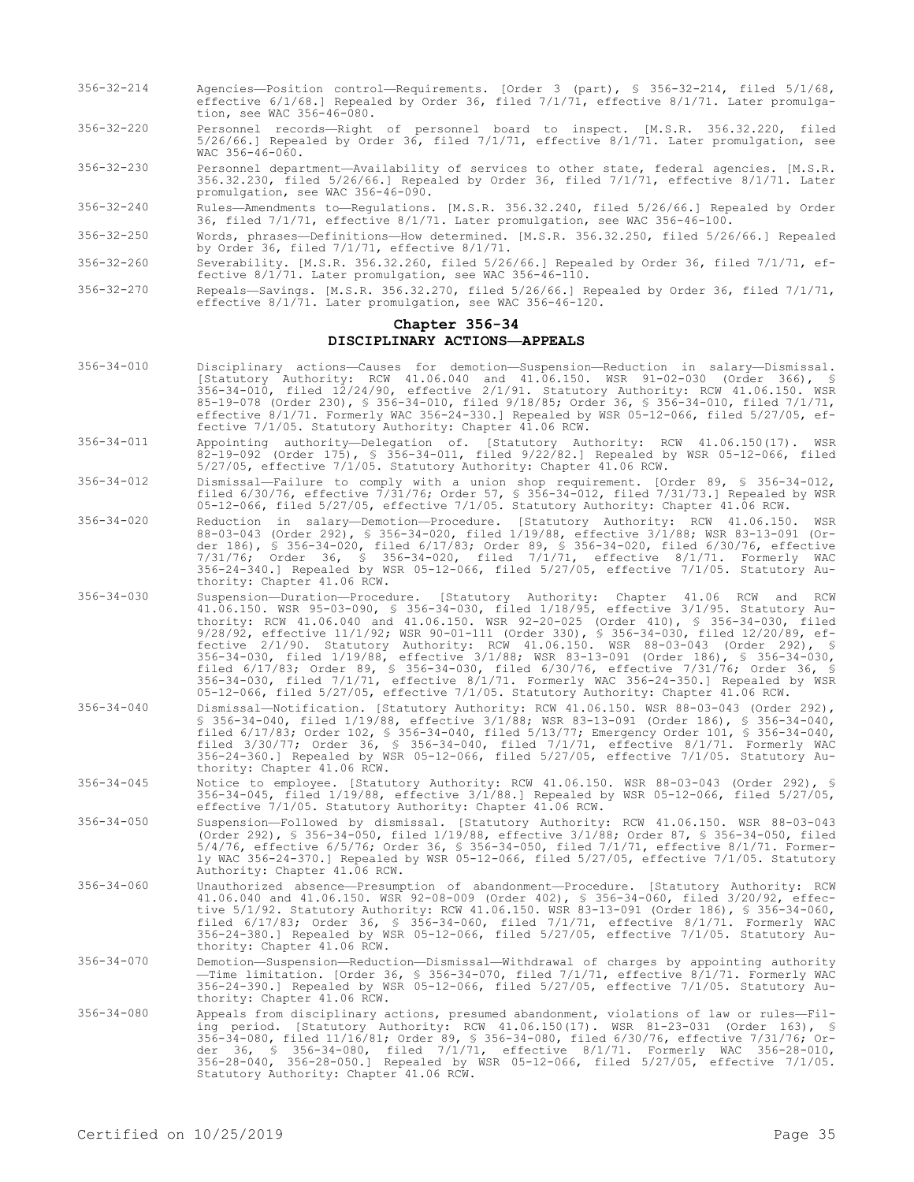356-32-214 Agencies—Position control—Requirements. [Order 3 (part), § 356-32-214, filed 5/1/68, effective 6/1/68.] Repealed by Order 36, filed 7/1/71, effective 8/1/71. Later promulgation, see WAC 356-46-080.

356-32-220 Personnel records—Right of personnel board to inspect. [M.S.R. 356.32.220, filed 5/26/66.] Repealed by Order 36, filed 7/1/71, effective 8/1/71. Later promulgation, see WAC 356-46-060.

356-32-230 Personnel department—Availability of services to other state, federal agencies. [M.S.R. 356.32.230, filed 5/26/66.] Repealed by Order 36, filed 7/1/71, effective 8/1/71. Later promulgation, see WAC 356-46-090.

356-32-240 Rules—Amendments to—Regulations. [M.S.R. 356.32.240, filed 5/26/66.] Repealed by Order 36, filed 7/1/71, effective 8/1/71. Later promulgation, see WAC 356-46-100.

356-32-250 Words, phrases—Definitions—How determined. [M.S.R. 356.32.250, filed 5/26/66.] Repealed by Order 36, filed 7/1/71, effective 8/1/71.

356-32-260 Severability. [M.S.R. 356.32.260, filed 5/26/66.] Repealed by Order 36, filed 7/1/71, effective 8/1/71. Later promulgation, see WAC 356-46-110.

356-32-270 Repeals—Savings. [M.S.R. 356.32.270, filed 5/26/66.] Repealed by Order 36, filed 7/1/71, effective 8/1/71. Later promulgation, see WAC 356-46-120.

## Chapter 356-34
## DISCIPLINARY ACTIONS—APPEALS

356-34-010 Disciplinary actions—Causes for demotion—Suspension—Reduction in salary—Dismissal. [Statutory Authority: RCW 41.06.040 and 41.06.150. WSR 91-02-030 (Order 366), § 356-34-010, filed 12/24/90, effective 2/1/91. Statutory Authority: RCW 41.06.150. WSR 85-19-078 (Order 230), § 356-34-010, filed 9/18/85; Order 36, § 356-34-010, filed 7/1/71, effective 8/1/71. Formerly WAC 356-24-330.] Repealed by WSR 05-12-066, filed 5/27/05, effective 7/1/05. Statutory Authority: Chapter 41.06 RCW.

356-34-011 Appointing authority—Delegation of. [Statutory Authority: RCW 41.06.150(17). WSR 82-19-092 (Order 175), § 356-34-011, filed 9/22/82.] Repealed by WSR 05-12-066, filed 5/27/05, effective 7/1/05. Statutory Authority: Chapter 41.06 RCW.

356-34-012 Dismissal—Failure to comply with a union shop requirement. [Order 89, § 356-34-012, filed 6/30/76, effective 7/31/76; Order 57, § 356-34-012, filed 7/31/73.] Repealed by WSR 05-12-066, filed 5/27/05, effective 7/1/05. Statutory Authority: Chapter 41.06 RCW.

356-34-020 Reduction in salary—Demotion—Procedure. [Statutory Authority: RCW 41.06.150. WSR 88-03-043 (Order 292), § 356-34-020, filed 1/19/88, effective 3/1/88; WSR 83-13-091 (Order 186), § 356-34-020, filed 6/17/83; Order 89, § 356-34-020, filed 6/30/76, effective 7/31/76; Order 36, § 356-34-020, filed 7/1/71, effective 8/1/71. Formerly WAC 356-24-340.] Repealed by WSR 05-12-066, filed 5/27/05, effective 7/1/05. Statutory Authority: Chapter 41.06 RCW.

356-34-030 Suspension—Duration—Procedure. [Statutory Authority: Chapter 41.06 RCW and RCW 41.06.150. WSR 95-03-090, § 356-34-030, filed 1/18/95, effective 3/1/95. Statutory Authority: RCW 41.06.040 and 41.06.150. WSR 92-20-025 (Order 410), § 356-34-030, filed 9/28/92, effective 11/1/92; WSR 90-01-111 (Order 330), § 356-34-030, filed 12/20/89, effective 2/1/90. Statutory Authority: RCW 41.06.150. WSR 88-03-043 (Order 292), § 356-34-030, filed 1/19/88, effective 3/1/88; WSR 83-13-091 (Order 186), § 356-34-030, filed 6/17/83; Order 89, § 356-34-030, filed 6/30/76, effective 7/31/76; Order 36, § 356-34-030, filed 7/1/71, effective 8/1/71. Formerly WAC 356-24-350.] Repealed by WSR 05-12-066, filed 5/27/05, effective 7/1/05. Statutory Authority: Chapter 41.06 RCW.

356-34-040 Dismissal—Notification. [Statutory Authority: RCW 41.06.150. WSR 88-03-043 (Order 292), § 356-34-040, filed 1/19/88, effective 3/1/88; WSR 83-13-091 (Order 186), § 356-34-040, filed 6/17/83; Order 102, § 356-34-040, filed 5/13/77; Emergency Order 101, § 356-34-040, filed 3/30/77; Order 36, § 356-34-040, filed 7/1/71, effective 8/1/71. Formerly WAC 356-24-360.] Repealed by WSR 05-12-066, filed 5/27/05, effective 7/1/05. Statutory Authority: Chapter 41.06 RCW.

356-34-045 Notice to employee. [Statutory Authority: RCW 41.06.150. WSR 88-03-043 (Order 292), § 356-34-045, filed 1/19/88, effective 3/1/88.] Repealed by WSR 05-12-066, filed 5/27/05, effective 7/1/05. Statutory Authority: Chapter 41.06 RCW.

356-34-050 Suspension—Followed by dismissal. [Statutory Authority: RCW 41.06.150. WSR 88-03-043 (Order 292), § 356-34-050, filed 1/19/88, effective 3/1/88; Order 87, § 356-34-050, filed 5/4/76, effective 6/5/76; Order 36, § 356-34-050, filed 7/1/71, effective 8/1/71. Formerly WAC 356-24-370.] Repealed by WSR 05-12-066, filed 5/27/05, effective 7/1/05. Statutory Authority: Chapter 41.06 RCW.

356-34-060 Unauthorized absence—Presumption of abandonment—Procedure. [Statutory Authority: RCW 41.06.040 and 41.06.150. WSR 92-08-009 (Order 402), § 356-34-060, filed 3/20/92, effective 5/1/92. Statutory Authority: RCW 41.06.150. WSR 83-13-091 (Order 186), § 356-34-060, filed 6/17/83; Order 36, § 356-34-060, filed 7/1/71, effective 8/1/71. Formerly WAC 356-24-380.] Repealed by WSR 05-12-066, filed 5/27/05, effective 7/1/05. Statutory Authority: Chapter 41.06 RCW.

356-34-070 Demotion—Suspension—Reduction—Dismissal—Withdrawal of charges by appointing authority —Time limitation. [Order 36, § 356-34-070, filed 7/1/71, effective 8/1/71. Formerly WAC 356-24-390.] Repealed by WSR 05-12-066, filed 5/27/05, effective 7/1/05. Statutory Authority: Chapter 41.06 RCW.

356-34-080 Appeals from disciplinary actions, presumed abandonment, violations of law or rules—Filing period. [Statutory Authority: RCW 41.06.150(17). WSR 81-23-031 (Order 163), § 356-34-080, filed 11/16/81; Order 89, § 356-34-080, filed 6/30/76, effective 7/31/76; Order 36, § 356-34-080, filed 7/1/71, effective 8/1/71. Formerly WAC 356-28-010, 356-28-040, 356-28-050.] Repealed by WSR 05-12-066, filed 5/27/05, effective 7/1/05. Statutory Authority: Chapter 41.06 RCW.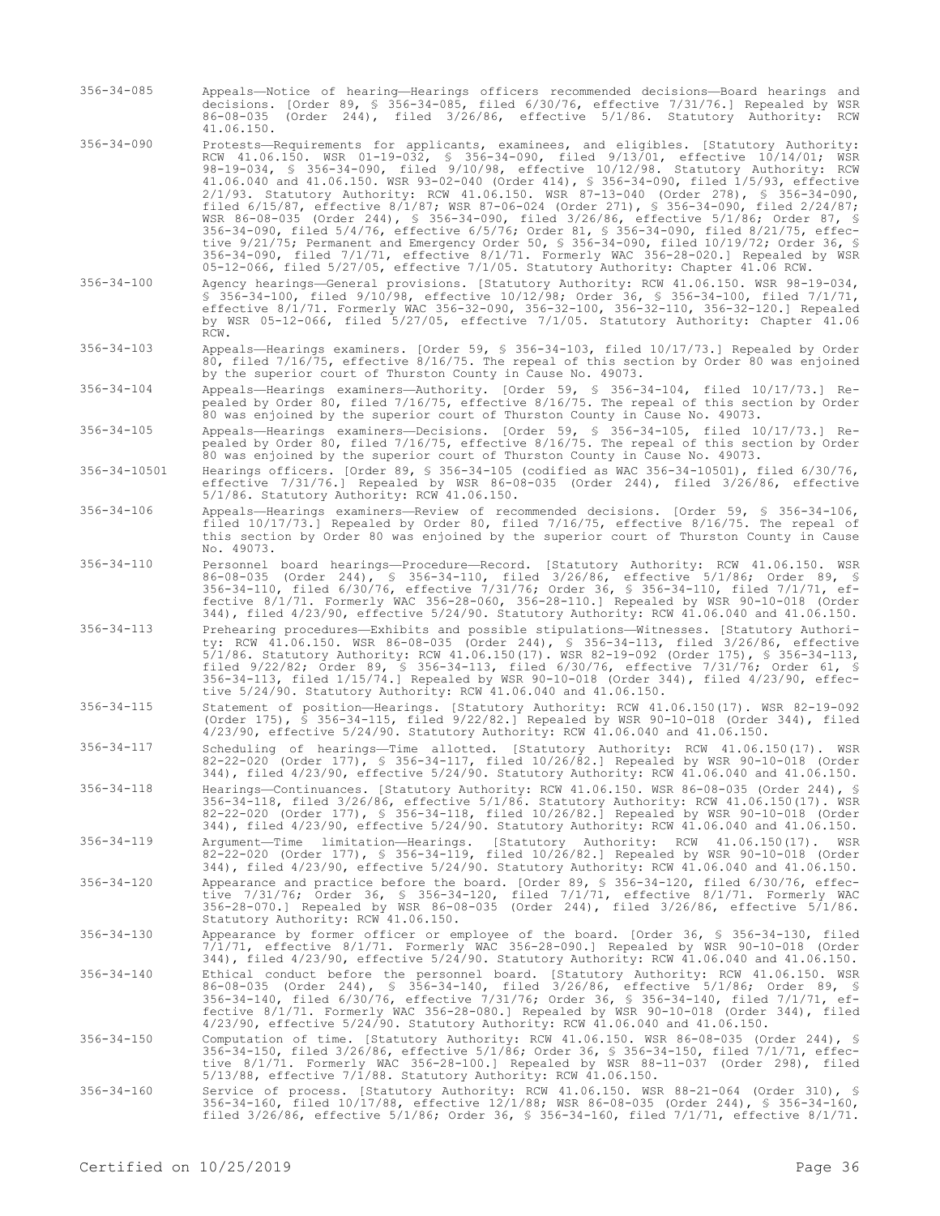356-34-085 Appeals—Notice of hearing—Hearings officers recommended decisions—Board hearings and decisions. [Order 89, § 356-34-085, filed 6/30/76, effective 7/31/76.] Repealed by WSR 86-08-035 (Order 244), filed 3/26/86, effective 5/1/86. Statutory Authority: RCW 41.06.150.

356-34-090 Protests—Requirements for applicants, examinees, and eligibles. [Statutory Authority: RCW 41.06.150. WSR 01-19-032, § 356-34-090, filed 9/13/01, effective 10/14/01; WSR 98-19-034, § 356-34-090, filed 9/10/98, effective 10/12/98. Statutory Authority: RCW 41.06.040 and 41.06.150. WSR 93-02-040 (Order 414), § 356-34-090, filed 1/5/93, effective 2/1/93. Statutory Authority: RCW 41.06.150. WSR 87-13-040 (Order 278), § 356-34-090, filed 6/15/87, effective 8/1/87; WSR 87-06-024 (Order 271), § 356-34-090, filed 2/24/87; WSR 86-08-035 (Order 244), § 356-34-090, filed 3/26/86, effective 5/1/86; Order 87, § 356-34-090, filed 5/4/76, effective 6/5/76; Order 81, § 356-34-090, filed 8/21/75, effective 9/21/75; Permanent and Emergency Order 50, § 356-34-090, filed 10/19/72; Order 36, § 356-34-090, filed 7/1/71, effective 8/1/71. Formerly WAC 356-28-020.] Repealed by WSR 05-12-066, filed 5/27/05, effective 7/1/05. Statutory Authority: Chapter 41.06 RCW.

356-34-100 Agency hearings—General provisions. [Statutory Authority: RCW 41.06.150. WSR 98-19-034, § 356-34-100, filed 9/10/98, effective 10/12/98; Order 36, § 356-34-100, filed 7/1/71, effective 8/1/71. Formerly WAC 356-32-090, 356-32-100, 356-32-110, 356-32-120.] Repealed by WSR 05-12-066, filed 5/27/05, effective 7/1/05. Statutory Authority: Chapter 41.06 RCW.

356-34-103 Appeals—Hearings examiners. [Order 59, § 356-34-103, filed 10/17/73.] Repealed by Order 80, filed 7/16/75, effective 8/16/75. The repeal of this section by Order 80 was enjoined by the superior court of Thurston County in Cause No. 49073.

356-34-104 Appeals—Hearings examiners—Authority. [Order 59, § 356-34-104, filed 10/17/73.] Repealed by Order 80, filed 7/16/75, effective 8/16/75. The repeal of this section by Order 80 was enjoined by the superior court of Thurston County in Cause No. 49073.

356-34-105 Appeals—Hearings examiners—Decisions. [Order 59, § 356-34-105, filed 10/17/73.] Repealed by Order 80, filed 7/16/75, effective 8/16/75. The repeal of this section by Order 80 was enjoined by the superior court of Thurston County in Cause No. 49073.

356-34-10501 Hearings officers. [Order 89, § 356-34-105 (codified as WAC 356-34-10501), filed 6/30/76, effective 7/31/76.] Repealed by WSR 86-08-035 (Order 244), filed 3/26/86, effective 5/1/86. Statutory Authority: RCW 41.06.150.

356-34-106 Appeals—Hearings examiners—Review of recommended decisions. [Order 59, § 356-34-106, filed 10/17/73.] Repealed by Order 80, filed 7/16/75, effective 8/16/75. The repeal of this section by Order 80 was enjoined by the superior court of Thurston County in Cause No. 49073.

356-34-110 Personnel board hearings—Procedure—Record. [Statutory Authority: RCW 41.06.150. WSR 86-08-035 (Order 244), § 356-34-110, filed 3/26/86, effective 5/1/86; Order 89, § 356-34-110, filed 6/30/76, effective 7/31/76; Order 36, § 356-34-110, filed 7/1/71, effective 8/1/71. Formerly WAC 356-28-060, 356-28-110.] Repealed by WSR 90-10-018 (Order 344), filed 4/23/90, effective 5/24/90. Statutory Authority: RCW 41.06.040 and 41.06.150.

356-34-113 Prehearing procedures—Exhibits and possible stipulations—Witnesses. [Statutory Authority: RCW 41.06.150. WSR 86-08-035 (Order 244), § 356-34-113, filed 3/26/86, effective 5/1/86. Statutory Authority: RCW 41.06.150(17). WSR 82-19-092 (Order 175), § 356-34-113, filed 9/22/82; Order 89, § 356-34-113, filed 6/30/76, effective 7/31/76; Order 61, § 356-34-113, filed 1/15/74.] Repealed by WSR 90-10-018 (Order 344), filed 4/23/90, effective 5/24/90. Statutory Authority: RCW 41.06.040 and 41.06.150.

356-34-115 Statement of position—Hearings. [Statutory Authority: RCW 41.06.150(17). WSR 82-19-092 (Order 175), § 356-34-115, filed 9/22/82.] Repealed by WSR 90-10-018 (Order 344), filed 4/23/90, effective 5/24/90. Statutory Authority: RCW 41.06.040 and 41.06.150.

356-34-117 Scheduling of hearings—Time allotted. [Statutory Authority: RCW 41.06.150(17). WSR 82-22-020 (Order 177), § 356-34-117, filed 10/26/82.] Repealed by WSR 90-10-018 (Order 344), filed 4/23/90, effective 5/24/90. Statutory Authority: RCW 41.06.040 and 41.06.150.

356-34-118 Hearings—Continuances. [Statutory Authority: RCW 41.06.150. WSR 86-08-035 (Order 244), § 356-34-118, filed 3/26/86, effective 5/1/86. Statutory Authority: RCW 41.06.150(17). WSR 82-22-020 (Order 177), § 356-34-118, filed 10/26/82.] Repealed by WSR 90-10-018 (Order 344), filed 4/23/90, effective 5/24/90. Statutory Authority: RCW 41.06.040 and 41.06.150.

356-34-119 Argument—Time limitation—Hearings. [Statutory Authority: RCW 41.06.150(17). WSR 82-22-020 (Order 177), § 356-34-119, filed 10/26/82.] Repealed by WSR 90-10-018 (Order 344), filed 4/23/90, effective 5/24/90. Statutory Authority: RCW 41.06.040 and 41.06.150.

356-34-120 Appearance and practice before the board. [Order 89, § 356-34-120, filed 6/30/76, effective 7/31/76; Order 36, § 356-34-120, filed 7/1/71, effective 8/1/71. Formerly WAC 356-28-070.] Repealed by WSR 86-08-035 (Order 244), filed 3/26/86, effective 5/1/86. Statutory Authority: RCW 41.06.150.

356-34-130 Appearance by former officer or employee of the board. [Order 36, § 356-34-130, filed 7/1/71, effective 8/1/71. Formerly WAC 356-28-090.] Repealed by WSR 90-10-018 (Order 344), filed 4/23/90, effective 5/24/90. Statutory Authority: RCW 41.06.040 and 41.06.150.

356-34-140 Ethical conduct before the personnel board. [Statutory Authority: RCW 41.06.150. WSR 86-08-035 (Order 244), § 356-34-140, filed 3/26/86, effective 5/1/86; Order 89, § 356-34-140, filed 6/30/76, effective 7/31/76; Order 36, § 356-34-140, filed 7/1/71, effective 8/1/71. Formerly WAC 356-28-080.] Repealed by WSR 90-10-018 (Order 344), filed 4/23/90, effective 5/24/90. Statutory Authority: RCW 41.06.040 and 41.06.150.

356-34-150 Computation of time. [Statutory Authority: RCW 41.06.150. WSR 86-08-035 (Order 244), § 356-34-150, filed 3/26/86, effective 5/1/86; Order 36, § 356-34-150, filed 7/1/71, effective 8/1/71. Formerly WAC 356-28-100.] Repealed by WSR 88-11-037 (Order 298), filed 5/13/88, effective 7/1/88. Statutory Authority: RCW 41.06.150.

356-34-160 Service of process. [Statutory Authority: RCW 41.06.150. WSR 88-21-064 (Order 310), § 356-34-160, filed 10/17/88, effective 12/1/88; WSR 86-08-035 (Order 244), § 356-34-160, filed 3/26/86, effective 5/1/86; Order 36, § 356-34-160, filed 7/1/71, effective 8/1/71.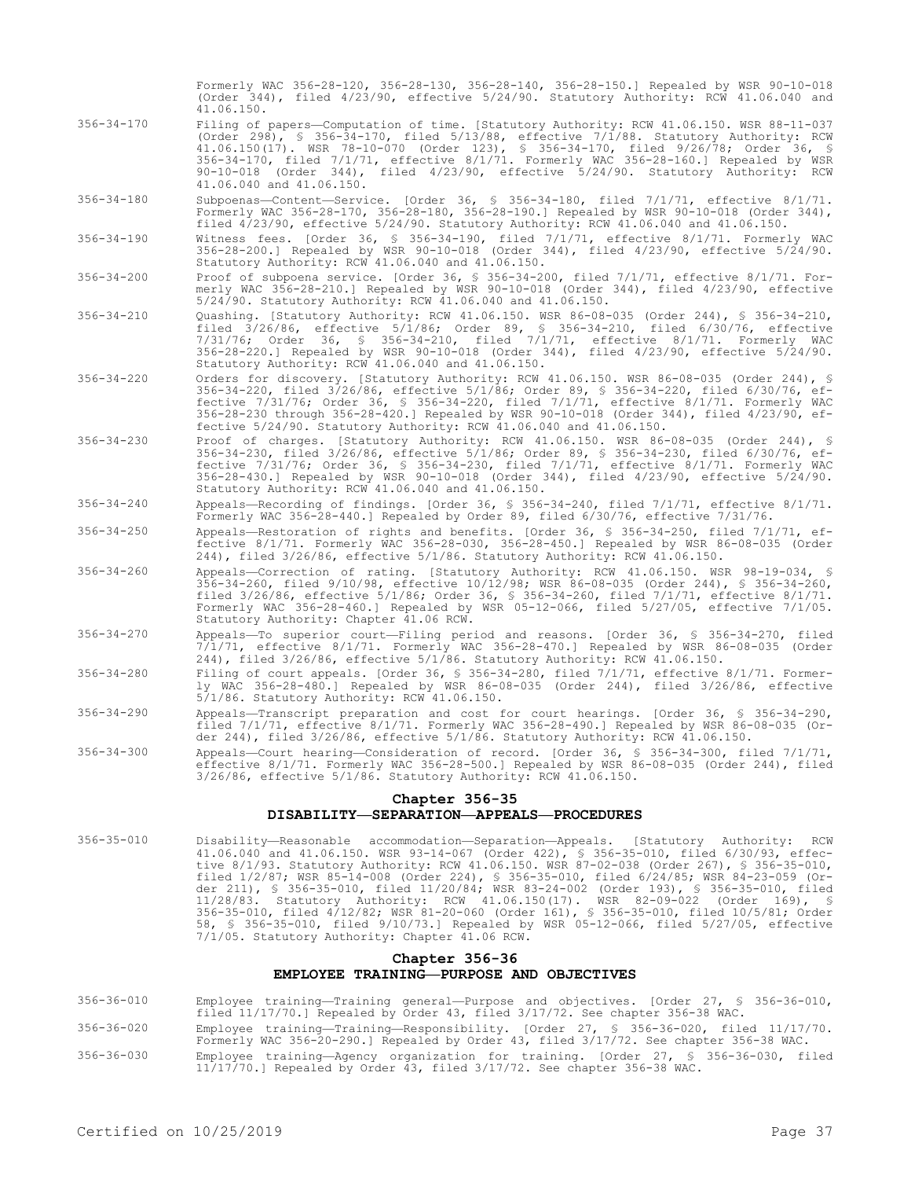Formerly WAC 356-28-120, 356-28-130, 356-28-140, 356-28-150.] Repealed by WSR 90-10-018 (Order 344), filed 4/23/90, effective 5/24/90. Statutory Authority: RCW 41.06.040 and 41.06.150.

356-34-170 Filing of papers—Computation of time. [Statutory Authority: RCW 41.06.150. WSR 88-11-037 (Order 298), § 356-34-170, filed 5/13/88, effective 7/1/88. Statutory Authority: RCW 41.06.150(17). WSR 78-10-070 (Order 123), § 356-34-170, filed 9/26/78; Order 36, § 356-34-170, filed 7/1/71, effective 8/1/71. Formerly WAC 356-28-160.] Repealed by WSR 90-10-018 (Order 344), filed 4/23/90, effective 5/24/90. Statutory Authority: RCW 41.06.040 and 41.06.150.

356-34-180 Subpoenas—Content—Service. [Order 36, § 356-34-180, filed 7/1/71, effective 8/1/71. Formerly WAC 356-28-170, 356-28-180, 356-28-190.] Repealed by WSR 90-10-018 (Order 344), filed 4/23/90, effective 5/24/90. Statutory Authority: RCW 41.06.040 and 41.06.150.

356-34-190 Witness fees. [Order 36, § 356-34-190, filed 7/1/71, effective 8/1/71. Formerly WAC 356-28-200.] Repealed by WSR 90-10-018 (Order 344), filed 4/23/90, effective 5/24/90. Statutory Authority: RCW 41.06.040 and 41.06.150.

356-34-200 Proof of subpoena service. [Order 36, § 356-34-200, filed 7/1/71, effective 8/1/71. Formerly WAC 356-28-210.] Repealed by WSR 90-10-018 (Order 344), filed 4/23/90, effective 5/24/90. Statutory Authority: RCW 41.06.040 and 41.06.150.

356-34-210 Quashing. [Statutory Authority: RCW 41.06.150. WSR 86-08-035 (Order 244), § 356-34-210, filed 3/26/86, effective 5/1/86; Order 89, § 356-34-210, filed 6/30/76, effective 7/31/76; Order 36, § 356-34-210, filed 7/1/71, effective 8/1/71. Formerly WAC 356-28-220.] Repealed by WSR 90-10-018 (Order 344), filed 4/23/90, effective 5/24/90. Statutory Authority: RCW 41.06.040 and 41.06.150.

356-34-220 Orders for discovery. [Statutory Authority: RCW 41.06.150. WSR 86-08-035 (Order 244), § 356-34-220, filed 3/26/86, effective 5/1/86; Order 89, § 356-34-220, filed 6/30/76, effective 7/31/76; Order 36, § 356-34-220, filed 7/1/71, effective 8/1/71. Formerly WAC 356-28-230 through 356-28-420.] Repealed by WSR 90-10-018 (Order 344), filed 4/23/90, effective 5/24/90. Statutory Authority: RCW 41.06.040 and 41.06.150.

356-34-230 Proof of charges. [Statutory Authority: RCW 41.06.150. WSR 86-08-035 (Order 244), § 356-34-230, filed 3/26/86, effective 5/1/86; Order 89, § 356-34-230, filed 6/30/76, effective 7/31/76; Order 36, § 356-34-230, filed 7/1/71, effective 8/1/71. Formerly WAC 356-28-430.] Repealed by WSR 90-10-018 (Order 344), filed 4/23/90, effective 5/24/90. Statutory Authority: RCW 41.06.040 and 41.06.150.

356-34-240 Appeals—Recording of findings. [Order 36, § 356-34-240, filed 7/1/71, effective 8/1/71. Formerly WAC 356-28-440.] Repealed by Order 89, filed 6/30/76, effective 7/31/76.

356-34-250 Appeals—Restoration of rights and benefits. [Order 36, § 356-34-250, filed 7/1/71, effective 8/1/71. Formerly WAC 356-28-030, 356-28-450.] Repealed by WSR 86-08-035 (Order 244), filed 3/26/86, effective 5/1/86. Statutory Authority: RCW 41.06.150.

356-34-260 Appeals—Correction of rating. [Statutory Authority: RCW 41.06.150. WSR 98-19-034, § 356-34-260, filed 9/10/98, effective 10/12/98; WSR 86-08-035 (Order 244), § 356-34-260, filed 3/26/86, effective 5/1/86; Order 36, § 356-34-260, filed 7/1/71, effective 8/1/71. Formerly WAC 356-28-460.] Repealed by WSR 05-12-066, filed 5/27/05, effective 7/1/05. Statutory Authority: Chapter 41.06 RCW.

356-34-270 Appeals—To superior court—Filing period and reasons. [Order 36, § 356-34-270, filed 7/1/71, effective 8/1/71. Formerly WAC 356-28-470.] Repealed by WSR 86-08-035 (Order 244), filed 3/26/86, effective 5/1/86. Statutory Authority: RCW 41.06.150.

356-34-280 Filing of court appeals. [Order 36, § 356-34-280, filed 7/1/71, effective 8/1/71. Formerly WAC 356-28-480.] Repealed by WSR 86-08-035 (Order 244), filed 3/26/86, effective 5/1/86. Statutory Authority: RCW 41.06.150.

356-34-290 Appeals—Transcript preparation and cost for court hearings. [Order 36, § 356-34-290, filed 7/1/71, effective 8/1/71. Formerly WAC 356-28-490.] Repealed by WSR 86-08-035 (Order 244), filed 3/26/86, effective 5/1/86. Statutory Authority: RCW 41.06.150.

356-34-300 Appeals—Court hearing—Consideration of record. [Order 36, § 356-34-300, filed 7/1/71, effective 8/1/71. Formerly WAC 356-28-500.] Repealed by WSR 86-08-035 (Order 244), filed 3/26/86, effective 5/1/86. Statutory Authority: RCW 41.06.150.

## Chapter 356-35
## DISABILITY—SEPARATION—APPEALS—PROCEDURES

356-35-010 Disability—Reasonable accommodation—Separation—Appeals. [Statutory Authority: RCW 41.06.040 and 41.06.150. WSR 93-14-067 (Order 422), § 356-35-010, filed 6/30/93, effective 8/1/93. Statutory Authority: RCW 41.06.150. WSR 87-02-038 (Order 267), § 356-35-010, filed 1/2/87; WSR 85-14-008 (Order 224), § 356-35-010, filed 6/24/85; WSR 84-23-059 (Order 211), § 356-35-010, filed 11/20/84; WSR 83-24-002 (Order 193), § 356-35-010, filed 11/28/83. Statutory Authority: RCW 41.06.150(17). WSR 82-09-022 (Order 169), § 356-35-010, filed 4/12/82; WSR 81-20-060 (Order 161), § 356-35-010, filed 10/5/81; Order 58, § 356-35-010, filed 9/10/73.] Repealed by WSR 05-12-066, filed 5/27/05, effective 7/1/05. Statutory Authority: Chapter 41.06 RCW.

## Chapter 356-36
## EMPLOYEE TRAINING—PURPOSE AND OBJECTIVES

356-36-010 Employee training—Training general—Purpose and objectives. [Order 27, § 356-36-010, filed 11/17/70.] Repealed by Order 43, filed 3/17/72. See chapter 356-38 WAC.

356-36-020 Employee training—Training—Responsibility. [Order 27, § 356-36-020, filed 11/17/70. Formerly WAC 356-20-290.] Repealed by Order 43, filed 3/17/72. See chapter 356-38 WAC.

356-36-030 Employee training—Agency organization for training. [Order 27, § 356-36-030, filed 11/17/70.] Repealed by Order 43, filed 3/17/72. See chapter 356-38 WAC.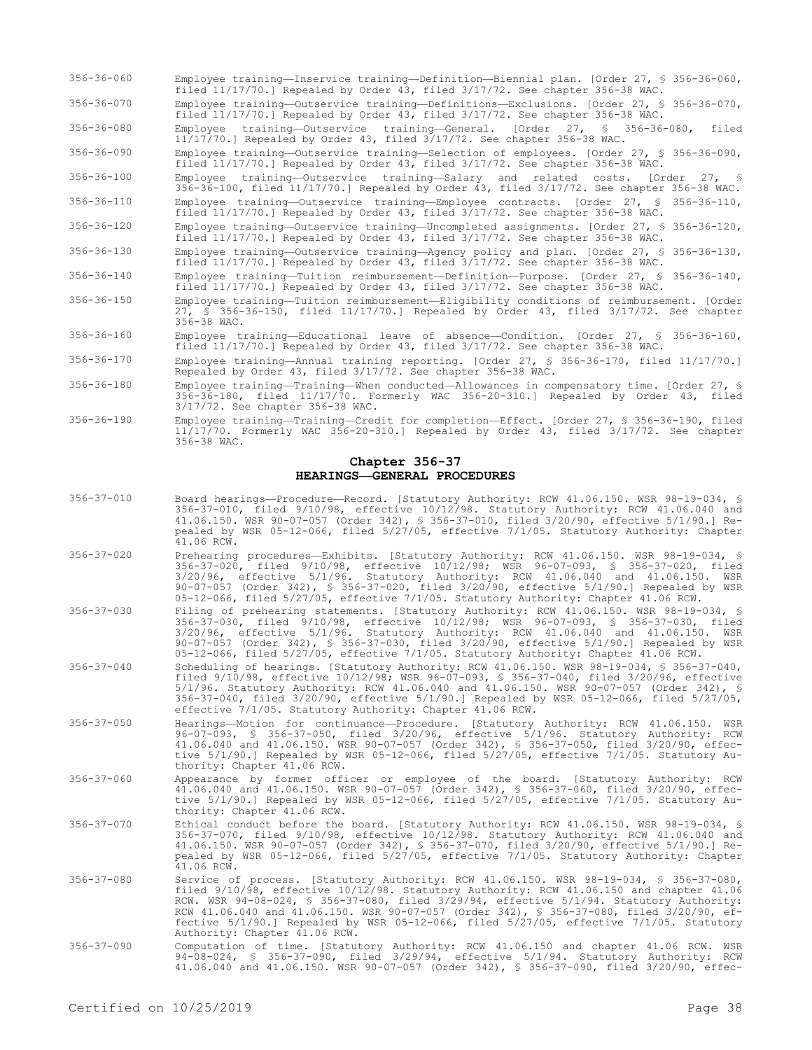356-36-060 Employee training—Inservice training—Definition—Biennial plan. [Order 27, § 356-36-060, filed 11/17/70.] Repealed by Order 43, filed 3/17/72. See chapter 356-38 WAC.

356-36-070 Employee training—Outservice training—Definitions—Exclusions. [Order 27, § 356-36-070, filed 11/17/70.] Repealed by Order 43, filed 3/17/72. See chapter 356-38 WAC.

356-36-080 Employee training—Outservice training—General. [Order 27, § 356-36-080, filed 11/17/70.] Repealed by Order 43, filed 3/17/72. See chapter 356-38 WAC.

356-36-090 Employee training—Outservice training—Selection of employees. [Order 27, § 356-36-090, filed 11/17/70.] Repealed by Order 43, filed 3/17/72. See chapter 356-38 WAC.

356-36-100 Employee training—Outservice training—Salary and related costs. [Order 27, § 356-36-100, filed 11/17/70.] Repealed by Order 43, filed 3/17/72. See chapter 356-38 WAC.

356-36-110 Employee training—Outservice training—Employee contracts. [Order 27, § 356-36-110, filed 11/17/70.] Repealed by Order 43, filed 3/17/72. See chapter 356-38 WAC.

356-36-120 Employee training—Outservice training—Uncompleted assignments. [Order 27, § 356-36-120, filed 11/17/70.] Repealed by Order 43, filed 3/17/72. See chapter 356-38 WAC.

356-36-130 Employee training—Outservice training—Agency policy and plan. [Order 27, § 356-36-130, filed 11/17/70.] Repealed by Order 43, filed 3/17/72. See chapter 356-38 WAC.

356-36-140 Employee training—Tuition reimbursement—Definition—Purpose. [Order 27, § 356-36-140, filed 11/17/70.] Repealed by Order 43, filed 3/17/72. See chapter 356-38 WAC.

356-36-150 Employee training—Tuition reimbursement—Eligibility conditions of reimbursement. [Order 27, § 356-36-150, filed 11/17/70.] Repealed by Order 43, filed 3/17/72. See chapter 356-38 WAC.

356-36-160 Employee training—Educational leave of absence—Condition. [Order 27, § 356-36-160, filed 11/17/70.] Repealed by Order 43, filed 3/17/72. See chapter 356-38 WAC.

356-36-170 Employee training—Annual training reporting. [Order 27, § 356-36-170, filed 11/17/70.] Repealed by Order 43, filed 3/17/72. See chapter 356-38 WAC.

356-36-180 Employee training—Training—When conducted—Allowances in compensatory time. [Order 27, § 356-36-180, filed 11/17/70. Formerly WAC 356-20-310.] Repealed by Order 43, filed 3/17/72. See chapter 356-38 WAC.

356-36-190 Employee training—Training—Credit for completion—Effect. [Order 27, § 356-36-190, filed 11/17/70. Formerly WAC 356-20-310.] Repealed by Order 43, filed 3/17/72. See chapter 356-38 WAC.

## Chapter 356-37
## HEARINGS—GENERAL PROCEDURES

356-37-010 Board hearings—Procedure—Record. [Statutory Authority: RCW 41.06.150. WSR 98-19-034, § 356-37-010, filed 9/10/98, effective 10/12/98. Statutory Authority: RCW 41.06.040 and 41.06.150. WSR 90-07-057 (Order 342), § 356-37-010, filed 3/20/90, effective 5/1/90.] Repealed by WSR 05-12-066, filed 5/27/05, effective 7/1/05. Statutory Authority: Chapter 41.06 RCW.

356-37-020 Prehearing procedures—Exhibits. [Statutory Authority: RCW 41.06.150. WSR 98-19-034, § 356-37-020, filed 9/10/98, effective 10/12/98; WSR 96-07-093, § 356-37-020, filed 3/20/96, effective 5/1/96. Statutory Authority: RCW 41.06.040 and 41.06.150. WSR 90-07-057 (Order 342), § 356-37-020, filed 3/20/90, effective 5/1/90.] Repealed by WSR 05-12-066, filed 5/27/05, effective 7/1/05. Statutory Authority: Chapter 41.06 RCW.

356-37-030 Filing of prehearing statements. [Statutory Authority: RCW 41.06.150. WSR 98-19-034, § 356-37-030, filed 9/10/98, effective 10/12/98; WSR 96-07-093, § 356-37-030, filed 3/20/96, effective 5/1/96. Statutory Authority: RCW 41.06.040 and 41.06.150. WSR 90-07-057 (Order 342), § 356-37-030, filed 3/20/90, effective 5/1/90.] Repealed by WSR 05-12-066, filed 5/27/05, effective 7/1/05. Statutory Authority: Chapter 41.06 RCW.

356-37-040 Scheduling of hearings. [Statutory Authority: RCW 41.06.150. WSR 98-19-034, § 356-37-040, filed 9/10/98, effective 10/12/98; WSR 96-07-093, § 356-37-040, filed 3/20/96, effective 5/1/96. Statutory Authority: RCW 41.06.040 and 41.06.150. WSR 90-07-057 (Order 342), § 356-37-040, filed 3/20/90, effective 5/1/90.] Repealed by WSR 05-12-066, filed 5/27/05, effective 7/1/05. Statutory Authority: Chapter 41.06 RCW.

356-37-050 Hearings—Motion for continuance—Procedure. [Statutory Authority: RCW 41.06.150. WSR 96-07-093, § 356-37-050, filed 3/20/96, effective 5/1/96. Statutory Authority: RCW 41.06.040 and 41.06.150. WSR 90-07-057 (Order 342), § 356-37-050, filed 3/20/90, effective 5/1/90.] Repealed by WSR 05-12-066, filed 5/27/05, effective 7/1/05. Statutory Authority: Chapter 41.06 RCW.

356-37-060 Appearance by former officer or employee of the board. [Statutory Authority: RCW 41.06.040 and 41.06.150. WSR 90-07-057 (Order 342), § 356-37-060, filed 3/20/90, effective 5/1/90.] Repealed by WSR 05-12-066, filed 5/27/05, effective 7/1/05. Statutory Authority: Chapter 41.06 RCW.

356-37-070 Ethical conduct before the board. [Statutory Authority: RCW 41.06.150. WSR 98-19-034, § 356-37-070, filed 9/10/98, effective 10/12/98. Statutory Authority: RCW 41.06.040 and 41.06.150. WSR 90-07-057 (Order 342), § 356-37-070, filed 3/20/90, effective 5/1/90.] Repealed by WSR 05-12-066, filed 5/27/05, effective 7/1/05. Statutory Authority: Chapter 41.06 RCW.

356-37-080 Service of process. [Statutory Authority: RCW 41.06.150. WSR 98-19-034, § 356-37-080, filed 9/10/98, effective 10/12/98. Statutory Authority: RCW 41.06.150 and chapter 41.06 RCW. WSR 94-08-024, § 356-37-080, filed 3/29/94, effective 5/1/94. Statutory Authority: RCW 41.06.040 and 41.06.150. WSR 90-07-057 (Order 342), § 356-37-080, filed 3/20/90, effective 5/1/90.] Repealed by WSR 05-12-066, filed 5/27/05, effective 7/1/05. Statutory Authority: Chapter 41.06 RCW.

356-37-090 Computation of time. [Statutory Authority: RCW 41.06.150 and chapter 41.06 RCW. WSR 94-08-024, § 356-37-090, filed 3/29/94, effective 5/1/94. Statutory Authority: RCW 41.06.040 and 41.06.150. WSR 90-07-057 (Order 342), § 356-37-090, filed 3/20/90, effec-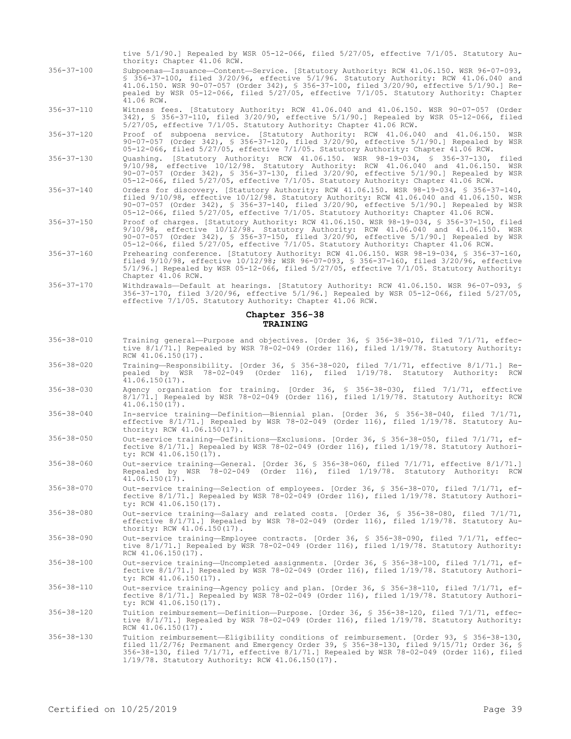tive 5/1/90.] Repealed by WSR 05-12-066, filed 5/27/05, effective 7/1/05. Statutory Authority: Chapter 41.06 RCW.

356-37-100 Subpoenas—Issuance—Content—Service. [Statutory Authority: RCW 41.06.150. WSR 96-07-093, § 356-37-100, filed 3/20/96, effective 5/1/96. Statutory Authority: RCW 41.06.040 and 41.06.150. WSR 90-07-057 (Order 342), § 356-37-100, filed 3/20/90, effective 5/1/90.] Repealed by WSR 05-12-066, filed 5/27/05, effective 7/1/05. Statutory Authority: Chapter 41.06 RCW.

356-37-110 Witness fees. [Statutory Authority: RCW 41.06.040 and 41.06.150. WSR 90-07-057 (Order 342), § 356-37-110, filed 3/20/90, effective 5/1/90.] Repealed by WSR 05-12-066, filed 5/27/05, effective 7/1/05. Statutory Authority: Chapter 41.06 RCW.

356-37-120 Proof of subpoena service. [Statutory Authority: RCW 41.06.040 and 41.06.150. WSR 90-07-057 (Order 342), § 356-37-120, filed 3/20/90, effective 5/1/90.] Repealed by WSR 05-12-066, filed 5/27/05, effective 7/1/05. Statutory Authority: Chapter 41.06 RCW.

356-37-130 Quashing. [Statutory Authority: RCW 41.06.150. WSR 98-19-034, § 356-37-130, filed 9/10/98, effective 10/12/98. Statutory Authority: RCW 41.06.040 and 41.06.150. WSR 90-07-057 (Order 342), § 356-37-130, filed 3/20/90, effective 5/1/90.] Repealed by WSR 05-12-066, filed 5/27/05, effective 7/1/05. Statutory Authority: Chapter 41.06 RCW.

356-37-140 Orders for discovery. [Statutory Authority: RCW 41.06.150. WSR 98-19-034, § 356-37-140, filed 9/10/98, effective 10/12/98. Statutory Authority: RCW 41.06.040 and 41.06.150. WSR 90-07-057 (Order 342), § 356-37-140, filed 3/20/90, effective 5/1/90.] Repealed by WSR 05-12-066, filed 5/27/05, effective 7/1/05. Statutory Authority: Chapter 41.06 RCW.

356-37-150 Proof of charges. [Statutory Authority: RCW 41.06.150. WSR 98-19-034, § 356-37-150, filed 9/10/98, effective 10/12/98. Statutory Authority: RCW 41.06.040 and 41.06.150. WSR 90-07-057 (Order 342), § 356-37-150, filed 3/20/90, effective 5/1/90.] Repealed by WSR 05-12-066, filed 5/27/05, effective 7/1/05. Statutory Authority: Chapter 41.06 RCW.

356-37-160 Prehearing conference. [Statutory Authority: RCW 41.06.150. WSR 98-19-034, § 356-37-160, filed 9/10/98, effective 10/12/98; WSR 96-07-093, § 356-37-160, filed 3/20/96, effective 5/1/96.] Repealed by WSR 05-12-066, filed 5/27/05, effective 7/1/05. Statutory Authority: Chapter 41.06 RCW.

356-37-170 Withdrawals—Default at hearings. [Statutory Authority: RCW 41.06.150. WSR 96-07-093, § 356-37-170, filed 3/20/96, effective 5/1/96.] Repealed by WSR 05-12-066, filed 5/27/05, effective 7/1/05. Statutory Authority: Chapter 41.06 RCW.

## Chapter 356-38
## TRAINING

356-38-010 Training general—Purpose and objectives. [Order 36, § 356-38-010, filed 7/1/71, effective 8/1/71.] Repealed by WSR 78-02-049 (Order 116), filed 1/19/78. Statutory Authority: RCW 41.06.150(17).

356-38-020 Training—Responsibility. [Order 36, § 356-38-020, filed 7/1/71, effective 8/1/71.] Repealed by WSR 78-02-049 (Order 116), filed 1/19/78. Statutory Authority: RCW 41.06.150(17).

356-38-030 Agency organization for training. [Order 36, § 356-38-030, filed 7/1/71, effective 8/1/71.] Repealed by WSR 78-02-049 (Order 116), filed 1/19/78. Statutory Authority: RCW 41.06.150(17).

356-38-040 In-service training—Definition—Biennial plan. [Order 36, § 356-38-040, filed 7/1/71, effective 8/1/71.] Repealed by WSR 78-02-049 (Order 116), filed 1/19/78. Statutory Authority: RCW 41.06.150(17).

356-38-050 Out-service training—Definitions—Exclusions. [Order 36, § 356-38-050, filed 7/1/71, effective 8/1/71.] Repealed by WSR 78-02-049 (Order 116), filed 1/19/78. Statutory Authority: RCW 41.06.150(17).

356-38-060 Out-service training—General. [Order 36, § 356-38-060, filed 7/1/71, effective 8/1/71.] Repealed by WSR 78-02-049 (Order 116), filed 1/19/78. Statutory Authority: RCW 41.06.150(17).

356-38-070 Out-service training—Selection of employees. [Order 36, § 356-38-070, filed 7/1/71, effective 8/1/71.] Repealed by WSR 78-02-049 (Order 116), filed 1/19/78. Statutory Authority: RCW 41.06.150(17).

356-38-080 Out-service training—Salary and related costs. [Order 36, § 356-38-080, filed 7/1/71, effective 8/1/71.] Repealed by WSR 78-02-049 (Order 116), filed 1/19/78. Statutory Authority: RCW 41.06.150(17).

356-38-090 Out-service training—Employee contracts. [Order 36, § 356-38-090, filed 7/1/71, effective 8/1/71.] Repealed by WSR 78-02-049 (Order 116), filed 1/19/78. Statutory Authority: RCW 41.06.150(17).

356-38-100 Out-service training—Uncompleted assignments. [Order 36, § 356-38-100, filed 7/1/71, effective 8/1/71.] Repealed by WSR 78-02-049 (Order 116), filed 1/19/78. Statutory Authority: RCW 41.06.150(17).

356-38-110 Out-service training—Agency policy and plan. [Order 36, § 356-38-110, filed 7/1/71, effective 8/1/71.] Repealed by WSR 78-02-049 (Order 116), filed 1/19/78. Statutory Authority: RCW 41.06.150(17).

356-38-120 Tuition reimbursement—Definition—Purpose. [Order 36, § 356-38-120, filed 7/1/71, effective 8/1/71.] Repealed by WSR 78-02-049 (Order 116), filed 1/19/78. Statutory Authority: RCW 41.06.150(17).

356-38-130 Tuition reimbursement—Eligibility conditions of reimbursement. [Order 93, § 356-38-130, filed 11/2/76; Permanent and Emergency Order 39, § 356-38-130, filed 9/15/71; Order 36, § 356-38-130, filed 7/1/71, effective 8/1/71.] Repealed by WSR 78-02-049 (Order 116), filed 1/19/78. Statutory Authority: RCW 41.06.150(17).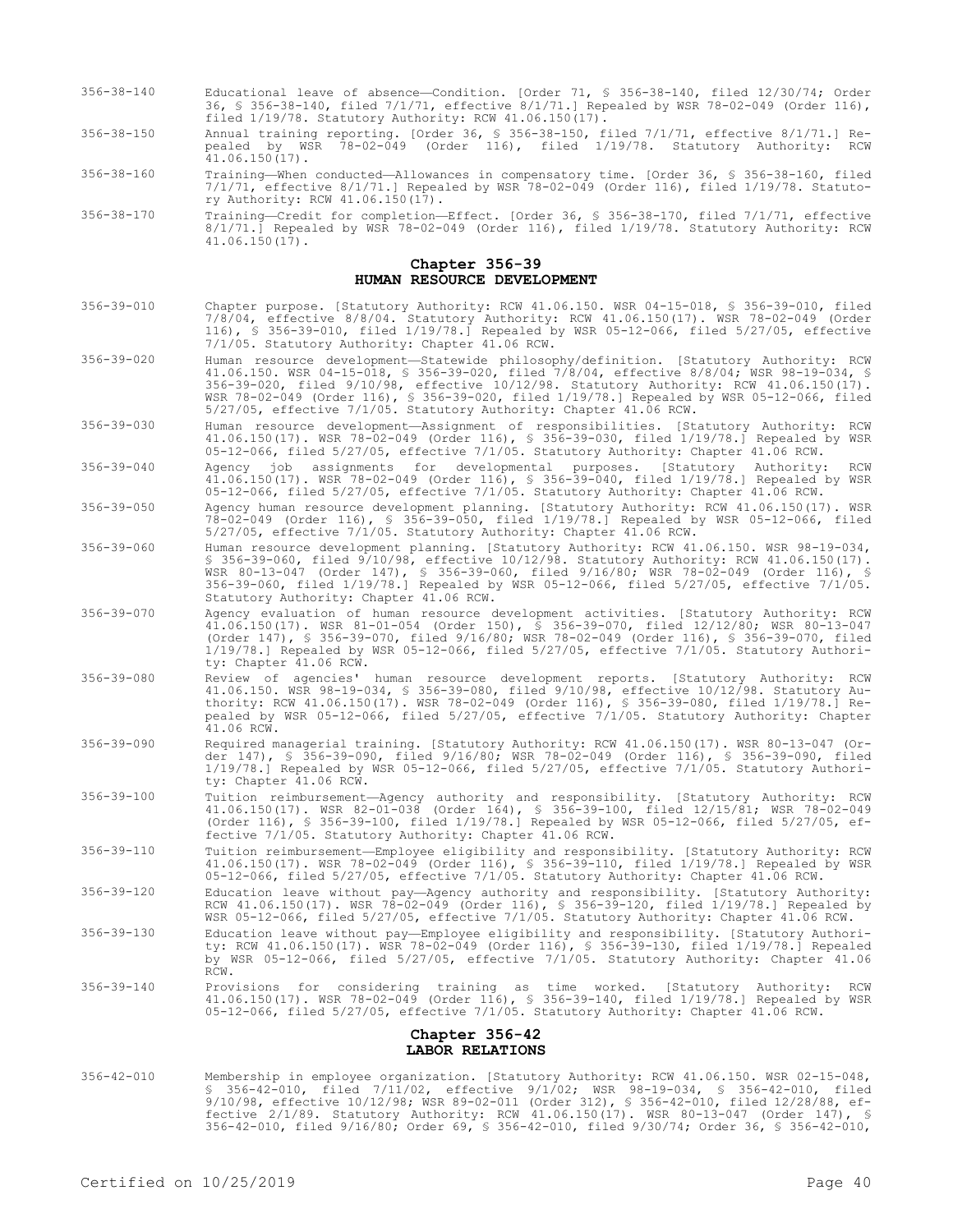356-38-140 Educational leave of absence—Condition. [Order 71, § 356-38-140, filed 12/30/74; Order 36, § 356-38-140, filed 7/1/71, effective 8/1/71.] Repealed by WSR 78-02-049 (Order 116), filed 1/19/78. Statutory Authority: RCW 41.06.150(17).

356-38-150 Annual training reporting. [Order 36, § 356-38-150, filed 7/1/71, effective 8/1/71.] Repealed by WSR 78-02-049 (Order 116), filed 1/19/78. Statutory Authority: RCW 41.06.150(17).

356-38-160 Training—When conducted—Allowances in compensatory time. [Order 36, § 356-38-160, filed 7/1/71, effective 8/1/71.] Repealed by WSR 78-02-049 (Order 116), filed 1/19/78. Statutory Authority: RCW 41.06.150(17).

356-38-170 Training—Credit for completion—Effect. [Order 36, § 356-38-170, filed 7/1/71, effective 8/1/71.] Repealed by WSR 78-02-049 (Order 116), filed 1/19/78. Statutory Authority: RCW 41.06.150(17).

## Chapter 356-39
## HUMAN RESOURCE DEVELOPMENT

356-39-010 Chapter purpose. [Statutory Authority: RCW 41.06.150. WSR 04-15-018, § 356-39-010, filed 7/8/04, effective 8/8/04. Statutory Authority: RCW 41.06.150(17). WSR 78-02-049 (Order 116), § 356-39-010, filed 1/19/78.] Repealed by WSR 05-12-066, filed 5/27/05, effective 7/1/05. Statutory Authority: Chapter 41.06 RCW.

356-39-020 Human resource development—Statewide philosophy/definition. [Statutory Authority: RCW 41.06.150. WSR 04-15-018, § 356-39-020, filed 7/8/04, effective 8/8/04; WSR 98-19-034, § 356-39-020, filed 9/10/98, effective 10/12/98. Statutory Authority: RCW 41.06.150(17). WSR 78-02-049 (Order 116), § 356-39-020, filed 1/19/78.] Repealed by WSR 05-12-066, filed 5/27/05, effective 7/1/05. Statutory Authority: Chapter 41.06 RCW.

356-39-030 Human resource development—Assignment of responsibilities. [Statutory Authority: RCW 41.06.150(17). WSR 78-02-049 (Order 116), § 356-39-030, filed 1/19/78.] Repealed by WSR 05-12-066, filed 5/27/05, effective 7/1/05. Statutory Authority: Chapter 41.06 RCW.

356-39-040 Agency job assignments for developmental purposes. [Statutory Authority: RCW 41.06.150(17). WSR 78-02-049 (Order 116), § 356-39-040, filed 1/19/78.] Repealed by WSR 05-12-066, filed 5/27/05, effective 7/1/05. Statutory Authority: Chapter 41.06 RCW.

356-39-050 Agency human resource development planning. [Statutory Authority: RCW 41.06.150(17). WSR 78-02-049 (Order 116), § 356-39-050, filed 1/19/78.] Repealed by WSR 05-12-066, filed 5/27/05, effective 7/1/05. Statutory Authority: Chapter 41.06 RCW.

356-39-060 Human resource development planning. [Statutory Authority: RCW 41.06.150. WSR 98-19-034, § 356-39-060, filed 9/10/98, effective 10/12/98. Statutory Authority: RCW 41.06.150(17). WSR 80-13-047 (Order 147), § 356-39-060, filed 9/16/80; WSR 78-02-049 (Order 116), § 356-39-060, filed 1/19/78.] Repealed by WSR 05-12-066, filed 5/27/05, effective 7/1/05. Statutory Authority: Chapter 41.06 RCW.

356-39-070 Agency evaluation of human resource development activities. [Statutory Authority: RCW 41.06.150(17). WSR 81-01-054 (Order 150), § 356-39-070, filed 12/12/80; WSR 80-13-047 (Order 147), § 356-39-070, filed 9/16/80; WSR 78-02-049 (Order 116), § 356-39-070, filed 1/19/78.] Repealed by WSR 05-12-066, filed 5/27/05, effective 7/1/05. Statutory Authority: Chapter 41.06 RCW.

356-39-080 Review of agencies' human resource development reports. [Statutory Authority: RCW 41.06.150. WSR 98-19-034, § 356-39-080, filed 9/10/98, effective 10/12/98. Statutory Authority: RCW 41.06.150(17). WSR 78-02-049 (Order 116), § 356-39-080, filed 1/19/78.] Repealed by WSR 05-12-066, filed 5/27/05, effective 7/1/05. Statutory Authority: Chapter 41.06 RCW.

356-39-090 Required managerial training. [Statutory Authority: RCW 41.06.150(17). WSR 80-13-047 (Order 147), § 356-39-090, filed 9/16/80; WSR 78-02-049 (Order 116), § 356-39-090, filed 1/19/78.] Repealed by WSR 05-12-066, filed 5/27/05, effective 7/1/05. Statutory Authority: Chapter 41.06 RCW.

356-39-100 Tuition reimbursement—Agency authority and responsibility. [Statutory Authority: RCW 41.06.150(17). WSR 82-01-038 (Order 164), § 356-39-100, filed 12/15/81; WSR 78-02-049 (Order 116), § 356-39-100, filed 1/19/78.] Repealed by WSR 05-12-066, filed 5/27/05, effective 7/1/05. Statutory Authority: Chapter 41.06 RCW.

356-39-110 Tuition reimbursement—Employee eligibility and responsibility. [Statutory Authority: RCW 41.06.150(17). WSR 78-02-049 (Order 116), § 356-39-110, filed 1/19/78.] Repealed by WSR 05-12-066, filed 5/27/05, effective 7/1/05. Statutory Authority: Chapter 41.06 RCW.

356-39-120 Education leave without pay—Agency authority and responsibility. [Statutory Authority: RCW 41.06.150(17). WSR 78-02-049 (Order 116), § 356-39-120, filed 1/19/78.] Repealed by WSR 05-12-066, filed 5/27/05, effective 7/1/05. Statutory Authority: Chapter 41.06 RCW.

356-39-130 Education leave without pay—Employee eligibility and responsibility. [Statutory Authority: RCW 41.06.150(17). WSR 78-02-049 (Order 116), § 356-39-130, filed 1/19/78.] Repealed by WSR 05-12-066, filed 5/27/05, effective 7/1/05. Statutory Authority: Chapter 41.06 RCW.

356-39-140 Provisions for considering training as time worked. [Statutory Authority: RCW 41.06.150(17). WSR 78-02-049 (Order 116), § 356-39-140, filed 1/19/78.] Repealed by WSR 05-12-066, filed 5/27/05, effective 7/1/05. Statutory Authority: Chapter 41.06 RCW.

## Chapter 356-42
## LABOR RELATIONS

356-42-010 Membership in employee organization. [Statutory Authority: RCW 41.06.150. WSR 02-15-048, § 356-42-010, filed 7/11/02, effective 9/1/02; WSR 98-19-034, § 356-42-010, filed 9/10/98, effective 10/12/98; WSR 89-02-011 (Order 312), § 356-42-010, filed 12/28/88, effective 2/1/89. Statutory Authority: RCW 41.06.150(17). WSR 80-13-047 (Order 147), § 356-42-010, filed 9/16/80; Order 69, § 356-42-010, filed 9/30/74; Order 36, § 356-42-010,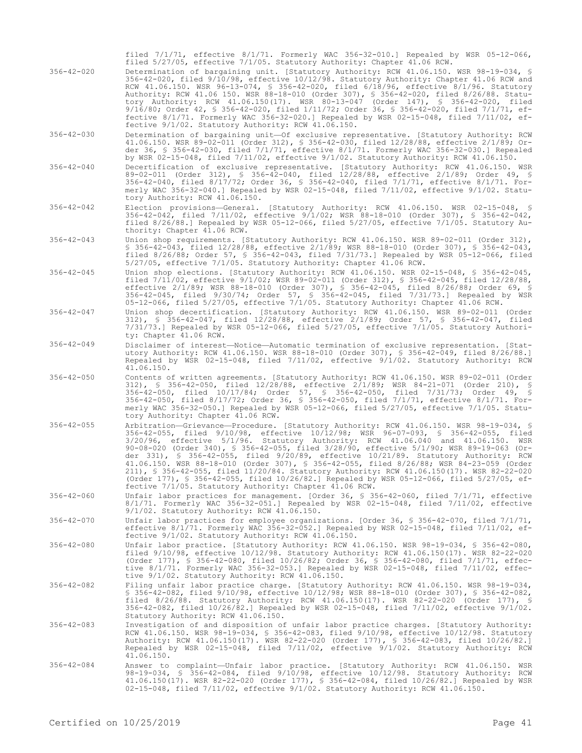filed 7/1/71, effective 8/1/71. Formerly WAC 356-32-010.] Repealed by WSR 05-12-066, filed 5/27/05, effective 7/1/05. Statutory Authority: Chapter 41.06 RCW.

356-42-020 Determination of bargaining unit. [Statutory Authority: RCW 41.06.150. WSR 98-19-034, § 356-42-020, filed 9/10/98, effective 10/12/98. Statutory Authority: Chapter 41.06 RCW and RCW 41.06.150. WSR 96-13-074, § 356-42-020, filed 6/18/96, effective 8/1/96. Statutory Authority: RCW 41.06 150. WSR 88-18-010 (Order 307), § 356-42-020, filed 8/26/88. Statutory Authority: RCW 41.06.150(17). WSR 80-13-047 (Order 147), § 356-42-020, filed 9/16/80; Order 42, § 356-42-020, filed 1/11/72; Order 36, § 356-42-020, filed 7/1/71, effective 8/1/71. Formerly WAC 356-32-020.] Repealed by WSR 02-15-048, filed 7/11/02, effective 9/1/02. Statutory Authority: RCW 41.06.150.

356-42-030 Determination of bargaining unit—Of exclusive representative. [Statutory Authority: RCW 41.06.150. WSR 89-02-011 (Order 312), § 356-42-030, filed 12/28/88, effective 2/1/89; Order 36, § 356-42-030, filed 7/1/71, effective 8/1/71. Formerly WAC 356-32-030.] Repealed by WSR 02-15-048, filed 7/11/02, effective 9/1/02. Statutory Authority: RCW 41.06.150.

356-42-040 Decertification of exclusive representative. [Statutory Authority: RCW 41.06.150. WSR 89-02-011 (Order 312), § 356-42-040, filed 12/28/88, effective 2/1/89; Order 49, § 356-42-040, filed 8/17/72; Order 36, § 356-42-040, filed 7/1/71, effective 8/1/71. Formerly WAC 356-32-040.] Repealed by WSR 02-15-048, filed 7/11/02, effective 9/1/02. Statutory Authority: RCW 41.06.150.

356-42-042 Election provisions—General. [Statutory Authority: RCW 41.06.150. WSR 02-15-048, § 356-42-042, filed 7/11/02, effective 9/1/02; WSR 88-18-010 (Order 307), § 356-42-042, filed 8/26/88.] Repealed by WSR 05-12-066, filed 5/27/05, effective 7/1/05. Statutory Authority: Chapter 41.06 RCW.

356-42-043 Union shop requirements. [Statutory Authority: RCW 41.06.150. WSR 89-02-011 (Order 312), § 356-42-043, filed 12/28/88, effective 2/1/89; WSR 88-18-010 (Order 307), § 356-42-043, filed 8/26/88; Order 57, § 356-42-043, filed 7/31/73.] Repealed by WSR 05-12-066, filed 5/27/05, effective 7/1/05. Statutory Authority: Chapter 41.06 RCW.

356-42-045 Union shop elections. [Statutory Authority: RCW 41.06.150. WSR 02-15-048, § 356-42-045, filed 7/11/02, effective 9/1/02; WSR 89-02-011 (Order 312), § 356-42-045, filed 12/28/88, effective 2/1/89; WSR 88-18-010 (Order 307), § 356-42-045, filed 8/26/88; Order 69, § 356-42-045, filed 9/30/74; Order 57, § 356-42-045, filed 7/31/73.] Repealed by WSR 05-12-066, filed 5/27/05, effective 7/1/05. Statutory Authority: Chapter 41.06 RCW.

356-42-047 Union shop decertification. [Statutory Authority: RCW 41.06.150. WSR 89-02-011 (Order 312), § 356-42-047, filed 12/28/88, effective 2/1/89; Order 57, § 356-42-047, filed 7/31/73.] Repealed by WSR 05-12-066, filed 5/27/05, effective 7/1/05. Statutory Authority: Chapter 41.06 RCW.

356-42-049 Disclaimer of interest—Notice—Automatic termination of exclusive representation. [Statutory Authority: RCW 41.06.150. WSR 88-18-010 (Order 307), § 356-42-049, filed 8/26/88.] Repealed by WSR 02-15-048, filed 7/11/02, effective 9/1/02. Statutory Authority: RCW 41.06.150.

356-42-050 Contents of written agreements. [Statutory Authority: RCW 41.06.150. WSR 89-02-011 (Order 312), § 356-42-050, filed 12/28/88, effective 2/1/89; WSR 84-21-071 (Order 210), § 356-42-050, filed 10/17/84; Order 57, § 356-42-050, filed 7/31/73; Order 49, § 356-42-050, filed 8/17/72; Order 36, § 356-42-050, filed 7/1/71, effective 8/1/71. Formerly WAC 356-32-050.] Repealed by WSR 05-12-066, filed 5/27/05, effective 7/1/05. Statutory Authority: Chapter 41.06 RCW.

356-42-055 Arbitration—Grievance—Procedure. [Statutory Authority: RCW 41.06.150. WSR 98-19-034, § 356-42-055, filed 9/10/98, effective 10/12/98; WSR 96-07-093, § 356-42-055, filed 3/20/96, effective 5/1/96. Statutory Authority: RCW 41.06.040 and 41.06.150. WSR 90-08-020 (Order 340), § 356-42-055, filed 3/28/90, effective 5/1/90; WSR 89-19-063 (Order 331), § 356-42-055, filed 9/20/89, effective 10/21/89. Statutory Authority: RCW 41.06.150. WSR 88-18-010 (Order 307), § 356-42-055, filed 8/26/88; WSR 84-23-059 (Order 211), § 356-42-055, filed 11/20/84. Statutory Authority: RCW 41.06.150(17). WSR 82-22-020 (Order 177), § 356-42-055, filed 10/26/82.] Repealed by WSR 05-12-066, filed 5/27/05, effective 7/1/05. Statutory Authority: Chapter 41.06 RCW.

356-42-060 Unfair labor practices for management. [Order 36, § 356-42-060, filed 7/1/71, effective 8/1/71. Formerly WAC 356-32-051.] Repealed by WSR 02-15-048, filed 7/11/02, effective 9/1/02. Statutory Authority: RCW 41.06.150.

356-42-070 Unfair labor practices for employee organizations. [Order 36, § 356-42-070, filed 7/1/71, effective 8/1/71. Formerly WAC 356-32-052.] Repealed by WSR 02-15-048, filed 7/11/02, effective 9/1/02. Statutory Authority: RCW 41.06.150.

356-42-080 Unfair labor practice. [Statutory Authority: RCW 41.06.150. WSR 98-19-034, § 356-42-080, filed 9/10/98, effective 10/12/98. Statutory Authority: RCW 41.06.150(17). WSR 82-22-020 (Order 177), § 356-42-080, filed 10/26/82; Order 36, § 356-42-080, filed 7/1/71, effective 8/1/71. Formerly WAC 356-32-053.] Repealed by WSR 02-15-048, filed 7/11/02, effective 9/1/02. Statutory Authority: RCW 41.06.150.

356-42-082 Filing unfair labor practice charge. [Statutory Authority: RCW 41.06.150. WSR 98-19-034, § 356-42-082, filed 9/10/98, effective 10/12/98; WSR 88-18-010 (Order 307), § 356-42-082, filed 8/26/88. Statutory Authority: RCW 41.06.150(17). WSR 82-22-020 (Order 177), § 356-42-082, filed 10/26/82.] Repealed by WSR 02-15-048, filed 7/11/02, effective 9/1/02. Statutory Authority: RCW 41.06.150.

356-42-083 Investigation of and disposition of unfair labor practice charges. [Statutory Authority: RCW 41.06.150. WSR 98-19-034, § 356-42-083, filed 9/10/98, effective 10/12/98. Statutory Authority: RCW 41.06.150(17). WSR 82-22-020 (Order 177), § 356-42-083, filed 10/26/82.] Repealed by WSR 02-15-048, filed 7/11/02, effective 9/1/02. Statutory Authority: RCW 41.06.150.

356-42-084 Answer to complaint—Unfair labor practice. [Statutory Authority: RCW 41.06.150. WSR 98-19-034, § 356-42-084, filed 9/10/98, effective 10/12/98. Statutory Authority: RCW 41.06.150(17). WSR 82-22-020 (Order 177), § 356-42-084, filed 10/26/82.] Repealed by WSR 02-15-048, filed 7/11/02, effective 9/1/02. Statutory Authority: RCW 41.06.150.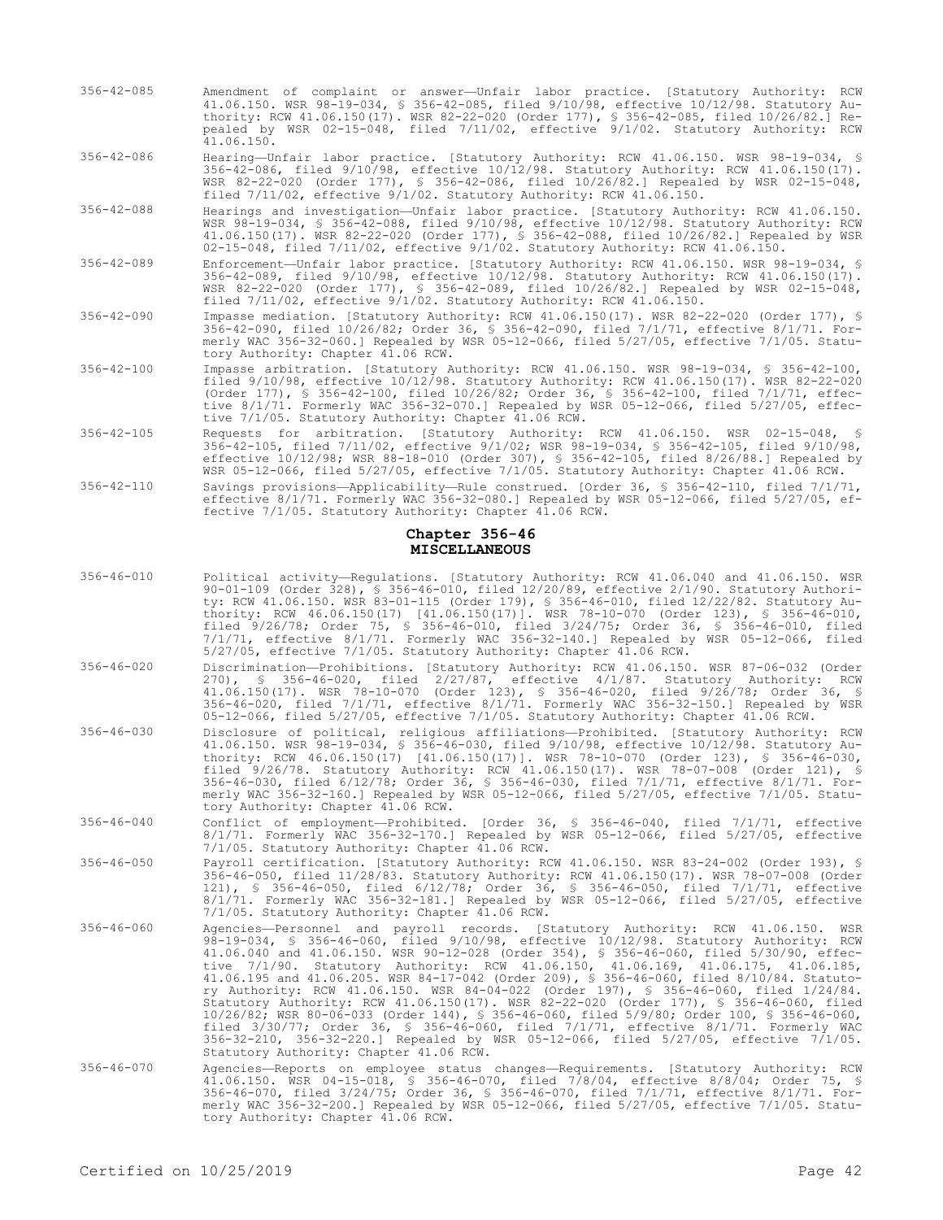356-42-085 Amendment of complaint or answer—Unfair labor practice. [Statutory Authority: RCW 41.06.150. WSR 98-19-034, § 356-42-085, filed 9/10/98, effective 10/12/98. Statutory Authority: RCW 41.06.150(17). WSR 82-22-020 (Order 177), § 356-42-085, filed 10/26/82.] Repealed by WSR 02-15-048, filed 7/11/02, effective 9/1/02. Statutory Authority: RCW 41.06.150.

356-42-086 Hearing—Unfair labor practice. [Statutory Authority: RCW 41.06.150. WSR 98-19-034, § 356-42-086, filed 9/10/98, effective 10/12/98. Statutory Authority: RCW 41.06.150(17). WSR 82-22-020 (Order 177), § 356-42-086, filed 10/26/82.] Repealed by WSR 02-15-048, filed 7/11/02, effective 9/1/02. Statutory Authority: RCW 41.06.150.

356-42-088 Hearings and investigation—Unfair labor practice. [Statutory Authority: RCW 41.06.150. WSR 98-19-034, § 356-42-088, filed 9/10/98, effective 10/12/98. Statutory Authority: RCW 41.06.150(17). WSR 82-22-020 (Order 177), § 356-42-088, filed 10/26/82.] Repealed by WSR 02-15-048, filed 7/11/02, effective 9/1/02. Statutory Authority: RCW 41.06.150.

356-42-089 Enforcement—Unfair labor practice. [Statutory Authority: RCW 41.06.150. WSR 98-19-034, § 356-42-089, filed 9/10/98, effective 10/12/98. Statutory Authority: RCW 41.06.150(17). WSR 82-22-020 (Order 177), § 356-42-089, filed 10/26/82.] Repealed by WSR 02-15-048, filed 7/11/02, effective 9/1/02. Statutory Authority: RCW 41.06.150.

356-42-090 Impasse mediation. [Statutory Authority: RCW 41.06.150(17). WSR 82-22-020 (Order 177), § 356-42-090, filed 10/26/82; Order 36, § 356-42-090, filed 7/1/71, effective 8/1/71. Formerly WAC 356-32-060.] Repealed by WSR 05-12-066, filed 5/27/05, effective 7/1/05. Statutory Authority: Chapter 41.06 RCW.

356-42-100 Impasse arbitration. [Statutory Authority: RCW 41.06.150. WSR 98-19-034, § 356-42-100, filed 9/10/98, effective 10/12/98. Statutory Authority: RCW 41.06.150(17). WSR 82-22-020 (Order 177), § 356-42-100, filed 10/26/82; Order 36, § 356-42-100, filed 7/1/71, effective 8/1/71. Formerly WAC 356-32-070.] Repealed by WSR 05-12-066, filed 5/27/05, effective 7/1/05. Statutory Authority: Chapter 41.06 RCW.

356-42-105 Requests for arbitration. [Statutory Authority: RCW 41.06.150. WSR 02-15-048, § 356-42-105, filed 7/11/02, effective 9/1/02; WSR 98-19-034, § 356-42-105, filed 9/10/98, effective 10/12/98; WSR 88-18-010 (Order 307), § 356-42-105, filed 8/26/88.] Repealed by WSR 05-12-066, filed 5/27/05, effective 7/1/05. Statutory Authority: Chapter 41.06 RCW.

356-42-110 Savings provisions—Applicability—Rule construed. [Order 36, § 356-42-110, filed 7/1/71, effective 8/1/71. Formerly WAC 356-32-080.] Repealed by WSR 05-12-066, filed 5/27/05, effective 7/1/05. Statutory Authority: Chapter 41.06 RCW.

## Chapter 356-46
## MISCELLANEOUS

356-46-010 Political activity—Regulations. [Statutory Authority: RCW 41.06.040 and 41.06.150. WSR 90-01-109 (Order 328), § 356-46-010, filed 12/20/89, effective 2/1/90. Statutory Authority: RCW 41.06.150. WSR 83-01-115 (Order 179), § 356-46-010, filed 12/22/82. Statutory Authority: RCW 46.06.150(17) [41.06.150(17)]. WSR 78-10-070 (Order 123), § 356-46-010, filed 9/26/78; Order 75, § 356-46-010, filed 3/24/75; Order 36, § 356-46-010, filed 7/1/71, effective 8/1/71. Formerly WAC 356-32-140.] Repealed by WSR 05-12-066, filed 5/27/05, effective 7/1/05. Statutory Authority: Chapter 41.06 RCW.

356-46-020 Discrimination—Prohibitions. [Statutory Authority: RCW 41.06.150. WSR 87-06-032 (Order 270), § 356-46-020, filed 2/27/87, effective 4/1/87. Statutory Authority: RCW 41.06.150(17). WSR 78-10-070 (Order 123), § 356-46-020, filed 9/26/78; Order 36, § 356-46-020, filed 7/1/71, effective 8/1/71. Formerly WAC 356-32-150.] Repealed by WSR 05-12-066, filed 5/27/05, effective 7/1/05. Statutory Authority: Chapter 41.06 RCW.

356-46-030 Disclosure of political, religious affiliations—Prohibited. [Statutory Authority: RCW 41.06.150. WSR 98-19-034, § 356-46-030, filed 9/10/98, effective 10/12/98. Statutory Authority: RCW 46.06.150(17) [41.06.150(17)]. WSR 78-10-070 (Order 123), § 356-46-030, filed 9/26/78. Statutory Authority: RCW 41.06.150(17). WSR 78-07-008 (Order 121), § 356-46-030, filed 6/12/78; Order 36, § 356-46-030, filed 7/1/71, effective 8/1/71. Formerly WAC 356-32-160.] Repealed by WSR 05-12-066, filed 5/27/05, effective 7/1/05. Statutory Authority: Chapter 41.06 RCW.

356-46-040 Conflict of employment—Prohibited. [Order 36, § 356-46-040, filed 7/1/71, effective 8/1/71. Formerly WAC 356-32-170.] Repealed by WSR 05-12-066, filed 5/27/05, effective 7/1/05. Statutory Authority: Chapter 41.06 RCW.

356-46-050 Payroll certification. [Statutory Authority: RCW 41.06.150. WSR 83-24-002 (Order 193), § 356-46-050, filed 11/28/83. Statutory Authority: RCW 41.06.150(17). WSR 78-07-008 (Order 121), § 356-46-050, filed 6/12/78; Order 36, § 356-46-050, filed 7/1/71, effective 8/1/71. Formerly WAC 356-32-181.] Repealed by WSR 05-12-066, filed 5/27/05, effective 7/1/05. Statutory Authority: Chapter 41.06 RCW.

356-46-060 Agencies—Personnel and payroll records. [Statutory Authority: RCW 41.06.150. WSR 98-19-034, § 356-46-060, filed 9/10/98, effective 10/12/98. Statutory Authority: RCW 41.06.040 and 41.06.150. WSR 90-12-028 (Order 354), § 356-46-060, filed 5/30/90, effective 7/1/90. Statutory Authority: RCW 41.06.150, 41.06.169, 41.06.175, 41.06.185, 41.06.195 and 41.06.205. WSR 84-17-042 (Order 209), § 356-46-060, filed 8/10/84. Statutory Authority: RCW 41.06.150. WSR 84-04-022 (Order 197), § 356-46-060, filed 1/24/84. Statutory Authority: RCW 41.06.150(17). WSR 82-22-020 (Order 177), § 356-46-060, filed 10/26/82; WSR 80-06-033 (Order 144), § 356-46-060, filed 5/9/80; Order 100, § 356-46-060, filed 3/30/77; Order 36, § 356-46-060, filed 7/1/71, effective 8/1/71. Formerly WAC 356-32-210, 356-32-220.] Repealed by WSR 05-12-066, filed 5/27/05, effective 7/1/05. Statutory Authority: Chapter 41.06 RCW.

356-46-070 Agencies—Reports on employee status changes—Requirements. [Statutory Authority: RCW 41.06.150. WSR 04-15-018, § 356-46-070, filed 7/8/04, effective 8/8/04; Order 75, § 356-46-070, filed 3/24/75; Order 36, § 356-46-070, filed 7/1/71, effective 8/1/71. Formerly WAC 356-32-200.] Repealed by WSR 05-12-066, filed 5/27/05, effective 7/1/05. Statutory Authority: Chapter 41.06 RCW.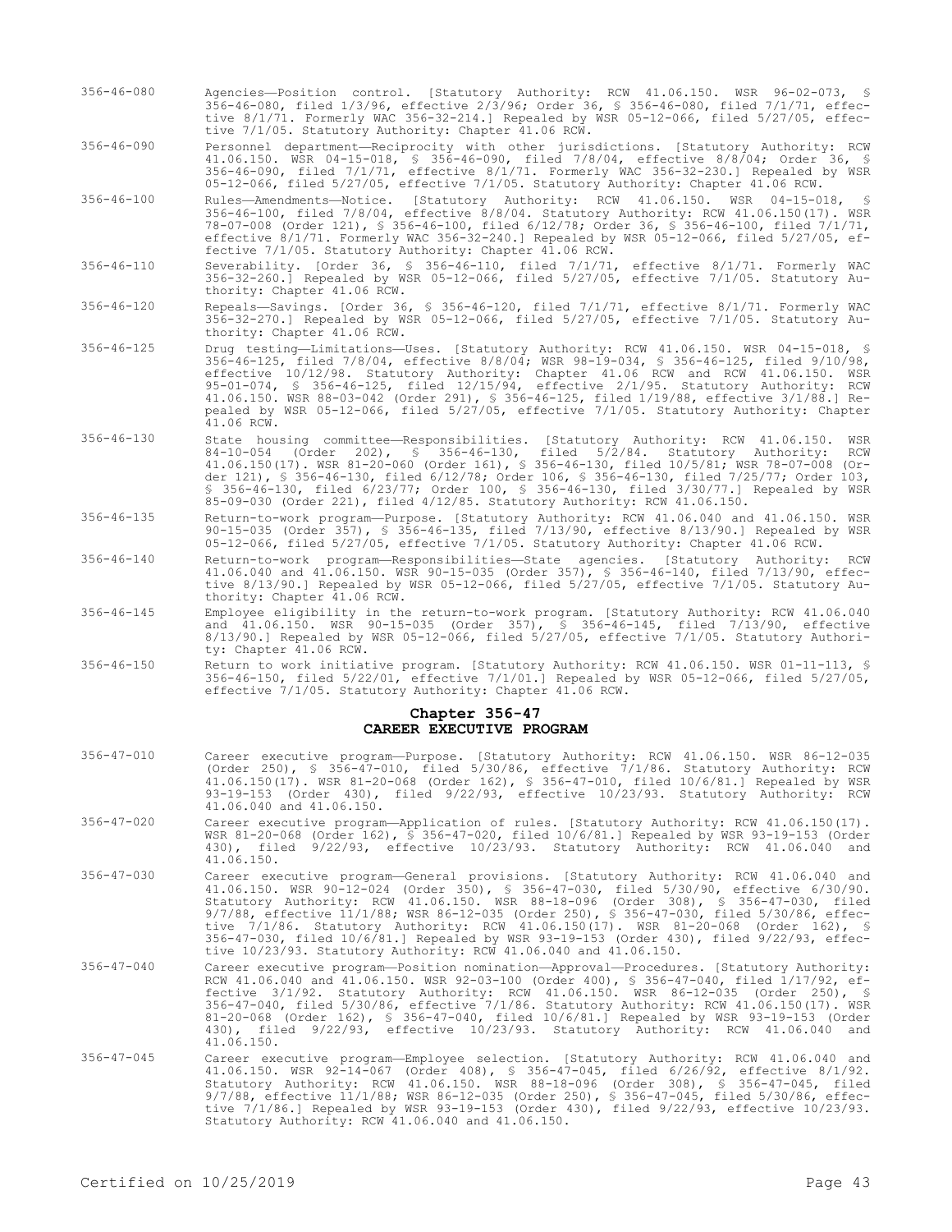356-46-080 Agencies—Position control. [Statutory Authority: RCW 41.06.150. WSR 96-02-073, § 356-46-080, filed 1/3/96, effective 2/3/96; Order 36, § 356-46-080, filed 7/1/71, effective 8/1/71. Formerly WAC 356-32-214.] Repealed by WSR 05-12-066, filed 5/27/05, effective 7/1/05. Statutory Authority: Chapter 41.06 RCW.

356-46-090 Personnel department—Reciprocity with other jurisdictions. [Statutory Authority: RCW 41.06.150. WSR 04-15-018, § 356-46-090, filed 7/8/04, effective 8/8/04; Order 36, § 356-46-090, filed 7/1/71, effective 8/1/71. Formerly WAC 356-32-230.] Repealed by WSR 05-12-066, filed 5/27/05, effective 7/1/05. Statutory Authority: Chapter 41.06 RCW.

356-46-100 Rules—Amendments—Notice. [Statutory Authority: RCW 41.06.150. WSR 04-15-018, § 356-46-100, filed 7/8/04, effective 8/8/04. Statutory Authority: RCW 41.06.150(17). WSR 78-07-008 (Order 121), § 356-46-100, filed 6/12/78; Order 36, § 356-46-100, filed 7/1/71, effective 8/1/71. Formerly WAC 356-32-240.] Repealed by WSR 05-12-066, filed 5/27/05, effective 7/1/05. Statutory Authority: Chapter 41.06 RCW.

356-46-110 Severability. [Order 36, § 356-46-110, filed 7/1/71, effective 8/1/71. Formerly WAC 356-32-260.] Repealed by WSR 05-12-066, filed 5/27/05, effective 7/1/05. Statutory Authority: Chapter 41.06 RCW.

356-46-120 Repeals—Savings. [Order 36, § 356-46-120, filed 7/1/71, effective 8/1/71. Formerly WAC 356-32-270.] Repealed by WSR 05-12-066, filed 5/27/05, effective 7/1/05. Statutory Authority: Chapter 41.06 RCW.

356-46-125 Drug testing—Limitations—Uses. [Statutory Authority: RCW 41.06.150. WSR 04-15-018, § 356-46-125, filed 7/8/04, effective 8/8/04; WSR 98-19-034, § 356-46-125, filed 9/10/98, effective 10/12/98. Statutory Authority: Chapter 41.06 RCW and RCW 41.06.150. WSR 95-01-074, § 356-46-125, filed 12/15/94, effective 2/1/95. Statutory Authority: RCW 41.06.150. WSR 88-03-042 (Order 291), § 356-46-125, filed 1/19/88, effective 3/1/88.] Repealed by WSR 05-12-066, filed 5/27/05, effective 7/1/05. Statutory Authority: Chapter 41.06 RCW.

356-46-130 State housing committee—Responsibilities. [Statutory Authority: RCW 41.06.150. WSR 84-10-054 (Order 202), § 356-46-130, filed 5/2/84. Statutory Authority: RCW 41.06.150(17). WSR 81-20-060 (Order 161), § 356-46-130, filed 10/5/81; WSR 78-07-008 (Order 121), § 356-46-130, filed 6/12/78; Order 106, § 356-46-130, filed 7/25/77; Order 103, § 356-46-130, filed 6/23/77; Order 100, § 356-46-130, filed 3/30/77.] Repealed by WSR 85-09-030 (Order 221), filed 4/12/85. Statutory Authority: RCW 41.06.150.

356-46-135 Return-to-work program—Purpose. [Statutory Authority: RCW 41.06.040 and 41.06.150. WSR 90-15-035 (Order 357), § 356-46-135, filed 7/13/90, effective 8/13/90.] Repealed by WSR 05-12-066, filed 5/27/05, effective 7/1/05. Statutory Authority: Chapter 41.06 RCW.

356-46-140 Return-to-work program—Responsibilities—State agencies. [Statutory Authority: RCW 41.06.040 and 41.06.150. WSR 90-15-035 (Order 357), § 356-46-140, filed 7/13/90, effective 8/13/90.] Repealed by WSR 05-12-066, filed 5/27/05, effective 7/1/05. Statutory Authority: Chapter 41.06 RCW.

356-46-145 Employee eligibility in the return-to-work program. [Statutory Authority: RCW 41.06.040 and 41.06.150. WSR 90-15-035 (Order 357), § 356-46-145, filed 7/13/90, effective 8/13/90.] Repealed by WSR 05-12-066, filed 5/27/05, effective 7/1/05. Statutory Authority: Chapter 41.06 RCW.

356-46-150 Return to work initiative program. [Statutory Authority: RCW 41.06.150. WSR 01-11-113, § 356-46-150, filed 5/22/01, effective 7/1/01.] Repealed by WSR 05-12-066, filed 5/27/05, effective 7/1/05. Statutory Authority: Chapter 41.06 RCW.

## Chapter 356-47
## CAREER EXECUTIVE PROGRAM

356-47-010 Career executive program—Purpose. [Statutory Authority: RCW 41.06.150. WSR 86-12-035 (Order 250), § 356-47-010, filed 5/30/86, effective 7/1/86. Statutory Authority: RCW 41.06.150(17). WSR 81-20-068 (Order 162), § 356-47-010, filed 10/6/81.] Repealed by WSR 93-19-153 (Order 430), filed 9/22/93, effective 10/23/93. Statutory Authority: RCW 41.06.040 and 41.06.150.

356-47-020 Career executive program—Application of rules. [Statutory Authority: RCW 41.06.150(17). WSR 81-20-068 (Order 162), § 356-47-020, filed 10/6/81.] Repealed by WSR 93-19-153 (Order 430), filed 9/22/93, effective 10/23/93. Statutory Authority: RCW 41.06.040 and 41.06.150.

356-47-030 Career executive program—General provisions. [Statutory Authority: RCW 41.06.040 and 41.06.150. WSR 90-12-024 (Order 350), § 356-47-030, filed 5/30/90, effective 6/30/90. Statutory Authority: RCW 41.06.150. WSR 88-18-096 (Order 308), § 356-47-030, filed 9/7/88, effective 11/1/88; WSR 86-12-035 (Order 250), § 356-47-030, filed 5/30/86, effective 7/1/86. Statutory Authority: RCW 41.06.150(17). WSR 81-20-068 (Order 162), § 356-47-030, filed 10/6/81.] Repealed by WSR 93-19-153 (Order 430), filed 9/22/93, effective 10/23/93. Statutory Authority: RCW 41.06.040 and 41.06.150.

356-47-040 Career executive program—Position nomination—Approval—Procedures. [Statutory Authority: RCW 41.06.040 and 41.06.150. WSR 92-03-100 (Order 400), § 356-47-040, filed 1/17/92, effective 3/1/92. Statutory Authority: RCW 41.06.150. WSR 86-12-035 (Order 250), § 356-47-040, filed 5/30/86, effective 7/1/86. Statutory Authority: RCW 41.06.150(17). WSR 81-20-068 (Order 162), § 356-47-040, filed 10/6/81.] Repealed by WSR 93-19-153 (Order 430), filed 9/22/93, effective 10/23/93. Statutory Authority: RCW 41.06.040 and 41.06.150.

356-47-045 Career executive program—Employee selection. [Statutory Authority: RCW 41.06.040 and 41.06.150. WSR 92-14-067 (Order 408), § 356-47-045, filed 6/26/92, effective 8/1/92. Statutory Authority: RCW 41.06.150. WSR 88-18-096 (Order 308), § 356-47-045, filed 9/7/88, effective 11/1/88; WSR 86-12-035 (Order 250), § 356-47-045, filed 5/30/86, effective 7/1/86.] Repealed by WSR 93-19-153 (Order 430), filed 9/22/93, effective 10/23/93. Statutory Authority: RCW 41.06.040 and 41.06.150.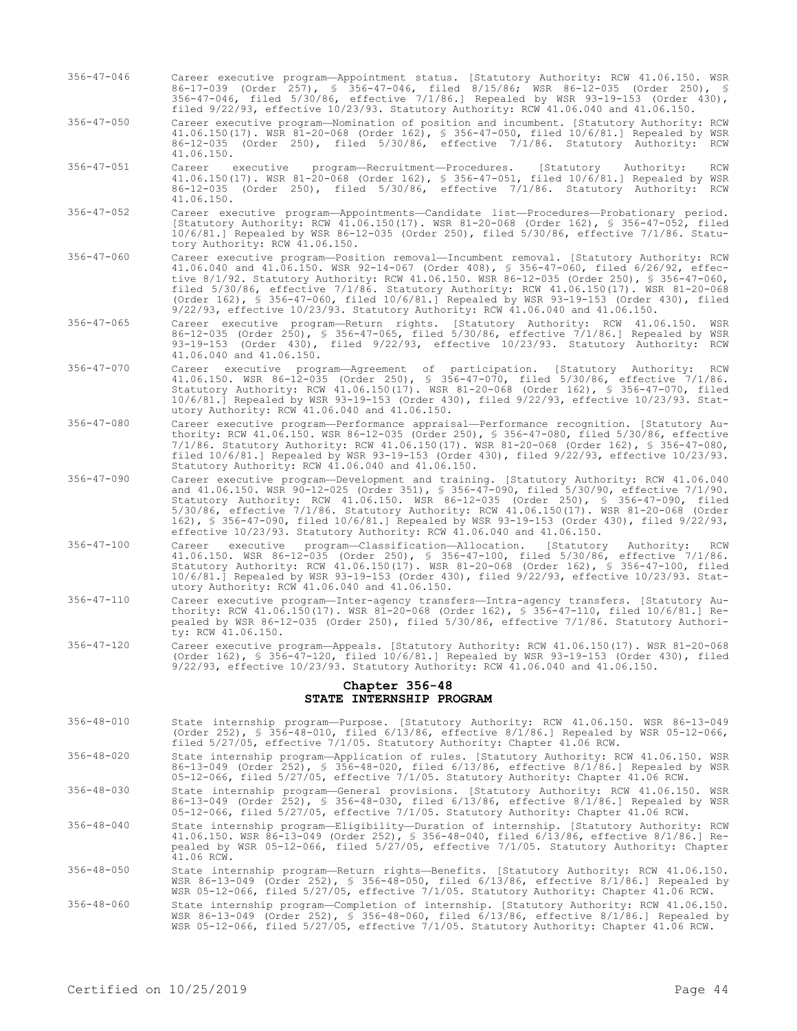356-47-046 Career executive program—Appointment status. [Statutory Authority: RCW 41.06.150. WSR 86-17-039 (Order 257), § 356-47-046, filed 8/15/86; WSR 86-12-035 (Order 250), § 356-47-046, filed 5/30/86, effective 7/1/86.] Repealed by WSR 93-19-153 (Order 430), filed 9/22/93, effective 10/23/93. Statutory Authority: RCW 41.06.040 and 41.06.150.

356-47-050 Career executive program—Nomination of position and incumbent. [Statutory Authority: RCW 41.06.150(17). WSR 81-20-068 (Order 162), § 356-47-050, filed 10/6/81.] Repealed by WSR 86-12-035 (Order 250), filed 5/30/86, effective 7/1/86. Statutory Authority: RCW 41.06.150.

356-47-051 Career executive program—Recruitment—Procedures. [Statutory Authority: RCW 41.06.150(17). WSR 81-20-068 (Order 162), § 356-47-051, filed 10/6/81.] Repealed by WSR 86-12-035 (Order 250), filed 5/30/86, effective 7/1/86. Statutory Authority: RCW 41.06.150.

356-47-052 Career executive program—Appointments—Candidate list—Procedures—Probationary period. [Statutory Authority: RCW 41.06.150(17). WSR 81-20-068 (Order 162), § 356-47-052, filed 10/6/81.] Repealed by WSR 86-12-035 (Order 250), filed 5/30/86, effective 7/1/86. Statutory Authority: RCW 41.06.150.

356-47-060 Career executive program—Position removal—Incumbent removal. [Statutory Authority: RCW 41.06.040 and 41.06.150. WSR 92-14-067 (Order 408), § 356-47-060, filed 6/26/92, effective 8/1/92. Statutory Authority: RCW 41.06.150. WSR 86-12-035 (Order 250), § 356-47-060, filed 5/30/86, effective 7/1/86. Statutory Authority: RCW 41.06.150(17). WSR 81-20-068 (Order 162), § 356-47-060, filed 10/6/81.] Repealed by WSR 93-19-153 (Order 430), filed 9/22/93, effective 10/23/93. Statutory Authority: RCW 41.06.040 and 41.06.150.

356-47-065 Career executive program—Return rights. [Statutory Authority: RCW 41.06.150. WSR 86-12-035 (Order 250), § 356-47-065, filed 5/30/86, effective 7/1/86.] Repealed by WSR 93-19-153 (Order 430), filed 9/22/93, effective 10/23/93. Statutory Authority: RCW 41.06.040 and 41.06.150.

356-47-070 Career executive program—Agreement of participation. [Statutory Authority: RCW 41.06.150. WSR 86-12-035 (Order 250), § 356-47-070, filed 5/30/86, effective 7/1/86. Statutory Authority: RCW 41.06.150(17). WSR 81-20-068 (Order 162), § 356-47-070, filed 10/6/81.] Repealed by WSR 93-19-153 (Order 430), filed 9/22/93, effective 10/23/93. Statutory Authority: RCW 41.06.040 and 41.06.150.

356-47-080 Career executive program—Performance appraisal—Performance recognition. [Statutory Authority: RCW 41.06.150. WSR 86-12-035 (Order 250), § 356-47-080, filed 5/30/86, effective 7/1/86. Statutory Authority: RCW 41.06.150(17). WSR 81-20-068 (Order 162), § 356-47-080, filed 10/6/81.] Repealed by WSR 93-19-153 (Order 430), filed 9/22/93, effective 10/23/93. Statutory Authority: RCW 41.06.040 and 41.06.150.

356-47-090 Career executive program—Development and training. [Statutory Authority: RCW 41.06.040 and 41.06.150. WSR 90-12-025 (Order 351), § 356-47-090, filed 5/30/90, effective 7/1/90. Statutory Authority: RCW 41.06.150. WSR 86-12-035 (Order 250), § 356-47-090, filed 5/30/86, effective 7/1/86. Statutory Authority: RCW 41.06.150(17). WSR 81-20-068 (Order 162), § 356-47-090, filed 10/6/81.] Repealed by WSR 93-19-153 (Order 430), filed 9/22/93, effective 10/23/93. Statutory Authority: RCW 41.06.040 and 41.06.150.

356-47-100 Career executive program—Classification—Allocation. [Statutory Authority: RCW 41.06.150. WSR 86-12-035 (Order 250), § 356-47-100, filed 5/30/86, effective 7/1/86. Statutory Authority: RCW 41.06.150(17). WSR 81-20-068 (Order 162), § 356-47-100, filed 10/6/81.] Repealed by WSR 93-19-153 (Order 430), filed 9/22/93, effective 10/23/93. Statutory Authority: RCW 41.06.040 and 41.06.150.

356-47-110 Career executive program—Inter-agency transfers—Intra-agency transfers. [Statutory Authority: RCW 41.06.150(17). WSR 81-20-068 (Order 162), § 356-47-110, filed 10/6/81.] Repealed by WSR 86-12-035 (Order 250), filed 5/30/86, effective 7/1/86. Statutory Authority: RCW 41.06.150.

356-47-120 Career executive program—Appeals. [Statutory Authority: RCW 41.06.150(17). WSR 81-20-068 (Order 162), § 356-47-120, filed 10/6/81.] Repealed by WSR 93-19-153 (Order 430), filed 9/22/93, effective 10/23/93. Statutory Authority: RCW 41.06.040 and 41.06.150.

## Chapter 356-48
## STATE INTERNSHIP PROGRAM

356-48-010 State internship program—Purpose. [Statutory Authority: RCW 41.06.150. WSR 86-13-049 (Order 252), § 356-48-010, filed 6/13/86, effective 8/1/86.] Repealed by WSR 05-12-066, filed 5/27/05, effective 7/1/05. Statutory Authority: Chapter 41.06 RCW.

356-48-020 State internship program—Application of rules. [Statutory Authority: RCW 41.06.150. WSR 86-13-049 (Order 252), § 356-48-020, filed 6/13/86, effective 8/1/86.] Repealed by WSR 05-12-066, filed 5/27/05, effective 7/1/05. Statutory Authority: Chapter 41.06 RCW.

356-48-030 State internship program—General provisions. [Statutory Authority: RCW 41.06.150. WSR 86-13-049 (Order 252), § 356-48-030, filed 6/13/86, effective 8/1/86.] Repealed by WSR 05-12-066, filed 5/27/05, effective 7/1/05. Statutory Authority: Chapter 41.06 RCW.

356-48-040 State internship program—Eligibility—Duration of internship. [Statutory Authority: RCW 41.06.150. WSR 86-13-049 (Order 252), § 356-48-040, filed 6/13/86, effective 8/1/86.] Repealed by WSR 05-12-066, filed 5/27/05, effective 7/1/05. Statutory Authority: Chapter 41.06 RCW.

356-48-050 State internship program—Return rights—Benefits. [Statutory Authority: RCW 41.06.150. WSR 86-13-049 (Order 252), § 356-48-050, filed 6/13/86, effective 8/1/86.] Repealed by WSR 05-12-066, filed 5/27/05, effective 7/1/05. Statutory Authority: Chapter 41.06 RCW.

356-48-060 State internship program—Completion of internship. [Statutory Authority: RCW 41.06.150. WSR 86-13-049 (Order 252), § 356-48-060, filed 6/13/86, effective 8/1/86.] Repealed by WSR 05-12-066, filed 5/27/05, effective 7/1/05. Statutory Authority: Chapter 41.06 RCW.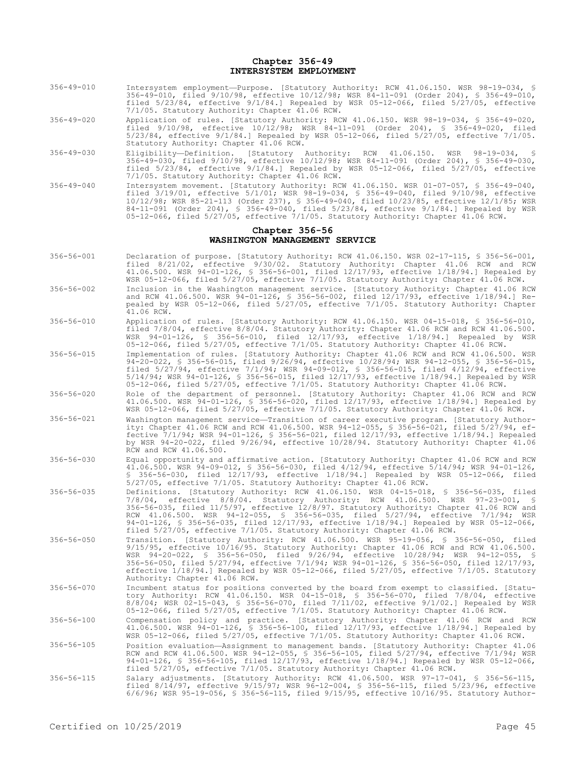## Chapter 356-49
## INTERSYSTEM EMPLOYMENT

356-49-010 Intersystem employment—Purpose. [Statutory Authority: RCW 41.06.150. WSR 98-19-034, § 356-49-010, filed 9/10/98, effective 10/12/98; WSR 84-11-091 (Order 204), § 356-49-010, filed 5/23/84, effective 9/1/84.] Repealed by WSR 05-12-066, filed 5/27/05, effective 7/1/05. Statutory Authority: Chapter 41.06 RCW.

356-49-020 Application of rules. [Statutory Authority: RCW 41.06.150. WSR 98-19-034, § 356-49-020, filed 9/10/98, effective 10/12/98; WSR 84-11-091 (Order 204), § 356-49-020, filed 5/23/84, effective 9/1/84.] Repealed by WSR 05-12-066, filed 5/27/05, effective 7/1/05. Statutory Authority: Chapter 41.06 RCW.

356-49-030 Eligibility—Definition. [Statutory Authority: RCW 41.06.150. WSR 98-19-034, § 356-49-030, filed 9/10/98, effective 10/12/98; WSR 84-11-091 (Order 204), § 356-49-030, filed 5/23/84, effective 9/1/84.] Repealed by WSR 05-12-066, filed 5/27/05, effective 7/1/05. Statutory Authority: Chapter 41.06 RCW.

356-49-040 Intersystem movement. [Statutory Authority: RCW 41.06.150. WSR 01-07-057, § 356-49-040, filed 3/19/01, effective 5/1/01; WSR 98-19-034, § 356-49-040, filed 9/10/98, effective 10/12/98; WSR 85-21-113 (Order 237), § 356-49-040, filed 10/23/85, effective 12/1/85; WSR 84-11-091 (Order 204), § 356-49-040, filed 5/23/84, effective 9/1/84.] Repealed by WSR 05-12-066, filed 5/27/05, effective 7/1/05. Statutory Authority: Chapter 41.06 RCW.

## Chapter 356-56
## WASHINGTON MANAGEMENT SERVICE

356-56-001 Declaration of purpose. [Statutory Authority: RCW 41.06.150. WSR 02-17-115, § 356-56-001, filed 8/21/02, effective 9/30/02. Statutory Authority: Chapter 41.06 RCW and RCW 41.06.500. WSR 94-01-126, § 356-56-001, filed 12/17/93, effective 1/18/94.] Repealed by WSR 05-12-066, filed 5/27/05, effective 7/1/05. Statutory Authority: Chapter 41.06 RCW.

356-56-002 Inclusion in the Washington management service. [Statutory Authority: Chapter 41.06 RCW and RCW 41.06.500. WSR 94-01-126, § 356-56-002, filed 12/17/93, effective 1/18/94.] Repealed by WSR 05-12-066, filed 5/27/05, effective 7/1/05. Statutory Authority: Chapter 41.06 RCW.

356-56-010 Application of rules. [Statutory Authority: RCW 41.06.150. WSR 04-15-018, § 356-56-010, filed 7/8/04, effective 8/8/04. Statutory Authority: Chapter 41.06 RCW and RCW 41.06.500. WSR 94-01-126, § 356-56-010, filed 12/17/93, effective 1/18/94.] Repealed by WSR 05-12-066, filed 5/27/05, effective 7/1/05. Statutory Authority: Chapter 41.06 RCW.

356-56-015 Implementation of rules. [Statutory Authority: Chapter 41.06 RCW and RCW 41.06.500. WSR 94-20-022, § 356-56-015, filed 9/26/94, effective 10/28/94; WSR 94-12-055, § 356-56-015, filed 5/27/94, effective 7/1/94; WSR 94-09-012, § 356-56-015, filed 4/12/94, effective 5/14/94; WSR 94-01-126, § 356-56-015, filed 12/17/93, effective 1/18/94.] Repealed by WSR 05-12-066, filed 5/27/05, effective 7/1/05. Statutory Authority: Chapter 41.06 RCW.

356-56-020 Role of the department of personnel. [Statutory Authority: Chapter 41.06 RCW and RCW 41.06.500. WSR 94-01-126, § 356-56-020, filed 12/17/93, effective 1/18/94.] Repealed by WSR 05-12-066, filed 5/27/05, effective 7/1/05. Statutory Authority: Chapter 41.06 RCW.

356-56-021 Washington management service—Transition of career executive program. [Statutory Authority: Chapter 41.06 RCW and RCW 41.06.500. WSR 94-12-055, § 356-56-021, filed 5/27/94, effective 7/1/94; WSR 94-01-126, § 356-56-021, filed 12/17/93, effective 1/18/94.] Repealed by WSR 94-20-022, filed 9/26/94, effective 10/28/94. Statutory Authority: Chapter 41.06 RCW and RCW 41.06.500.

356-56-030 Equal opportunity and affirmative action. [Statutory Authority: Chapter 41.06 RCW and RCW 41.06.500. WSR 94-09-012, § 356-56-030, filed 4/12/94, effective 5/14/94; WSR 94-01-126, § 356-56-030, filed 12/17/93, effective 1/18/94.] Repealed by WSR 05-12-066, filed 5/27/05, effective 7/1/05. Statutory Authority: Chapter 41.06 RCW.

356-56-035 Definitions. [Statutory Authority: RCW 41.06.150. WSR 04-15-018, § 356-56-035, filed 7/8/04, effective 8/8/04. Statutory Authority: RCW 41.06.500. WSR 97-23-001, § 356-56-035, filed 11/5/97, effective 12/8/97. Statutory Authority: Chapter 41.06 RCW and RCW 41.06.500. WSR 94-12-055, § 356-56-035, filed 5/27/94, effective 7/1/94; WSR 94-01-126, § 356-56-035, filed 12/17/93, effective 1/18/94.] Repealed by WSR 05-12-066, filed 5/27/05, effective 7/1/05. Statutory Authority: Chapter 41.06 RCW.

356-56-050 Transition. [Statutory Authority: RCW 41.06.500. WSR 95-19-056, § 356-56-050, filed 9/15/95, effective 10/16/95. Statutory Authority: Chapter 41.06 RCW and RCW 41.06.500. WSR 94-20-022, § 356-56-050, filed 9/26/94, effective 10/28/94; WSR 94-12-055, § 356-56-050, filed 5/27/94, effective 7/1/94; WSR 94-01-126, § 356-56-050, filed 12/17/93, effective 1/18/94.] Repealed by WSR 05-12-066, filed 5/27/05, effective 7/1/05. Statutory Authority: Chapter 41.06 RCW.

356-56-070 Incumbent status for positions converted by the board from exempt to classified. [Statutory Authority: RCW 41.06.150. WSR 04-15-018, § 356-56-070, filed 7/8/04, effective 8/8/04; WSR 02-15-043, § 356-56-070, filed 7/11/02, effective 9/1/02.] Repealed by WSR 05-12-066, filed 5/27/05, effective 7/1/05. Statutory Authority: Chapter 41.06 RCW.

356-56-100 Compensation policy and practice. [Statutory Authority: Chapter 41.06 RCW and RCW 41.06.500. WSR 94-01-126, § 356-56-100, filed 12/17/93, effective 1/18/94.] Repealed by WSR 05-12-066, filed 5/27/05, effective 7/1/05. Statutory Authority: Chapter 41.06 RCW.

356-56-105 Position evaluation—Assignment to management bands. [Statutory Authority: Chapter 41.06 RCW and RCW 41.06.500. WSR 94-12-055, § 356-56-105, filed 5/27/94, effective 7/1/94; WSR 94-01-126, § 356-56-105, filed 12/17/93, effective 1/18/94.] Repealed by WSR 05-12-066, filed 5/27/05, effective 7/1/05. Statutory Authority: Chapter 41.06 RCW.

356-56-115 Salary adjustments. [Statutory Authority: RCW 41.06.500. WSR 97-17-041, § 356-56-115, filed 8/14/97, effective 9/15/97; WSR 96-12-004, § 356-56-115, filed 5/23/96, effective 6/6/96; WSR 95-19-056, § 356-56-115, filed 9/15/95, effective 10/16/95. Statutory Author-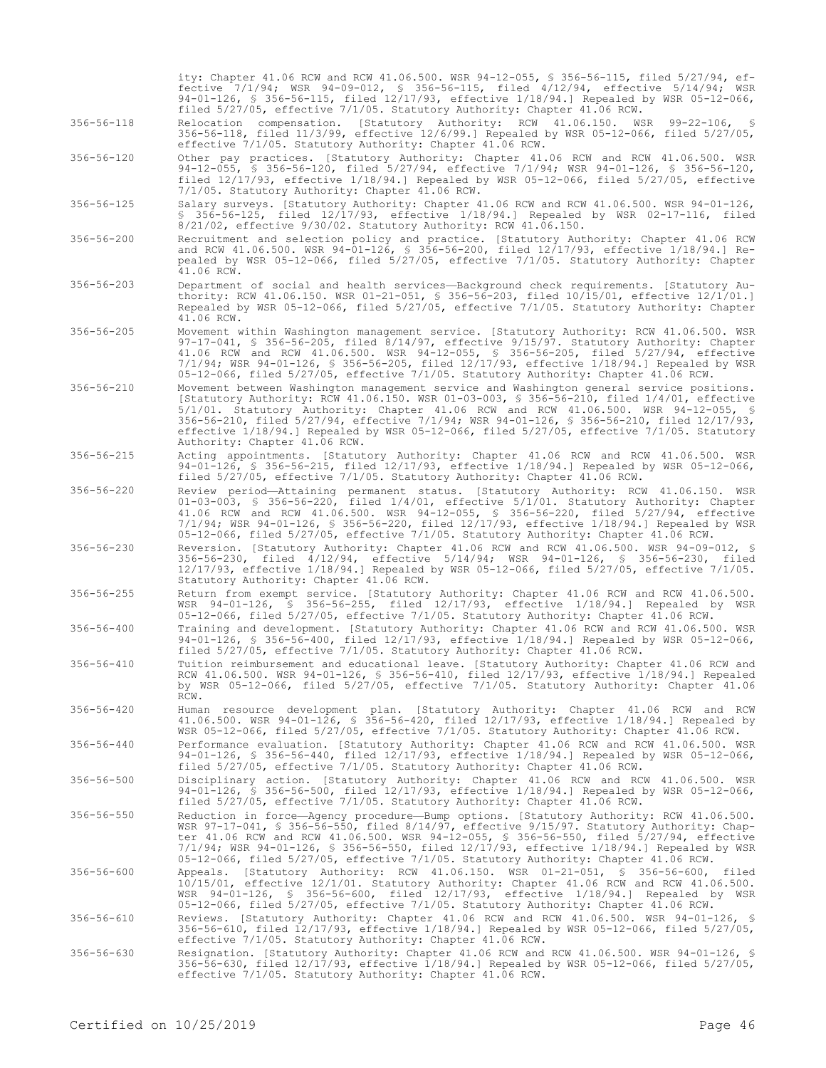ity: Chapter 41.06 RCW and RCW 41.06.500. WSR 94-12-055, § 356-56-115, filed 5/27/94, effective 7/1/94; WSR 94-09-012, § 356-56-115, filed 4/12/94, effective 5/14/94; WSR 94-01-126, § 356-56-115, filed 12/17/93, effective 1/18/94.] Repealed by WSR 05-12-066, filed 5/27/05, effective 7/1/05. Statutory Authority: Chapter 41.06 RCW.

356-56-118 Relocation compensation. [Statutory Authority: RCW 41.06.150. WSR 99-22-106, § 356-56-118, filed 11/3/99, effective 12/6/99.] Repealed by WSR 05-12-066, filed 5/27/05, effective 7/1/05. Statutory Authority: Chapter 41.06 RCW.

356-56-120 Other pay practices. [Statutory Authority: Chapter 41.06 RCW and RCW 41.06.500. WSR 94-12-055, § 356-56-120, filed 5/27/94, effective 7/1/94; WSR 94-01-126, § 356-56-120, filed 12/17/93, effective 1/18/94.] Repealed by WSR 05-12-066, filed 5/27/05, effective 7/1/05. Statutory Authority: Chapter 41.06 RCW.

356-56-125 Salary surveys. [Statutory Authority: Chapter 41.06 RCW and RCW 41.06.500. WSR 94-01-126, § 356-56-125, filed 12/17/93, effective 1/18/94.] Repealed by WSR 02-17-116, filed 8/21/02, effective 9/30/02. Statutory Authority: RCW 41.06.150.

356-56-200 Recruitment and selection policy and practice. [Statutory Authority: Chapter 41.06 RCW and RCW 41.06.500. WSR 94-01-126, § 356-56-200, filed 12/17/93, effective 1/18/94.] Repealed by WSR 05-12-066, filed 5/27/05, effective 7/1/05. Statutory Authority: Chapter 41.06 RCW.

356-56-203 Department of social and health services—Background check requirements. [Statutory Authority: RCW 41.06.150. WSR 01-21-051, § 356-56-203, filed 10/15/01, effective 12/1/01.] Repealed by WSR 05-12-066, filed 5/27/05, effective 7/1/05. Statutory Authority: Chapter 41.06 RCW.

356-56-205 Movement within Washington management service. [Statutory Authority: RCW 41.06.500. WSR 97-17-041, § 356-56-205, filed 8/14/97, effective 9/15/97. Statutory Authority: Chapter 41.06 RCW and RCW 41.06.500. WSR 94-12-055, § 356-56-205, filed 5/27/94, effective 7/1/94; WSR 94-01-126, § 356-56-205, filed 12/17/93, effective 1/18/94.] Repealed by WSR 05-12-066, filed 5/27/05, effective 7/1/05. Statutory Authority: Chapter 41.06 RCW.

356-56-210 Movement between Washington management service and Washington general service positions. [Statutory Authority: RCW 41.06.150. WSR 01-03-003, § 356-56-210, filed 1/4/01, effective 5/1/01. Statutory Authority: Chapter 41.06 RCW and RCW 41.06.500. WSR 94-12-055, § 356-56-210, filed 5/27/94, effective 7/1/94; WSR 94-01-126, § 356-56-210, filed 12/17/93, effective 1/18/94.] Repealed by WSR 05-12-066, filed 5/27/05, effective 7/1/05. Statutory Authority: Chapter 41.06 RCW.

356-56-215 Acting appointments. [Statutory Authority: Chapter 41.06 RCW and RCW 41.06.500. WSR 94-01-126, § 356-56-215, filed 12/17/93, effective 1/18/94.] Repealed by WSR 05-12-066, filed 5/27/05, effective 7/1/05. Statutory Authority: Chapter 41.06 RCW.

356-56-220 Review period—Attaining permanent status. [Statutory Authority: RCW 41.06.150. WSR 01-03-003, § 356-56-220, filed 1/4/01, effective 5/1/01. Statutory Authority: Chapter 41.06 RCW and RCW 41.06.500. WSR 94-12-055, § 356-56-220, filed 5/27/94, effective 7/1/94; WSR 94-01-126, § 356-56-220, filed 12/17/93, effective 1/18/94.] Repealed by WSR 05-12-066, filed 5/27/05, effective 7/1/05. Statutory Authority: Chapter 41.06 RCW.

356-56-230 Reversion. [Statutory Authority: Chapter 41.06 RCW and RCW 41.06.500. WSR 94-09-012, § 356-56-230, filed 4/12/94, effective 5/14/94; WSR 94-01-126, § 356-56-230, filed 12/17/93, effective 1/18/94.] Repealed by WSR 05-12-066, filed 5/27/05, effective 7/1/05. Statutory Authority: Chapter 41.06 RCW.

356-56-255 Return from exempt service. [Statutory Authority: Chapter 41.06 RCW and RCW 41.06.500. WSR 94-01-126, § 356-56-255, filed 12/17/93, effective 1/18/94.] Repealed by WSR 05-12-066, filed 5/27/05, effective 7/1/05. Statutory Authority: Chapter 41.06 RCW.

356-56-400 Training and development. [Statutory Authority: Chapter 41.06 RCW and RCW 41.06.500. WSR 94-01-126, § 356-56-400, filed 12/17/93, effective 1/18/94.] Repealed by WSR 05-12-066, filed 5/27/05, effective 7/1/05. Statutory Authority: Chapter 41.06 RCW.

356-56-410 Tuition reimbursement and educational leave. [Statutory Authority: Chapter 41.06 RCW and RCW 41.06.500. WSR 94-01-126, § 356-56-410, filed 12/17/93, effective 1/18/94.] Repealed by WSR 05-12-066, filed 5/27/05, effective 7/1/05. Statutory Authority: Chapter 41.06 RCW.

356-56-420 Human resource development plan. [Statutory Authority: Chapter 41.06 RCW and RCW 41.06.500. WSR 94-01-126, § 356-56-420, filed 12/17/93, effective 1/18/94.] Repealed by WSR 05-12-066, filed 5/27/05, effective 7/1/05. Statutory Authority: Chapter 41.06 RCW.

356-56-440 Performance evaluation. [Statutory Authority: Chapter 41.06 RCW and RCW 41.06.500. WSR 94-01-126, § 356-56-440, filed 12/17/93, effective 1/18/94.] Repealed by WSR 05-12-066, filed 5/27/05, effective 7/1/05. Statutory Authority: Chapter 41.06 RCW.

356-56-500 Disciplinary action. [Statutory Authority: Chapter 41.06 RCW and RCW 41.06.500. WSR 94-01-126, § 356-56-500, filed 12/17/93, effective 1/18/94.] Repealed by WSR 05-12-066, filed 5/27/05, effective 7/1/05. Statutory Authority: Chapter 41.06 RCW.

356-56-550 Reduction in force—Agency procedure—Bump options. [Statutory Authority: RCW 41.06.500. WSR 97-17-041, § 356-56-550, filed 8/14/97, effective 9/15/97. Statutory Authority: Chapter 41.06 RCW and RCW 41.06.500. WSR 94-12-055, § 356-56-550, filed 5/27/94, effective 7/1/94; WSR 94-01-126, § 356-56-550, filed 12/17/93, effective 1/18/94.] Repealed by WSR 05-12-066, filed 5/27/05, effective 7/1/05. Statutory Authority: Chapter 41.06 RCW.

356-56-600 Appeals. [Statutory Authority: RCW 41.06.150. WSR 01-21-051, § 356-56-600, filed 10/15/01, effective 12/1/01. Statutory Authority: Chapter 41.06 RCW and RCW 41.06.500. WSR 94-01-126, § 356-56-600, filed 12/17/93, effective 1/18/94.] Repealed by WSR 05-12-066, filed 5/27/05, effective 7/1/05. Statutory Authority: Chapter 41.06 RCW.

356-56-610 Reviews. [Statutory Authority: Chapter 41.06 RCW and RCW 41.06.500. WSR 94-01-126, § 356-56-610, filed 12/17/93, effective 1/18/94.] Repealed by WSR 05-12-066, filed 5/27/05, effective 7/1/05. Statutory Authority: Chapter 41.06 RCW.

356-56-630 Resignation. [Statutory Authority: Chapter 41.06 RCW and RCW 41.06.500. WSR 94-01-126, § 356-56-630, filed 12/17/93, effective 1/18/94.] Repealed by WSR 05-12-066, filed 5/27/05, effective 7/1/05. Statutory Authority: Chapter 41.06 RCW.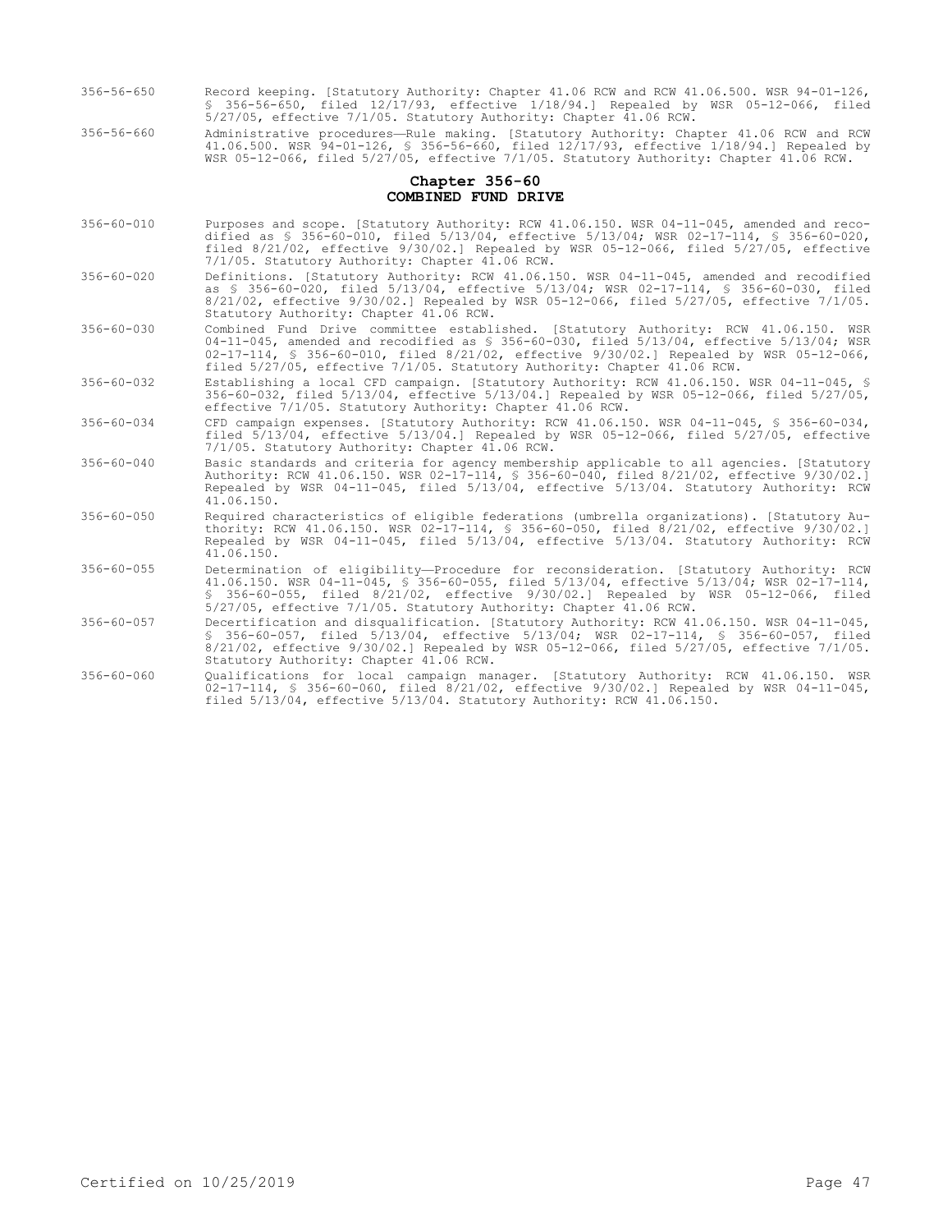356-56-650 Record keeping. [Statutory Authority: Chapter 41.06 RCW and RCW 41.06.500. WSR 94-01-126, § 356-56-650, filed 12/17/93, effective 1/18/94.] Repealed by WSR 05-12-066, filed 5/27/05, effective 7/1/05. Statutory Authority: Chapter 41.06 RCW.

356-56-660 Administrative procedures—Rule making. [Statutory Authority: Chapter 41.06 RCW and RCW 41.06.500. WSR 94-01-126, § 356-56-660, filed 12/17/93, effective 1/18/94.] Repealed by WSR 05-12-066, filed 5/27/05, effective 7/1/05. Statutory Authority: Chapter 41.06 RCW.

## Chapter 356-60
## COMBINED FUND DRIVE

356-60-010 Purposes and scope. [Statutory Authority: RCW 41.06.150. WSR 04-11-045, amended and recodified as § 356-60-010, filed 5/13/04, effective 5/13/04; WSR 02-17-114, § 356-60-020, filed 8/21/02, effective 9/30/02.] Repealed by WSR 05-12-066, filed 5/27/05, effective 7/1/05. Statutory Authority: Chapter 41.06 RCW.

356-60-020 Definitions. [Statutory Authority: RCW 41.06.150. WSR 04-11-045, amended and recodified as § 356-60-020, filed 5/13/04, effective 5/13/04; WSR 02-17-114, § 356-60-030, filed 8/21/02, effective 9/30/02.] Repealed by WSR 05-12-066, filed 5/27/05, effective 7/1/05. Statutory Authority: Chapter 41.06 RCW.

356-60-030 Combined Fund Drive committee established. [Statutory Authority: RCW 41.06.150. WSR 04-11-045, amended and recodified as § 356-60-030, filed 5/13/04, effective 5/13/04; WSR 02-17-114, § 356-60-010, filed 8/21/02, effective 9/30/02.] Repealed by WSR 05-12-066, filed 5/27/05, effective 7/1/05. Statutory Authority: Chapter 41.06 RCW.

356-60-032 Establishing a local CFD campaign. [Statutory Authority: RCW 41.06.150. WSR 04-11-045, § 356-60-032, filed 5/13/04, effective 5/13/04.] Repealed by WSR 05-12-066, filed 5/27/05, effective 7/1/05. Statutory Authority: Chapter 41.06 RCW.

356-60-034 CFD campaign expenses. [Statutory Authority: RCW 41.06.150. WSR 04-11-045, § 356-60-034, filed 5/13/04, effective 5/13/04.] Repealed by WSR 05-12-066, filed 5/27/05, effective 7/1/05. Statutory Authority: Chapter 41.06 RCW.

356-60-040 Basic standards and criteria for agency membership applicable to all agencies. [Statutory Authority: RCW 41.06.150. WSR 02-17-114, § 356-60-040, filed 8/21/02, effective 9/30/02.] Repealed by WSR 04-11-045, filed 5/13/04, effective 5/13/04. Statutory Authority: RCW 41.06.150.

356-60-050 Required characteristics of eligible federations (umbrella organizations). [Statutory Authority: RCW 41.06.150. WSR 02-17-114, § 356-60-050, filed 8/21/02, effective 9/30/02.] Repealed by WSR 04-11-045, filed 5/13/04, effective 5/13/04. Statutory Authority: RCW 41.06.150.

356-60-055 Determination of eligibility—Procedure for reconsideration. [Statutory Authority: RCW 41.06.150. WSR 04-11-045, § 356-60-055, filed 5/13/04, effective 5/13/04; WSR 02-17-114, § 356-60-055, filed 8/21/02, effective 9/30/02.] Repealed by WSR 05-12-066, filed 5/27/05, effective 7/1/05. Statutory Authority: Chapter 41.06 RCW.

356-60-057 Decertification and disqualification. [Statutory Authority: RCW 41.06.150. WSR 04-11-045, § 356-60-057, filed 5/13/04, effective 5/13/04; WSR 02-17-114, § 356-60-057, filed 8/21/02, effective 9/30/02.] Repealed by WSR 05-12-066, filed 5/27/05, effective 7/1/05. Statutory Authority: Chapter 41.06 RCW.

356-60-060 Qualifications for local campaign manager. [Statutory Authority: RCW 41.06.150. WSR 02-17-114, § 356-60-060, filed 8/21/02, effective 9/30/02.] Repealed by WSR 04-11-045, filed 5/13/04, effective 5/13/04. Statutory Authority: RCW 41.06.150.